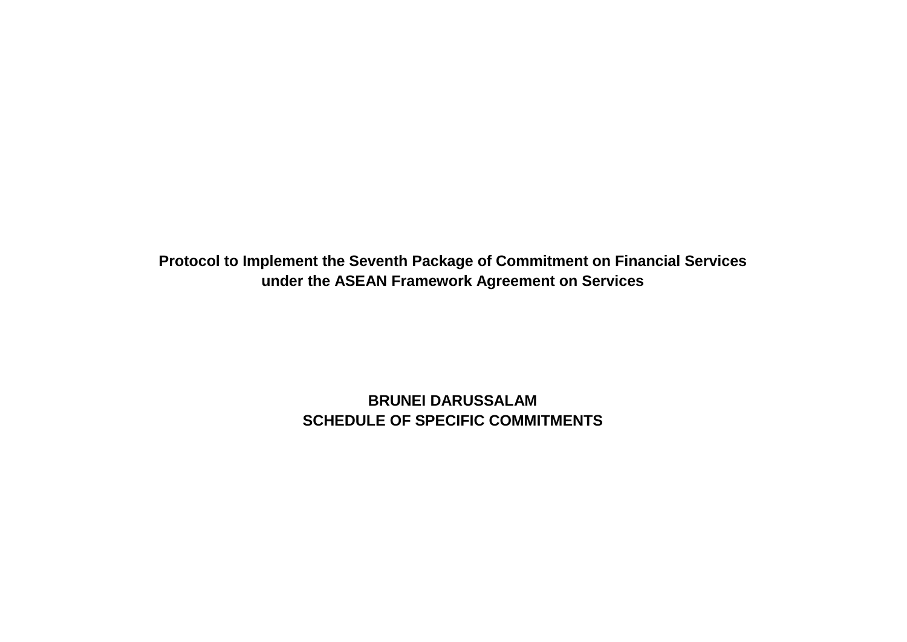# Protocol to Implement the Seventh Package of Commitment on Financial Services under the ASEAN Framework Agreement on Services

## BRUNEI DARUSSALAM
## SCHEDULE OF SPECIFIC COMMITMENTS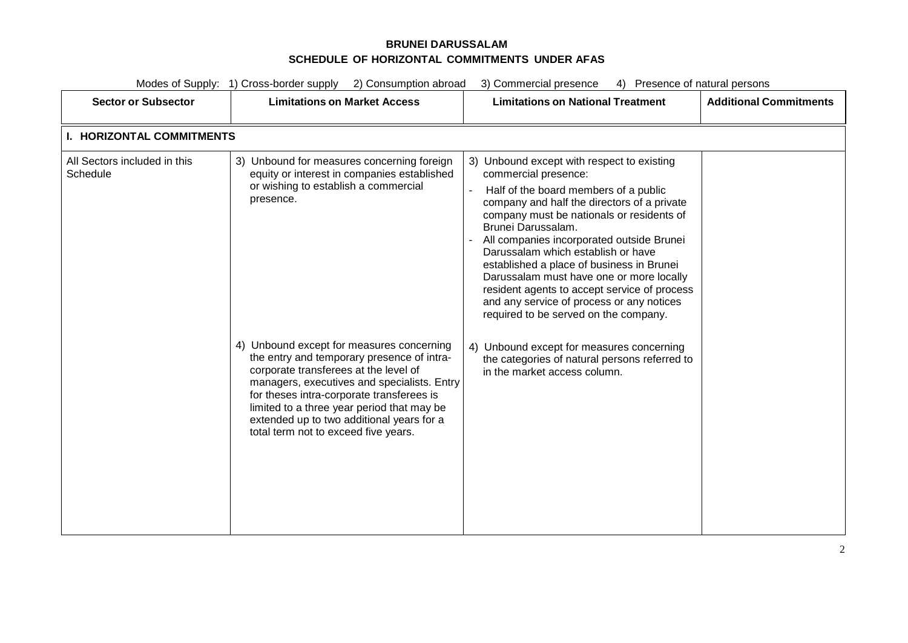**BRUNEI DARUSSALAM**

**SCHEDULE OF HORIZONTAL COMMITMENTS UNDER AFAS**

Modes of Supply: 1) Cross-border supply 2) Consumption abroad 3) Commercial presence 4) Presence of natural persons

| Sector or Subsector | Limitations on Market Access | Limitations on National Treatment | Additional Commitments |
|---|---|---|---|
| **I. HORIZONTAL COMMITMENTS** | | | |
| All Sectors included in this Schedule | 3) Unbound for measures concerning foreign equity or interest in companies established or wishing to establish a commercial presence. | 3) Unbound except with respect to existing commercial presence:<br>- Half of the board members of a public company and half the directors of a private company must be nationals or residents of Brunei Darussalam.<br>- All companies incorporated outside Brunei Darussalam which establish or have established a place of business in Brunei Darussalam must have one or more locally resident agents to accept service of process and any service of process or any notices required to be served on the company. | |
| | 4) Unbound except for measures concerning the entry and temporary presence of intra-corporate transferees at the level of managers, executives and specialists. Entry for theses intra-corporate transferees is limited to a three year period that may be extended up to two additional years for a total term not to exceed five years. | 4) Unbound except for measures concerning the categories of natural persons referred to in the market access column. | |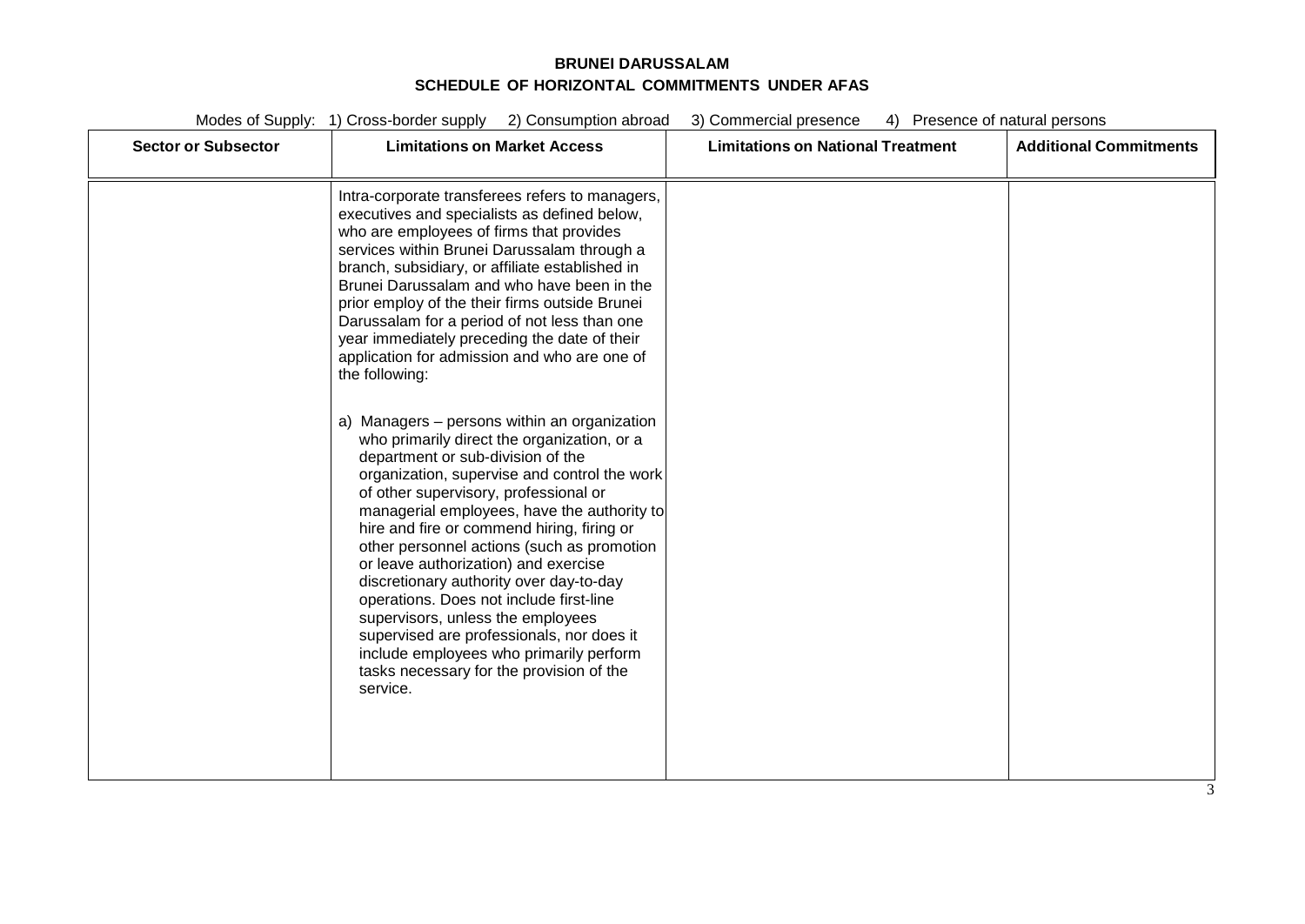**BRUNEI DARUSSALAM**

**SCHEDULE OF HORIZONTAL COMMITMENTS UNDER AFAS**

Modes of Supply: 1) Cross-border supply 2) Consumption abroad 3) Commercial presence 4) Presence of natural persons

| Sector or Subsector | Limitations on Market Access | Limitations on National Treatment | Additional Commitments |
|---|---|---|---|
| | Intra-corporate transferees refers to managers, executives and specialists as defined below, who are employees of firms that provides services within Brunei Darussalam through a branch, subsidiary, or affiliate established in Brunei Darussalam and who have been in the prior employ of the their firms outside Brunei Darussalam for a period of not less than one year immediately preceding the date of their application for admission and who are one of the following:<br><br>a) Managers – persons within an organization who primarily direct the organization, or a department or sub-division of the organization, supervise and control the work of other supervisory, professional or managerial employees, have the authority to hire and fire or commend hiring, firing or other personnel actions (such as promotion or leave authorization) and exercise discretionary authority over day-to-day operations. Does not include first-line supervisors, unless the employees supervised are professionals, nor does it include employees who primarily perform tasks necessary for the provision of the service. | | |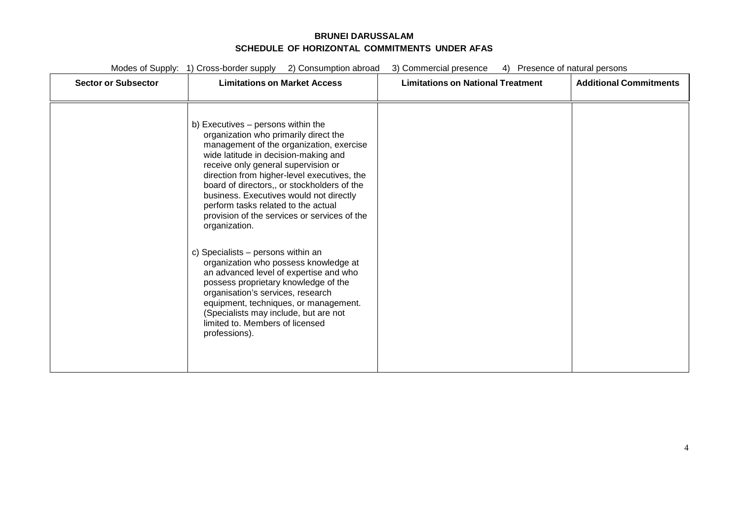**BRUNEI DARUSSALAM**

**SCHEDULE OF HORIZONTAL COMMITMENTS UNDER AFAS**

Modes of Supply: 1) Cross-border supply 2) Consumption abroad 3) Commercial presence 4) Presence of natural persons

| Sector or Subsector | Limitations on Market Access | Limitations on National Treatment | Additional Commitments |
|---|---|---|---|
| | b) Executives – persons within the organization who primarily direct the management of the organization, exercise wide latitude in decision-making and receive only general supervision or direction from higher-level executives, the board of directors,, or stockholders of the business. Executives would not directly perform tasks related to the actual provision of the services or services of the organization.<br><br>c) Specialists – persons within an organization who possess knowledge at an advanced level of expertise and who possess proprietary knowledge of the organisation's services, research equipment, techniques, or management. (Specialists may include, but are not limited to. Members of licensed professions). | | |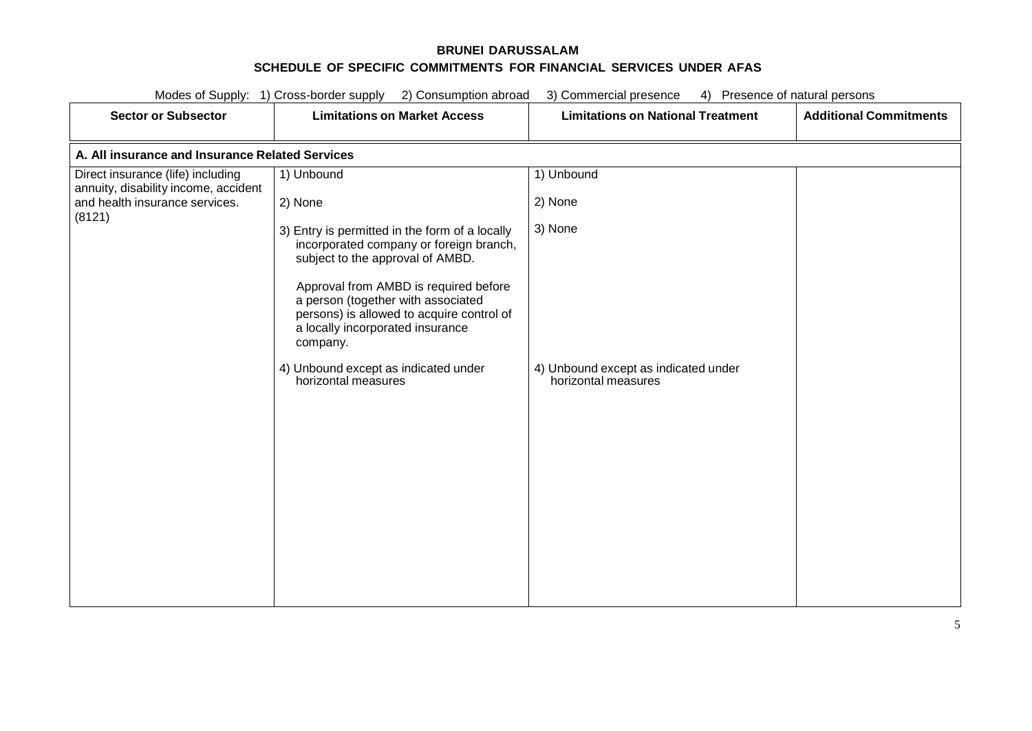**BRUNEI DARUSSALAM**

**SCHEDULE OF SPECIFIC COMMITMENTS FOR FINANCIAL SERVICES UNDER AFAS**

Modes of Supply: 1) Cross-border supply 2) Consumption abroad 3) Commercial presence 4) Presence of natural persons

| Sector or Subsector | Limitations on Market Access | Limitations on National Treatment | Additional Commitments |
|---|---|---|---|
| **A. All insurance and Insurance Related Services** | | | |
| Direct insurance (life) including annuity, disability income, accident and health insurance services. (8121) | 1) Unbound<br><br>2) None<br><br>3) Entry is permitted in the form of a locally incorporated company or foreign branch, subject to the approval of AMBD.<br><br>Approval from AMBD is required before a person (together with associated persons) is allowed to acquire control of a locally incorporated insurance company.<br><br>4) Unbound except as indicated under horizontal measures | 1) Unbound<br><br>2) None<br><br>3) None<br><br>4) Unbound except as indicated under horizontal measures | |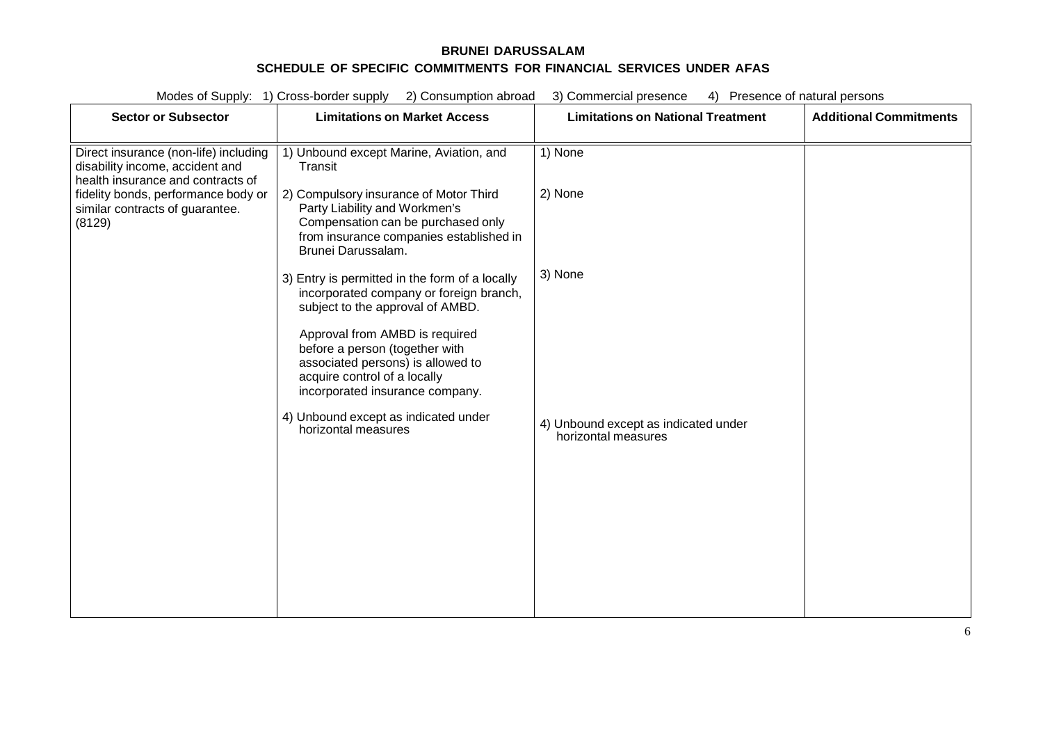**BRUNEI DARUSSALAM**

**SCHEDULE OF SPECIFIC COMMITMENTS FOR FINANCIAL SERVICES UNDER AFAS**

Modes of Supply: 1) Cross-border supply 2) Consumption abroad 3) Commercial presence 4) Presence of natural persons

| Sector or Subsector | Limitations on Market Access | Limitations on National Treatment | Additional Commitments |
|---|---|---|---|
| Direct insurance (non-life) including disability income, accident and health insurance and contracts of fidelity bonds, performance body or similar contracts of guarantee. (8129) | 1) Unbound except Marine, Aviation, and Transit<br><br>2) Compulsory insurance of Motor Third Party Liability and Workmen's Compensation can be purchased only from insurance companies established in Brunei Darussalam.<br><br>3) Entry is permitted in the form of a locally incorporated company or foreign branch, subject to the approval of AMBD.<br><br>Approval from AMBD is required before a person (together with associated persons) is allowed to acquire control of a locally incorporated insurance company.<br><br>4) Unbound except as indicated under horizontal measures | 1) None<br><br>2) None<br><br>3) None<br><br>4) Unbound except as indicated under horizontal measures | |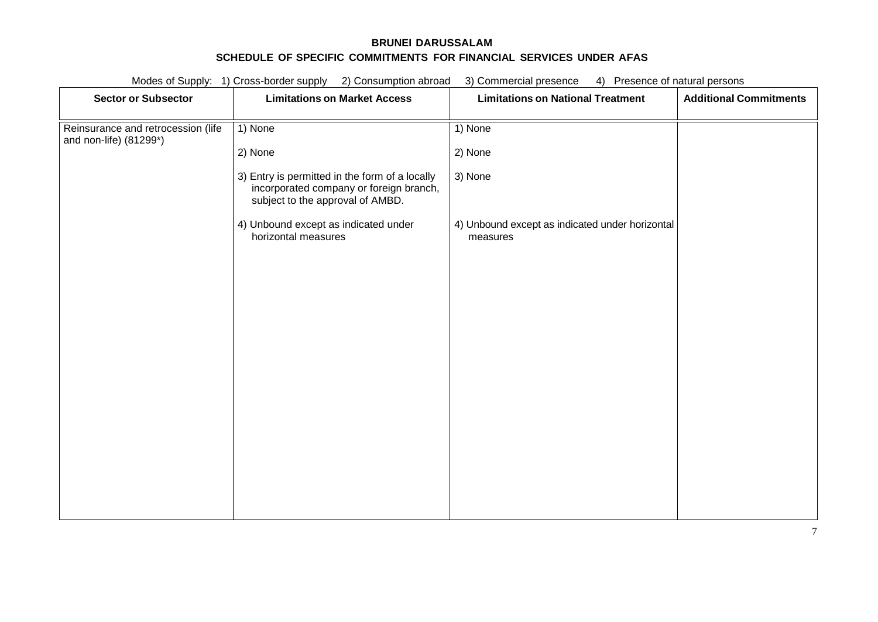**BRUNEI DARUSSALAM**

**SCHEDULE OF SPECIFIC COMMITMENTS FOR FINANCIAL SERVICES UNDER AFAS**

Modes of Supply: 1) Cross-border supply 2) Consumption abroad 3) Commercial presence 4) Presence of natural persons

| Sector or Subsector | Limitations on Market Access | Limitations on National Treatment | Additional Commitments |
|---|---|---|---|
| Reinsurance and retrocession (life and non-life) (81299*) | 1) None<br><br>2) None<br><br>3) Entry is permitted in the form of a locally incorporated company or foreign branch, subject to the approval of AMBD.<br><br>4) Unbound except as indicated under horizontal measures | 1) None<br><br>2) None<br><br>3) None<br><br>4) Unbound except as indicated under horizontal measures | |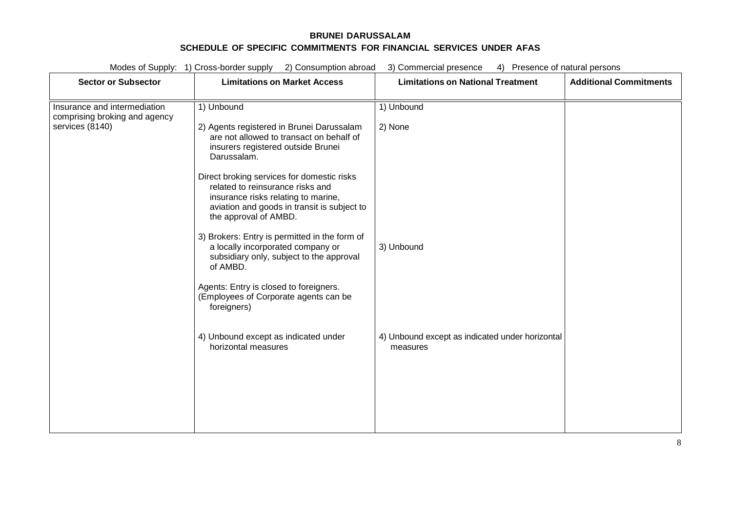**BRUNEI DARUSSALAM**

**SCHEDULE OF SPECIFIC COMMITMENTS FOR FINANCIAL SERVICES UNDER AFAS**

Modes of Supply: 1) Cross-border supply 2) Consumption abroad 3) Commercial presence 4) Presence of natural persons

| Sector or Subsector | Limitations on Market Access | Limitations on National Treatment | Additional Commitments |
|---|---|---|---|
| Insurance and intermediation comprising broking and agency services (8140) | 1) Unbound<br><br>2) Agents registered in Brunei Darussalam are not allowed to transact on behalf of insurers registered outside Brunei Darussalam.<br><br>Direct broking services for domestic risks related to reinsurance risks and insurance risks relating to marine, aviation and goods in transit is subject to the approval of AMBD.<br><br>3) Brokers: Entry is permitted in the form of a locally incorporated company or subsidiary only, subject to the approval of AMBD.<br><br>Agents: Entry is closed to foreigners. (Employees of Corporate agents can be foreigners)<br><br>4) Unbound except as indicated under horizontal measures | 1) Unbound<br><br>2) None<br><br>3) Unbound<br><br>4) Unbound except as indicated under horizontal measures | |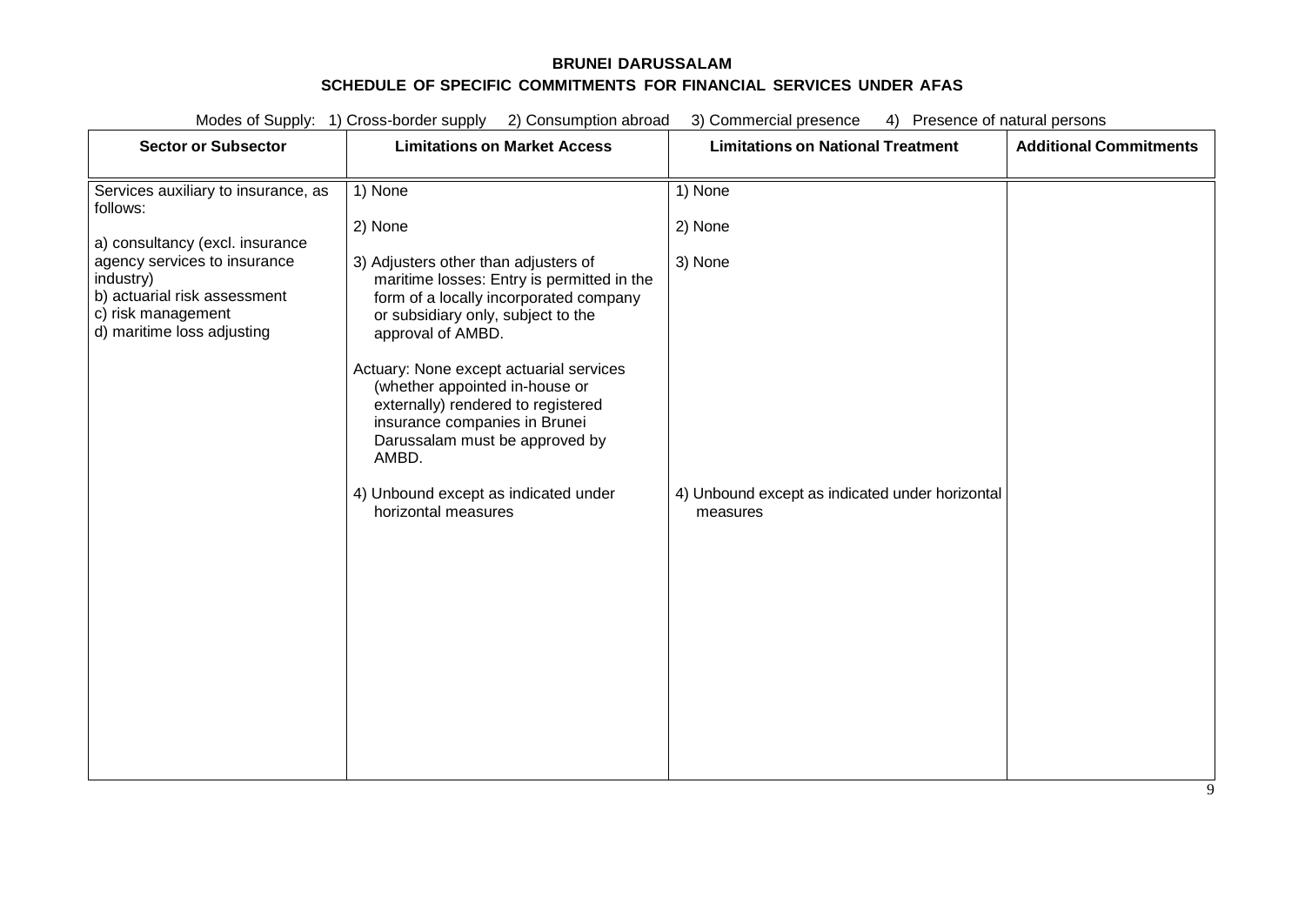**BRUNEI DARUSSALAM**

**SCHEDULE OF SPECIFIC COMMITMENTS FOR FINANCIAL SERVICES UNDER AFAS**

Modes of Supply: 1) Cross-border supply 2) Consumption abroad 3) Commercial presence 4) Presence of natural persons

| Sector or Subsector | Limitations on Market Access | Limitations on National Treatment | Additional Commitments |
|---|---|---|---|
| Services auxiliary to insurance, as follows:<br><br>a) consultancy (excl. insurance agency services to insurance industry)<br>b) actuarial risk assessment<br>c) risk management<br>d) maritime loss adjusting | 1) None<br><br>2) None<br><br>3) Adjusters other than adjusters of maritime losses: Entry is permitted in the form of a locally incorporated company or subsidiary only, subject to the approval of AMBD.<br><br>Actuary: None except actuarial services (whether appointed in-house or externally) rendered to registered insurance companies in Brunei Darussalam must be approved by AMBD.<br><br>4) Unbound except as indicated under horizontal measures | 1) None<br><br>2) None<br><br>3) None<br><br>4) Unbound except as indicated under horizontal measures | |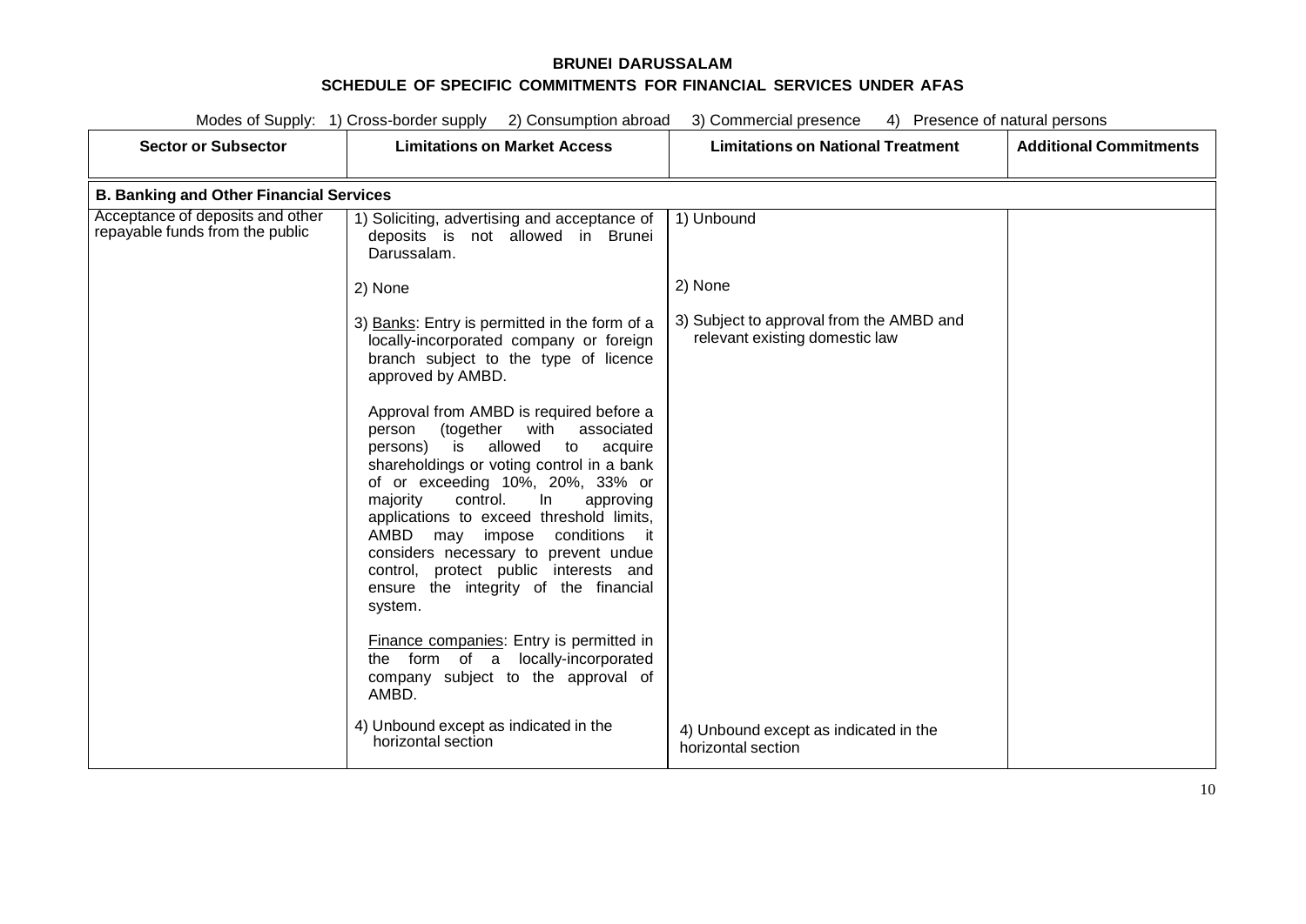**BRUNEI DARUSSALAM**

**SCHEDULE OF SPECIFIC COMMITMENTS FOR FINANCIAL SERVICES UNDER AFAS**

Modes of Supply: 1) Cross-border supply 2) Consumption abroad 3) Commercial presence 4) Presence of natural persons

| Sector or Subsector | Limitations on Market Access | Limitations on National Treatment | Additional Commitments |
|---|---|---|---|
| **B. Banking and Other Financial Services** | | | |
| Acceptance of deposits and other repayable funds from the public | 1) Soliciting, advertising and acceptance of deposits is not allowed in Brunei Darussalam.<br><br>2) None<br><br>3) Banks: Entry is permitted in the form of a locally-incorporated company or foreign branch subject to the type of licence approved by AMBD.<br><br>Approval from AMBD is required before a person (together with associated persons) is allowed to acquire shareholdings or voting control in a bank of or exceeding 10%, 20%, 33% or majority control. In approving applications to exceed threshold limits, AMBD may impose conditions it considers necessary to prevent undue control, protect public interests and ensure the integrity of the financial system.<br><br>Finance companies: Entry is permitted in the form of a locally-incorporated company subject to the approval of AMBD.<br><br>4) Unbound except as indicated in the horizontal section | 1) Unbound<br><br>2) None<br><br>3) Subject to approval from the AMBD and relevant existing domestic law<br><br>4) Unbound except as indicated in the horizontal section | |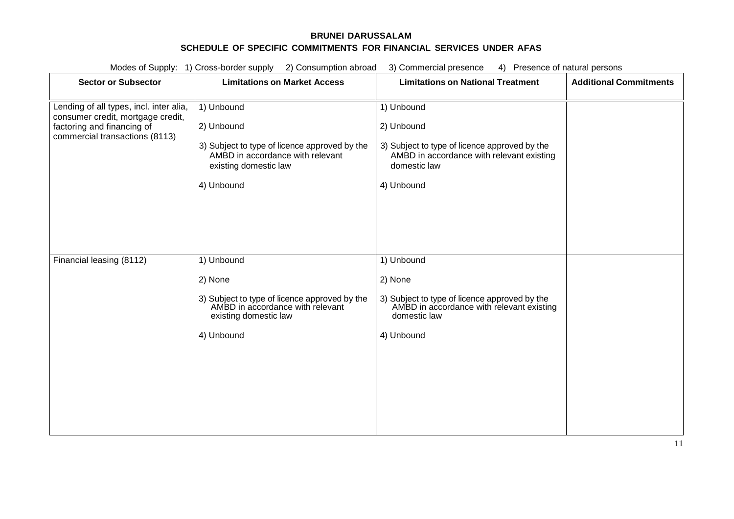**BRUNEI DARUSSALAM**

**SCHEDULE OF SPECIFIC COMMITMENTS FOR FINANCIAL SERVICES UNDER AFAS**

Modes of Supply: 1) Cross-border supply 2) Consumption abroad 3) Commercial presence 4) Presence of natural persons

| Sector or Subsector | Limitations on Market Access | Limitations on National Treatment | Additional Commitments |
|---|---|---|---|
| Lending of all types, incl. inter alia, consumer credit, mortgage credit, factoring and financing of commercial transactions (8113) | 1) Unbound<br><br>2) Unbound<br><br>3) Subject to type of licence approved by the AMBD in accordance with relevant existing domestic law<br><br>4) Unbound | 1) Unbound<br><br>2) Unbound<br><br>3) Subject to type of licence approved by the AMBD in accordance with relevant existing domestic law<br><br>4) Unbound | |
| Financial leasing (8112) | 1) Unbound<br><br>2) None<br><br>3) Subject to type of licence approved by the AMBD in accordance with relevant existing domestic law<br><br>4) Unbound | 1) Unbound<br><br>2) None<br><br>3) Subject to type of licence approved by the AMBD in accordance with relevant existing domestic law<br><br>4) Unbound | |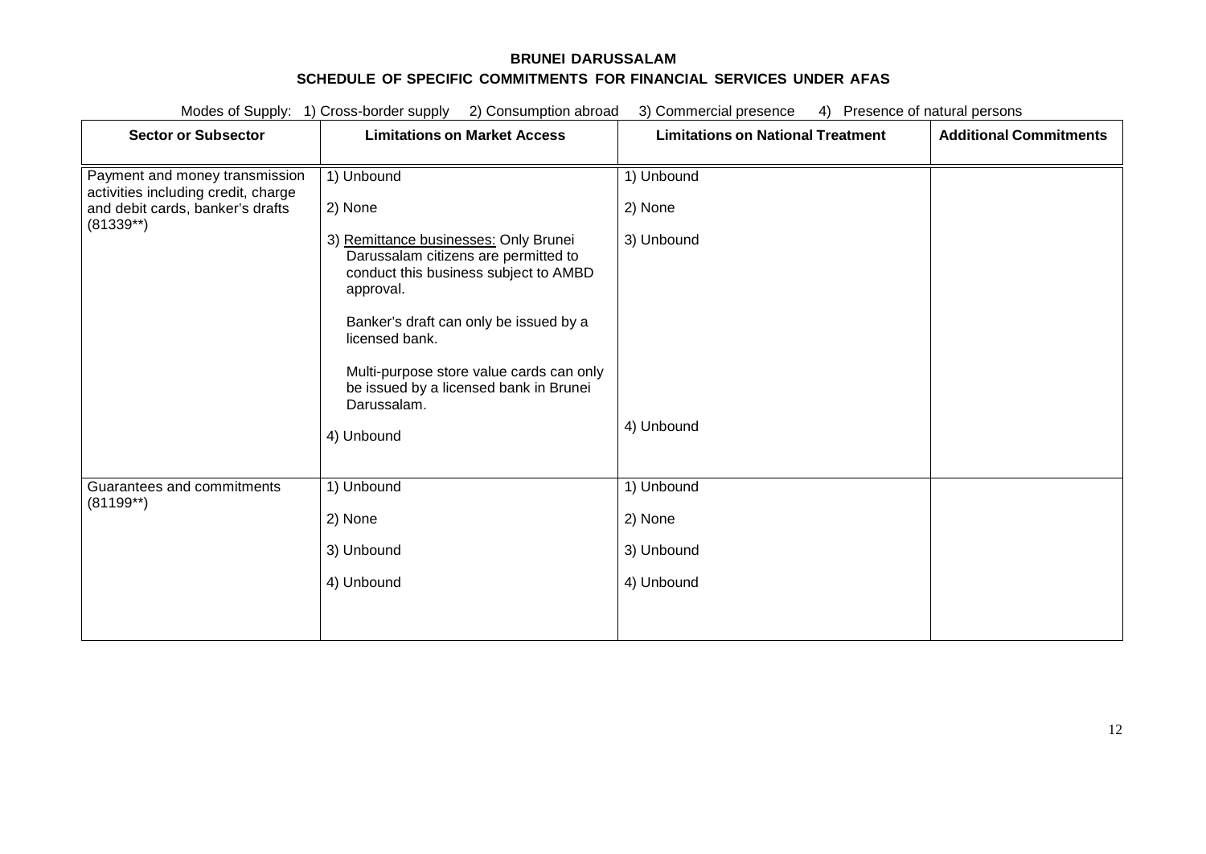**BRUNEI DARUSSALAM**

**SCHEDULE OF SPECIFIC COMMITMENTS FOR FINANCIAL SERVICES UNDER AFAS**

Modes of Supply: 1) Cross-border supply 2) Consumption abroad 3) Commercial presence 4) Presence of natural persons

| Sector or Subsector | Limitations on Market Access | Limitations on National Treatment | Additional Commitments |
|---|---|---|---|
| Payment and money transmission activities including credit, charge and debit cards, banker's drafts (81339**) | 1) Unbound<br><br>2) None<br><br>3) Remittance businesses: Only Brunei Darussalam citizens are permitted to conduct this business subject to AMBD approval.<br><br>Banker's draft can only be issued by a licensed bank.<br><br>Multi-purpose store value cards can only be issued by a licensed bank in Brunei Darussalam.<br><br>4) Unbound | 1) Unbound<br><br>2) None<br><br>3) Unbound<br><br>4) Unbound | |
| Guarantees and commitments (81199**) | 1) Unbound<br><br>2) None<br><br>3) Unbound<br><br>4) Unbound | 1) Unbound<br><br>2) None<br><br>3) Unbound<br><br>4) Unbound | |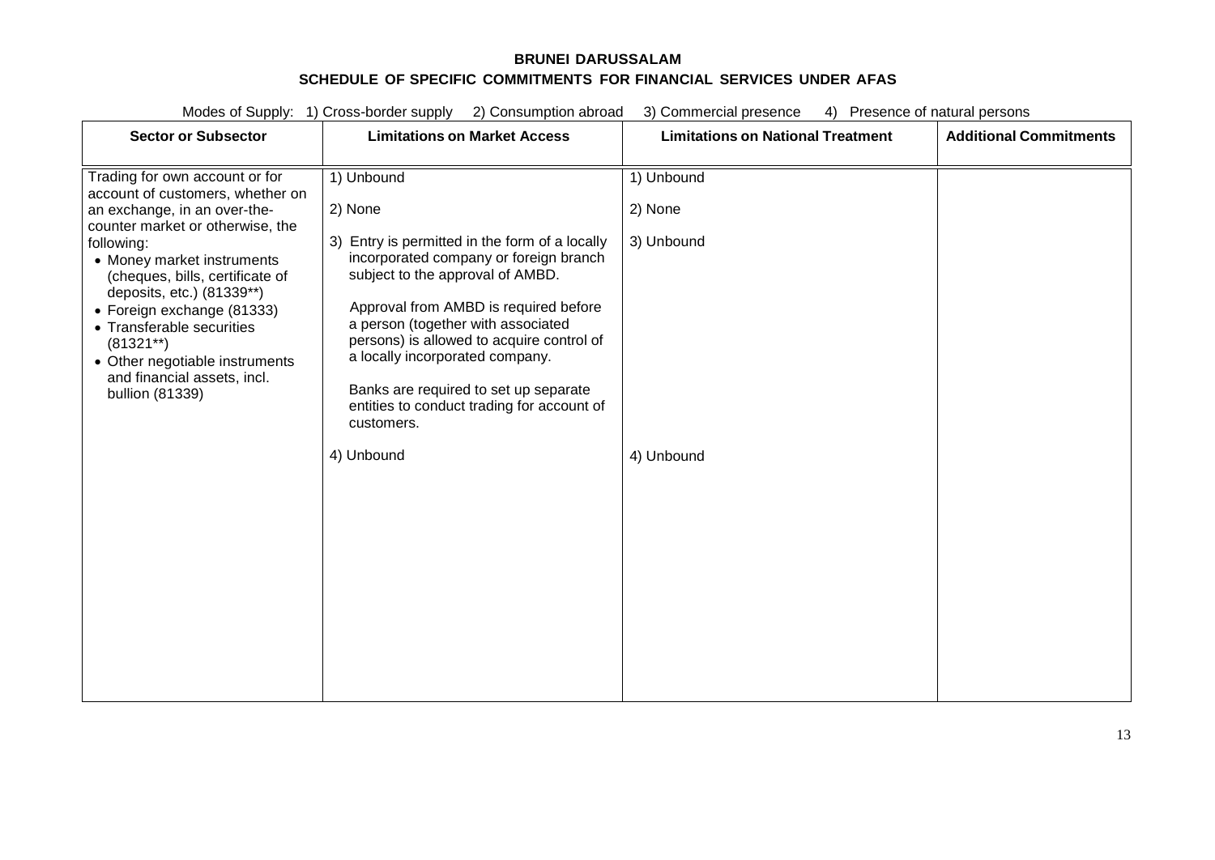**BRUNEI DARUSSALAM**

**SCHEDULE OF SPECIFIC COMMITMENTS FOR FINANCIAL SERVICES UNDER AFAS**

Modes of Supply: 1) Cross-border supply 2) Consumption abroad 3) Commercial presence 4) Presence of natural persons

| Sector or Subsector | Limitations on Market Access | Limitations on National Treatment | Additional Commitments |
|---|---|---|---|
| Trading for own account or for account of customers, whether on an exchange, in an over-the-counter market or otherwise, the following:<br>• Money market instruments (cheques, bills, certificate of deposits, etc.) (81339**)<br>• Foreign exchange (81333)<br>• Transferable securities (81321**)<br>• Other negotiable instruments and financial assets, incl. bullion (81339) | 1) Unbound<br><br>2) None<br><br>3) Entry is permitted in the form of a locally incorporated company or foreign branch subject to the approval of AMBD.<br><br>Approval from AMBD is required before a person (together with associated persons) is allowed to acquire control of a locally incorporated company.<br><br>Banks are required to set up separate entities to conduct trading for account of customers.<br><br>4) Unbound | 1) Unbound<br><br>2) None<br><br>3) Unbound<br><br>4) Unbound | |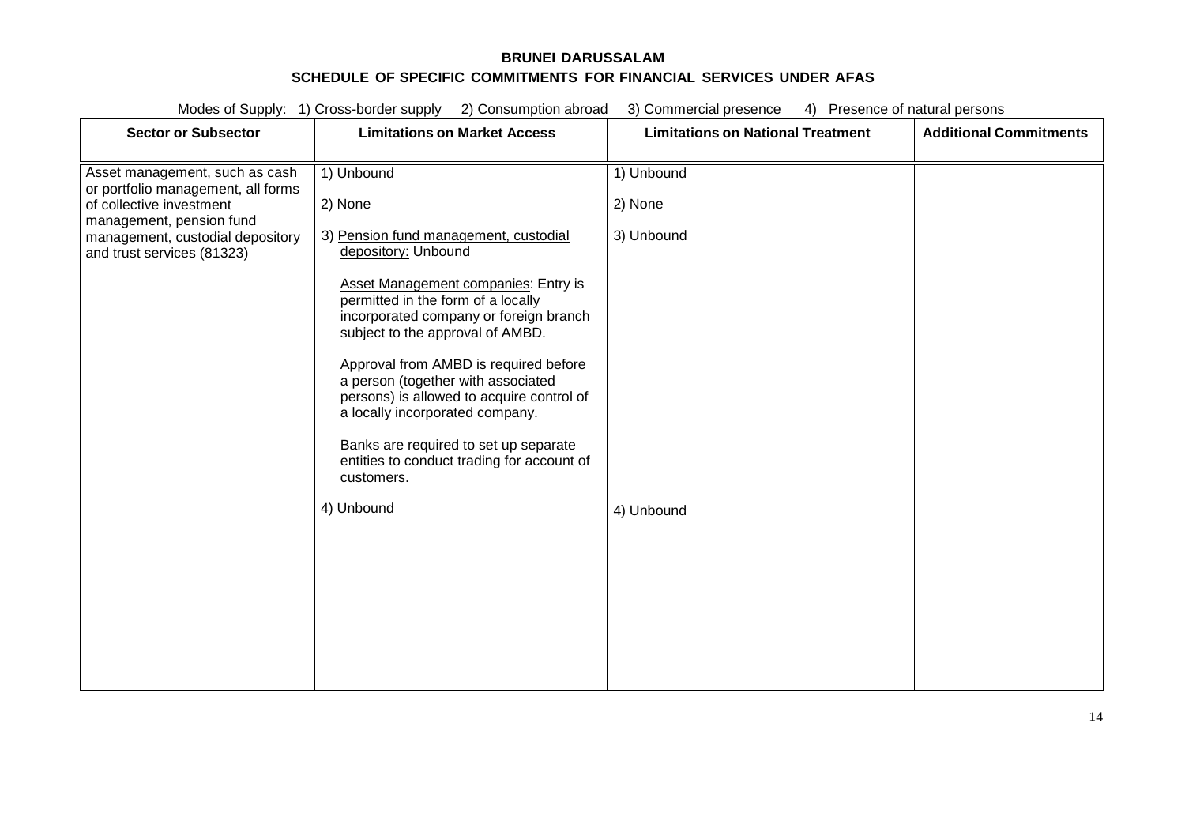**BRUNEI DARUSSALAM**

**SCHEDULE OF SPECIFIC COMMITMENTS FOR FINANCIAL SERVICES UNDER AFAS**

Modes of Supply: 1) Cross-border supply 2) Consumption abroad 3) Commercial presence 4) Presence of natural persons

| Sector or Subsector | Limitations on Market Access | Limitations on National Treatment | Additional Commitments |
|---|---|---|---|
| Asset management, such as cash or portfolio management, all forms of collective investment management, pension fund management, custodial depository and trust services (81323) | 1) Unbound<br><br>2) None<br><br>3) Pension fund management, custodial depository: Unbound<br><br>Asset Management companies: Entry is permitted in the form of a locally incorporated company or foreign branch subject to the approval of AMBD.<br><br>Approval from AMBD is required before a person (together with associated persons) is allowed to acquire control of a locally incorporated company.<br><br>Banks are required to set up separate entities to conduct trading for account of customers.<br><br>4) Unbound | 1) Unbound<br><br>2) None<br><br>3) Unbound<br><br>4) Unbound | |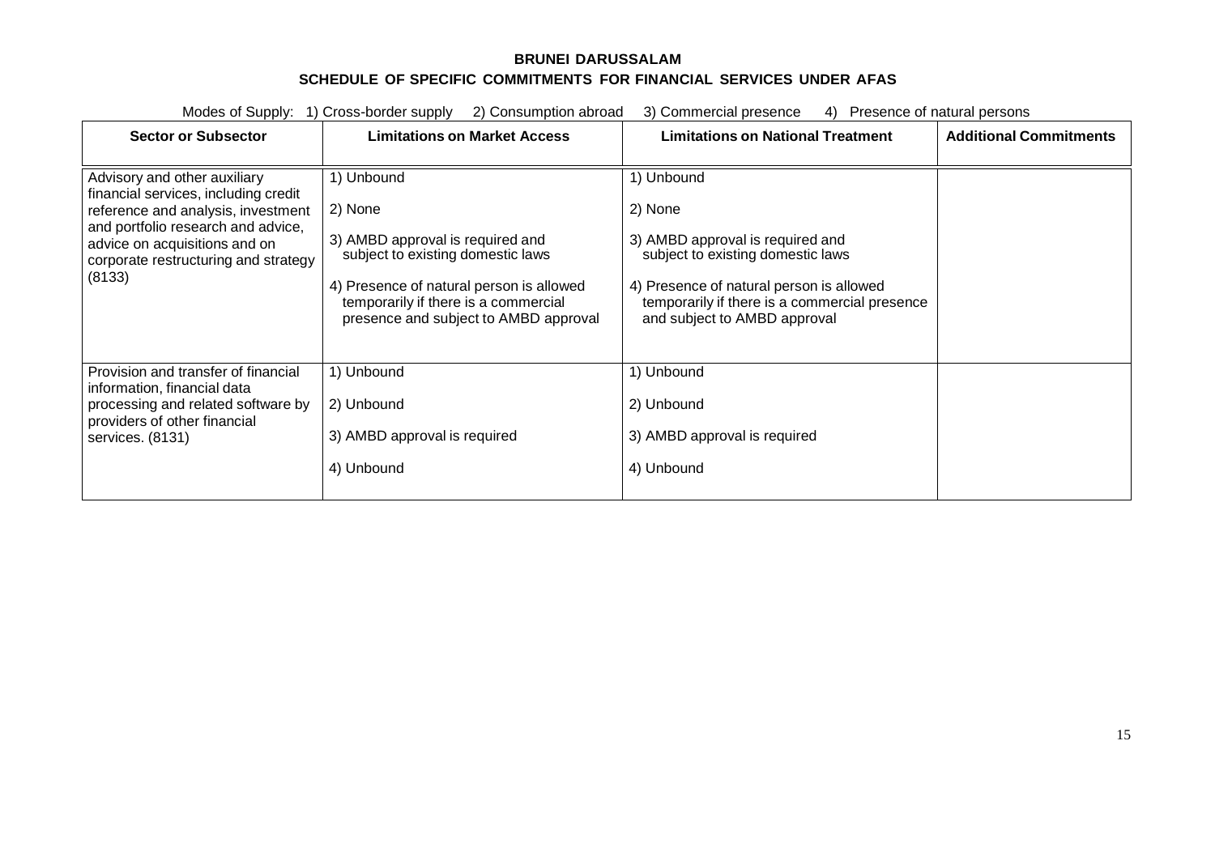**BRUNEI DARUSSALAM**

**SCHEDULE OF SPECIFIC COMMITMENTS FOR FINANCIAL SERVICES UNDER AFAS**

Modes of Supply: 1) Cross-border supply 2) Consumption abroad 3) Commercial presence 4) Presence of natural persons

| Sector or Subsector | Limitations on Market Access | Limitations on National Treatment | Additional Commitments |
|---|---|---|---|
| Advisory and other auxiliary financial services, including credit reference and analysis, investment and portfolio research and advice, advice on acquisitions and on corporate restructuring and strategy (8133) | 1) Unbound<br><br>2) None<br><br>3) AMBD approval is required and subject to existing domestic laws<br><br>4) Presence of natural person is allowed temporarily if there is a commercial presence and subject to AMBD approval | 1) Unbound<br><br>2) None<br><br>3) AMBD approval is required and subject to existing domestic laws<br><br>4) Presence of natural person is allowed temporarily if there is a commercial presence and subject to AMBD approval | |
| Provision and transfer of financial information, financial data processing and related software by providers of other financial services. (8131) | 1) Unbound<br><br>2) Unbound<br><br>3) AMBD approval is required<br><br>4) Unbound | 1) Unbound<br><br>2) Unbound<br><br>3) AMBD approval is required<br><br>4) Unbound | |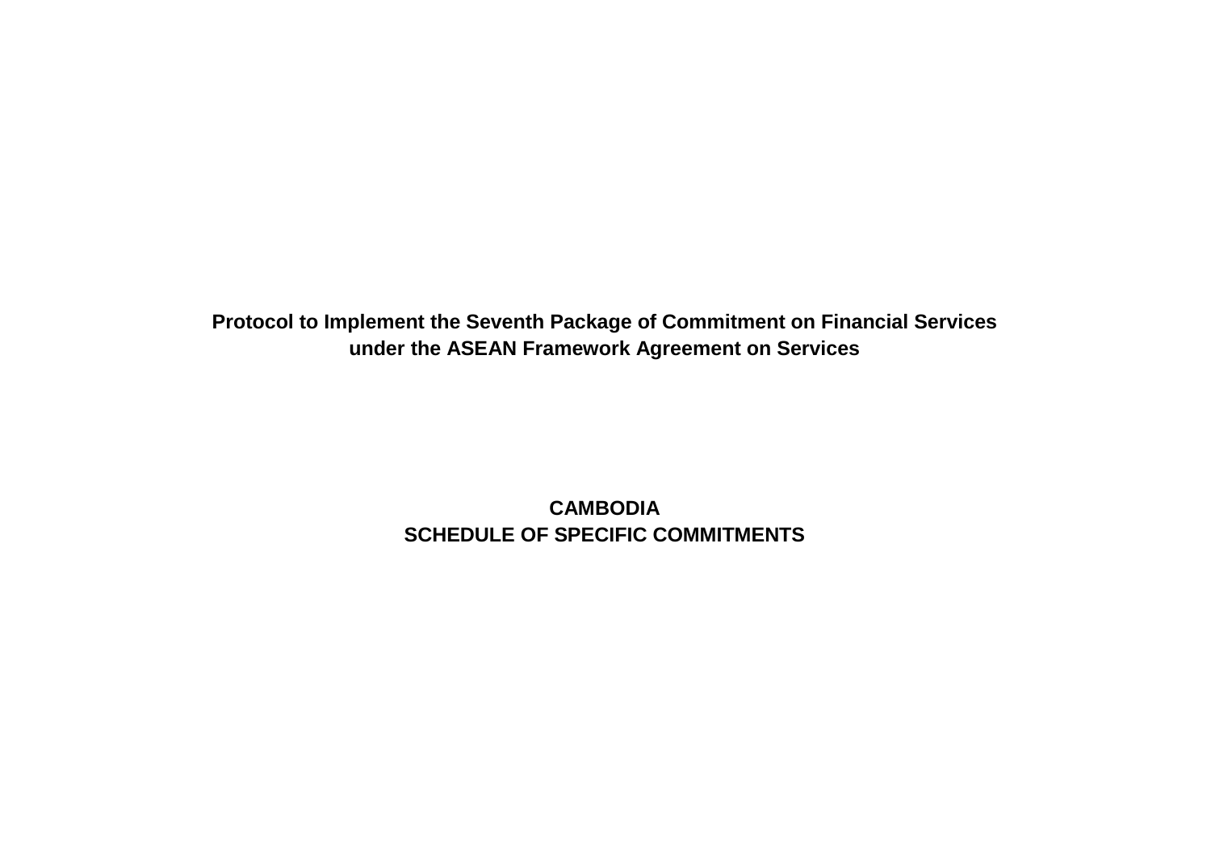**Protocol to Implement the Seventh Package of Commitment on Financial Services under the ASEAN Framework Agreement on Services**

**CAMBODIA**
**SCHEDULE OF SPECIFIC COMMITMENTS**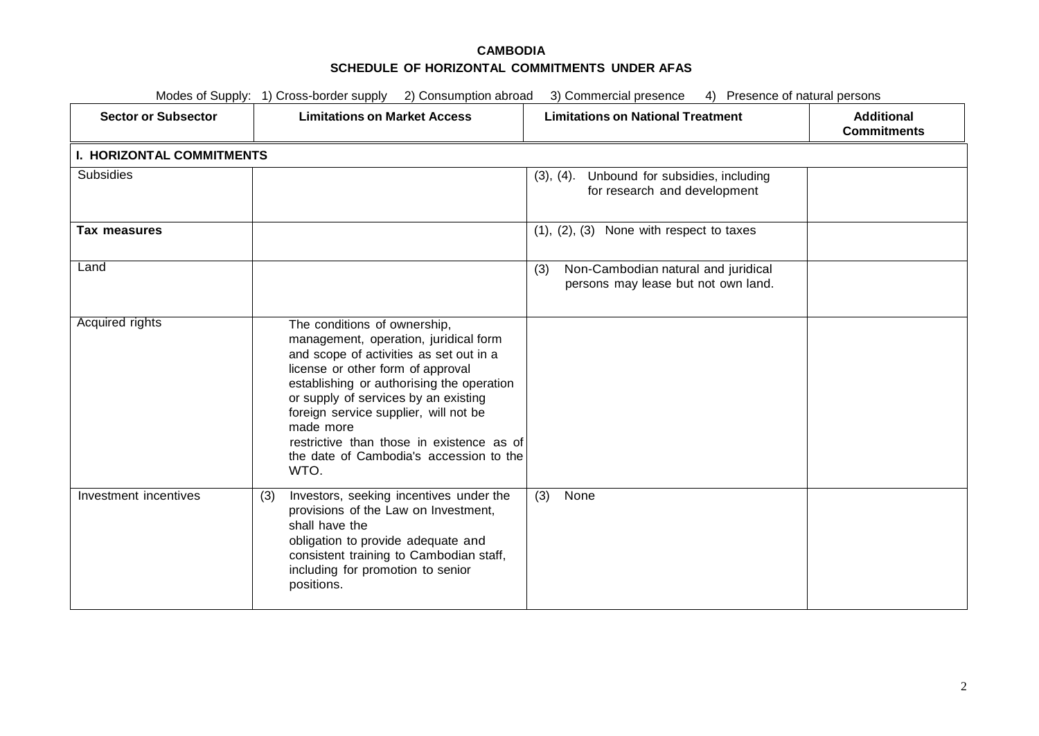**CAMBODIA**

**SCHEDULE OF HORIZONTAL COMMITMENTS UNDER AFAS**

Modes of Supply: 1) Cross-border supply 2) Consumption abroad 3) Commercial presence 4) Presence of natural persons

| Sector or Subsector | Limitations on Market Access | Limitations on National Treatment | Additional Commitments |
|---|---|---|---|
| **I. HORIZONTAL COMMITMENTS** | | | |
| Subsidies | | (3), (4). Unbound for subsidies, including for research and development | |
| **Tax measures** | | (1), (2), (3) None with respect to taxes | |
| Land | | (3) Non-Cambodian natural and juridical persons may lease but not own land. | |
| Acquired rights | The conditions of ownership, management, operation, juridical form and scope of activities as set out in a license or other form of approval establishing or authorising the operation or supply of services by an existing foreign service supplier, will not be made more restrictive than those in existence as of the date of Cambodia's accession to the WTO. | | |
| Investment incentives | (3) Investors, seeking incentives under the provisions of the Law on Investment, shall have the obligation to provide adequate and consistent training to Cambodian staff, including for promotion to senior positions. | (3) None | |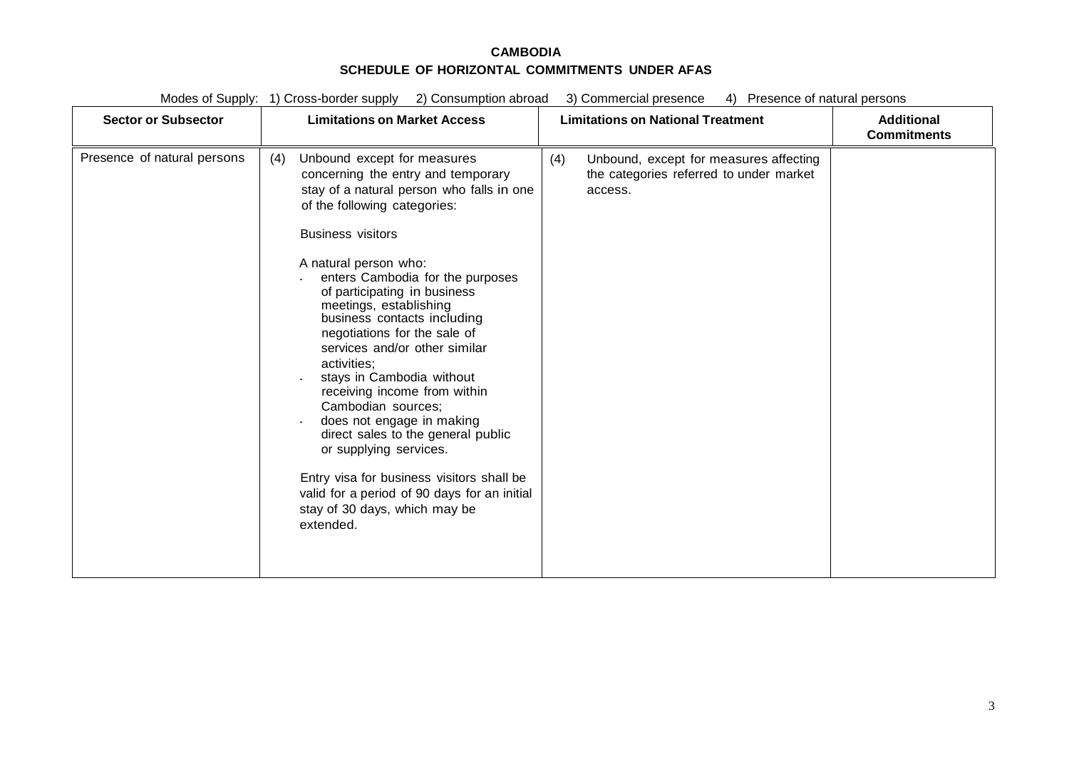**CAMBODIA**

**SCHEDULE OF HORIZONTAL COMMITMENTS UNDER AFAS**

Modes of Supply: 1) Cross-border supply 2) Consumption abroad 3) Commercial presence 4) Presence of natural persons

| Sector or Subsector | Limitations on Market Access | Limitations on National Treatment | Additional Commitments |
|---|---|---|---|
| Presence of natural persons | (4) Unbound except for measures concerning the entry and temporary stay of a natural person who falls in one of the following categories:<br><br>Business visitors<br><br>A natural person who:<br>- enters Cambodia for the purposes of participating in business meetings, establishing business contacts including negotiations for the sale of services and/or other similar activities;<br>- stays in Cambodia without receiving income from within Cambodian sources;<br>- does not engage in making direct sales to the general public or supplying services.<br><br>Entry visa for business visitors shall be valid for a period of 90 days for an initial stay of 30 days, which may be extended. | (4) Unbound, except for measures affecting the categories referred to under market access. | |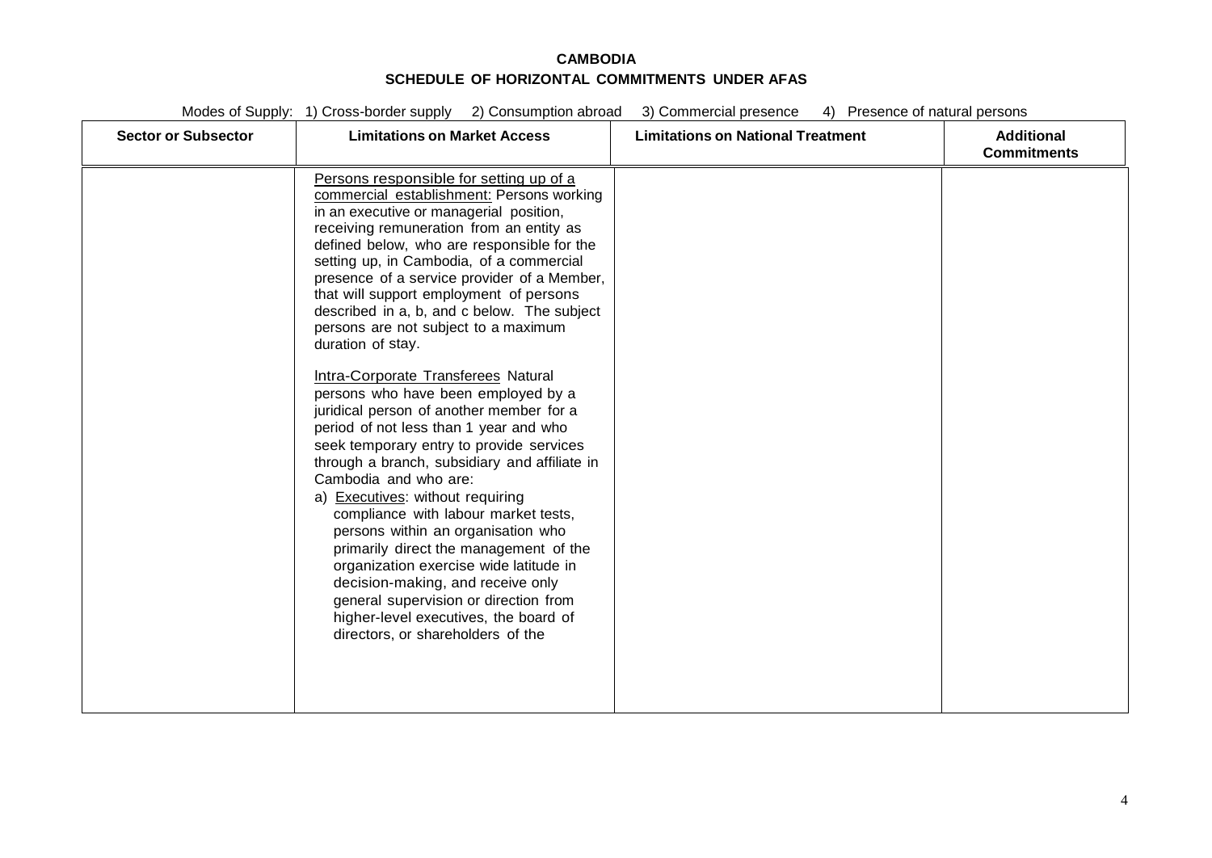**CAMBODIA**

**SCHEDULE OF HORIZONTAL COMMITMENTS UNDER AFAS**

Modes of Supply: 1) Cross-border supply 2) Consumption abroad 3) Commercial presence 4) Presence of natural persons

| Sector or Subsector | Limitations on Market Access | Limitations on National Treatment | Additional Commitments |
|---|---|---|---|
| | Persons responsible for setting up of a commercial establishment: Persons working in an executive or managerial position, receiving remuneration from an entity as defined below, who are responsible for the setting up, in Cambodia, of a commercial presence of a service provider of a Member, that will support employment of persons described in a, b, and c below. The subject persons are not subject to a maximum duration of stay.<br><br>Intra-Corporate Transferees Natural persons who have been employed by a juridical person of another member for a period of not less than 1 year and who seek temporary entry to provide services through a branch, subsidiary and affiliate in Cambodia and who are:<br>a) Executives: without requiring compliance with labour market tests, persons within an organisation who primarily direct the management of the organization exercise wide latitude in decision-making, and receive only general supervision or direction from higher-level executives, the board of directors, or shareholders of the | | |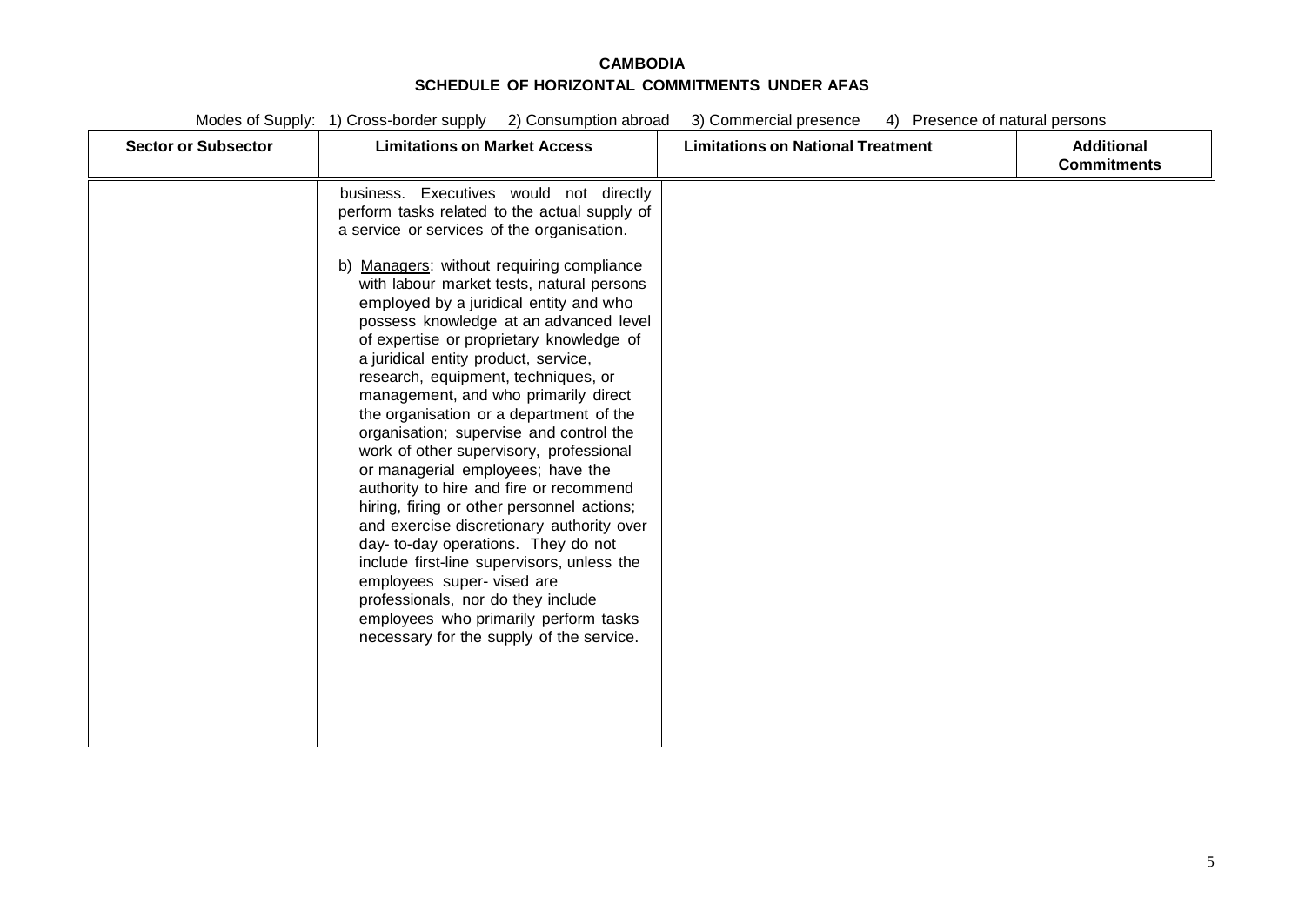**CAMBODIA**

**SCHEDULE OF HORIZONTAL COMMITMENTS UNDER AFAS**

Modes of Supply: 1) Cross-border supply 2) Consumption abroad 3) Commercial presence 4) Presence of natural persons

| Sector or Subsector | Limitations on Market Access | Limitations on National Treatment | Additional Commitments |
|---|---|---|---|
| | business. Executives would not directly perform tasks related to the actual supply of a service or services of the organisation.<br><br>b) Managers: without requiring compliance with labour market tests, natural persons employed by a juridical entity and who possess knowledge at an advanced level of expertise or proprietary knowledge of a juridical entity product, service, research, equipment, techniques, or management, and who primarily direct the organisation or a department of the organisation; supervise and control the work of other supervisory, professional or managerial employees; have the authority to hire and fire or recommend hiring, firing or other personnel actions; and exercise discretionary authority over day- to-day operations. They do not include first-line supervisors, unless the employees super- vised are professionals, nor do they include employees who primarily perform tasks necessary for the supply of the service. | | |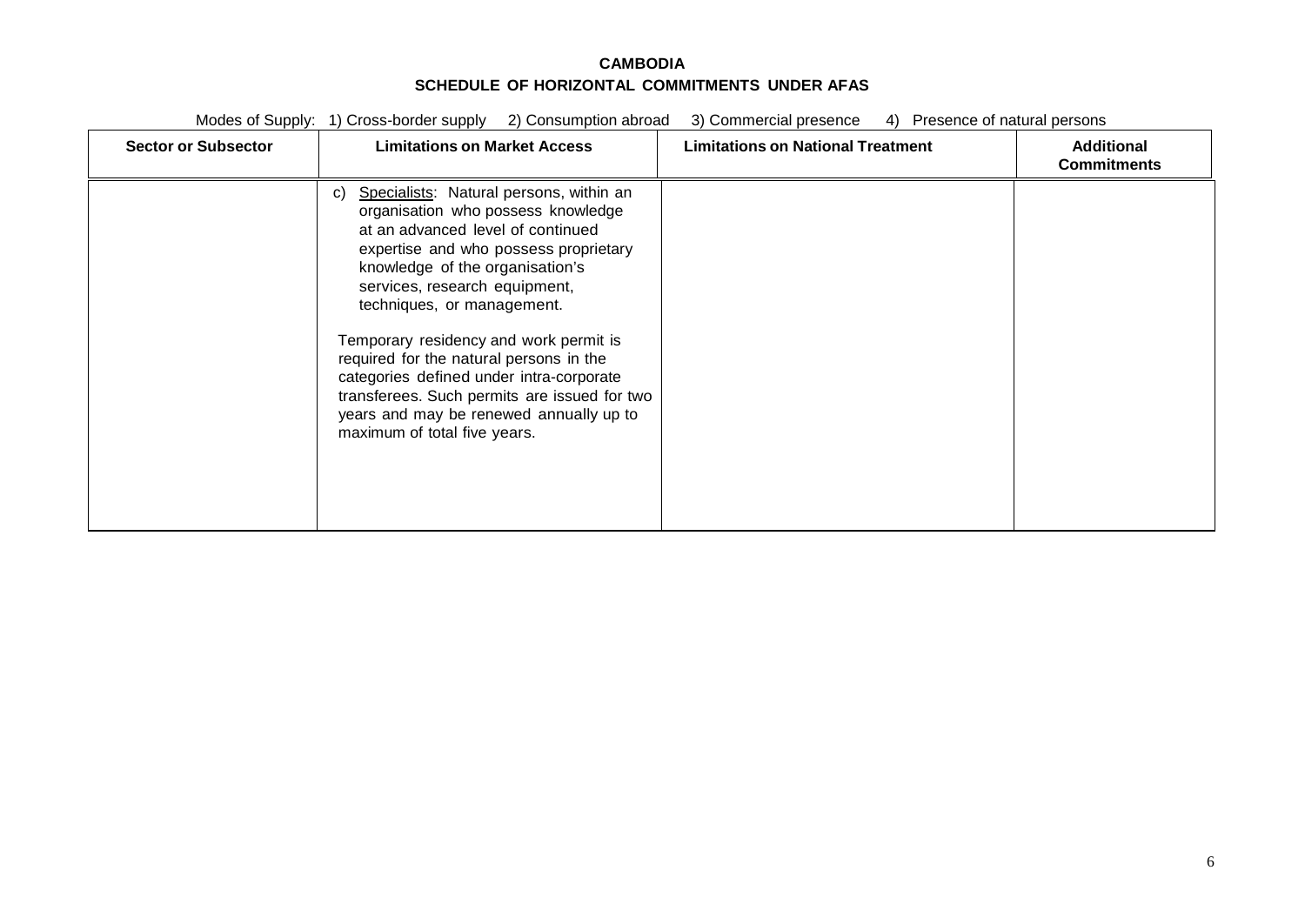**CAMBODIA**

**SCHEDULE OF HORIZONTAL COMMITMENTS UNDER AFAS**

Modes of Supply: 1) Cross-border supply 2) Consumption abroad 3) Commercial presence 4) Presence of natural persons

| Sector or Subsector | Limitations on Market Access | Limitations on National Treatment | Additional Commitments |
|---|---|---|---|
| | c) Specialists: Natural persons, within an organisation who possess knowledge at an advanced level of continued expertise and who possess proprietary knowledge of the organisation's services, research equipment, techniques, or management.<br><br>Temporary residency and work permit is required for the natural persons in the categories defined under intra-corporate transferees. Such permits are issued for two years and may be renewed annually up to maximum of total five years. | | |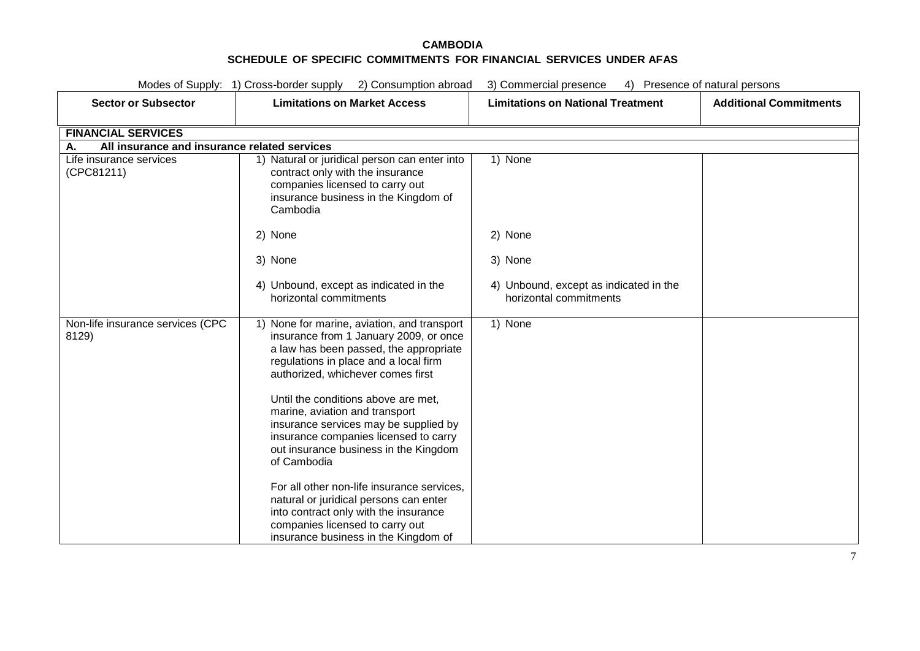**CAMBODIA**

**SCHEDULE OF SPECIFIC COMMITMENTS FOR FINANCIAL SERVICES UNDER AFAS**

Modes of Supply: 1) Cross-border supply 2) Consumption abroad 3) Commercial presence 4) Presence of natural persons

| Sector or Subsector | Limitations on Market Access | Limitations on National Treatment | Additional Commitments |
|---|---|---|---|
| **FINANCIAL SERVICES** | | | |
| **A. All insurance and insurance related services** | | | |
| Life insurance services (CPC81211) | 1) Natural or juridical person can enter into contract only with the insurance companies licensed to carry out insurance business in the Kingdom of Cambodia<br><br>2) None<br><br>3) None<br><br>4) Unbound, except as indicated in the horizontal commitments | 1) None<br><br>2) None<br><br>3) None<br><br>4) Unbound, except as indicated in the horizontal commitments | |
| Non-life insurance services (CPC 8129) | 1) None for marine, aviation, and transport insurance from 1 January 2009, or once a law has been passed, the appropriate regulations in place and a local firm authorized, whichever comes first<br><br>Until the conditions above are met, marine, aviation and transport insurance services may be supplied by insurance companies licensed to carry out insurance business in the Kingdom of Cambodia<br><br>For all other non-life insurance services, natural or juridical persons can enter into contract only with the insurance companies licensed to carry out insurance business in the Kingdom of | 1) None | |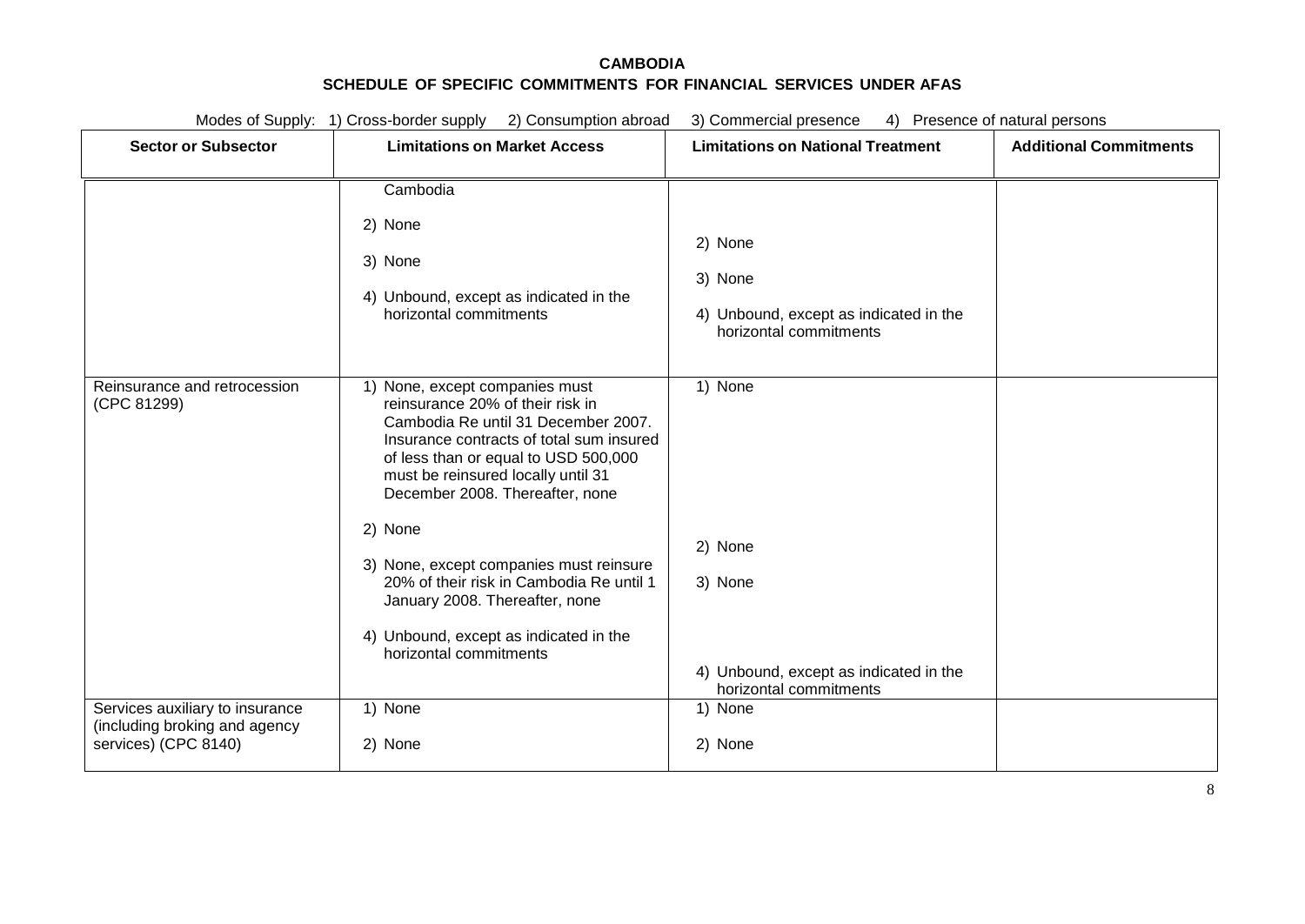**CAMBODIA**

**SCHEDULE OF SPECIFIC COMMITMENTS FOR FINANCIAL SERVICES UNDER AFAS**

Modes of Supply: 1) Cross-border supply 2) Consumption abroad 3) Commercial presence 4) Presence of natural persons

| Sector or Subsector | Limitations on Market Access | Limitations on National Treatment | Additional Commitments |
|---|---|---|---|
| | Cambodia<br><br>2) None<br><br>3) None<br><br>4) Unbound, except as indicated in the horizontal commitments | 2) None<br><br>3) None<br><br>4) Unbound, except as indicated in the horizontal commitments | |
| Reinsurance and retrocession (CPC 81299) | 1) None, except companies must reinsurance 20% of their risk in Cambodia Re until 31 December 2007. Insurance contracts of total sum insured of less than or equal to USD 500,000 must be reinsured locally until 31 December 2008. Thereafter, none<br><br>2) None<br><br>3) None, except companies must reinsure 20% of their risk in Cambodia Re until 1 January 2008. Thereafter, none<br><br>4) Unbound, except as indicated in the horizontal commitments | 1) None<br><br>2) None<br><br>3) None<br><br>4) Unbound, except as indicated in the horizontal commitments | |
| Services auxiliary to insurance (including broking and agency services) (CPC 8140) | 1) None<br><br>2) None | 1) None<br><br>2) None | |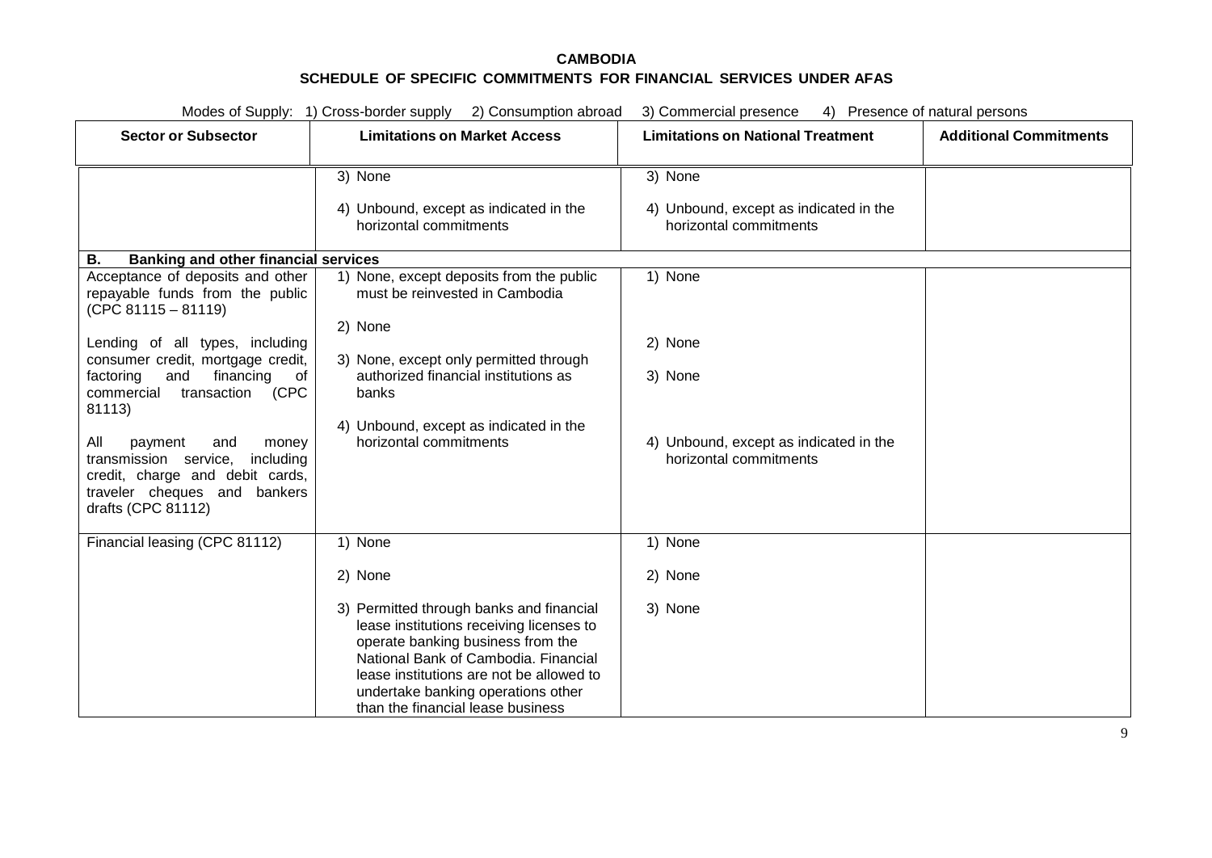**CAMBODIA**

**SCHEDULE OF SPECIFIC COMMITMENTS FOR FINANCIAL SERVICES UNDER AFAS**

Modes of Supply: 1) Cross-border supply 2) Consumption abroad 3) Commercial presence 4) Presence of natural persons

| Sector or Subsector | Limitations on Market Access | Limitations on National Treatment | Additional Commitments |
|---|---|---|---|
| | 3) None<br><br>4) Unbound, except as indicated in the horizontal commitments | 3) None<br><br>4) Unbound, except as indicated in the horizontal commitments | |
| **B. Banking and other financial services** | | | |
| Acceptance of deposits and other repayable funds from the public (CPC 81115 – 81119)<br><br>Lending of all types, including consumer credit, mortgage credit, factoring and financing of commercial transaction (CPC 81113)<br><br>All payment and money transmission service, including credit, charge and debit cards, traveler cheques and bankers drafts (CPC 81112) | 1) None, except deposits from the public must be reinvested in Cambodia<br><br>2) None<br><br>3) None, except only permitted through authorized financial institutions as banks<br><br>4) Unbound, except as indicated in the horizontal commitments | 1) None<br><br>2) None<br><br>3) None<br><br>4) Unbound, except as indicated in the horizontal commitments | |
| Financial leasing (CPC 81112) | 1) None<br><br>2) None<br><br>3) Permitted through banks and financial lease institutions receiving licenses to operate banking business from the National Bank of Cambodia. Financial lease institutions are not allowed to undertake banking operations other than the financial lease business | 1) None<br><br>2) None<br><br>3) None | |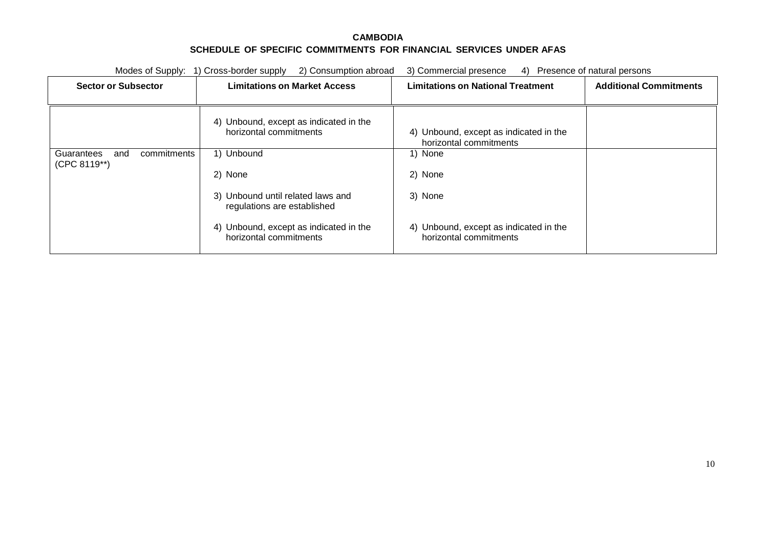**CAMBODIA**

**SCHEDULE OF SPECIFIC COMMITMENTS FOR FINANCIAL SERVICES UNDER AFAS**

Modes of Supply: 1) Cross-border supply 2) Consumption abroad 3) Commercial presence 4) Presence of natural persons

| Sector or Subsector | Limitations on Market Access | Limitations on National Treatment | Additional Commitments |
|---|---|---|---|
| | 4) Unbound, except as indicated in the horizontal commitments | 4) Unbound, except as indicated in the horizontal commitments | |
| Guarantees and commitments (CPC 8119**) | 1) Unbound<br><br>2) None<br><br>3) Unbound until related laws and regulations are established<br><br>4) Unbound, except as indicated in the horizontal commitments | 1) None<br><br>2) None<br><br>3) None<br><br>4) Unbound, except as indicated in the horizontal commitments | |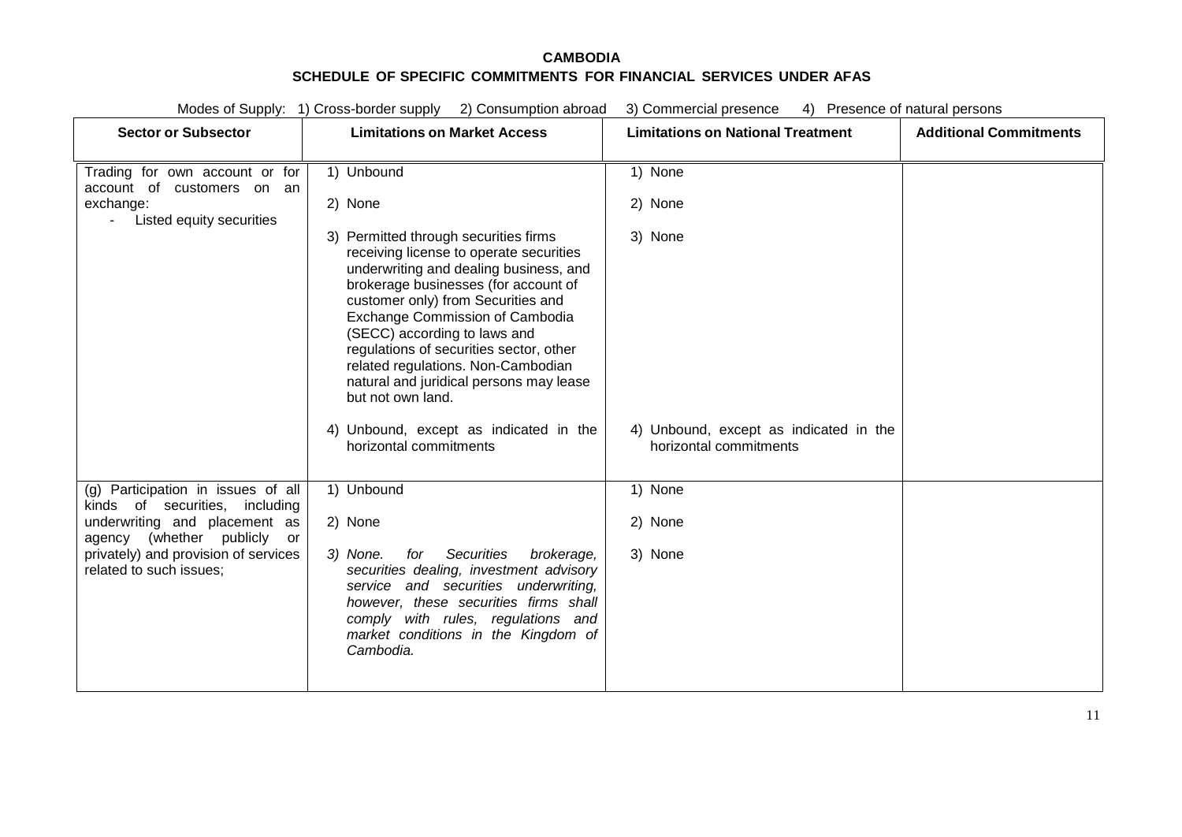**CAMBODIA**

**SCHEDULE OF SPECIFIC COMMITMENTS FOR FINANCIAL SERVICES UNDER AFAS**

Modes of Supply: 1) Cross-border supply 2) Consumption abroad 3) Commercial presence 4) Presence of natural persons

| Sector or Subsector | Limitations on Market Access | Limitations on National Treatment | Additional Commitments |
|---|---|---|---|
| Trading for own account or for account of customers on an exchange:<br>- Listed equity securities | 1) Unbound<br><br>2) None<br><br>3) Permitted through securities firms receiving license to operate securities underwriting and dealing business, and brokerage businesses (for account of customer only) from Securities and Exchange Commission of Cambodia (SECC) according to laws and regulations of securities sector, other related regulations. Non-Cambodian natural and juridical persons may lease but not own land.<br><br>4) Unbound, except as indicated in the horizontal commitments | 1) None<br><br>2) None<br><br>3) None<br><br>4) Unbound, except as indicated in the horizontal commitments | |
| (g) Participation in issues of all kinds of securities, including underwriting and placement as agency (whether publicly or privately) and provision of services related to such issues; | 1) Unbound<br><br>2) None<br><br>*3) None. for Securities brokerage, securities dealing, investment advisory service and securities underwriting, however, these securities firms shall comply with rules, regulations and market conditions in the Kingdom of Cambodia.* | 1) None<br><br>2) None<br><br>3) None | |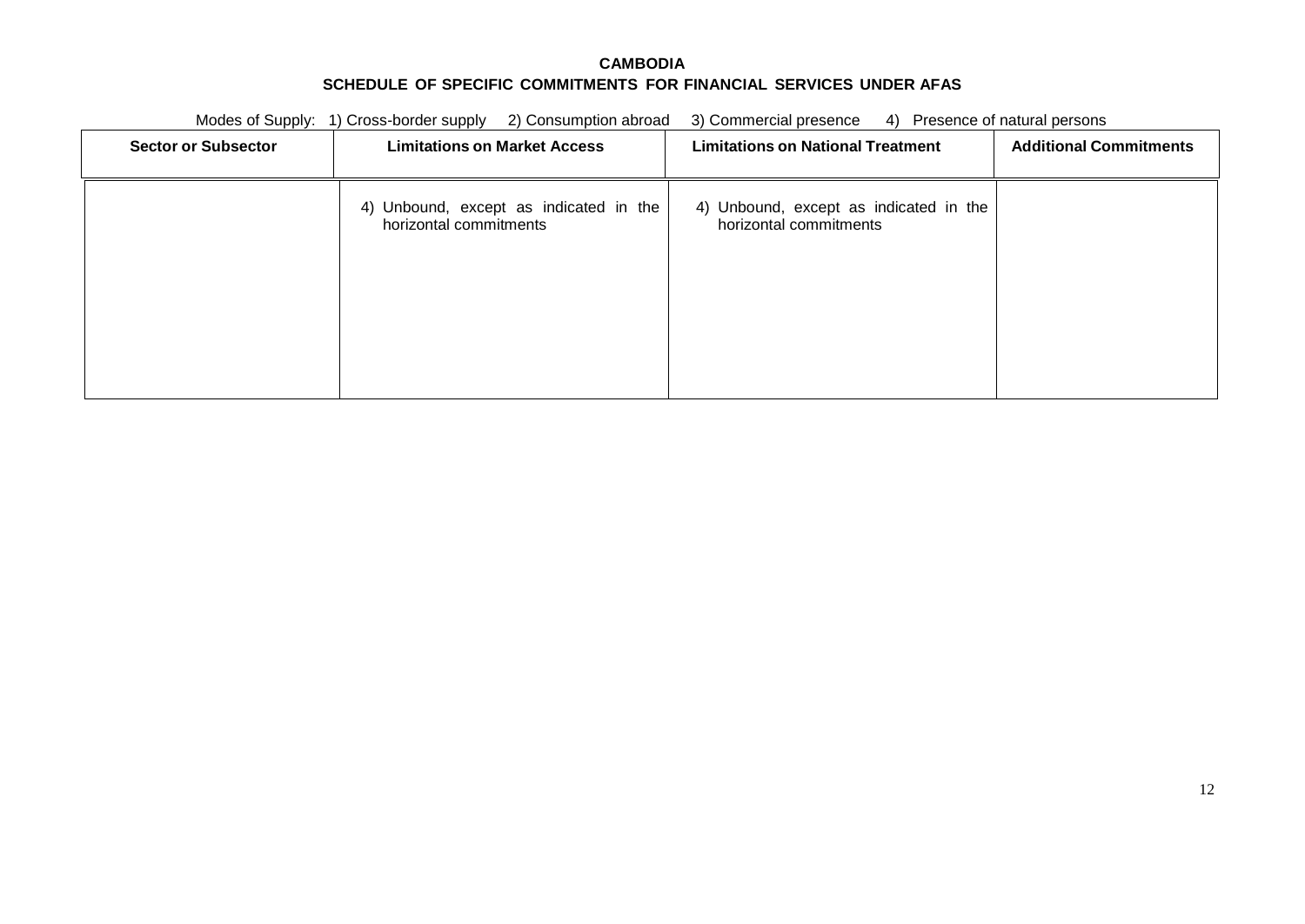**CAMBODIA**

**SCHEDULE OF SPECIFIC COMMITMENTS FOR FINANCIAL SERVICES UNDER AFAS**

Modes of Supply: 1) Cross-border supply 2) Consumption abroad 3) Commercial presence 4) Presence of natural persons

| Sector or Subsector | Limitations on Market Access | Limitations on National Treatment | Additional Commitments |
|---|---|---|---|
| | 4) Unbound, except as indicated in the horizontal commitments | 4) Unbound, except as indicated in the horizontal commitments | |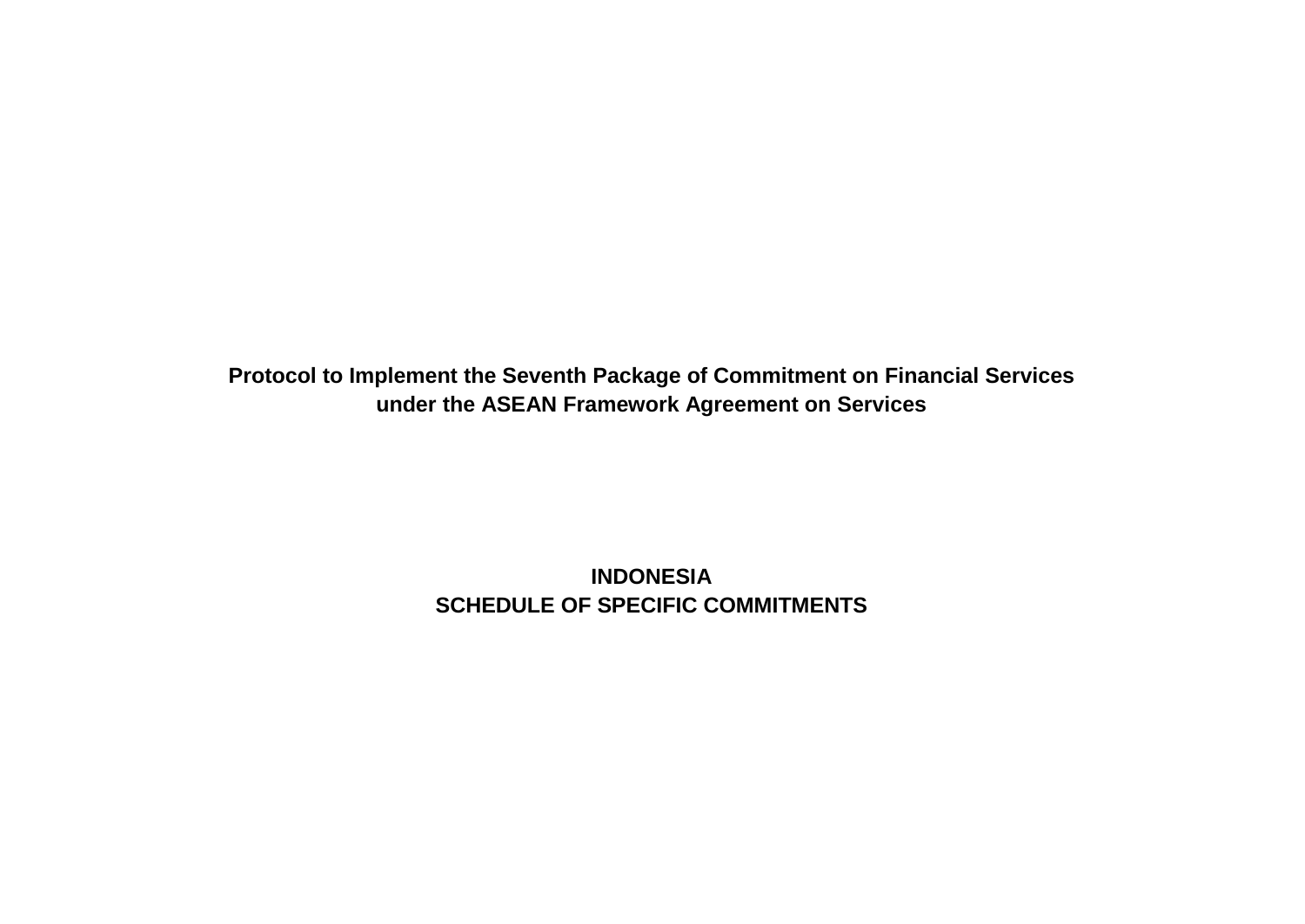# Protocol to Implement the Seventh Package of Commitment on Financial Services under the ASEAN Framework Agreement on Services

## INDONESIA
## SCHEDULE OF SPECIFIC COMMITMENTS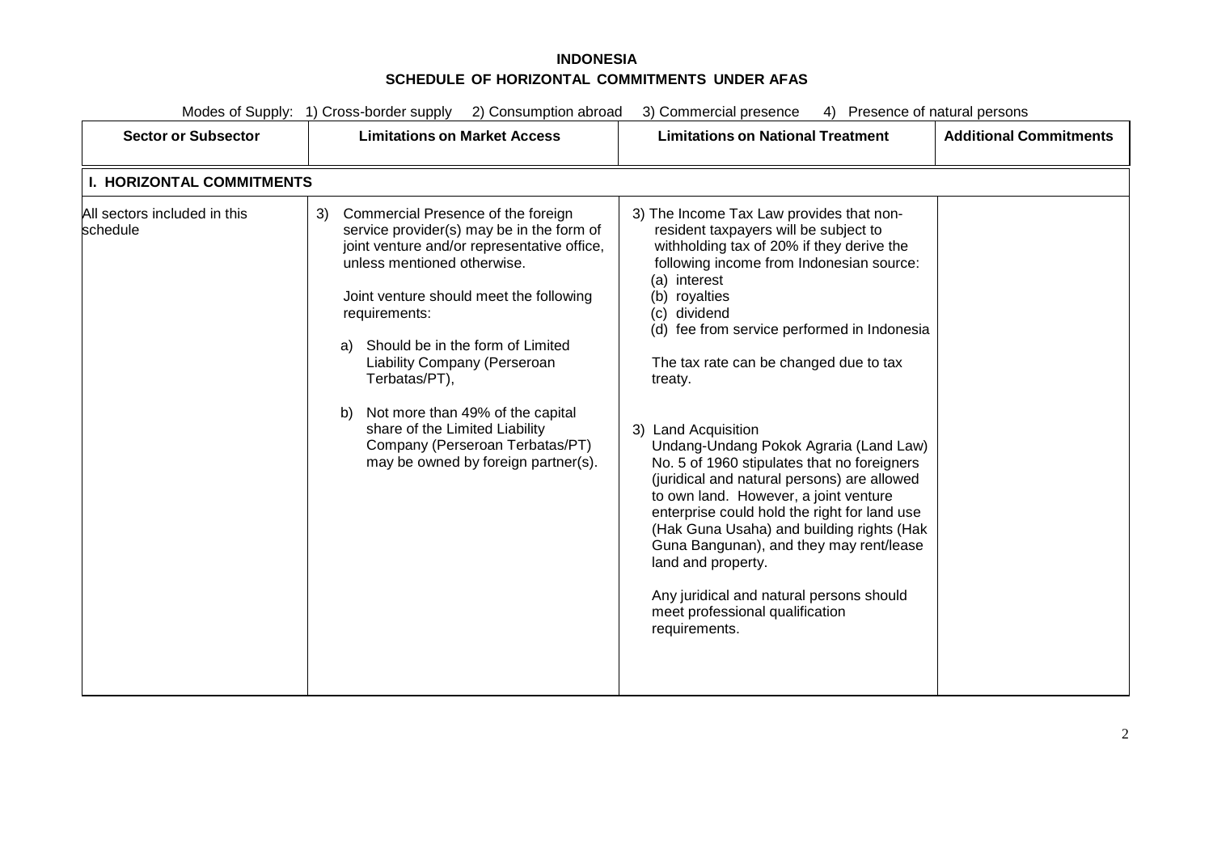# INDONESIA

## SCHEDULE OF HORIZONTAL COMMITMENTS UNDER AFAS

Modes of Supply: 1) Cross-border supply 2) Consumption abroad 3) Commercial presence 4) Presence of natural persons

| Sector or Subsector | Limitations on Market Access | Limitations on National Treatment | Additional Commitments |
|---|---|---|---|
| **I. HORIZONTAL COMMITMENTS** | | | |
| All sectors included in this schedule | 3) Commercial Presence of the foreign service provider(s) may be in the form of joint venture and/or representative office, unless mentioned otherwise.<br><br>Joint venture should meet the following requirements:<br><br>a) Should be in the form of Limited Liability Company (Perseroan Terbatas/PT),<br><br>b) Not more than 49% of the capital share of the Limited Liability Company (Perseroan Terbatas/PT) may be owned by foreign partner(s). | 3) The Income Tax Law provides that non-resident taxpayers will be subject to withholding tax of 20% if they derive the following income from Indonesian source:<br>(a) interest<br>(b) royalties<br>(c) dividend<br>(d) fee from service performed in Indonesia<br><br>The tax rate can be changed due to tax treaty.<br><br>3) Land Acquisition<br>Undang-Undang Pokok Agraria (Land Law) No. 5 of 1960 stipulates that no foreigners (juridical and natural persons) are allowed to own land. However, a joint venture enterprise could hold the right for land use (Hak Guna Usaha) and building rights (Hak Guna Bangunan), and they may rent/lease land and property.<br><br>Any juridical and natural persons should meet professional qualification requirements. | |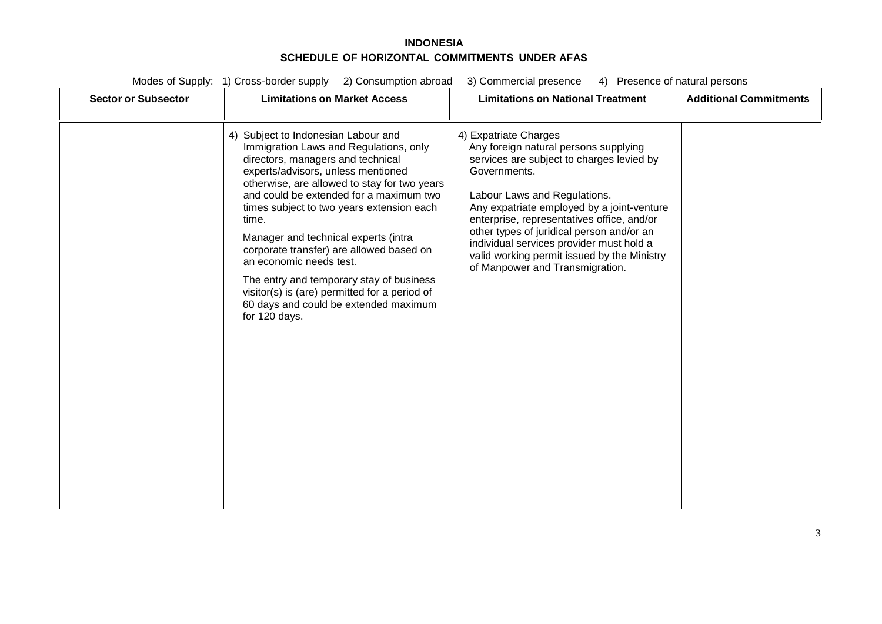**INDONESIA**

**SCHEDULE OF HORIZONTAL COMMITMENTS UNDER AFAS**

Modes of Supply: 1) Cross-border supply 2) Consumption abroad 3) Commercial presence 4) Presence of natural persons

| Sector or Subsector | Limitations on Market Access | Limitations on National Treatment | Additional Commitments |
|---|---|---|---|
| | 4) Subject to Indonesian Labour and Immigration Laws and Regulations, only directors, managers and technical experts/advisors, unless mentioned otherwise, are allowed to stay for two years and could be extended for a maximum two times subject to two years extension each time.<br><br>Manager and technical experts (intra corporate transfer) are allowed based on an economic needs test.<br><br>The entry and temporary stay of business visitor(s) is (are) permitted for a period of 60 days and could be extended maximum for 120 days. | 4) Expatriate Charges<br>Any foreign natural persons supplying services are subject to charges levied by Governments.<br><br>Labour Laws and Regulations.<br>Any expatriate employed by a joint-venture enterprise, representatives office, and/or other types of juridical person and/or an individual services provider must hold a valid working permit issued by the Ministry of Manpower and Transmigration. | |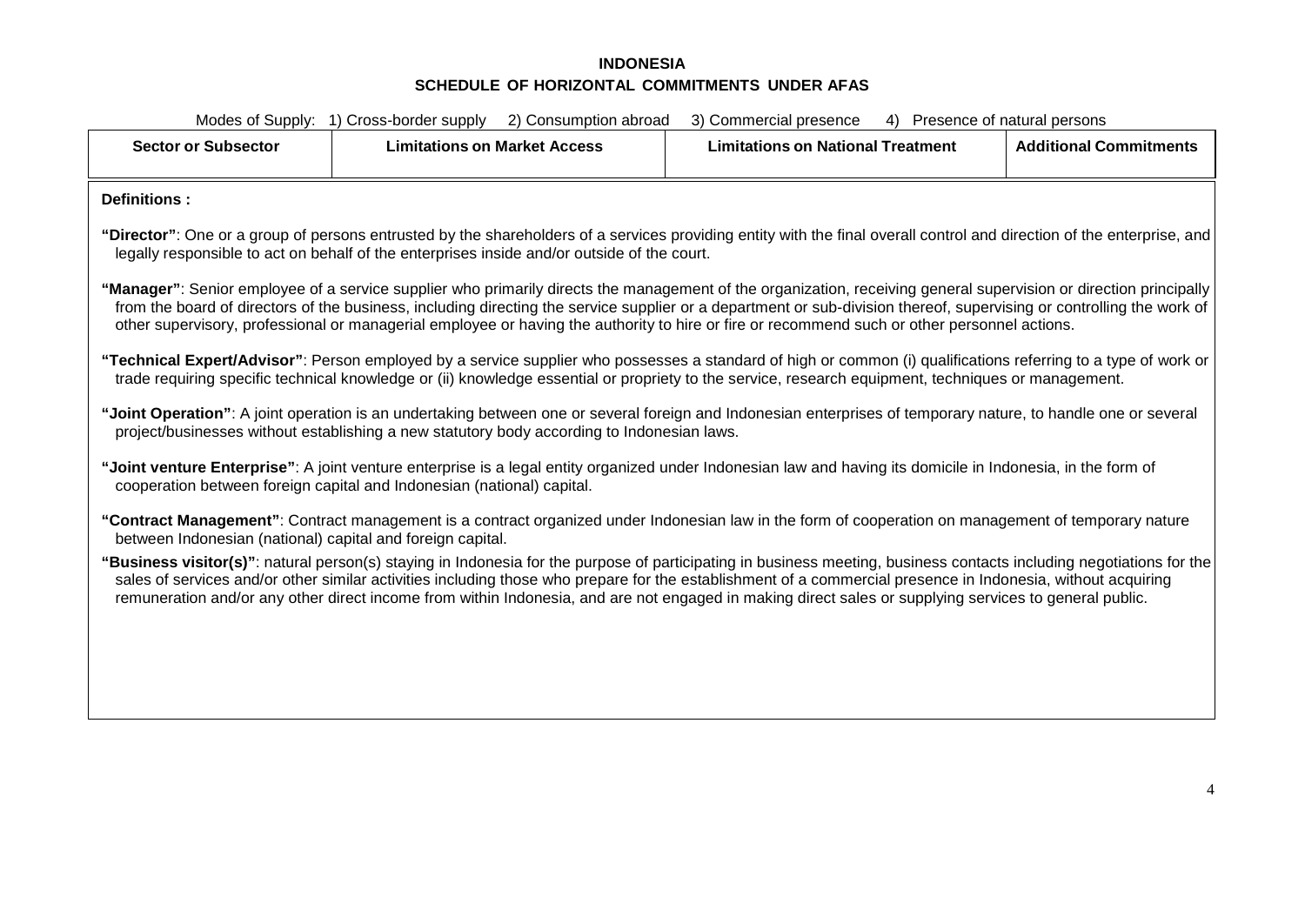**INDONESIA**

**SCHEDULE OF HORIZONTAL COMMITMENTS UNDER AFAS**

Modes of Supply: 1) Cross-border supply 2) Consumption abroad 3) Commercial presence 4) Presence of natural persons

| Sector or Subsector | Limitations on Market Access | Limitations on National Treatment | Additional Commitments |
|---|---|---|---|

**Definitions :**

**"Director"**: One or a group of persons entrusted by the shareholders of a services providing entity with the final overall control and direction of the enterprise, and legally responsible to act on behalf of the enterprises inside and/or outside of the court.

**"Manager"**: Senior employee of a service supplier who primarily directs the management of the organization, receiving general supervision or direction principally from the board of directors of the business, including directing the service supplier or a department or sub-division thereof, supervising or controlling the work of other supervisory, professional or managerial employee or having the authority to hire or fire or recommend such or other personnel actions.

**"Technical Expert/Advisor"**: Person employed by a service supplier who possesses a standard of high or common (i) qualifications referring to a type of work or trade requiring specific technical knowledge or (ii) knowledge essential or propriety to the service, research equipment, techniques or management.

**"Joint Operation"**: A joint operation is an undertaking between one or several foreign and Indonesian enterprises of temporary nature, to handle one or several project/businesses without establishing a new statutory body according to Indonesian laws.

**"Joint venture Enterprise"**: A joint venture enterprise is a legal entity organized under Indonesian law and having its domicile in Indonesia, in the form of cooperation between foreign capital and Indonesian (national) capital.

**"Contract Management"**: Contract management is a contract organized under Indonesian law in the form of cooperation on management of temporary nature between Indonesian (national) capital and foreign capital.

**"Business visitor(s)"**: natural person(s) staying in Indonesia for the purpose of participating in business meeting, business contacts including negotiations for the sales of services and/or other similar activities including those who prepare for the establishment of a commercial presence in Indonesia, without acquiring remuneration and/or any other direct income from within Indonesia, and are not engaged in making direct sales or supplying services to general public.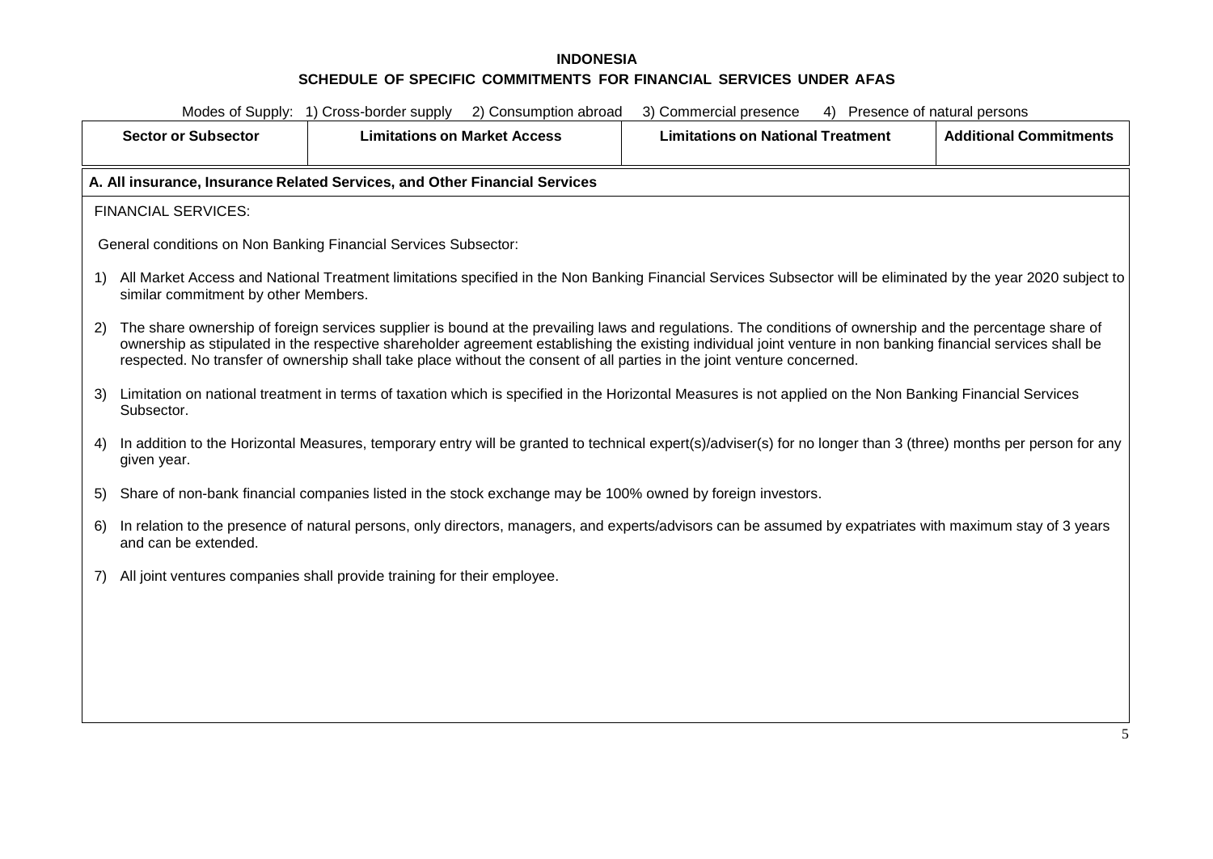**INDONESIA**

**SCHEDULE OF SPECIFIC COMMITMENTS FOR FINANCIAL SERVICES UNDER AFAS**

Modes of Supply: 1) Cross-border supply 2) Consumption abroad 3) Commercial presence 4) Presence of natural persons

| Sector or Subsector | Limitations on Market Access | Limitations on National Treatment | Additional Commitments |
|---|---|---|---|
| **A. All insurance, Insurance Related Services, and Other Financial Services** | | | |

FINANCIAL SERVICES:

General conditions on Non Banking Financial Services Subsector:

1) All Market Access and National Treatment limitations specified in the Non Banking Financial Services Subsector will be eliminated by the year 2020 subject to similar commitment by other Members.

2) The share ownership of foreign services supplier is bound at the prevailing laws and regulations. The conditions of ownership and the percentage share of ownership as stipulated in the respective shareholder agreement establishing the existing individual joint venture in non banking financial services shall be respected. No transfer of ownership shall take place without the consent of all parties in the joint venture concerned.

3) Limitation on national treatment in terms of taxation which is specified in the Horizontal Measures is not applied on the Non Banking Financial Services Subsector.

4) In addition to the Horizontal Measures, temporary entry will be granted to technical expert(s)/adviser(s) for no longer than 3 (three) months per person for any given year.

5) Share of non-bank financial companies listed in the stock exchange may be 100% owned by foreign investors.

6) In relation to the presence of natural persons, only directors, managers, and experts/advisors can be assumed by expatriates with maximum stay of 3 years and can be extended.

7) All joint ventures companies shall provide training for their employee.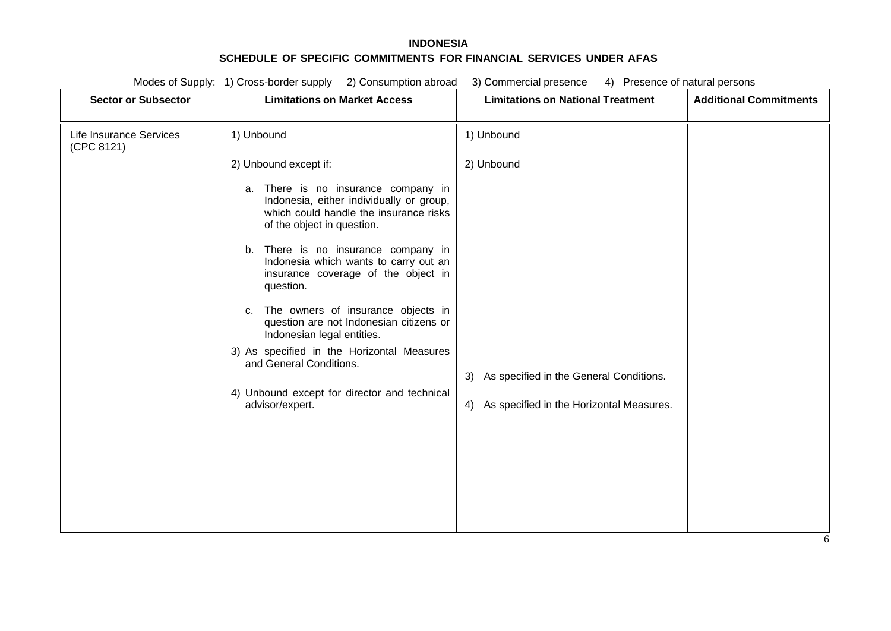**INDONESIA**

**SCHEDULE OF SPECIFIC COMMITMENTS FOR FINANCIAL SERVICES UNDER AFAS**

Modes of Supply: 1) Cross-border supply 2) Consumption abroad 3) Commercial presence 4) Presence of natural persons

| Sector or Subsector | Limitations on Market Access | Limitations on National Treatment | Additional Commitments |
|---|---|---|---|
| Life Insurance Services (CPC 8121) | 1) Unbound<br><br>2) Unbound except if:<br><br>a. There is no insurance company in Indonesia, either individually or group, which could handle the insurance risks of the object in question.<br><br>b. There is no insurance company in Indonesia which wants to carry out an insurance coverage of the object in question.<br><br>c. The owners of insurance objects in question are not Indonesian citizens or Indonesian legal entities.<br><br>3) As specified in the Horizontal Measures and General Conditions.<br><br>4) Unbound except for director and technical advisor/expert. | 1) Unbound<br><br>2) Unbound<br><br>3) As specified in the General Conditions.<br><br>4) As specified in the Horizontal Measures. | |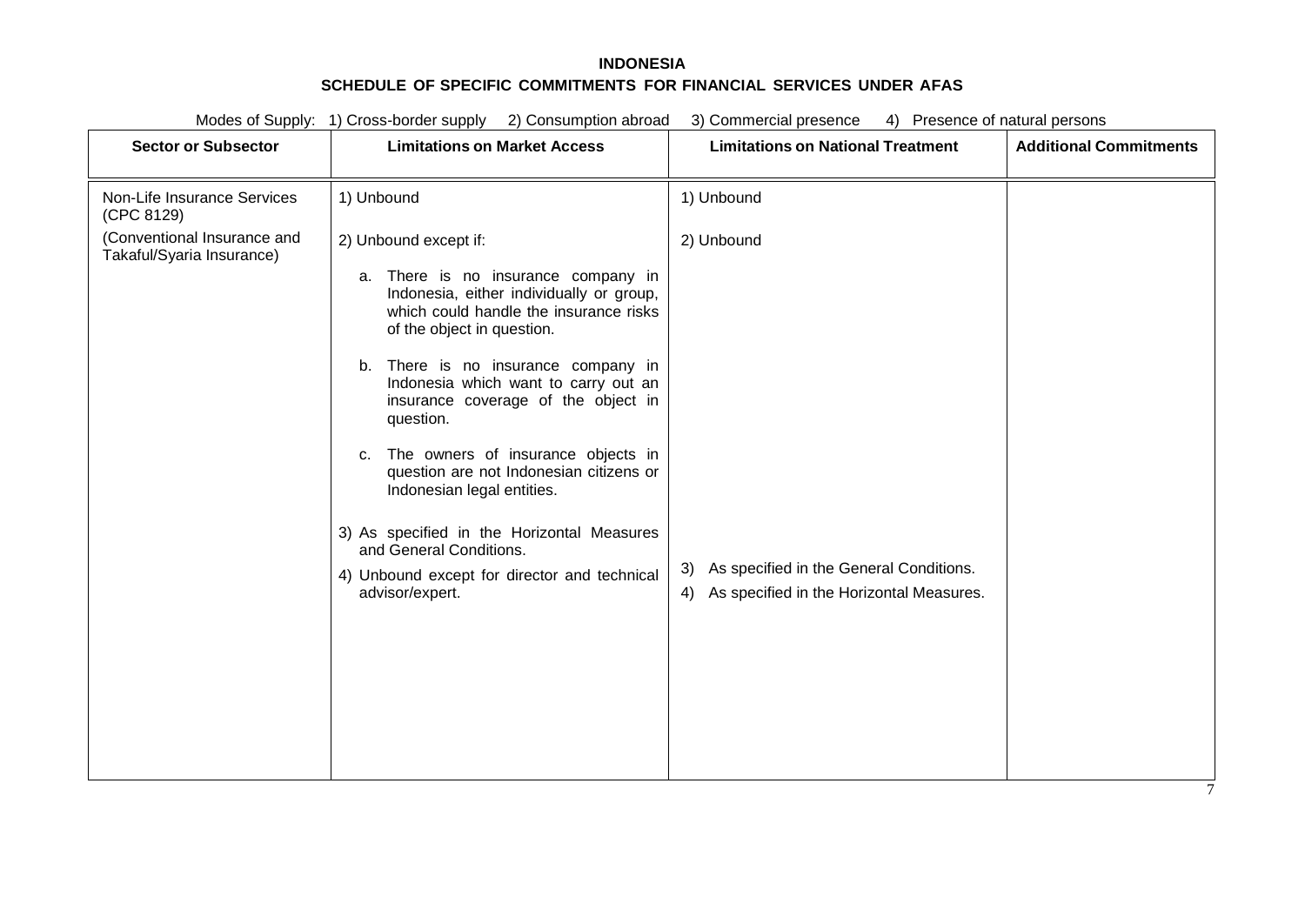**INDONESIA**

**SCHEDULE OF SPECIFIC COMMITMENTS FOR FINANCIAL SERVICES UNDER AFAS**

Modes of Supply: 1) Cross-border supply 2) Consumption abroad 3) Commercial presence 4) Presence of natural persons

| Sector or Subsector | Limitations on Market Access | Limitations on National Treatment | Additional Commitments |
|---|---|---|---|
| Non-Life Insurance Services (CPC 8129)<br><br>(Conventional Insurance and Takaful/Syaria Insurance) | 1) Unbound<br><br>2) Unbound except if:<br><br>a. There is no insurance company in Indonesia, either individually or group, which could handle the insurance risks of the object in question.<br><br>b. There is no insurance company in Indonesia which want to carry out an insurance coverage of the object in question.<br><br>c. The owners of insurance objects in question are not Indonesian citizens or Indonesian legal entities.<br><br>3) As specified in the Horizontal Measures and General Conditions.<br><br>4) Unbound except for director and technical advisor/expert. | 1) Unbound<br><br>2) Unbound<br><br>3) As specified in the General Conditions.<br><br>4) As specified in the Horizontal Measures. | |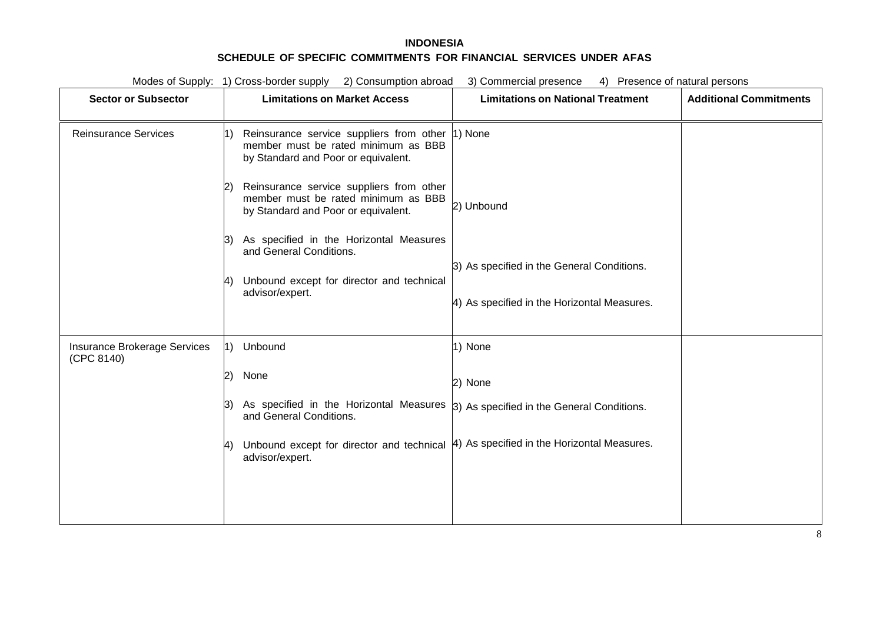**INDONESIA**

**SCHEDULE OF SPECIFIC COMMITMENTS FOR FINANCIAL SERVICES UNDER AFAS**

Modes of Supply: 1) Cross-border supply 2) Consumption abroad 3) Commercial presence 4) Presence of natural persons

| Sector or Subsector | Limitations on Market Access | Limitations on National Treatment | Additional Commitments |
|---|---|---|---|
| Reinsurance Services | 1) Reinsurance service suppliers from other member must be rated minimum as BBB by Standard and Poor or equivalent.<br><br>2) Reinsurance service suppliers from other member must be rated minimum as BBB by Standard and Poor or equivalent.<br><br>3) As specified in the Horizontal Measures and General Conditions.<br><br>4) Unbound except for director and technical advisor/expert. | 1) None<br><br>2) Unbound<br><br>3) As specified in the General Conditions.<br><br>4) As specified in the Horizontal Measures. | |
| Insurance Brokerage Services (CPC 8140) | 1) Unbound<br><br>2) None<br><br>3) As specified in the Horizontal Measures and General Conditions.<br><br>4) Unbound except for director and technical advisor/expert. | 1) None<br><br>2) None<br><br>3) As specified in the General Conditions.<br><br>4) As specified in the Horizontal Measures. | |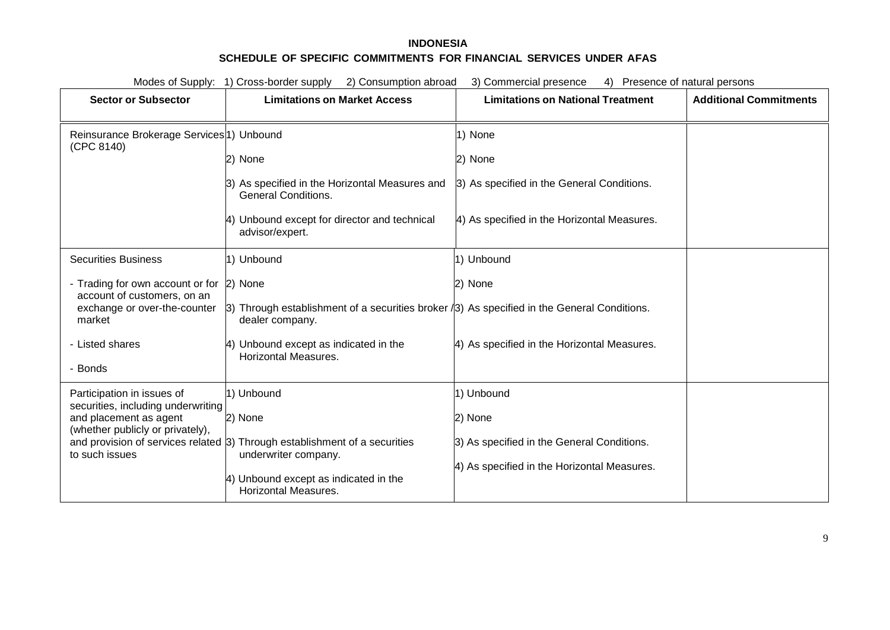**INDONESIA**

**SCHEDULE OF SPECIFIC COMMITMENTS FOR FINANCIAL SERVICES UNDER AFAS**

Modes of Supply: 1) Cross-border supply 2) Consumption abroad 3) Commercial presence 4) Presence of natural persons

| Sector or Subsector | Limitations on Market Access | Limitations on National Treatment | Additional Commitments |
|---|---|---|---|
| Reinsurance Brokerage Services (CPC 8140) | 1) Unbound<br><br>2) None<br><br>3) As specified in the Horizontal Measures and General Conditions.<br><br>4) Unbound except for director and technical advisor/expert. | 1) None<br><br>2) None<br><br>3) As specified in the General Conditions.<br><br>4) As specified in the Horizontal Measures. | |
| Securities Business<br><br>- Trading for own account or for account of customers, on an exchange or over-the-counter market<br><br>- Listed shares<br><br>- Bonds | 1) Unbound<br><br>2) None<br><br>3) Through establishment of a securities broker / dealer company.<br><br>4) Unbound except as indicated in the Horizontal Measures. | 1) Unbound<br><br>2) None<br><br>3) As specified in the General Conditions.<br><br>4) As specified in the Horizontal Measures. | |
| Participation in issues of securities, including underwriting and placement as agent (whether publicly or privately), and provision of services related to such issues | 1) Unbound<br><br>2) None<br><br>3) Through establishment of a securities underwriter company.<br><br>4) Unbound except as indicated in the Horizontal Measures. | 1) Unbound<br><br>2) None<br><br>3) As specified in the General Conditions.<br><br>4) As specified in the Horizontal Measures. | |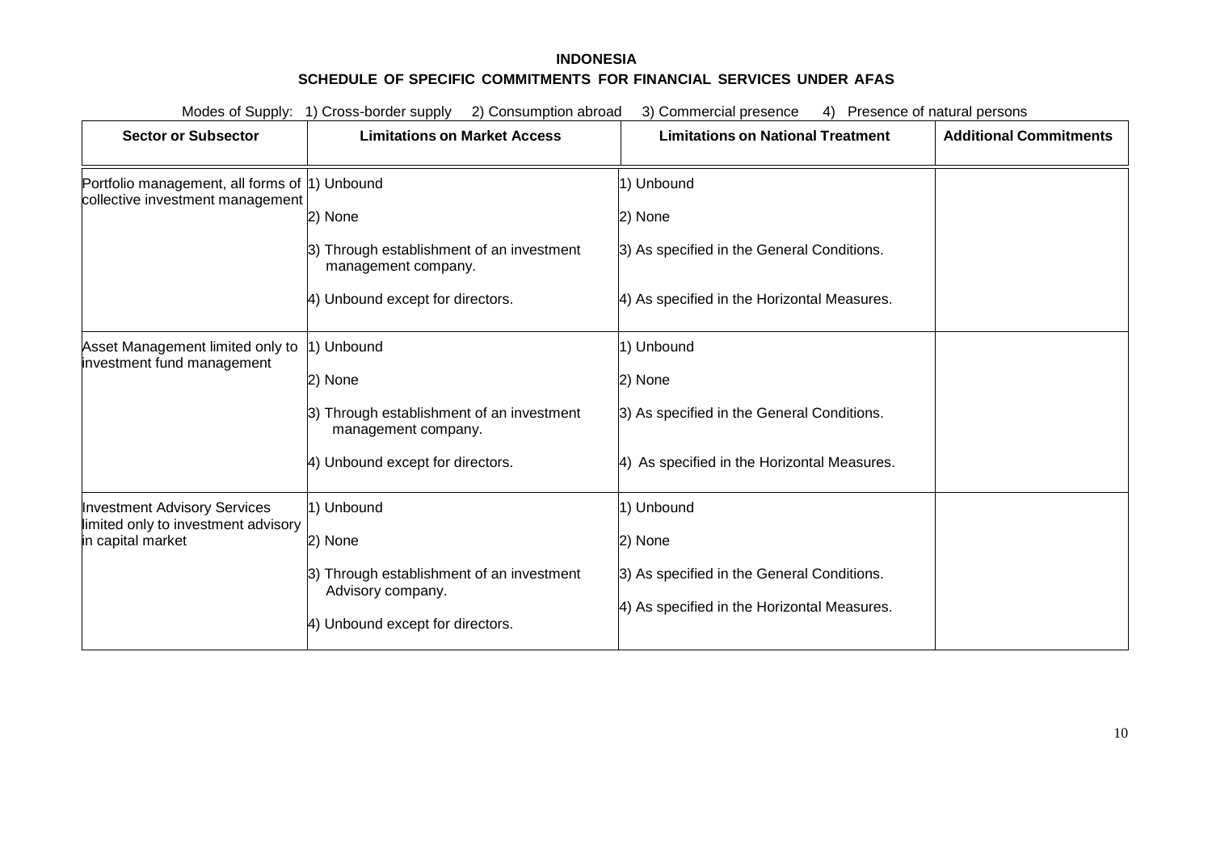**INDONESIA**

**SCHEDULE OF SPECIFIC COMMITMENTS FOR FINANCIAL SERVICES UNDER AFAS**

Modes of Supply: 1) Cross-border supply 2) Consumption abroad 3) Commercial presence 4) Presence of natural persons

| Sector or Subsector | Limitations on Market Access | Limitations on National Treatment | Additional Commitments |
|---|---|---|---|
| Portfolio management, all forms of collective investment management | 1) Unbound<br><br>2) None<br><br>3) Through establishment of an investment management company.<br><br>4) Unbound except for directors. | 1) Unbound<br><br>2) None<br><br>3) As specified in the General Conditions.<br><br>4) As specified in the Horizontal Measures. | |
| Asset Management limited only to investment fund management | 1) Unbound<br><br>2) None<br><br>3) Through establishment of an investment management company.<br><br>4) Unbound except for directors. | 1) Unbound<br><br>2) None<br><br>3) As specified in the General Conditions.<br><br>4) As specified in the Horizontal Measures. | |
| Investment Advisory Services limited only to investment advisory in capital market | 1) Unbound<br><br>2) None<br><br>3) Through establishment of an investment Advisory company.<br><br>4) Unbound except for directors. | 1) Unbound<br><br>2) None<br><br>3) As specified in the General Conditions.<br><br>4) As specified in the Horizontal Measures. | |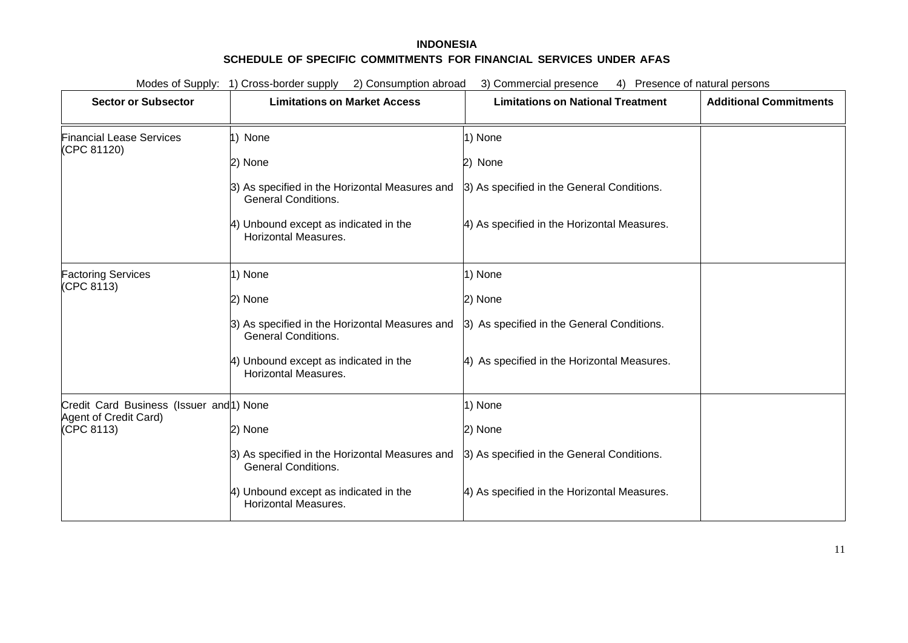**INDONESIA**

**SCHEDULE OF SPECIFIC COMMITMENTS FOR FINANCIAL SERVICES UNDER AFAS**

Modes of Supply: 1) Cross-border supply 2) Consumption abroad 3) Commercial presence 4) Presence of natural persons

| Sector or Subsector | Limitations on Market Access | Limitations on National Treatment | Additional Commitments |
|---|---|---|---|
| Financial Lease Services (CPC 81120) | 1) None<br><br>2) None<br><br>3) As specified in the Horizontal Measures and General Conditions.<br><br>4) Unbound except as indicated in the Horizontal Measures. | 1) None<br><br>2) None<br><br>3) As specified in the General Conditions.<br><br>4) As specified in the Horizontal Measures. | |
| Factoring Services (CPC 8113) | 1) None<br><br>2) None<br><br>3) As specified in the Horizontal Measures and General Conditions.<br><br>4) Unbound except as indicated in the Horizontal Measures. | 1) None<br><br>2) None<br><br>3) As specified in the General Conditions.<br><br>4) As specified in the Horizontal Measures. | |
| Credit Card Business (Issuer and Agent of Credit Card) (CPC 8113) | 1) None<br><br>2) None<br><br>3) As specified in the Horizontal Measures and General Conditions.<br><br>4) Unbound except as indicated in the Horizontal Measures. | 1) None<br><br>2) None<br><br>3) As specified in the General Conditions.<br><br>4) As specified in the Horizontal Measures. | |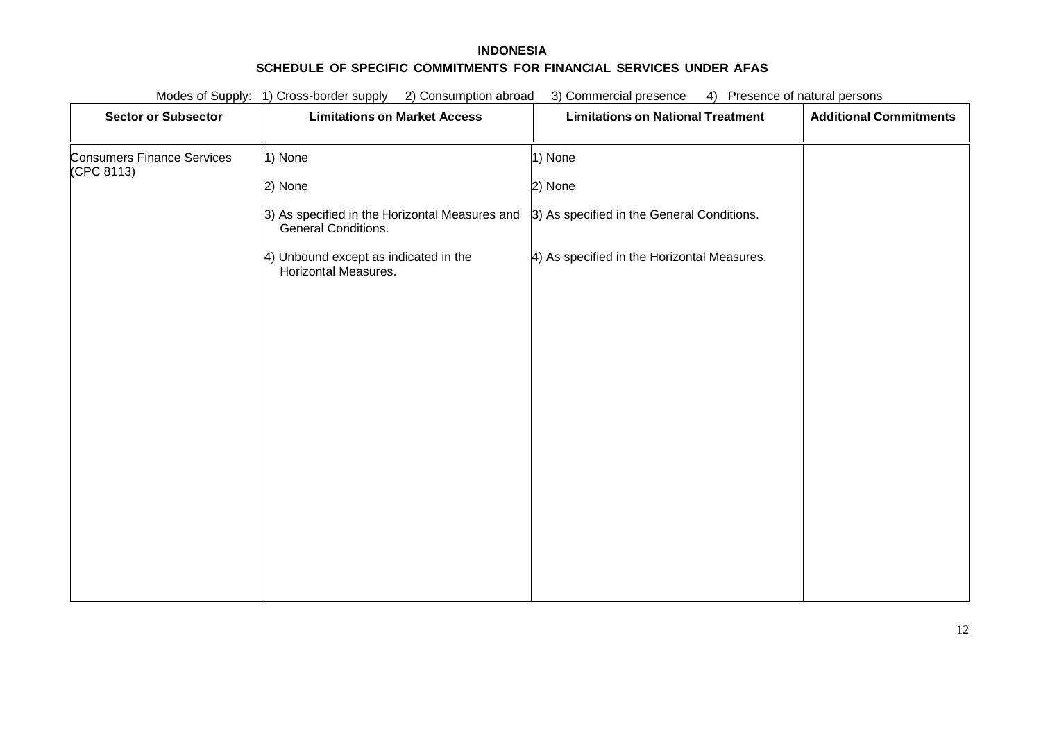**INDONESIA**

**SCHEDULE OF SPECIFIC COMMITMENTS FOR FINANCIAL SERVICES UNDER AFAS**

Modes of Supply: 1) Cross-border supply 2) Consumption abroad 3) Commercial presence 4) Presence of natural persons

| Sector or Subsector | Limitations on Market Access | Limitations on National Treatment | Additional Commitments |
|---|---|---|---|
| Consumers Finance Services (CPC 8113) | 1) None<br><br>2) None<br><br>3) As specified in the Horizontal Measures and General Conditions.<br><br>4) Unbound except as indicated in the Horizontal Measures. | 1) None<br><br>2) None<br><br>3) As specified in the General Conditions.<br><br>4) As specified in the Horizontal Measures. | |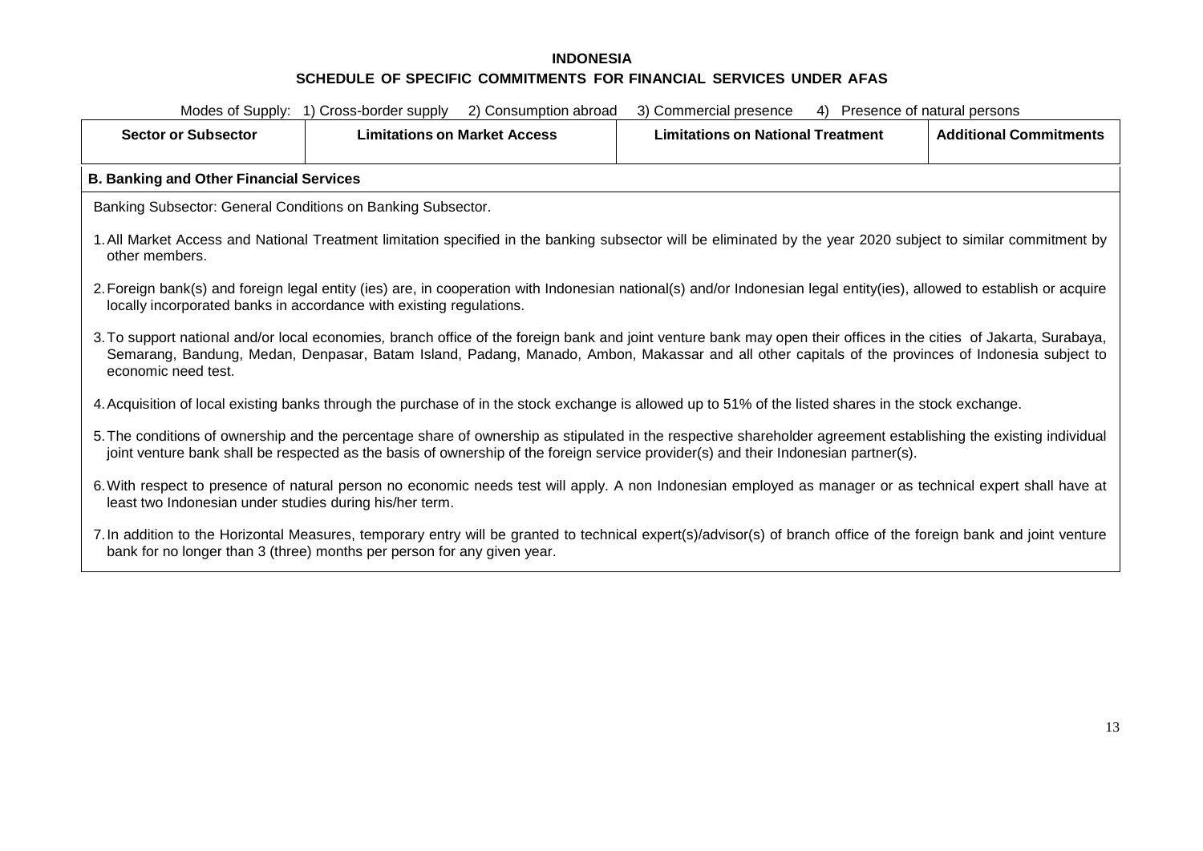**INDONESIA**

**SCHEDULE OF SPECIFIC COMMITMENTS FOR FINANCIAL SERVICES UNDER AFAS**

Modes of Supply: 1) Cross-border supply 2) Consumption abroad 3) Commercial presence 4) Presence of natural persons

| Sector or Subsector | Limitations on Market Access | Limitations on National Treatment | Additional Commitments |
|---|---|---|---|
| **B. Banking and Other Financial Services** | | | |
| Banking Subsector: General Conditions on Banking Subsector.<br><br>1. All Market Access and National Treatment limitation specified in the banking subsector will be eliminated by the year 2020 subject to similar commitment by other members.<br><br>2. Foreign bank(s) and foreign legal entity (ies) are, in cooperation with Indonesian national(s) and/or Indonesian legal entity(ies), allowed to establish or acquire locally incorporated banks in accordance with existing regulations.<br><br>3. To support national and/or local economies, branch office of the foreign bank and joint venture bank may open their offices in the cities of Jakarta, Surabaya, Semarang, Bandung, Medan, Denpasar, Batam Island, Padang, Manado, Ambon, Makassar and all other capitals of the provinces of Indonesia subject to economic need test.<br><br>4. Acquisition of local existing banks through the purchase of in the stock exchange is allowed up to 51% of the listed shares in the stock exchange.<br><br>5. The conditions of ownership and the percentage share of ownership as stipulated in the respective shareholder agreement establishing the existing individual joint venture bank shall be respected as the basis of ownership of the foreign service provider(s) and their Indonesian partner(s).<br><br>6. With respect to presence of natural person no economic needs test will apply. A non Indonesian employed as manager or as technical expert shall have at least two Indonesian under studies during his/her term.<br><br>7. In addition to the Horizontal Measures, temporary entry will be granted to technical expert(s)/advisor(s) of branch office of the foreign bank and joint venture bank for no longer than 3 (three) months per person for any given year. | | | |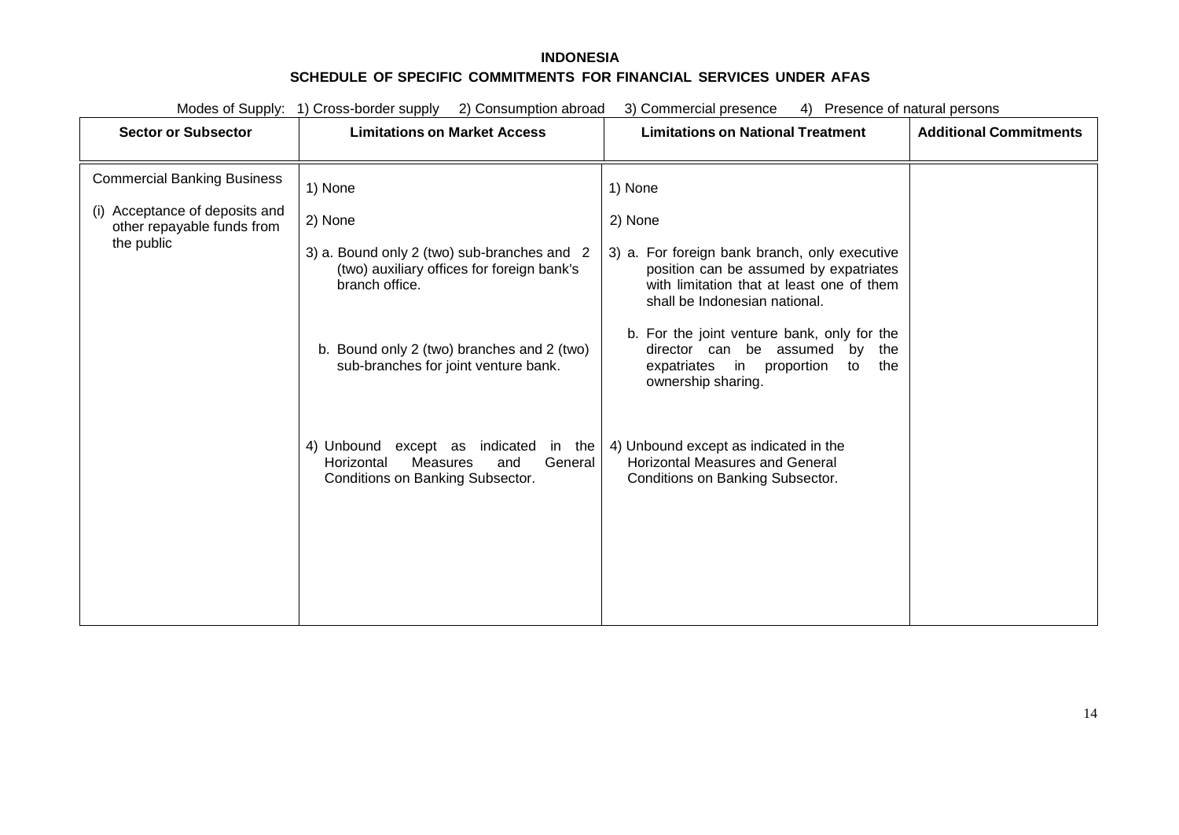**INDONESIA**

**SCHEDULE OF SPECIFIC COMMITMENTS FOR FINANCIAL SERVICES UNDER AFAS**

Modes of Supply: 1) Cross-border supply 2) Consumption abroad 3) Commercial presence 4) Presence of natural persons

| Sector or Subsector | Limitations on Market Access | Limitations on National Treatment | Additional Commitments |
|---|---|---|---|
| Commercial Banking Business<br><br>(i) Acceptance of deposits and other repayable funds from the public | 1) None<br><br>2) None<br><br>3) a. Bound only 2 (two) sub-branches and 2 (two) auxiliary offices for foreign bank's branch office.<br><br>b. Bound only 2 (two) branches and 2 (two) sub-branches for joint venture bank.<br><br>4) Unbound except as indicated in the Horizontal Measures and General Conditions on Banking Subsector. | 1) None<br><br>2) None<br><br>3) a. For foreign bank branch, only executive position can be assumed by expatriates with limitation that at least one of them shall be Indonesian national.<br><br>b. For the joint venture bank, only for the director can be assumed by the expatriates in proportion to the ownership sharing.<br><br>4) Unbound except as indicated in the Horizontal Measures and General Conditions on Banking Subsector. | |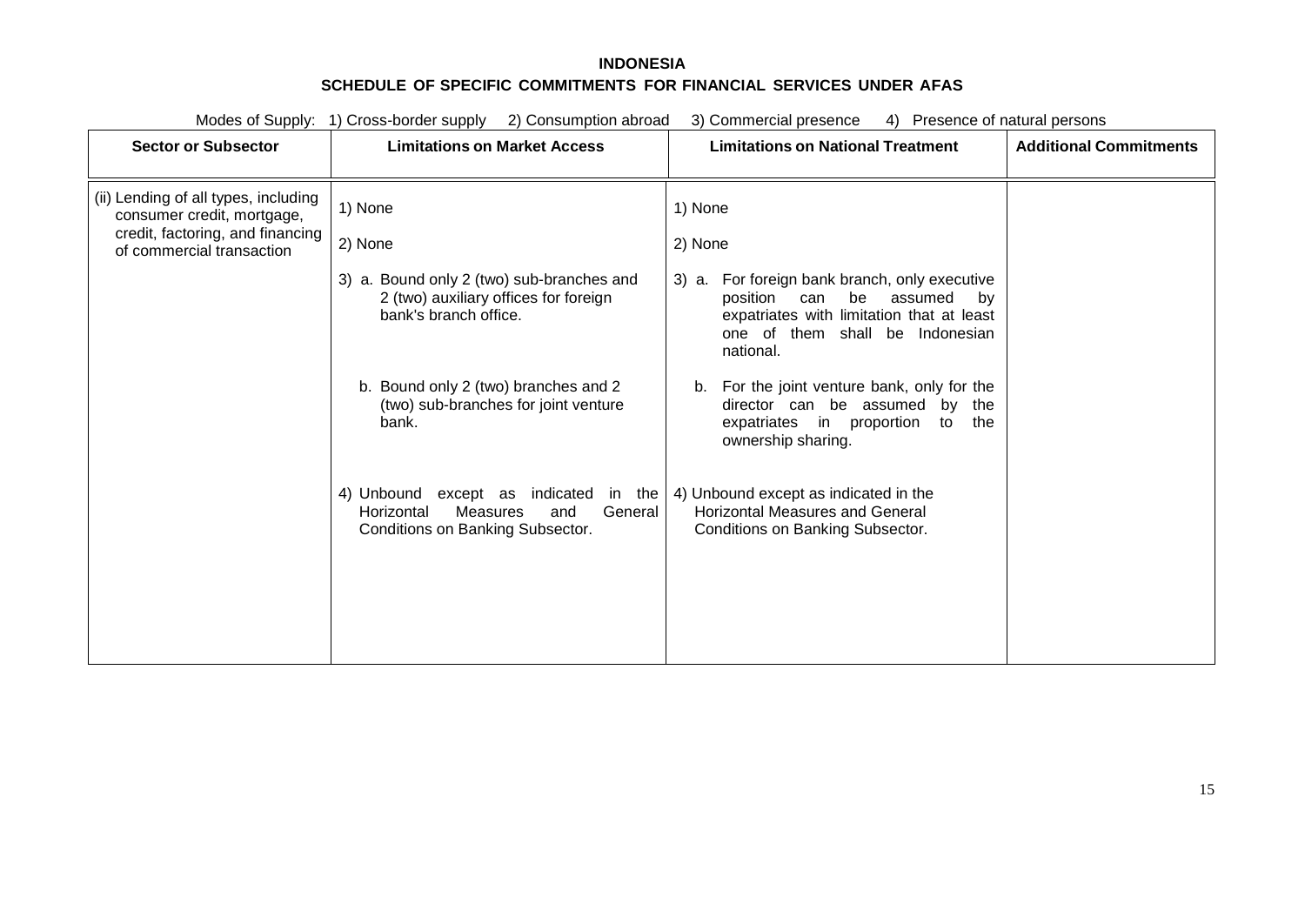**INDONESIA**

**SCHEDULE OF SPECIFIC COMMITMENTS FOR FINANCIAL SERVICES UNDER AFAS**

Modes of Supply: 1) Cross-border supply 2) Consumption abroad 3) Commercial presence 4) Presence of natural persons

| Sector or Subsector | Limitations on Market Access | Limitations on National Treatment | Additional Commitments |
|---|---|---|---|
| (ii) Lending of all types, including consumer credit, mortgage, credit, factoring, and financing of commercial transaction | 1) None<br><br>2) None<br><br>3) a. Bound only 2 (two) sub-branches and 2 (two) auxiliary offices for foreign bank's branch office.<br><br>b. Bound only 2 (two) branches and 2 (two) sub-branches for joint venture bank.<br><br>4) Unbound except as indicated in the Horizontal Measures and General Conditions on Banking Subsector. | 1) None<br><br>2) None<br><br>3) a. For foreign bank branch, only executive position can be assumed by expatriates with limitation that at least one of them shall be Indonesian national.<br><br>b. For the joint venture bank, only for the director can be assumed by the expatriates in proportion to the ownership sharing.<br><br>4) Unbound except as indicated in the Horizontal Measures and General Conditions on Banking Subsector. | |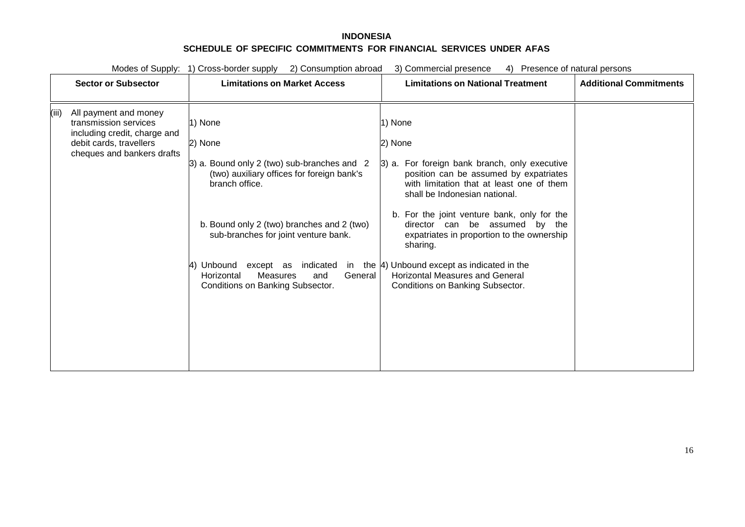**INDONESIA**

**SCHEDULE OF SPECIFIC COMMITMENTS FOR FINANCIAL SERVICES UNDER AFAS**

Modes of Supply: 1) Cross-border supply 2) Consumption abroad 3) Commercial presence 4) Presence of natural persons

| Sector or Subsector | Limitations on Market Access | Limitations on National Treatment | Additional Commitments |
|---|---|---|---|
| (iii) All payment and money transmission services including credit, charge and debit cards, travellers cheques and bankers drafts | 1) None<br><br>2) None<br><br>3) a. Bound only 2 (two) sub-branches and 2 (two) auxiliary offices for foreign bank's branch office.<br><br>b. Bound only 2 (two) branches and 2 (two) sub-branches for joint venture bank.<br><br>4) Unbound except as indicated in the Horizontal Measures and General Conditions on Banking Subsector. | 1) None<br><br>2) None<br><br>3) a. For foreign bank branch, only executive position can be assumed by expatriates with limitation that at least one of them shall be Indonesian national.<br><br>b. For the joint venture bank, only for the director can be assumed by the expatriates in proportion to the ownership sharing.<br><br>4) Unbound except as indicated in the Horizontal Measures and General Conditions on Banking Subsector. | |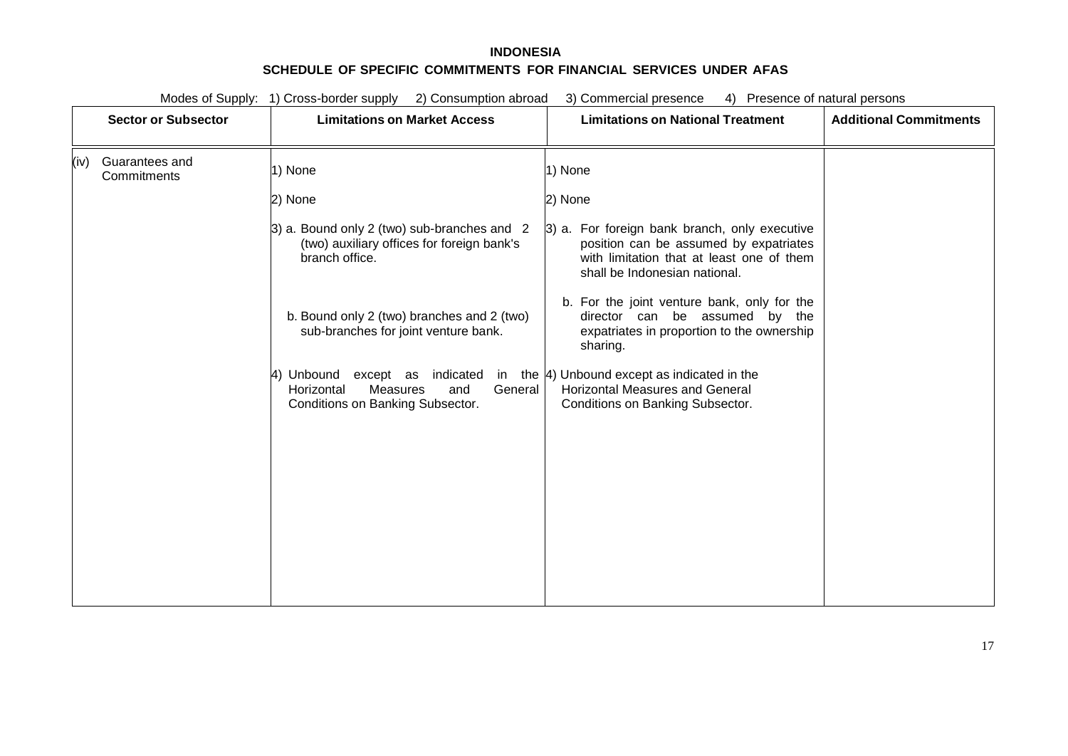# INDONESIA

## SCHEDULE OF SPECIFIC COMMITMENTS FOR FINANCIAL SERVICES UNDER AFAS

Modes of Supply: 1) Cross-border supply 2) Consumption abroad 3) Commercial presence 4) Presence of natural persons

| Sector or Subsector | Limitations on Market Access | Limitations on National Treatment | Additional Commitments |
|---|---|---|---|
| (iv) Guarantees and Commitments | 1) None<br><br>2) None<br><br>3) a. Bound only 2 (two) sub-branches and 2 (two) auxiliary offices for foreign bank's branch office.<br><br>b. Bound only 2 (two) branches and 2 (two) sub-branches for joint venture bank.<br><br>4) Unbound except as indicated in the Horizontal Measures and General Conditions on Banking Subsector. | 1) None<br><br>2) None<br><br>3) a. For foreign bank branch, only executive position can be assumed by expatriates with limitation that at least one of them shall be Indonesian national.<br><br>b. For the joint venture bank, only for the director can be assumed by the expatriates in proportion to the ownership sharing.<br><br>4) Unbound except as indicated in the Horizontal Measures and General Conditions on Banking Subsector. | |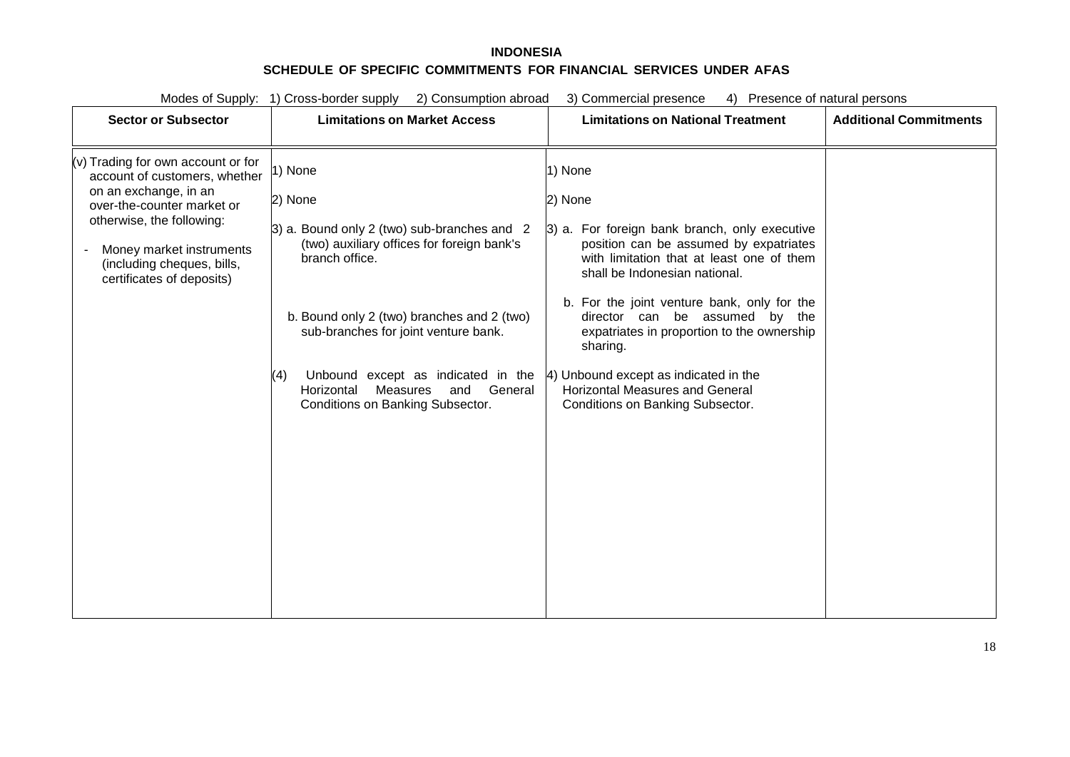**INDONESIA**

**SCHEDULE OF SPECIFIC COMMITMENTS FOR FINANCIAL SERVICES UNDER AFAS**

Modes of Supply: 1) Cross-border supply 2) Consumption abroad 3) Commercial presence 4) Presence of natural persons

| Sector or Subsector | Limitations on Market Access | Limitations on National Treatment | Additional Commitments |
|---|---|---|---|
| (v) Trading for own account or for account of customers, whether on an exchange, in an over-the-counter market or otherwise, the following:<br><br>- Money market instruments (including cheques, bills, certificates of deposits) | 1) None<br><br>2) None<br><br>3) a. Bound only 2 (two) sub-branches and 2 (two) auxiliary offices for foreign bank's branch office.<br><br>b. Bound only 2 (two) branches and 2 (two) sub-branches for joint venture bank.<br><br>(4) Unbound except as indicated in the Horizontal Measures and General Conditions on Banking Subsector. | 1) None<br><br>2) None<br><br>3) a. For foreign bank branch, only executive position can be assumed by expatriates with limitation that at least one of them shall be Indonesian national.<br><br>b. For the joint venture bank, only for the director can be assumed by the expatriates in proportion to the ownership sharing.<br><br>4) Unbound except as indicated in the Horizontal Measures and General Conditions on Banking Subsector. | |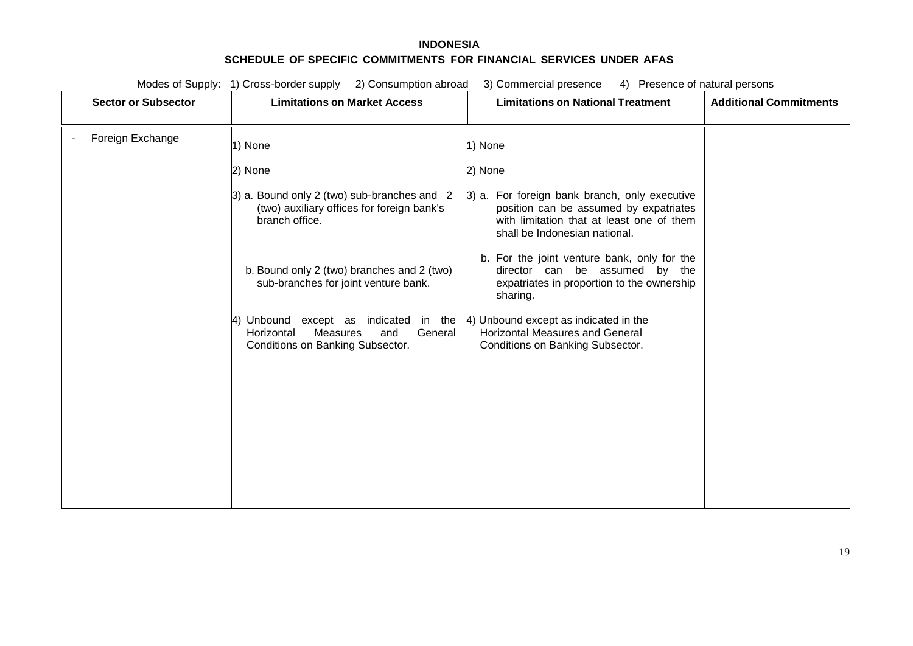**INDONESIA**

**SCHEDULE OF SPECIFIC COMMITMENTS FOR FINANCIAL SERVICES UNDER AFAS**

Modes of Supply: 1) Cross-border supply 2) Consumption abroad 3) Commercial presence 4) Presence of natural persons

| Sector or Subsector | Limitations on Market Access | Limitations on National Treatment | Additional Commitments |
|---|---|---|---|
| - Foreign Exchange | 1) None<br><br>2) None<br><br>3) a. Bound only 2 (two) sub-branches and 2 (two) auxiliary offices for foreign bank's branch office.<br><br>b. Bound only 2 (two) branches and 2 (two) sub-branches for joint venture bank.<br><br>4) Unbound except as indicated in the Horizontal Measures and General Conditions on Banking Subsector. | 1) None<br><br>2) None<br><br>3) a. For foreign bank branch, only executive position can be assumed by expatriates with limitation that at least one of them shall be Indonesian national.<br><br>b. For the joint venture bank, only for the director can be assumed by the expatriates in proportion to the ownership sharing.<br><br>4) Unbound except as indicated in the Horizontal Measures and General Conditions on Banking Subsector. | |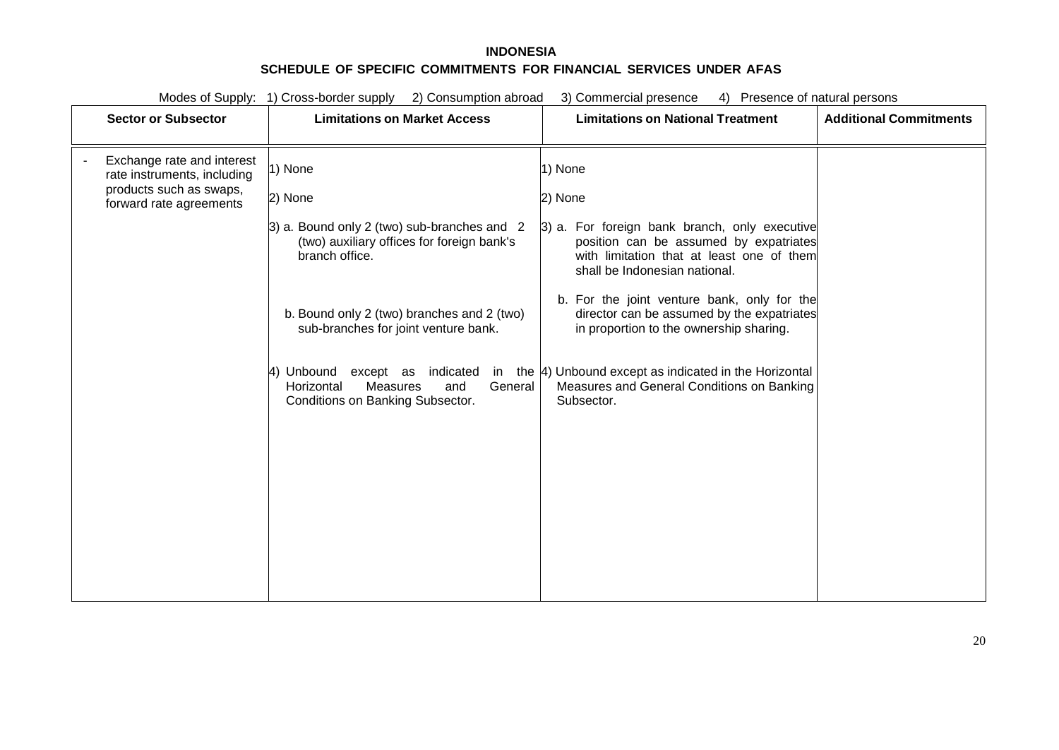**INDONESIA**

**SCHEDULE OF SPECIFIC COMMITMENTS FOR FINANCIAL SERVICES UNDER AFAS**

Modes of Supply: 1) Cross-border supply 2) Consumption abroad 3) Commercial presence 4) Presence of natural persons

| Sector or Subsector | Limitations on Market Access | Limitations on National Treatment | Additional Commitments |
|---|---|---|---|
| - Exchange rate and interest rate instruments, including products such as swaps, forward rate agreements | 1) None<br><br>2) None<br><br>3) a. Bound only 2 (two) sub-branches and 2 (two) auxiliary offices for foreign bank's branch office.<br><br>b. Bound only 2 (two) branches and 2 (two) sub-branches for joint venture bank.<br><br>4) Unbound except as indicated in the Horizontal Measures and General Conditions on Banking Subsector. | 1) None<br><br>2) None<br><br>3) a. For foreign bank branch, only executive position can be assumed by expatriates with limitation that at least one of them shall be Indonesian national.<br><br>b. For the joint venture bank, only for the director can be assumed by the expatriates in proportion to the ownership sharing.<br><br>4) Unbound except as indicated in the Horizontal Measures and General Conditions on Banking Subsector. | |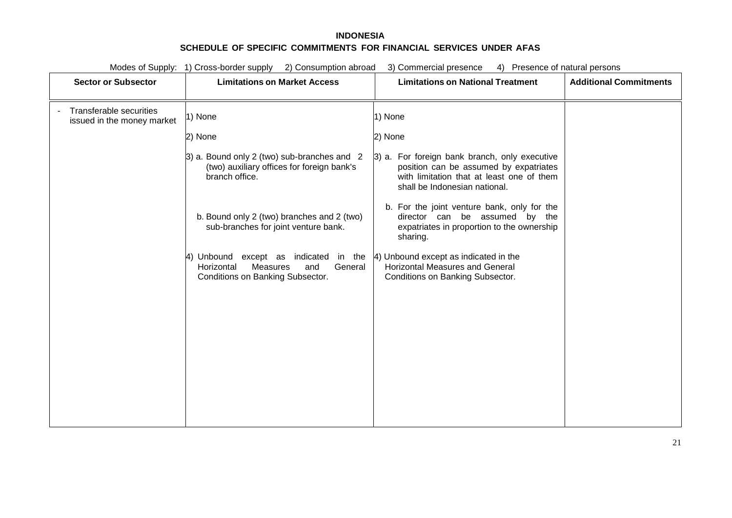**INDONESIA**

**SCHEDULE OF SPECIFIC COMMITMENTS FOR FINANCIAL SERVICES UNDER AFAS**

Modes of Supply: 1) Cross-border supply 2) Consumption abroad 3) Commercial presence 4) Presence of natural persons

| Sector or Subsector | Limitations on Market Access | Limitations on National Treatment | Additional Commitments |
|---|---|---|---|
| - Transferable securities issued in the money market | 1) None<br><br>2) None<br><br>3) a. Bound only 2 (two) sub-branches and 2 (two) auxiliary offices for foreign bank's branch office.<br><br>b. Bound only 2 (two) branches and 2 (two) sub-branches for joint venture bank.<br><br>4) Unbound except as indicated in the Horizontal Measures and General Conditions on Banking Subsector. | 1) None<br><br>2) None<br><br>3) a. For foreign bank branch, only executive position can be assumed by expatriates with limitation that at least one of them shall be Indonesian national.<br><br>b. For the joint venture bank, only for the director can be assumed by the expatriates in proportion to the ownership sharing.<br><br>4) Unbound except as indicated in the Horizontal Measures and General Conditions on Banking Subsector. | |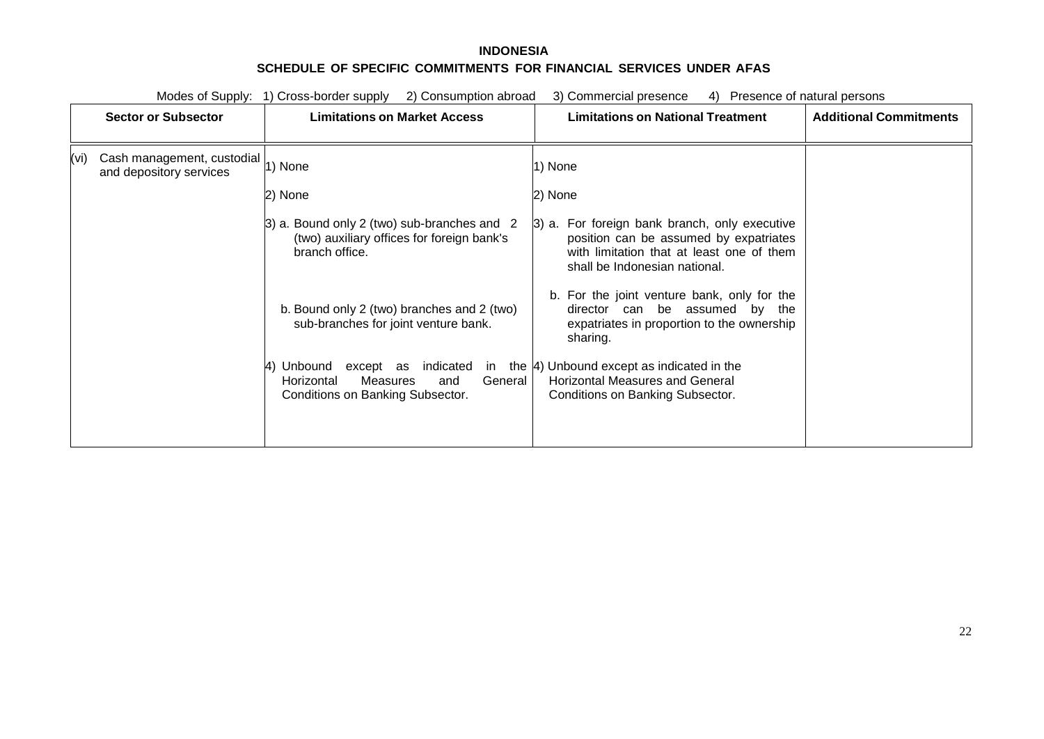**INDONESIA**

**SCHEDULE OF SPECIFIC COMMITMENTS FOR FINANCIAL SERVICES UNDER AFAS**

Modes of Supply: 1) Cross-border supply 2) Consumption abroad 3) Commercial presence 4) Presence of natural persons

| Sector or Subsector | Limitations on Market Access | Limitations on National Treatment | Additional Commitments |
|---|---|---|---|
| (vi) Cash management, custodial and depository services | 1) None<br><br>2) None<br><br>3) a. Bound only 2 (two) sub-branches and 2 (two) auxiliary offices for foreign bank's branch office.<br><br>b. Bound only 2 (two) branches and 2 (two) sub-branches for joint venture bank.<br><br>4) Unbound except as indicated in the Horizontal Measures and General Conditions on Banking Subsector. | 1) None<br><br>2) None<br><br>3) a. For foreign bank branch, only executive position can be assumed by expatriates with limitation that at least one of them shall be Indonesian national.<br><br>b. For the joint venture bank, only for the director can be assumed by the expatriates in proportion to the ownership sharing.<br><br>4) Unbound except as indicated in the Horizontal Measures and General Conditions on Banking Subsector. | |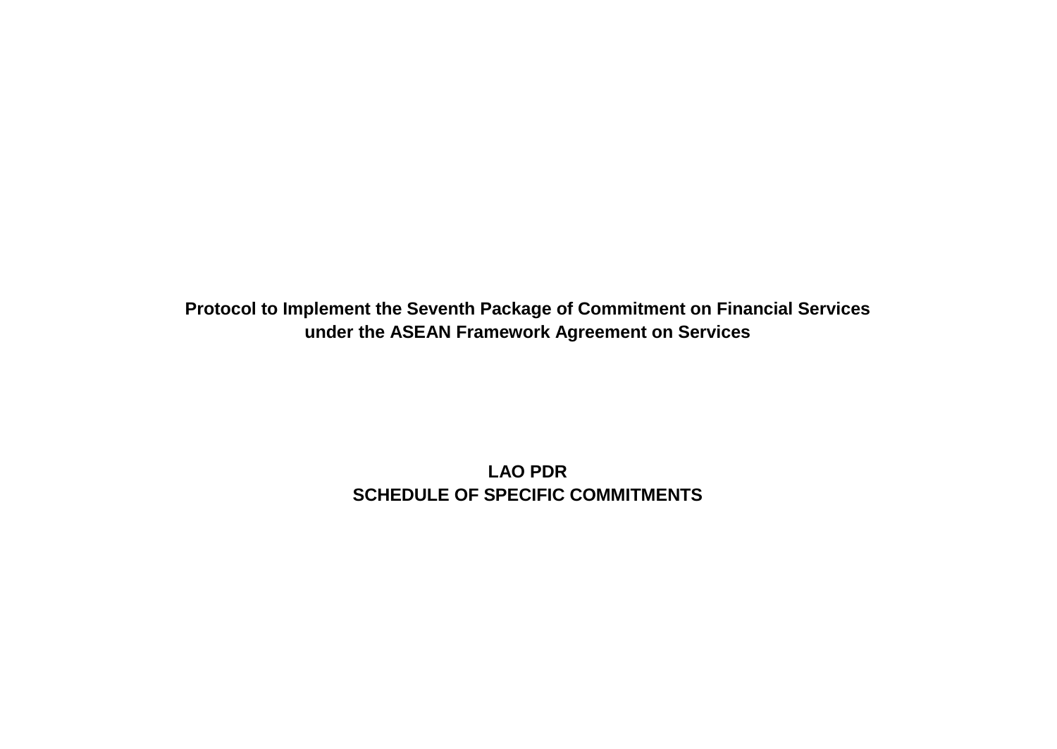**Protocol to Implement the Seventh Package of Commitment on Financial Services under the ASEAN Framework Agreement on Services**

**LAO PDR**
**SCHEDULE OF SPECIFIC COMMITMENTS**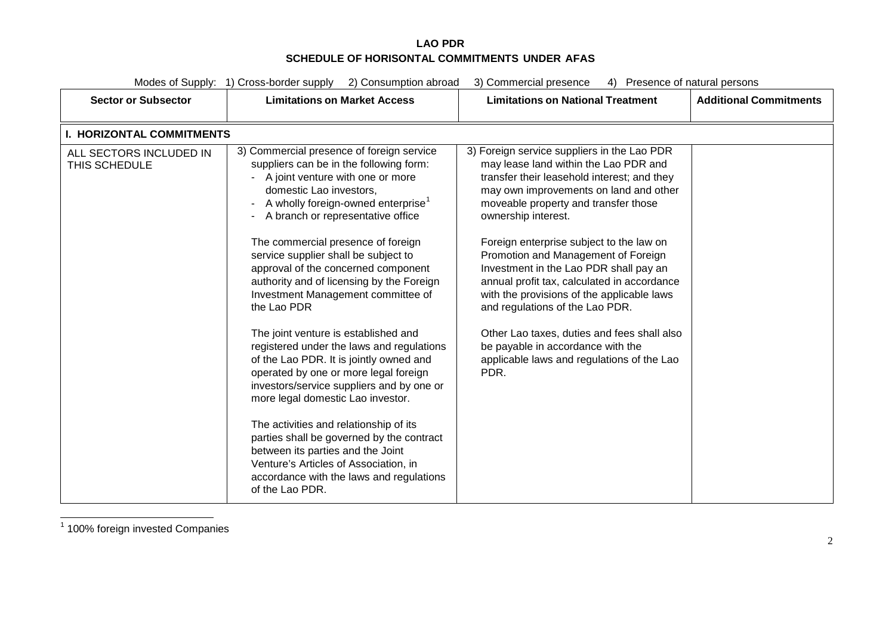**LAO PDR**

**SCHEDULE OF HORISONTAL COMMITMENTS UNDER AFAS**

Modes of Supply: 1) Cross-border supply 2) Consumption abroad 3) Commercial presence 4) Presence of natural persons

| Sector or Subsector | Limitations on Market Access | Limitations on National Treatment | Additional Commitments |
|---|---|---|---|
| **I. HORIZONTAL COMMITMENTS** | | | |
| ALL SECTORS INCLUDED IN THIS SCHEDULE | 3) Commercial presence of foreign service suppliers can be in the following form:<br>- A joint venture with one or more domestic Lao investors,<br>- A wholly foreign-owned enterprise[1]<br>- A branch or representative office<br><br>The commercial presence of foreign service supplier shall be subject to approval of the concerned component authority and of licensing by the Foreign Investment Management committee of the Lao PDR<br><br>The joint venture is established and registered under the laws and regulations of the Lao PDR. It is jointly owned and operated by one or more legal foreign investors/service suppliers and by one or more legal domestic Lao investor.<br><br>The activities and relationship of its parties shall be governed by the contract between its parties and the Joint Venture's Articles of Association, in accordance with the laws and regulations of the Lao PDR. | 3) Foreign service suppliers in the Lao PDR may lease land within the Lao PDR and transfer their leasehold interest; and they may own improvements on land and other moveable property and transfer those ownership interest.<br><br>Foreign enterprise subject to the law on Promotion and Management of Foreign Investment in the Lao PDR shall pay an annual profit tax, calculated in accordance with the provisions of the applicable laws and regulations of the Lao PDR.<br><br>Other Lao taxes, duties and fees shall also be payable in accordance with the applicable laws and regulations of the Lao PDR. | |

[1] 100% foreign invested Companies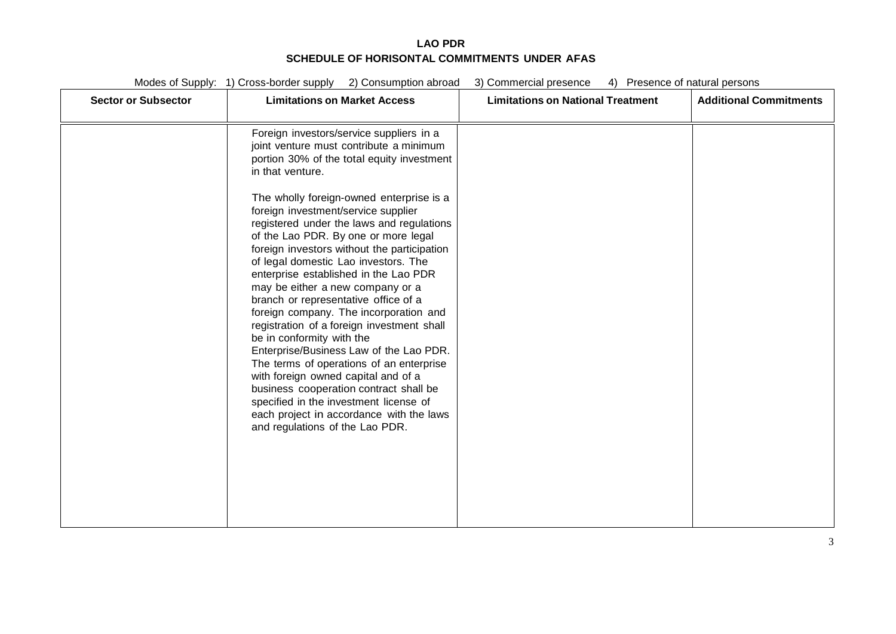**LAO PDR**
**SCHEDULE OF HORISONTAL COMMITMENTS UNDER AFAS**

Modes of Supply: 1) Cross-border supply 2) Consumption abroad 3) Commercial presence 4) Presence of natural persons

| Sector or Subsector | Limitations on Market Access | Limitations on National Treatment | Additional Commitments |
|---|---|---|---|
| | Foreign investors/service suppliers in a joint venture must contribute a minimum portion 30% of the total equity investment in that venture.<br><br>The wholly foreign-owned enterprise is a foreign investment/service supplier registered under the laws and regulations of the Lao PDR. By one or more legal foreign investors without the participation of legal domestic Lao investors. The enterprise established in the Lao PDR may be either a new company or a branch or representative office of a foreign company. The incorporation and registration of a foreign investment shall be in conformity with the Enterprise/Business Law of the Lao PDR. The terms of operations of an enterprise with foreign owned capital and of a business cooperation contract shall be specified in the investment license of each project in accordance with the laws and regulations of the Lao PDR. | | |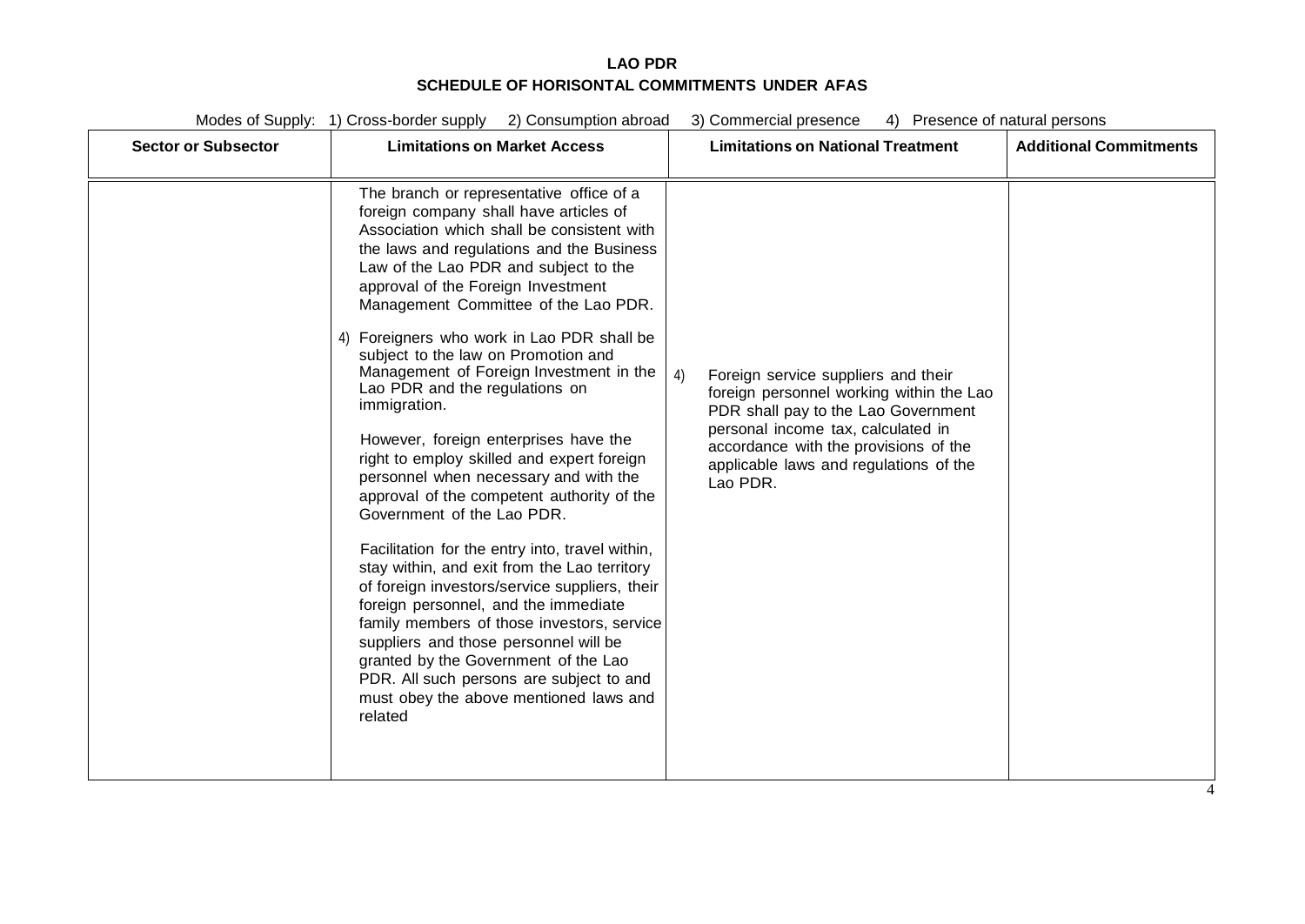**LAO PDR**

**SCHEDULE OF HORISONTAL COMMITMENTS UNDER AFAS**

Modes of Supply: 1) Cross-border supply 2) Consumption abroad 3) Commercial presence 4) Presence of natural persons

| Sector or Subsector | Limitations on Market Access | Limitations on National Treatment | Additional Commitments |
|---|---|---|---|
| | The branch or representative office of a foreign company shall have articles of Association which shall be consistent with the laws and regulations and the Business Law of the Lao PDR and subject to the approval of the Foreign Investment Management Committee of the Lao PDR.<br><br>4) Foreigners who work in Lao PDR shall be subject to the law on Promotion and Management of Foreign Investment in the Lao PDR and the regulations on immigration.<br><br>However, foreign enterprises have the right to employ skilled and expert foreign personnel when necessary and with the approval of the competent authority of the Government of the Lao PDR.<br><br>Facilitation for the entry into, travel within, stay within, and exit from the Lao territory of foreign investors/service suppliers, their foreign personnel, and the immediate family members of those investors, service suppliers and those personnel will be granted by the Government of the Lao PDR. All such persons are subject to and must obey the above mentioned laws and related | 4) Foreign service suppliers and their foreign personnel working within the Lao PDR shall pay to the Lao Government personal income tax, calculated in accordance with the provisions of the applicable laws and regulations of the Lao PDR. | |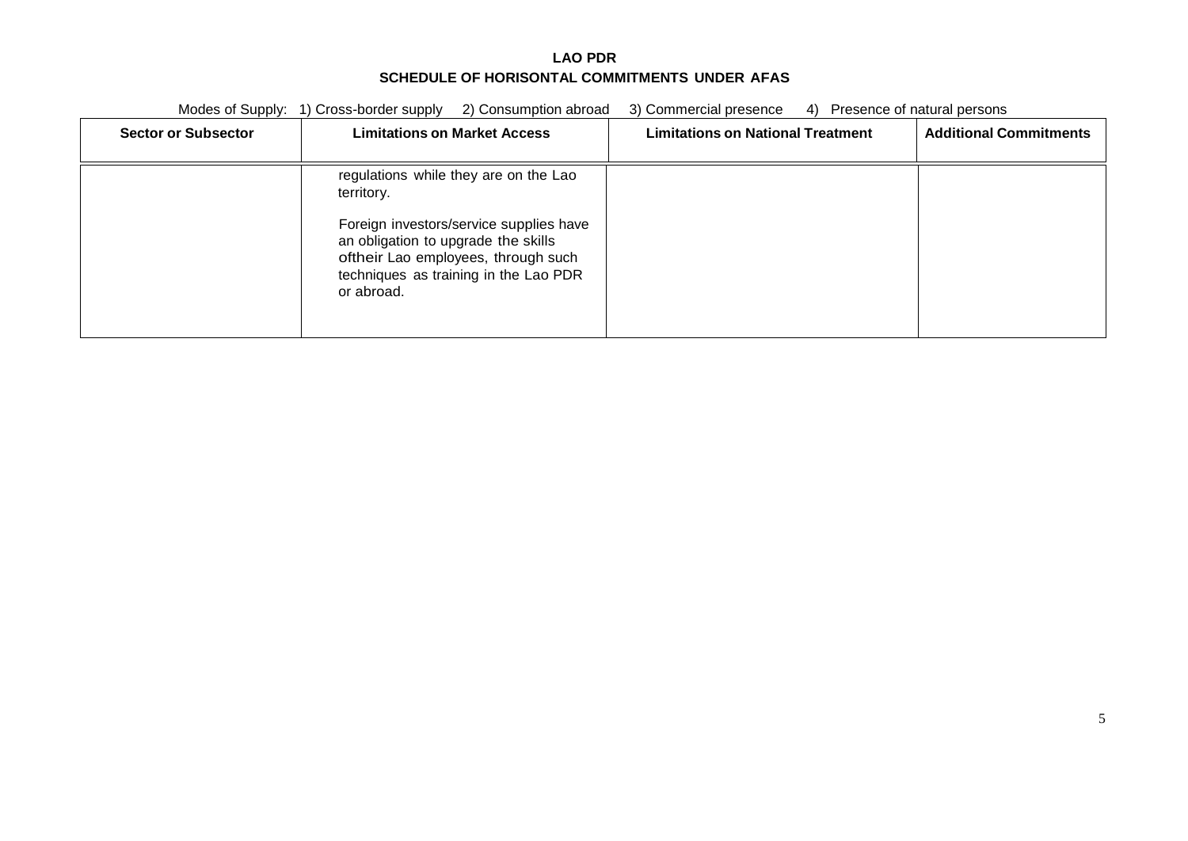**LAO PDR**

**SCHEDULE OF HORISONTAL COMMITMENTS UNDER AFAS**

Modes of Supply: 1) Cross-border supply 2) Consumption abroad 3) Commercial presence 4) Presence of natural persons

| Sector or Subsector | Limitations on Market Access | Limitations on National Treatment | Additional Commitments |
|---|---|---|---|
| | regulations while they are on the Lao territory.<br><br>Foreign investors/service supplies have an obligation to upgrade the skills oftheir Lao employees, through such techniques as training in the Lao PDR or abroad. | | |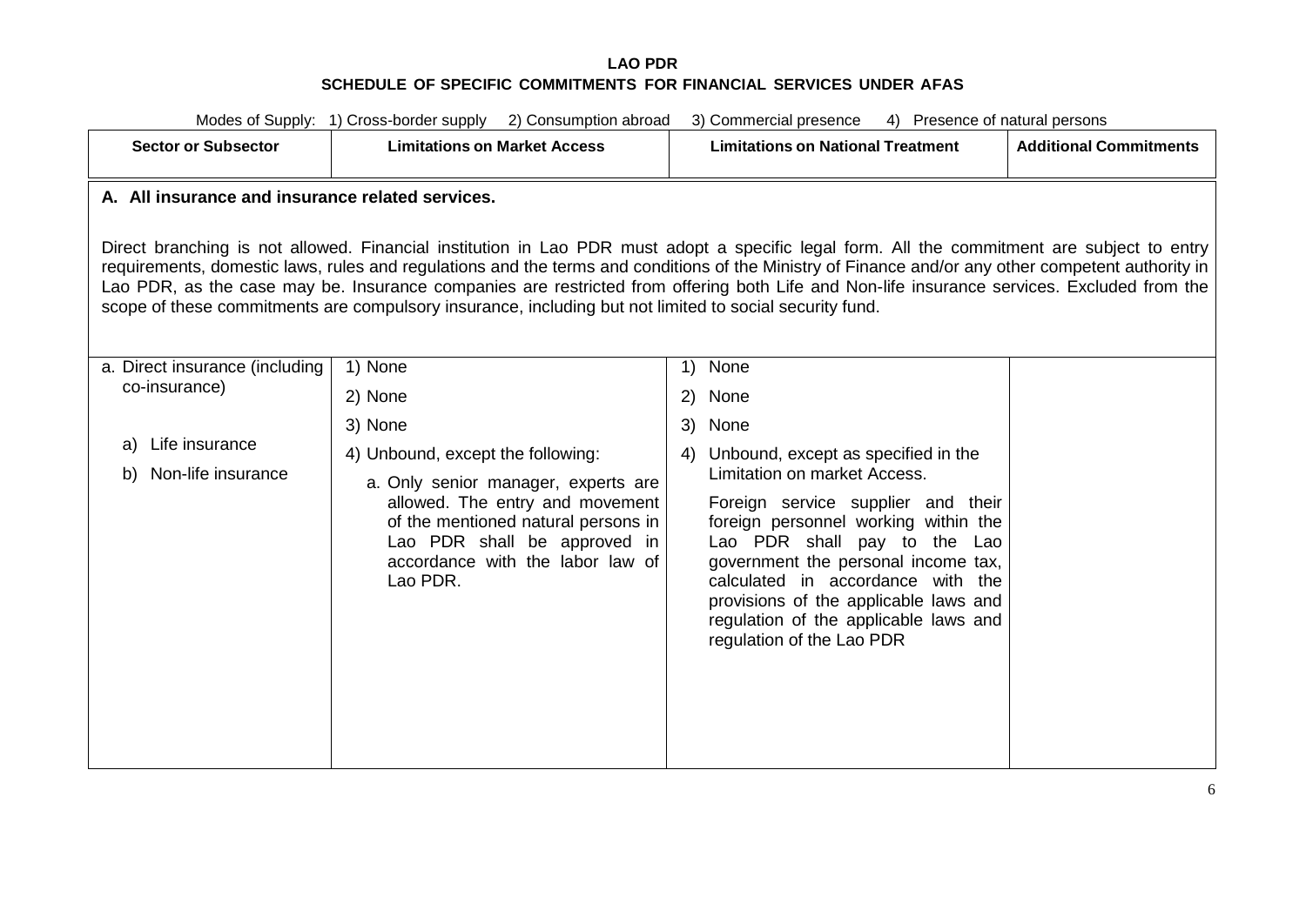**LAO PDR**
**SCHEDULE OF SPECIFIC COMMITMENTS FOR FINANCIAL SERVICES UNDER AFAS**

Modes of Supply: 1) Cross-border supply 2) Consumption abroad 3) Commercial presence 4) Presence of natural persons

| Sector or Subsector | Limitations on Market Access | Limitations on National Treatment | Additional Commitments |
|---|---|---|---|
| **A. All insurance and insurance related services.**<br><br>Direct branching is not allowed. Financial institution in Lao PDR must adopt a specific legal form. All the commitment are subject to entry requirements, domestic laws, rules and regulations and the terms and conditions of the Ministry of Finance and/or any other competent authority in Lao PDR, as the case may be. Insurance companies are restricted from offering both Life and Non-life insurance services. Excluded from the scope of these commitments are compulsory insurance, including but not limited to social security fund. | | | |
| a. Direct insurance (including co-insurance)<br><br>a) Life insurance<br>b) Non-life insurance | 1) None<br>2) None<br>3) None<br>4) Unbound, except the following:<br>a. Only senior manager, experts are allowed. The entry and movement of the mentioned natural persons in Lao PDR shall be approved in accordance with the labor law of Lao PDR. | 1) None<br>2) None<br>3) None<br>4) Unbound, except as specified in the Limitation on market Access.<br>Foreign service supplier and their foreign personnel working within the Lao PDR shall pay to the Lao government the personal income tax, calculated in accordance with the provisions of the applicable laws and regulation of the applicable laws and regulation of the Lao PDR | |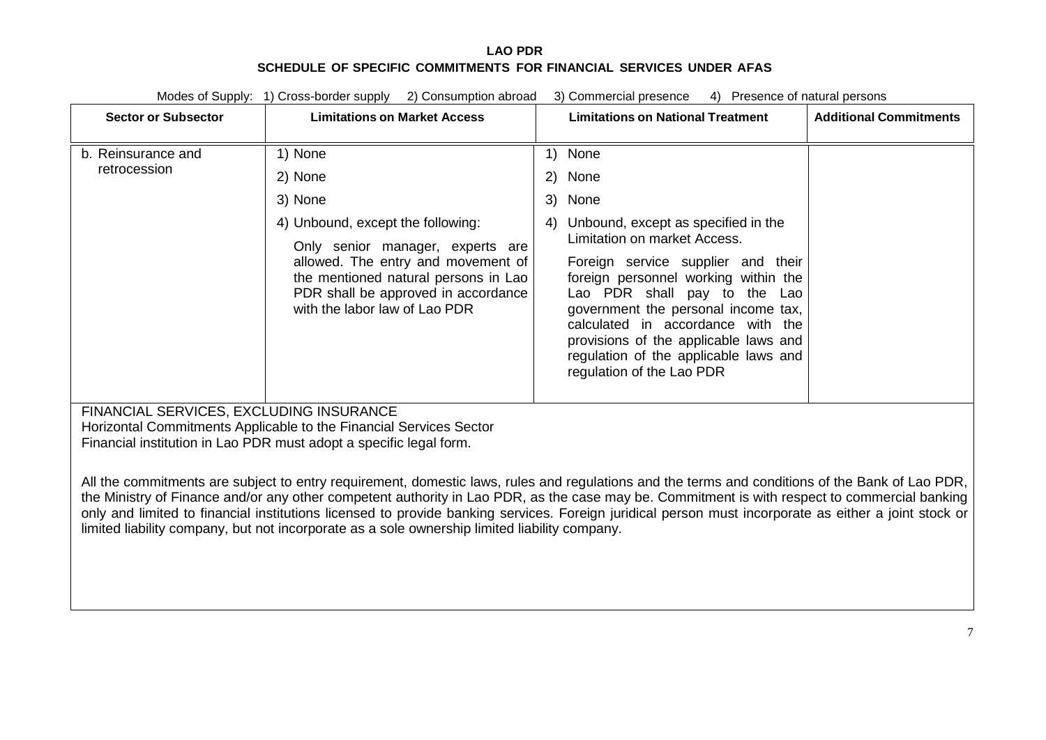**LAO PDR**
**SCHEDULE OF SPECIFIC COMMITMENTS FOR FINANCIAL SERVICES UNDER AFAS**

Modes of Supply: 1) Cross-border supply 2) Consumption abroad 3) Commercial presence 4) Presence of natural persons

| Sector or Subsector | Limitations on Market Access | Limitations on National Treatment | Additional Commitments |
|---|---|---|---|
| b. Reinsurance and retrocession | 1) None<br>2) None<br>3) None<br>4) Unbound, except the following:<br>Only senior manager, experts are allowed. The entry and movement of the mentioned natural persons in Lao PDR shall be approved in accordance with the labor law of Lao PDR | 1) None<br>2) None<br>3) None<br>4) Unbound, except as specified in the Limitation on market Access.<br>Foreign service supplier and their foreign personnel working within the Lao PDR shall pay to the Lao government the personal income tax, calculated in accordance with the provisions of the applicable laws and regulation of the applicable laws and regulation of the Lao PDR | |

FINANCIAL SERVICES, EXCLUDING INSURANCE
Horizontal Commitments Applicable to the Financial Services Sector
Financial institution in Lao PDR must adopt a specific legal form.

All the commitments are subject to entry requirement, domestic laws, rules and regulations and the terms and conditions of the Bank of Lao PDR, the Ministry of Finance and/or any other competent authority in Lao PDR, as the case may be. Commitment is with respect to commercial banking only and limited to financial institutions licensed to provide banking services. Foreign juridical person must incorporate as either a joint stock or limited liability company, but not incorporate as a sole ownership limited liability company.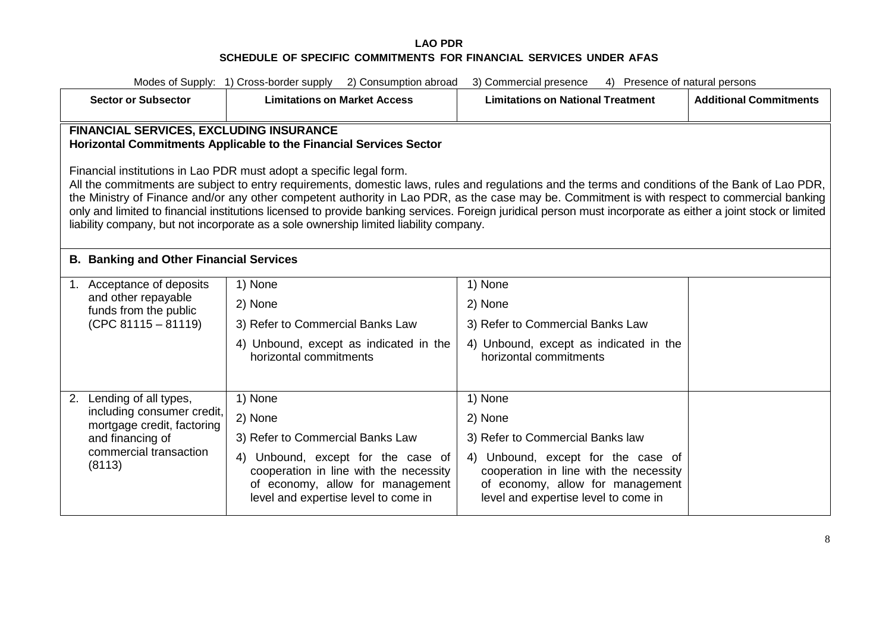**LAO PDR**
**SCHEDULE OF SPECIFIC COMMITMENTS FOR FINANCIAL SERVICES UNDER AFAS**

Modes of Supply: 1) Cross-border supply 2) Consumption abroad 3) Commercial presence 4) Presence of natural persons

| Sector or Subsector | Limitations on Market Access | Limitations on National Treatment | Additional Commitments |
|---|---|---|---|
| **FINANCIAL SERVICES, EXCLUDING INSURANCE**<br>**Horizontal Commitments Applicable to the Financial Services Sector**<br><br>Financial institutions in Lao PDR must adopt a specific legal form.<br>All the commitments are subject to entry requirements, domestic laws, rules and regulations and the terms and conditions of the Bank of Lao PDR, the Ministry of Finance and/or any other competent authority in Lao PDR, as the case may be. Commitment is with respect to commercial banking only and limited to financial institutions licensed to provide banking services. Foreign juridical person must incorporate as either a joint stock or limited liability company, but not incorporate as a sole ownership limited liability company. | | | |
| **B. Banking and Other Financial Services** | | | |
| 1. Acceptance of deposits and other repayable funds from the public (CPC 81115 – 81119) | 1) None<br>2) None<br>3) Refer to Commercial Banks Law<br>4) Unbound, except as indicated in the horizontal commitments | 1) None<br>2) None<br>3) Refer to Commercial Banks Law<br>4) Unbound, except as indicated in the horizontal commitments | |
| 2. Lending of all types, including consumer credit, mortgage credit, factoring and financing of commercial transaction (8113) | 1) None<br>2) None<br>3) Refer to Commercial Banks Law<br>4) Unbound, except for the case of cooperation in line with the necessity of economy, allow for management level and expertise level to come in | 1) None<br>2) None<br>3) Refer to Commercial Banks law<br>4) Unbound, except for the case of cooperation in line with the necessity of economy, allow for management level and expertise level to come in | |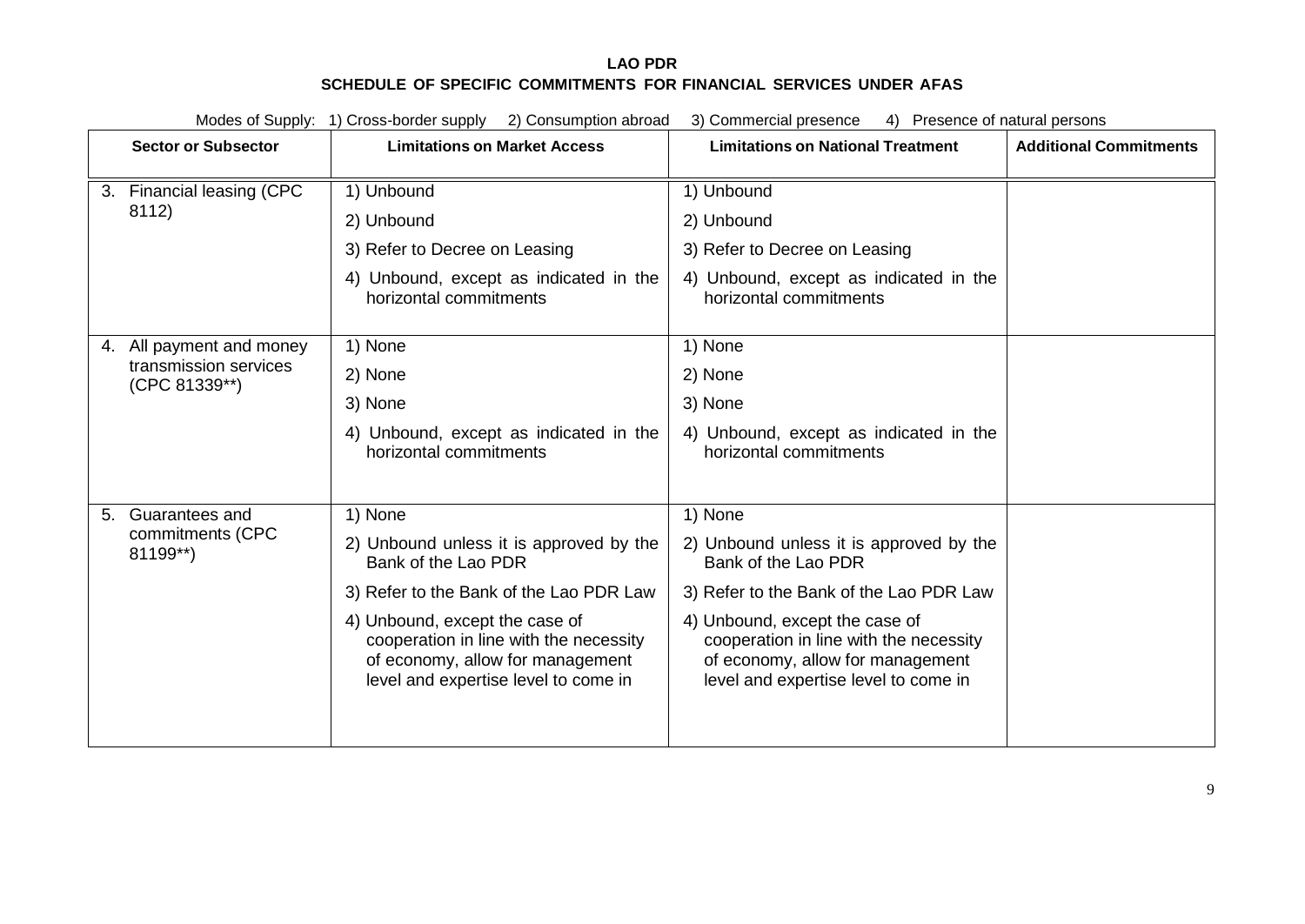**LAO PDR**

**SCHEDULE OF SPECIFIC COMMITMENTS FOR FINANCIAL SERVICES UNDER AFAS**

Modes of Supply: 1) Cross-border supply 2) Consumption abroad 3) Commercial presence 4) Presence of natural persons

| Sector or Subsector | Limitations on Market Access | Limitations on National Treatment | Additional Commitments |
|---|---|---|---|
| 3. Financial leasing (CPC 8112) | 1) Unbound<br>2) Unbound<br>3) Refer to Decree on Leasing<br>4) Unbound, except as indicated in the horizontal commitments | 1) Unbound<br>2) Unbound<br>3) Refer to Decree on Leasing<br>4) Unbound, except as indicated in the horizontal commitments | |
| 4. All payment and money transmission services (CPC 81339**) | 1) None<br>2) None<br>3) None<br>4) Unbound, except as indicated in the horizontal commitments | 1) None<br>2) None<br>3) None<br>4) Unbound, except as indicated in the horizontal commitments | |
| 5. Guarantees and commitments (CPC 81199**) | 1) None<br>2) Unbound unless it is approved by the Bank of the Lao PDR<br>3) Refer to the Bank of the Lao PDR Law<br>4) Unbound, except the case of cooperation in line with the necessity of economy, allow for management level and expertise level to come in | 1) None<br>2) Unbound unless it is approved by the Bank of the Lao PDR<br>3) Refer to the Bank of the Lao PDR Law<br>4) Unbound, except the case of cooperation in line with the necessity of economy, allow for management level and expertise level to come in | |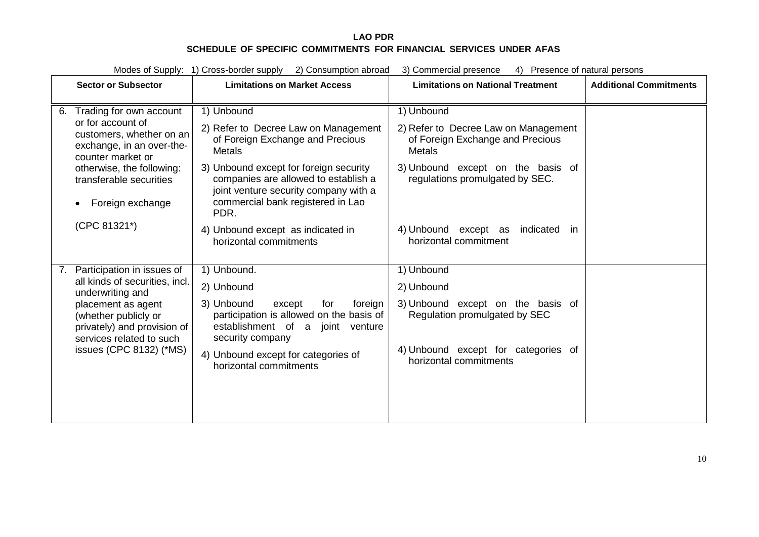**LAO PDR**
**SCHEDULE OF SPECIFIC COMMITMENTS FOR FINANCIAL SERVICES UNDER AFAS**

Modes of Supply: 1) Cross-border supply 2) Consumption abroad 3) Commercial presence 4) Presence of natural persons

| Sector or Subsector | Limitations on Market Access | Limitations on National Treatment | Additional Commitments |
|---|---|---|---|
| 6. Trading for own account or for account of customers, whether on an exchange, in an over-the-counter market or otherwise, the following: transferable securities<br>• Foreign exchange<br>(CPC 81321*) | 1) Unbound<br>2) Refer to Decree Law on Management of Foreign Exchange and Precious Metals<br>3) Unbound except for foreign security companies are allowed to establish a joint venture security company with a commercial bank registered in Lao PDR.<br>4) Unbound except as indicated in horizontal commitments | 1) Unbound<br>2) Refer to Decree Law on Management of Foreign Exchange and Precious Metals<br>3) Unbound except on the basis of regulations promulgated by SEC.<br>4) Unbound except as indicated in horizontal commitment | |
| 7. Participation in issues of all kinds of securities, incl. underwriting and placement as agent (whether publicly or privately) and provision of services related to such issues (CPC 8132) (*MS) | 1) Unbound.<br>2) Unbound<br>3) Unbound except for foreign participation is allowed on the basis of establishment of a joint venture security company<br>4) Unbound except for categories of horizontal commitments | 1) Unbound<br>2) Unbound<br>3) Unbound except on the basis of Regulation promulgated by SEC<br>4) Unbound except for categories of horizontal commitments | |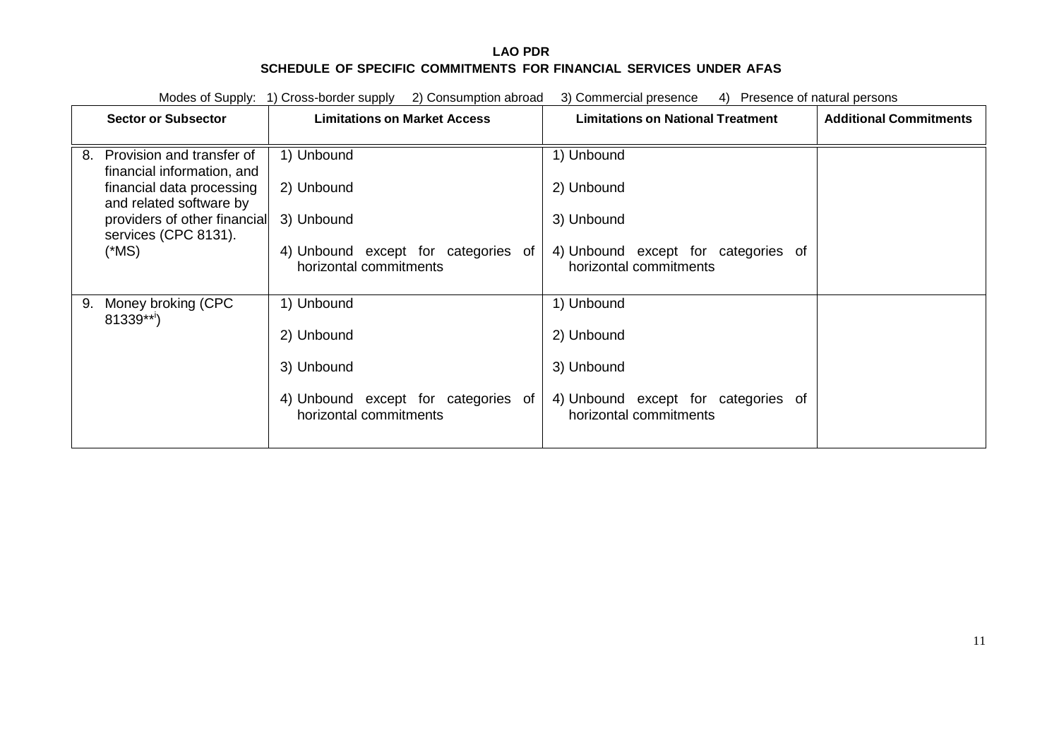**LAO PDR**
**SCHEDULE OF SPECIFIC COMMITMENTS FOR FINANCIAL SERVICES UNDER AFAS**

Modes of Supply: 1) Cross-border supply 2) Consumption abroad 3) Commercial presence 4) Presence of natural persons

| Sector or Subsector | Limitations on Market Access | Limitations on National Treatment | Additional Commitments |
|---|---|---|---|
| 8. Provision and transfer of financial information, and financial data processing and related software by providers of other financial services (CPC 8131). (*MS) | 1) Unbound<br><br>2) Unbound<br><br>3) Unbound<br><br>4) Unbound except for categories of horizontal commitments | 1) Unbound<br><br>2) Unbound<br><br>3) Unbound<br><br>4) Unbound except for categories of horizontal commitments | |
| 9. Money broking (CPC 81339**[i]) | 1) Unbound<br><br>2) Unbound<br><br>3) Unbound<br><br>4) Unbound except for categories of horizontal commitments | 1) Unbound<br><br>2) Unbound<br><br>3) Unbound<br><br>4) Unbound except for categories of horizontal commitments | |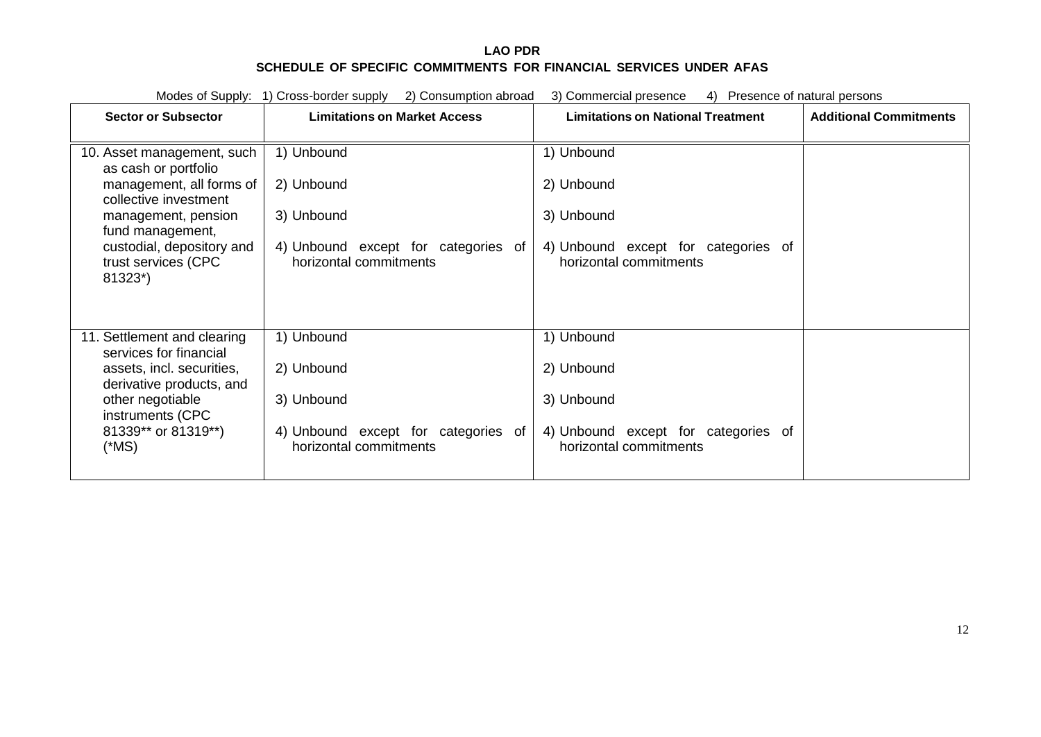**LAO PDR**
**SCHEDULE OF SPECIFIC COMMITMENTS FOR FINANCIAL SERVICES UNDER AFAS**

Modes of Supply: 1) Cross-border supply 2) Consumption abroad 3) Commercial presence 4) Presence of natural persons

| Sector or Subsector | Limitations on Market Access | Limitations on National Treatment | Additional Commitments |
|---|---|---|---|
| 10. Asset management, such as cash or portfolio management, all forms of collective investment management, pension fund management, custodial, depository and trust services (CPC 81323*) | 1) Unbound<br><br>2) Unbound<br><br>3) Unbound<br><br>4) Unbound except for categories of horizontal commitments | 1) Unbound<br><br>2) Unbound<br><br>3) Unbound<br><br>4) Unbound except for categories of horizontal commitments | |
| 11. Settlement and clearing services for financial assets, incl. securities, derivative products, and other negotiable instruments (CPC 81339** or 81319**) (*MS) | 1) Unbound<br><br>2) Unbound<br><br>3) Unbound<br><br>4) Unbound except for categories of horizontal commitments | 1) Unbound<br><br>2) Unbound<br><br>3) Unbound<br><br>4) Unbound except for categories of horizontal commitments | |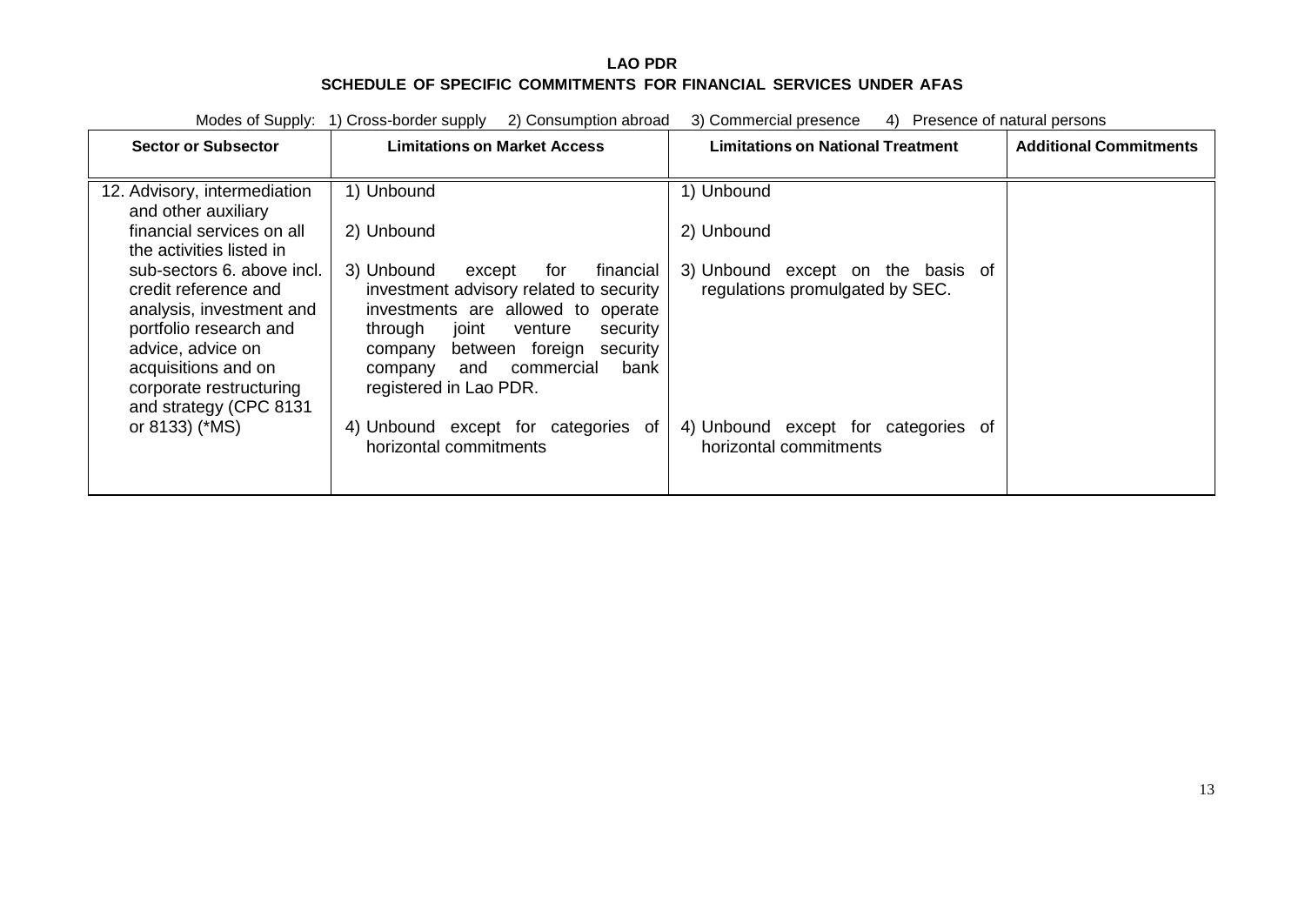**LAO PDR**
**SCHEDULE OF SPECIFIC COMMITMENTS FOR FINANCIAL SERVICES UNDER AFAS**

Modes of Supply: 1) Cross-border supply 2) Consumption abroad 3) Commercial presence 4) Presence of natural persons

| Sector or Subsector | Limitations on Market Access | Limitations on National Treatment | Additional Commitments |
|---|---|---|---|
| 12. Advisory, intermediation and other auxiliary financial services on all the activities listed in sub-sectors 6. above incl. credit reference and analysis, investment and portfolio research and advice, advice on acquisitions and on corporate restructuring and strategy (CPC 8131 or 8133) (*MS) | 1) Unbound<br><br>2) Unbound<br><br>3) Unbound except for financial investment advisory related to security investments are allowed to operate through joint venture security company between foreign security company and commercial bank registered in Lao PDR.<br><br>4) Unbound except for categories of horizontal commitments | 1) Unbound<br><br>2) Unbound<br><br>3) Unbound except on the basis of regulations promulgated by SEC.<br><br>4) Unbound except for categories of horizontal commitments | |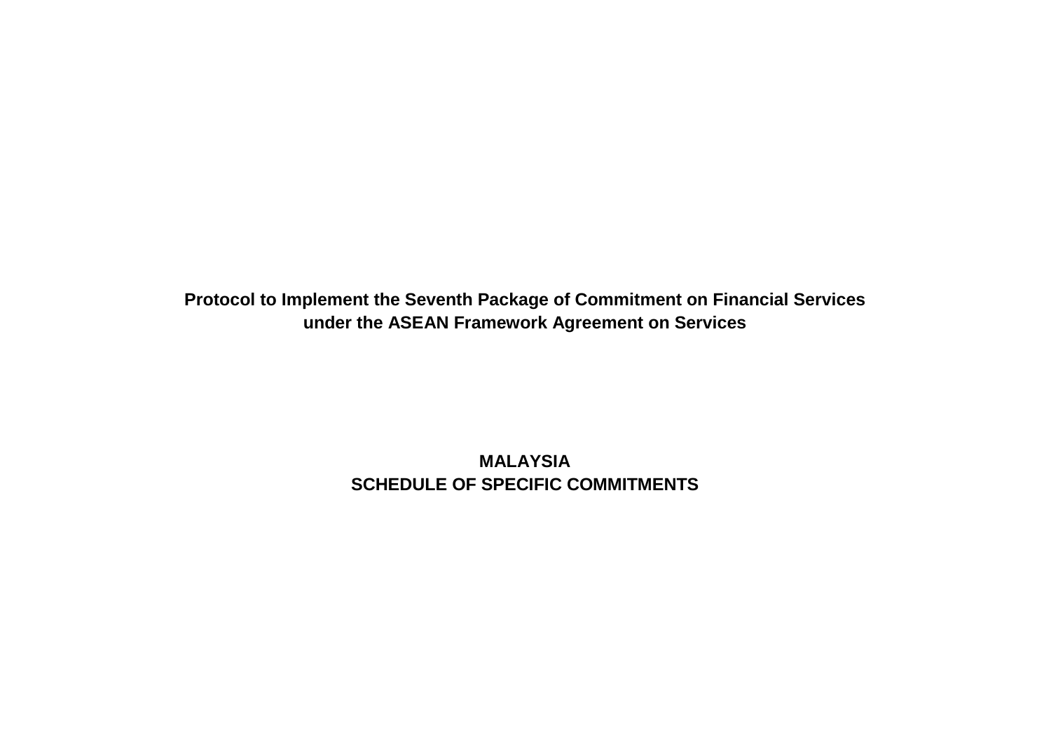**Protocol to Implement the Seventh Package of Commitment on Financial Services under the ASEAN Framework Agreement on Services**

**MALAYSIA**
**SCHEDULE OF SPECIFIC COMMITMENTS**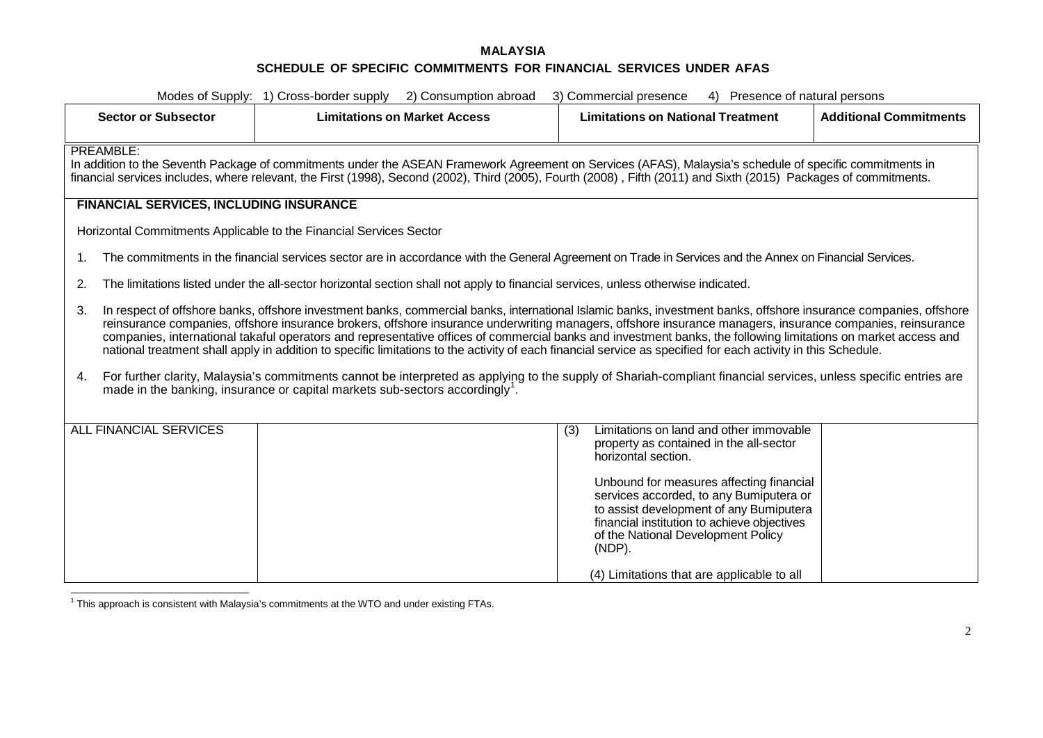**MALAYSIA**

**SCHEDULE OF SPECIFIC COMMITMENTS FOR FINANCIAL SERVICES UNDER AFAS**

Modes of Supply: 1) Cross-border supply 2) Consumption abroad 3) Commercial presence 4) Presence of natural persons

| Sector or Subsector | Limitations on Market Access | Limitations on National Treatment | Additional Commitments |
|---|---|---|---|
| PREAMBLE:<br>In addition to the Seventh Package of commitments under the ASEAN Framework Agreement on Services (AFAS), Malaysia's schedule of specific commitments in financial services includes, where relevant, the First (1998), Second (2002), Third (2005), Fourth (2008) , Fifth (2011) and Sixth (2015) Packages of commitments. | | | |
| **FINANCIAL SERVICES, INCLUDING INSURANCE**<br><br>Horizontal Commitments Applicable to the Financial Services Sector<br><br>1. The commitments in the financial services sector are in accordance with the General Agreement on Trade in Services and the Annex on Financial Services.<br><br>2. The limitations listed under the all-sector horizontal section shall not apply to financial services, unless otherwise indicated.<br><br>3. In respect of offshore banks, offshore investment banks, commercial banks, international Islamic banks, investment banks, offshore insurance companies, offshore reinsurance companies, offshore insurance brokers, offshore insurance underwriting managers, offshore insurance managers, insurance companies, reinsurance companies, international takaful operators and representative offices of commercial banks and investment banks, the following limitations on market access and national treatment shall apply in addition to specific limitations to the activity of each financial service as specified for each activity in this Schedule.<br><br>4. For further clarity, Malaysia's commitments cannot be interpreted as applying to the supply of Shariah-compliant financial services, unless specific entries are made in the banking, insurance or capital markets sub-sectors accordingly[1]. | | | |
| ALL FINANCIAL SERVICES | | (3) Limitations on land and other immovable property as contained in the all-sector horizontal section.<br><br>Unbound for measures affecting financial services accorded, to any Bumiputera or to assist development of any Bumiputera financial institution to achieve objectives of the National Development Policy (NDP).<br><br>(4) Limitations that are applicable to all | |

[1] This approach is consistent with Malaysia's commitments at the WTO and under existing FTAs.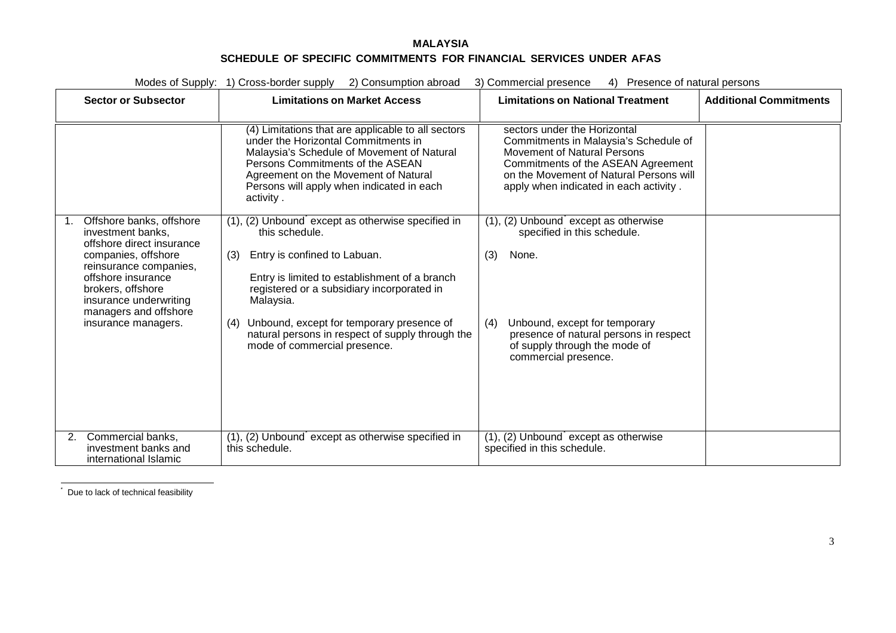**MALAYSIA**

**SCHEDULE OF SPECIFIC COMMITMENTS FOR FINANCIAL SERVICES UNDER AFAS**

Modes of Supply: 1) Cross-border supply 2) Consumption abroad 3) Commercial presence 4) Presence of natural persons

| Sector or Subsector | Limitations on Market Access | Limitations on National Treatment | Additional Commitments |
|---|---|---|---|
| | (4) Limitations that are applicable to all sectors under the Horizontal Commitments in Malaysia's Schedule of Movement of Natural Persons Commitments of the ASEAN Agreement on the Movement of Natural Persons will apply when indicated in each activity . | sectors under the Horizontal Commitments in Malaysia's Schedule of Movement of Natural Persons Commitments of the ASEAN Agreement on the Movement of Natural Persons will apply when indicated in each activity . | |
| 1. Offshore banks, offshore investment banks, offshore direct insurance companies, offshore reinsurance companies, offshore insurance brokers, offshore insurance underwriting managers and offshore insurance managers. | (1), (2) Unbound* except as otherwise specified in this schedule.<br><br>(3) Entry is confined to Labuan.<br><br>Entry is limited to establishment of a branch registered or a subsidiary incorporated in Malaysia.<br><br>(4) Unbound, except for temporary presence of natural persons in respect of supply through the mode of commercial presence. | (1), (2) Unbound* except as otherwise specified in this schedule.<br><br>(3) None.<br><br>(4) Unbound, except for temporary presence of natural persons in respect of supply through the mode of commercial presence. | |
| 2. Commercial banks, investment banks and international Islamic | (1), (2) Unbound* except as otherwise specified in this schedule. | (1), (2) Unbound* except as otherwise specified in this schedule. | |

* Due to lack of technical feasibility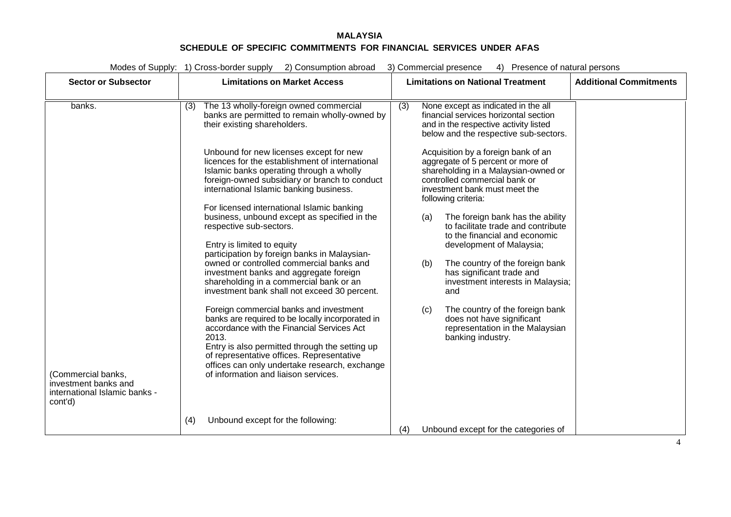**MALAYSIA**

**SCHEDULE OF SPECIFIC COMMITMENTS FOR FINANCIAL SERVICES UNDER AFAS**

Modes of Supply: 1) Cross-border supply 2) Consumption abroad 3) Commercial presence 4) Presence of natural persons

| Sector or Subsector | Limitations on Market Access | Limitations on National Treatment | Additional Commitments |
|---|---|---|---|
| banks.<br><br>(Commercial banks, investment banks and international Islamic banks - cont'd) | (3) The 13 wholly-foreign owned commercial banks are permitted to remain wholly-owned by their existing shareholders.<br><br>Unbound for new licenses except for new licences for the establishment of international Islamic banks operating through a wholly foreign-owned subsidiary or branch to conduct international Islamic banking business.<br><br>For licensed international Islamic banking business, unbound except as specified in the respective sub-sectors.<br><br>Entry is limited to equity participation by foreign banks in Malaysian-owned or controlled commercial banks and investment banks and aggregate foreign shareholding in a commercial bank or an investment bank shall not exceed 30 percent.<br><br>Foreign commercial banks and investment banks are required to be locally incorporated in accordance with the Financial Services Act 2013.<br>Entry is also permitted through the setting up of representative offices. Representative offices can only undertake research, exchange of information and liaison services. | (3) None except as indicated in the all financial services horizontal section and in the respective activity listed below and the respective sub-sectors.<br><br>Acquisition by a foreign bank of an aggregate of 5 percent or more of shareholding in a Malaysian-owned or controlled commercial bank or investment bank must meet the following criteria:<br><br>(a) The foreign bank has the ability to facilitate trade and contribute to the financial and economic development of Malaysia;<br><br>(b) The country of the foreign bank has significant trade and investment interests in Malaysia; and<br><br>(c) The country of the foreign bank does not have significant representation in the Malaysian banking industry. | |
| | (4) Unbound except for the following: | (4) Unbound except for the categories of | |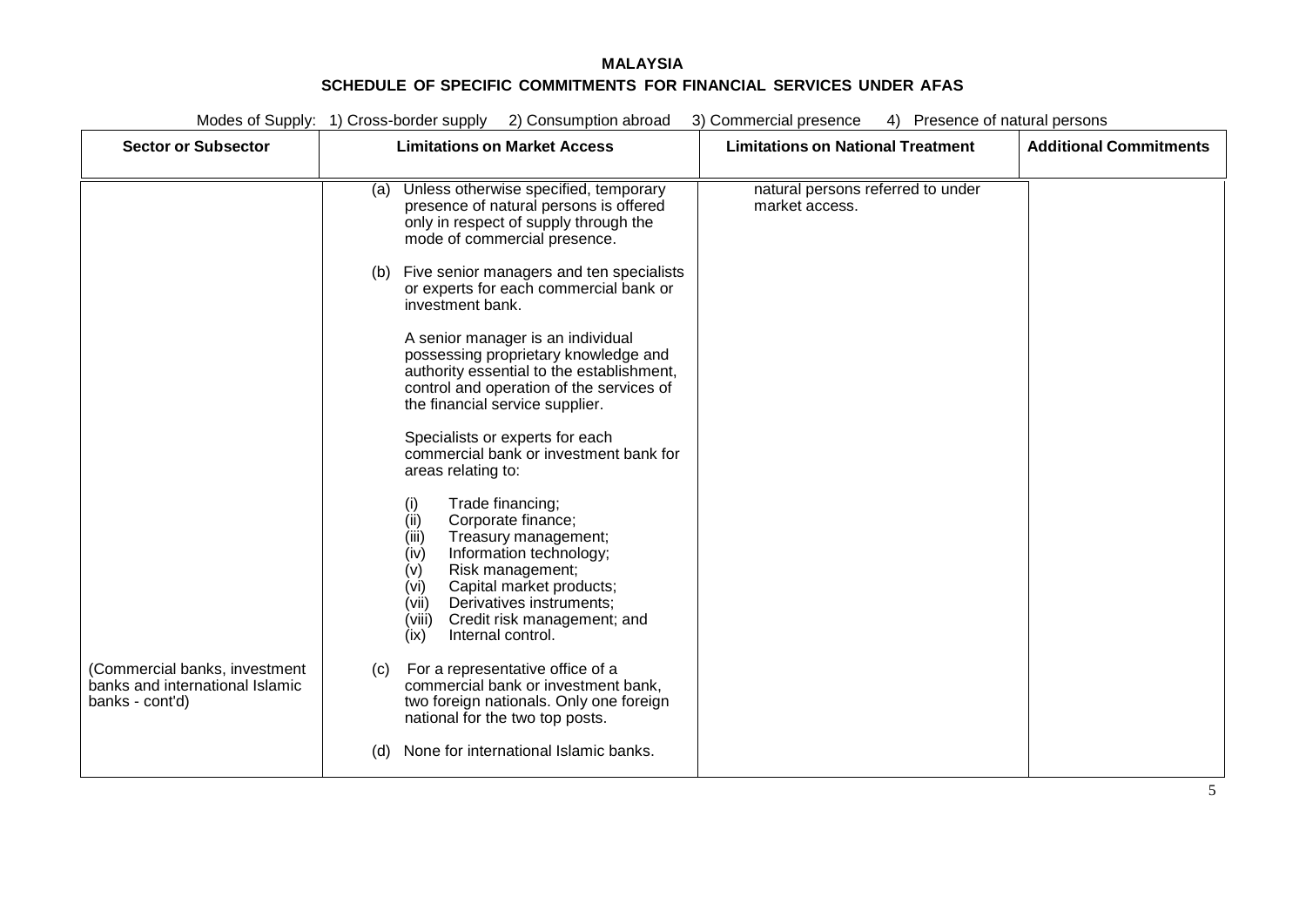**MALAYSIA**

**SCHEDULE OF SPECIFIC COMMITMENTS FOR FINANCIAL SERVICES UNDER AFAS**

Modes of Supply: 1) Cross-border supply 2) Consumption abroad 3) Commercial presence 4) Presence of natural persons

| Sector or Subsector | Limitations on Market Access | Limitations on National Treatment | Additional Commitments |
|---|---|---|---|
| (Commercial banks, investment banks and international Islamic banks - cont'd) | (a) Unless otherwise specified, temporary presence of natural persons is offered only in respect of supply through the mode of commercial presence.<br><br>(b) Five senior managers and ten specialists or experts for each commercial bank or investment bank.<br><br>A senior manager is an individual possessing proprietary knowledge and authority essential to the establishment, control and operation of the services of the financial service supplier.<br><br>Specialists or experts for each commercial bank or investment bank for areas relating to:<br><br>(i) Trade financing;<br>(ii) Corporate finance;<br>(iii) Treasury management;<br>(iv) Information technology;<br>(v) Risk management;<br>(vi) Capital market products;<br>(vii) Derivatives instruments;<br>(viii) Credit risk management; and<br>(ix) Internal control.<br><br>(c) For a representative office of a commercial bank or investment bank, two foreign nationals. Only one foreign national for the two top posts.<br><br>(d) None for international Islamic banks. | natural persons referred to under market access. | |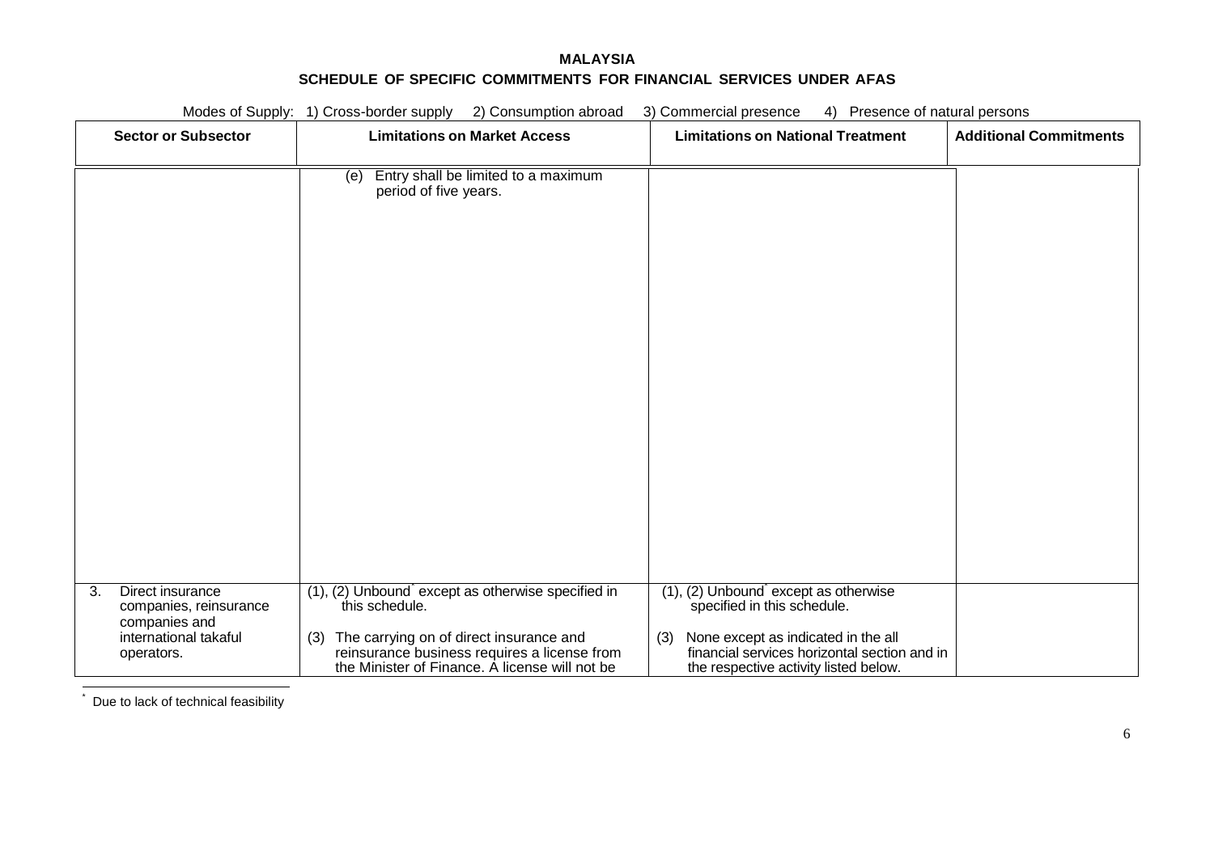**MALAYSIA**

**SCHEDULE OF SPECIFIC COMMITMENTS FOR FINANCIAL SERVICES UNDER AFAS**

Modes of Supply: 1) Cross-border supply 2) Consumption abroad 3) Commercial presence 4) Presence of natural persons

| Sector or Subsector | Limitations on Market Access | Limitations on National Treatment | Additional Commitments |
|---|---|---|---|
| | (e) Entry shall be limited to a maximum period of five years. | | |
| 3. Direct insurance companies, reinsurance companies and international takaful operators. | (1), (2) Unbound* except as otherwise specified in this schedule.<br><br>(3) The carrying on of direct insurance and reinsurance business requires a license from the Minister of Finance. A license will not be | (1), (2) Unbound* except as otherwise specified in this schedule.<br><br>(3) None except as indicated in the all financial services horizontal section and in the respective activity listed below. | |

* Due to lack of technical feasibility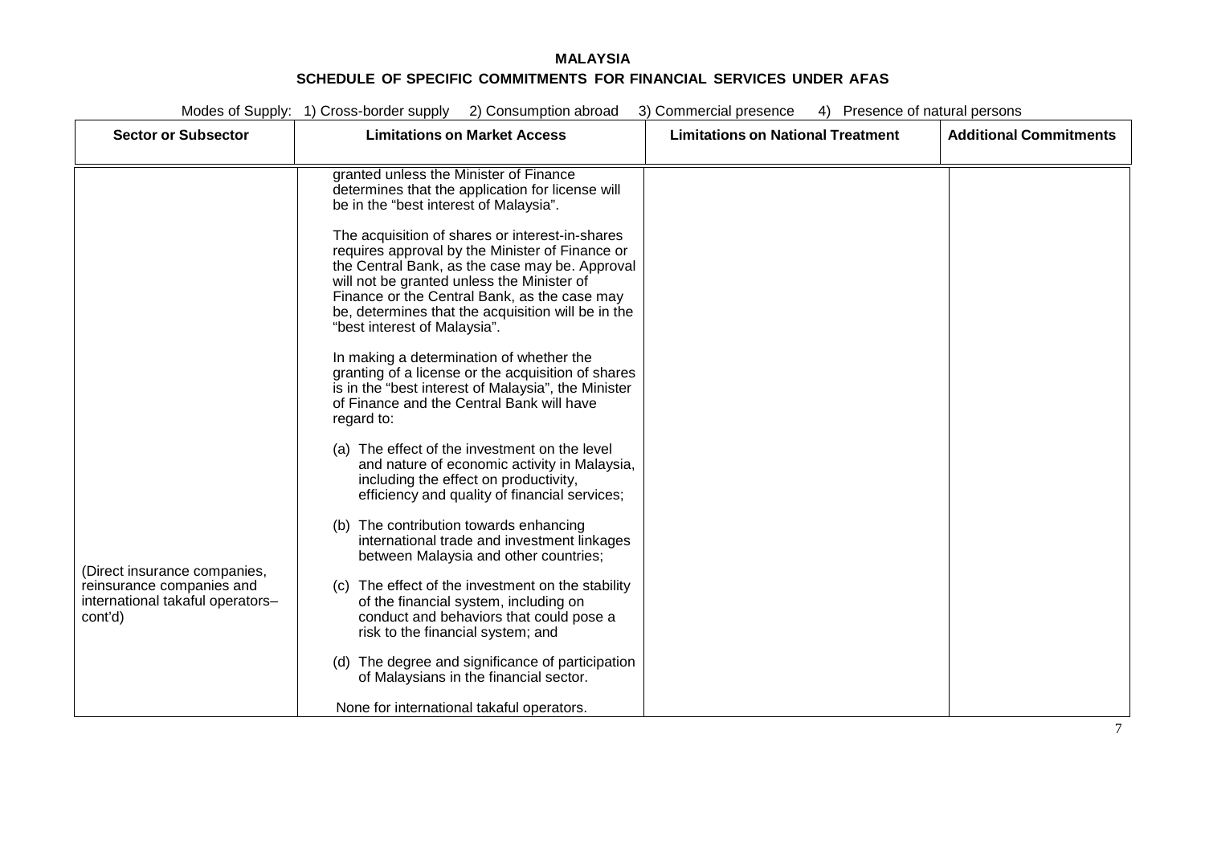# MALAYSIA

## SCHEDULE OF SPECIFIC COMMITMENTS FOR FINANCIAL SERVICES UNDER AFAS

Modes of Supply: 1) Cross-border supply 2) Consumption abroad 3) Commercial presence 4) Presence of natural persons

| Sector or Subsector | Limitations on Market Access | Limitations on National Treatment | Additional Commitments |
|---|---|---|---|
| (Direct insurance companies, reinsurance companies and international takaful operators– cont'd) | granted unless the Minister of Finance determines that the application for license will be in the "best interest of Malaysia".<br><br>The acquisition of shares or interest-in-shares requires approval by the Minister of Finance or the Central Bank, as the case may be. Approval will not be granted unless the Minister of Finance or the Central Bank, as the case may be, determines that the acquisition will be in the "best interest of Malaysia".<br><br>In making a determination of whether the granting of a license or the acquisition of shares is in the "best interest of Malaysia", the Minister of Finance and the Central Bank will have regard to:<br><br>(a) The effect of the investment on the level and nature of economic activity in Malaysia, including the effect on productivity, efficiency and quality of financial services;<br><br>(b) The contribution towards enhancing international trade and investment linkages between Malaysia and other countries;<br><br>(c) The effect of the investment on the stability of the financial system, including on conduct and behaviors that could pose a risk to the financial system; and<br><br>(d) The degree and significance of participation of Malaysians in the financial sector.<br><br>None for international takaful operators. | | |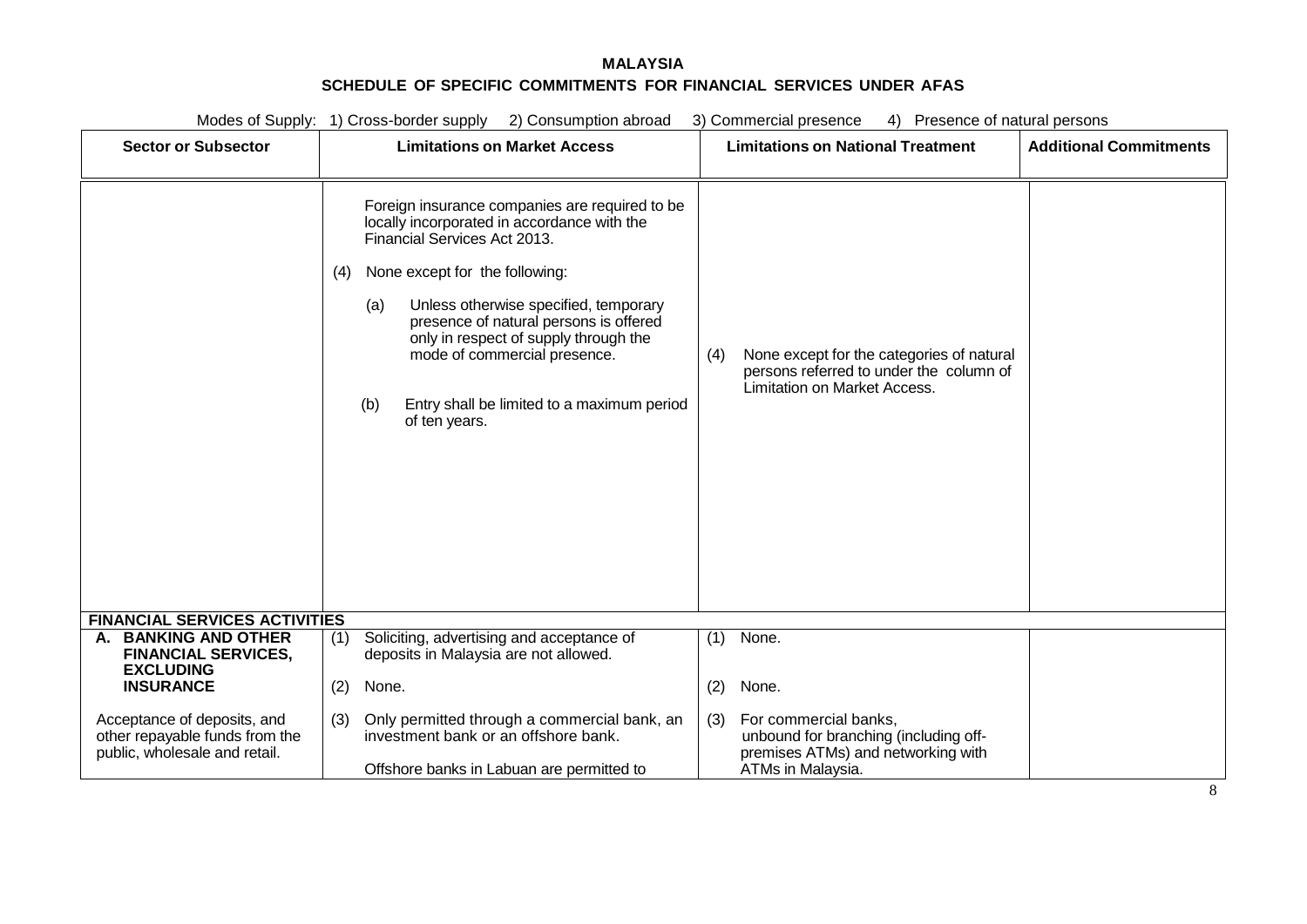**MALAYSIA**

**SCHEDULE OF SPECIFIC COMMITMENTS FOR FINANCIAL SERVICES UNDER AFAS**

Modes of Supply: 1) Cross-border supply 2) Consumption abroad 3) Commercial presence 4) Presence of natural persons

| Sector or Subsector | Limitations on Market Access | Limitations on National Treatment | Additional Commitments |
|---|---|---|---|
| | Foreign insurance companies are required to be locally incorporated in accordance with the Financial Services Act 2013.<br><br>(4) None except for the following:<br><br>(a) Unless otherwise specified, temporary presence of natural persons is offered only in respect of supply through the mode of commercial presence.<br><br>(b) Entry shall be limited to a maximum period of ten years. | (4) None except for the categories of natural persons referred to under the column of Limitation on Market Access. | |
| **FINANCIAL SERVICES ACTIVITIES** | | | |
| **A. BANKING AND OTHER FINANCIAL SERVICES, EXCLUDING INSURANCE**<br><br>Acceptance of deposits, and other repayable funds from the public, wholesale and retail. | (1) Soliciting, advertising and acceptance of deposits in Malaysia are not allowed.<br><br>(2) None.<br><br>(3) Only permitted through a commercial bank, an investment bank or an offshore bank.<br><br>Offshore banks in Labuan are permitted to | (1) None.<br><br>(2) None.<br><br>(3) For commercial banks, unbound for branching (including off-premises ATMs) and networking with ATMs in Malaysia. | |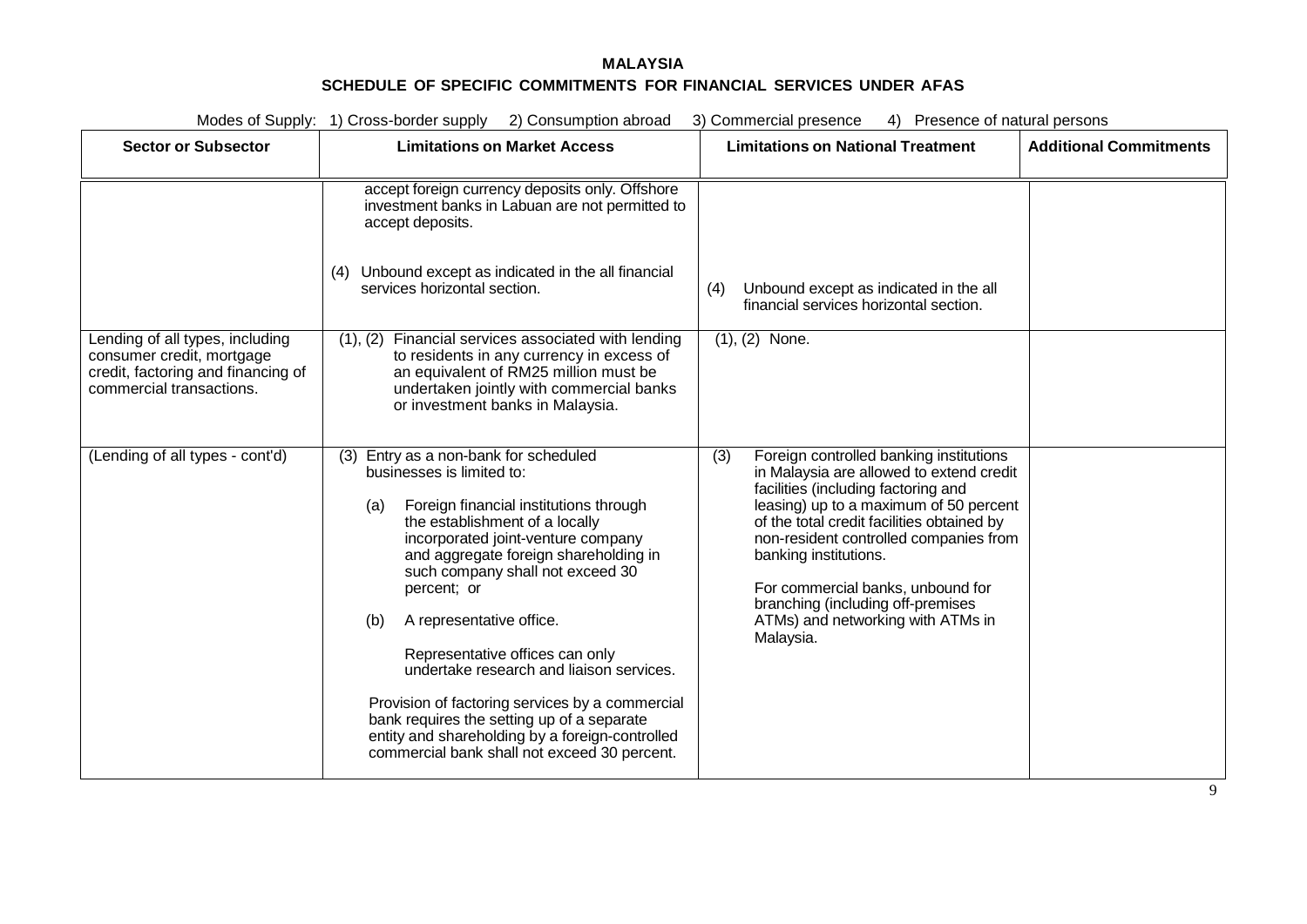**MALAYSIA**

**SCHEDULE OF SPECIFIC COMMITMENTS FOR FINANCIAL SERVICES UNDER AFAS**

Modes of Supply: 1) Cross-border supply 2) Consumption abroad 3) Commercial presence 4) Presence of natural persons

| Sector or Subsector | Limitations on Market Access | Limitations on National Treatment | Additional Commitments |
|---|---|---|---|
| | accept foreign currency deposits only. Offshore investment banks in Labuan are not permitted to accept deposits.<br><br>(4) Unbound except as indicated in the all financial services horizontal section. | (4) Unbound except as indicated in the all financial services horizontal section. | |
| Lending of all types, including consumer credit, mortgage credit, factoring and financing of commercial transactions. | (1), (2) Financial services associated with lending to residents in any currency in excess of an equivalent of RM25 million must be undertaken jointly with commercial banks or investment banks in Malaysia. | (1), (2) None. | |
| (Lending of all types - cont'd) | (3) Entry as a non-bank for scheduled businesses is limited to:<br><br>(a) Foreign financial institutions through the establishment of a locally incorporated joint-venture company and aggregate foreign shareholding in such company shall not exceed 30 percent; or<br><br>(b) A representative office.<br><br>Representative offices can only undertake research and liaison services.<br><br>Provision of factoring services by a commercial bank requires the setting up of a separate entity and shareholding by a foreign-controlled commercial bank shall not exceed 30 percent. | (3) Foreign controlled banking institutions in Malaysia are allowed to extend credit facilities (including factoring and leasing) up to a maximum of 50 percent of the total credit facilities obtained by non-resident controlled companies from banking institutions.<br><br>For commercial banks, unbound for branching (including off-premises ATMs) and networking with ATMs in Malaysia. | |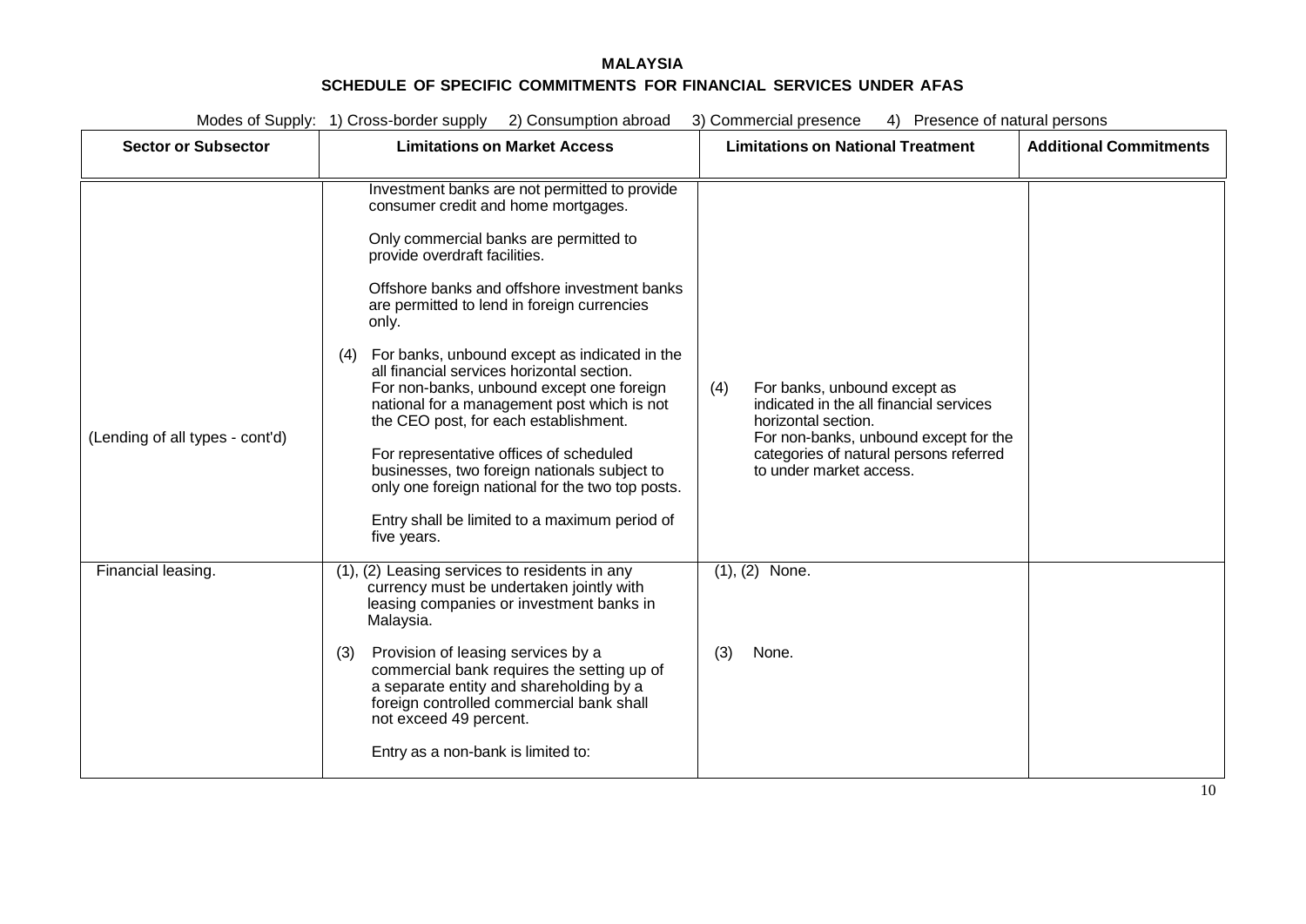**MALAYSIA**

**SCHEDULE OF SPECIFIC COMMITMENTS FOR FINANCIAL SERVICES UNDER AFAS**

Modes of Supply: 1) Cross-border supply 2) Consumption abroad 3) Commercial presence 4) Presence of natural persons

| Sector or Subsector | Limitations on Market Access | Limitations on National Treatment | Additional Commitments |
|---|---|---|---|
| (Lending of all types - cont'd) | Investment banks are not permitted to provide consumer credit and home mortgages.<br><br>Only commercial banks are permitted to provide overdraft facilities.<br><br>Offshore banks and offshore investment banks are permitted to lend in foreign currencies only.<br><br>(4) For banks, unbound except as indicated in the all financial services horizontal section. For non-banks, unbound except one foreign national for a management post which is not the CEO post, for each establishment.<br><br>For representative offices of scheduled businesses, two foreign nationals subject to only one foreign national for the two top posts.<br><br>Entry shall be limited to a maximum period of five years. | (4) For banks, unbound except as indicated in the all financial services horizontal section. For non-banks, unbound except for the categories of natural persons referred to under market access. | |
| Financial leasing. | (1), (2) Leasing services to residents in any currency must be undertaken jointly with leasing companies or investment banks in Malaysia.<br><br>(3) Provision of leasing services by a commercial bank requires the setting up of a separate entity and shareholding by a foreign controlled commercial bank shall not exceed 49 percent.<br><br>Entry as a non-bank is limited to: | (1), (2) None.<br><br>(3) None. | |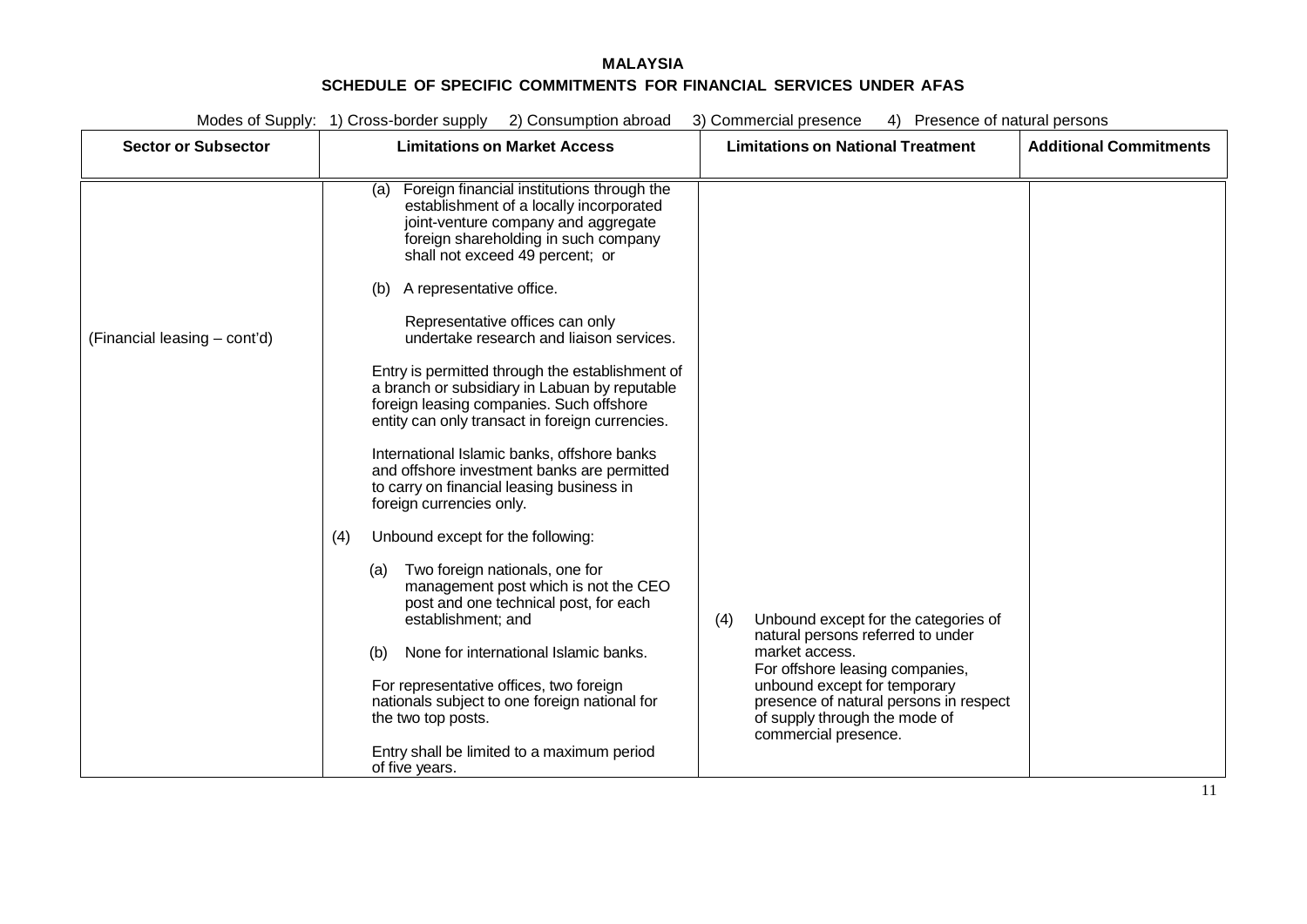**MALAYSIA**

**SCHEDULE OF SPECIFIC COMMITMENTS FOR FINANCIAL SERVICES UNDER AFAS**

Modes of Supply: 1) Cross-border supply 2) Consumption abroad 3) Commercial presence 4) Presence of natural persons

| Sector or Subsector | Limitations on Market Access | Limitations on National Treatment | Additional Commitments |
|---|---|---|---|
| (Financial leasing – cont'd) | (a) Foreign financial institutions through the establishment of a locally incorporated joint-venture company and aggregate foreign shareholding in such company shall not exceed 49 percent; or<br><br>(b) A representative office.<br><br>Representative offices can only undertake research and liaison services.<br><br>Entry is permitted through the establishment of a branch or subsidiary in Labuan by reputable foreign leasing companies. Such offshore entity can only transact in foreign currencies.<br><br>International Islamic banks, offshore banks and offshore investment banks are permitted to carry on financial leasing business in foreign currencies only.<br><br>(4) Unbound except for the following:<br><br>(a) Two foreign nationals, one for management post which is not the CEO post and one technical post, for each establishment; and<br><br>(b) None for international Islamic banks.<br><br>For representative offices, two foreign nationals subject to one foreign national for the two top posts.<br><br>Entry shall be limited to a maximum period of five years. | (4) Unbound except for the categories of natural persons referred to under market access.<br>For offshore leasing companies, unbound except for temporary presence of natural persons in respect of supply through the mode of commercial presence. | |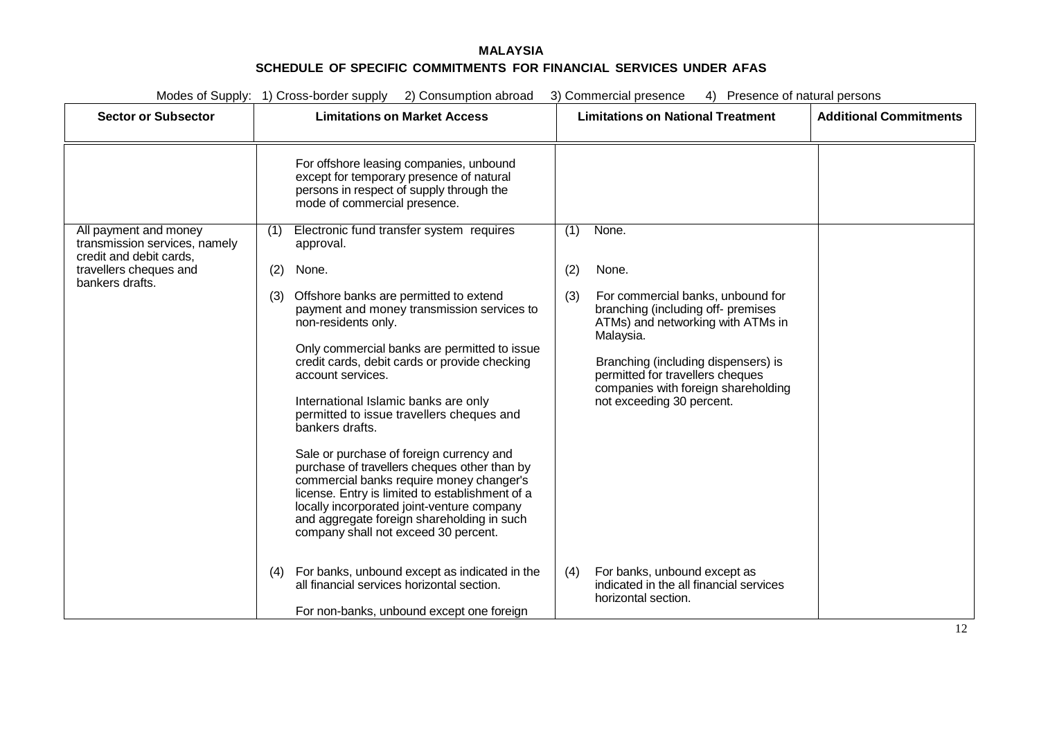**MALAYSIA**

**SCHEDULE OF SPECIFIC COMMITMENTS FOR FINANCIAL SERVICES UNDER AFAS**

Modes of Supply: 1) Cross-border supply 2) Consumption abroad 3) Commercial presence 4) Presence of natural persons

| Sector or Subsector | Limitations on Market Access | Limitations on National Treatment | Additional Commitments |
|---|---|---|---|
| | For offshore leasing companies, unbound except for temporary presence of natural persons in respect of supply through the mode of commercial presence. | | |
| All payment and money transmission services, namely credit and debit cards, travellers cheques and bankers drafts. | (1) Electronic fund transfer system requires approval.<br><br>(2) None.<br><br>(3) Offshore banks are permitted to extend payment and money transmission services to non-residents only.<br><br>Only commercial banks are permitted to issue credit cards, debit cards or provide checking account services.<br><br>International Islamic banks are only permitted to issue travellers cheques and bankers drafts.<br><br>Sale or purchase of foreign currency and purchase of travellers cheques other than by commercial banks require money changer's license. Entry is limited to establishment of a locally incorporated joint-venture company and aggregate foreign shareholding in such company shall not exceed 30 percent.<br><br>(4) For banks, unbound except as indicated in the all financial services horizontal section.<br><br>For non-banks, unbound except one foreign | (1) None.<br><br>(2) None.<br><br>(3) For commercial banks, unbound for branching (including off- premises ATMs) and networking with ATMs in Malaysia.<br><br>Branching (including dispensers) is permitted for travellers cheques companies with foreign shareholding not exceeding 30 percent.<br><br>(4) For banks, unbound except as indicated in the all financial services horizontal section. | |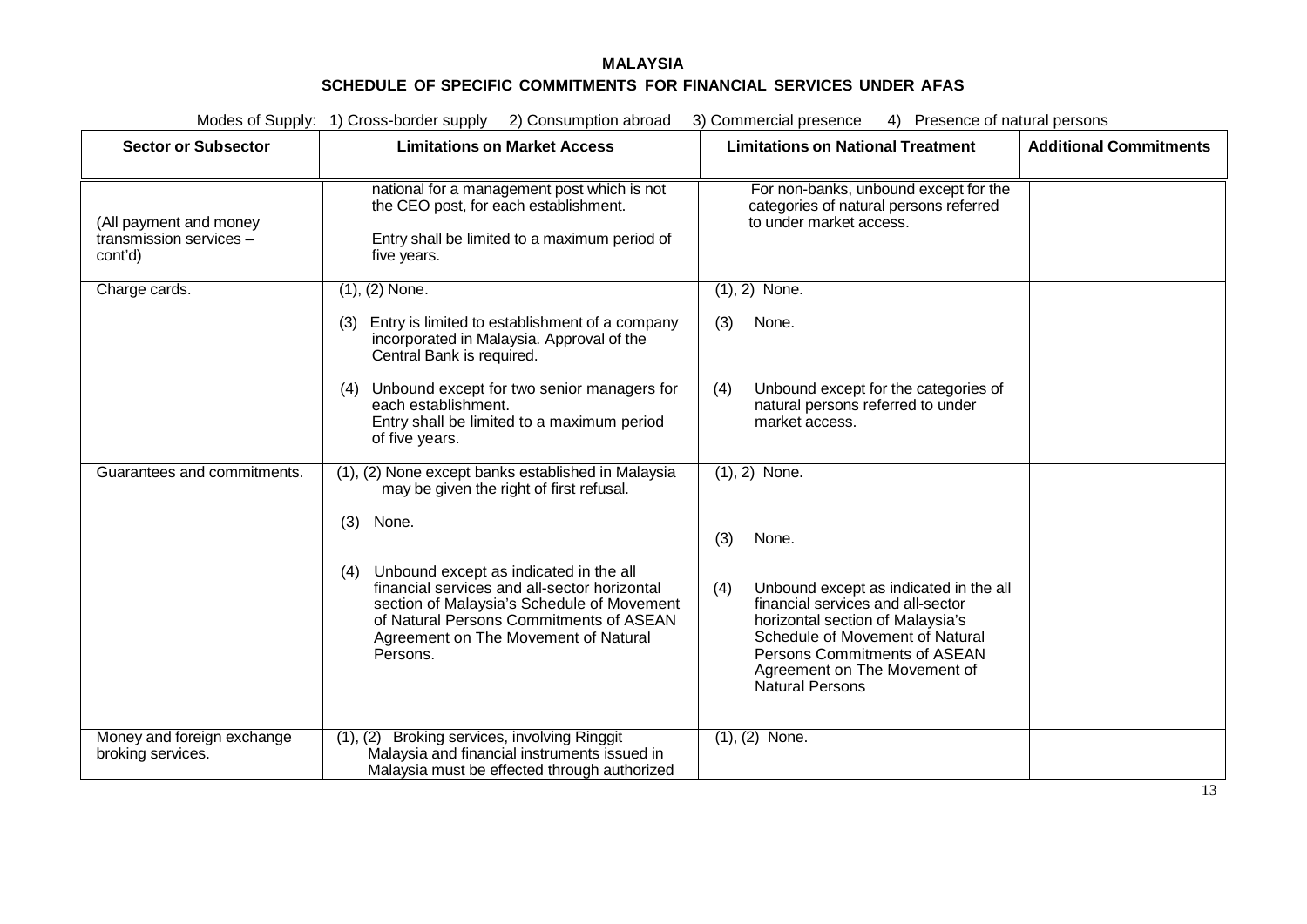**MALAYSIA**

**SCHEDULE OF SPECIFIC COMMITMENTS FOR FINANCIAL SERVICES UNDER AFAS**

Modes of Supply: 1) Cross-border supply 2) Consumption abroad 3) Commercial presence 4) Presence of natural persons

| Sector or Subsector | Limitations on Market Access | Limitations on National Treatment | Additional Commitments |
|---|---|---|---|
| (All payment and money transmission services – cont'd) | national for a management post which is not the CEO post, for each establishment.<br><br>Entry shall be limited to a maximum period of five years. | For non-banks, unbound except for the categories of natural persons referred to under market access. | |
| Charge cards. | (1), (2) None.<br><br>(3) Entry is limited to establishment of a company incorporated in Malaysia. Approval of the Central Bank is required.<br><br>(4) Unbound except for two senior managers for each establishment. Entry shall be limited to a maximum period of five years. | (1), 2) None.<br><br>(3) None.<br><br>(4) Unbound except for the categories of natural persons referred to under market access. | |
| Guarantees and commitments. | (1), (2) None except banks established in Malaysia may be given the right of first refusal.<br><br>(3) None.<br><br>(4) Unbound except as indicated in the all financial services and all-sector horizontal section of Malaysia's Schedule of Movement of Natural Persons Commitments of ASEAN Agreement on The Movement of Natural Persons. | (1), 2) None.<br><br>(3) None.<br><br>(4) Unbound except as indicated in the all financial services and all-sector horizontal section of Malaysia's Schedule of Movement of Natural Persons Commitments of ASEAN Agreement on The Movement of Natural Persons | |
| Money and foreign exchange broking services. | (1), (2) Broking services, involving Ringgit Malaysia and financial instruments issued in Malaysia must be effected through authorized | (1), (2) None. | |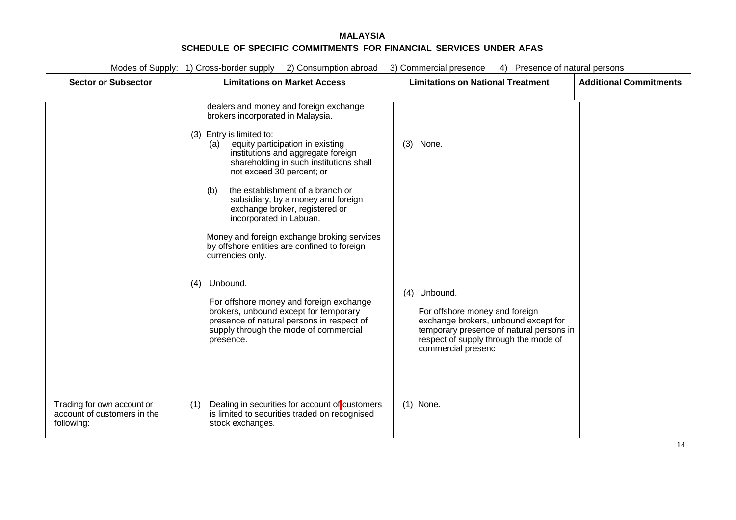# MALAYSIA

## SCHEDULE OF SPECIFIC COMMITMENTS FOR FINANCIAL SERVICES UNDER AFAS

Modes of Supply: 1) Cross-border supply 2) Consumption abroad 3) Commercial presence 4) Presence of natural persons

| Sector or Subsector | Limitations on Market Access | Limitations on National Treatment | Additional Commitments |
|---|---|---|---|
| | dealers and money and foreign exchange brokers incorporated in Malaysia.<br><br>(3) Entry is limited to:<br>(a) equity participation in existing institutions and aggregate foreign shareholding in such institutions shall not exceed 30 percent; or<br><br>(b) the establishment of a branch or subsidiary, by a money and foreign exchange broker, registered or incorporated in Labuan.<br><br>Money and foreign exchange broking services by offshore entities are confined to foreign currencies only.<br><br>(4) Unbound.<br><br>For offshore money and foreign exchange brokers, unbound except for temporary presence of natural persons in respect of supply through the mode of commercial presence. | (3) None.<br><br>(4) Unbound.<br><br>For offshore money and foreign exchange brokers, unbound except for temporary presence of natural persons in respect of supply through the mode of commercial presenc | |
| Trading for own account or account of customers in the following: | (1) Dealing in securities for account of customers is limited to securities traded on recognised stock exchanges. | (1) None. | |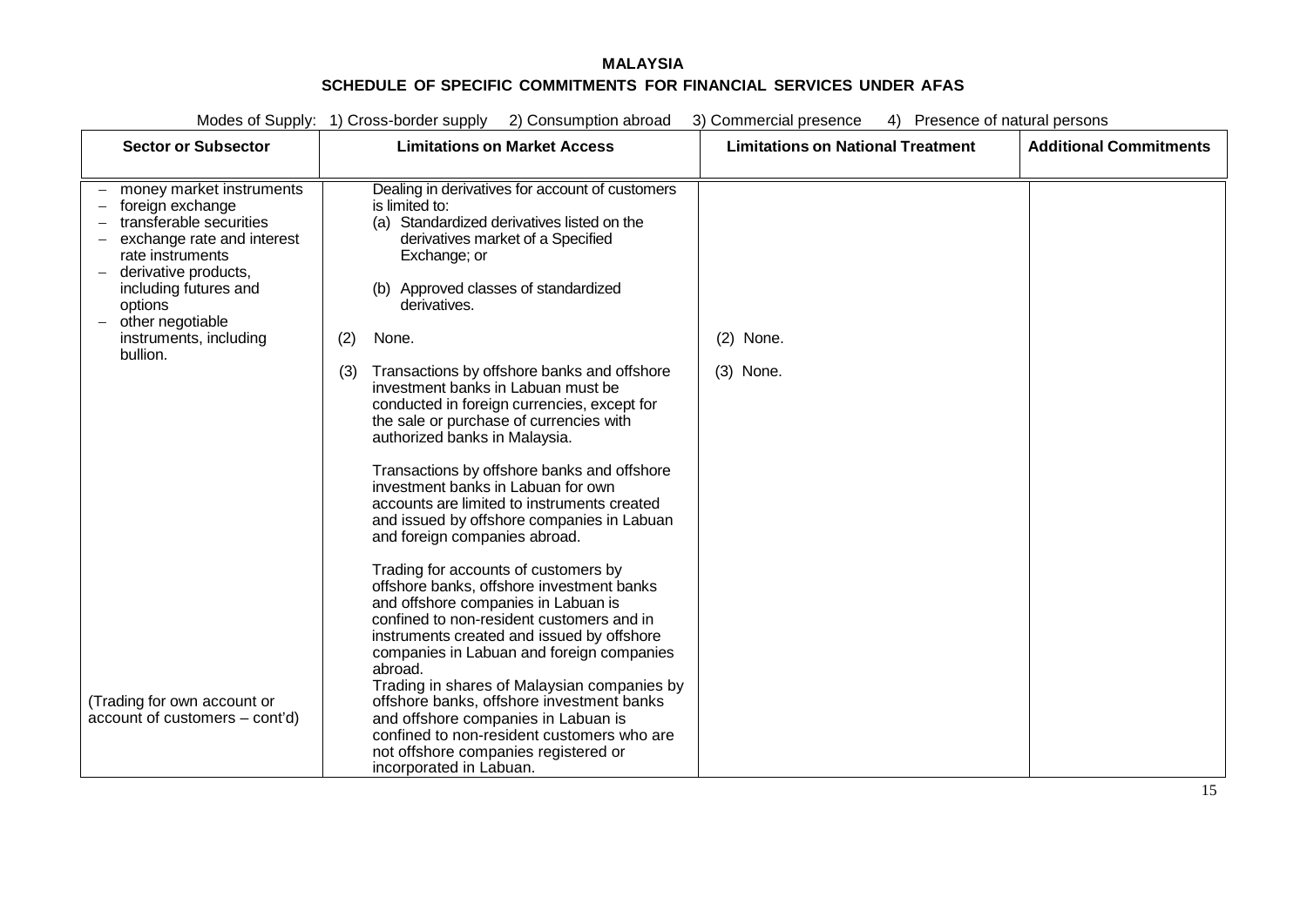**MALAYSIA**

**SCHEDULE OF SPECIFIC COMMITMENTS FOR FINANCIAL SERVICES UNDER AFAS**

Modes of Supply: 1) Cross-border supply 2) Consumption abroad 3) Commercial presence 4) Presence of natural persons

| Sector or Subsector | Limitations on Market Access | Limitations on National Treatment | Additional Commitments |
|---|---|---|---|
| – money market instruments<br>– foreign exchange<br>– transferable securities<br>– exchange rate and interest rate instruments<br>– derivative products, including futures and options<br>– other negotiable instruments, including bullion.<br><br>(Trading for own account or account of customers – cont'd) | Dealing in derivatives for account of customers is limited to:<br>(a) Standardized derivatives listed on the derivatives market of a Specified Exchange; or<br>(b) Approved classes of standardized derivatives.<br><br>(2) None.<br><br>(3) Transactions by offshore banks and offshore investment banks in Labuan must be conducted in foreign currencies, except for the sale or purchase of currencies with authorized banks in Malaysia.<br><br>Transactions by offshore banks and offshore investment banks in Labuan for own accounts are limited to instruments created and issued by offshore companies in Labuan and foreign companies abroad.<br><br>Trading for accounts of customers by offshore banks, offshore investment banks and offshore companies in Labuan is confined to non-resident customers and in instruments created and issued by offshore companies in Labuan and foreign companies abroad.<br>Trading in shares of Malaysian companies by offshore banks, offshore investment banks and offshore companies in Labuan is confined to non-resident customers who are not offshore companies registered or incorporated in Labuan. | (2) None.<br><br>(3) None. | |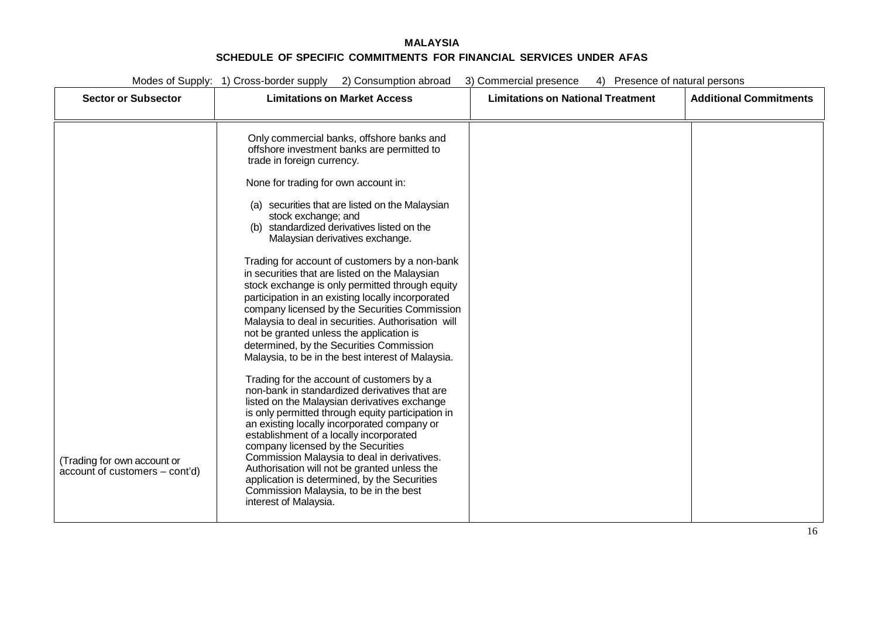**MALAYSIA**

**SCHEDULE OF SPECIFIC COMMITMENTS FOR FINANCIAL SERVICES UNDER AFAS**

Modes of Supply: 1) Cross-border supply 2) Consumption abroad 3) Commercial presence 4) Presence of natural persons

| Sector or Subsector | Limitations on Market Access | Limitations on National Treatment | Additional Commitments |
|---|---|---|---|
| (Trading for own account or account of customers – cont'd) | Only commercial banks, offshore banks and offshore investment banks are permitted to trade in foreign currency.<br><br>None for trading for own account in:<br><br>(a) securities that are listed on the Malaysian stock exchange; and<br>(b) standardized derivatives listed on the Malaysian derivatives exchange.<br><br>Trading for account of customers by a non-bank in securities that are listed on the Malaysian stock exchange is only permitted through equity participation in an existing locally incorporated company licensed by the Securities Commission Malaysia to deal in securities. Authorisation will not be granted unless the application is determined, by the Securities Commission Malaysia, to be in the best interest of Malaysia.<br><br>Trading for the account of customers by a non-bank in standardized derivatives that are listed on the Malaysian derivatives exchange is only permitted through equity participation in an existing locally incorporated company or establishment of a locally incorporated company licensed by the Securities Commission Malaysia to deal in derivatives. Authorisation will not be granted unless the application is determined, by the Securities Commission Malaysia, to be in the best interest of Malaysia. | | |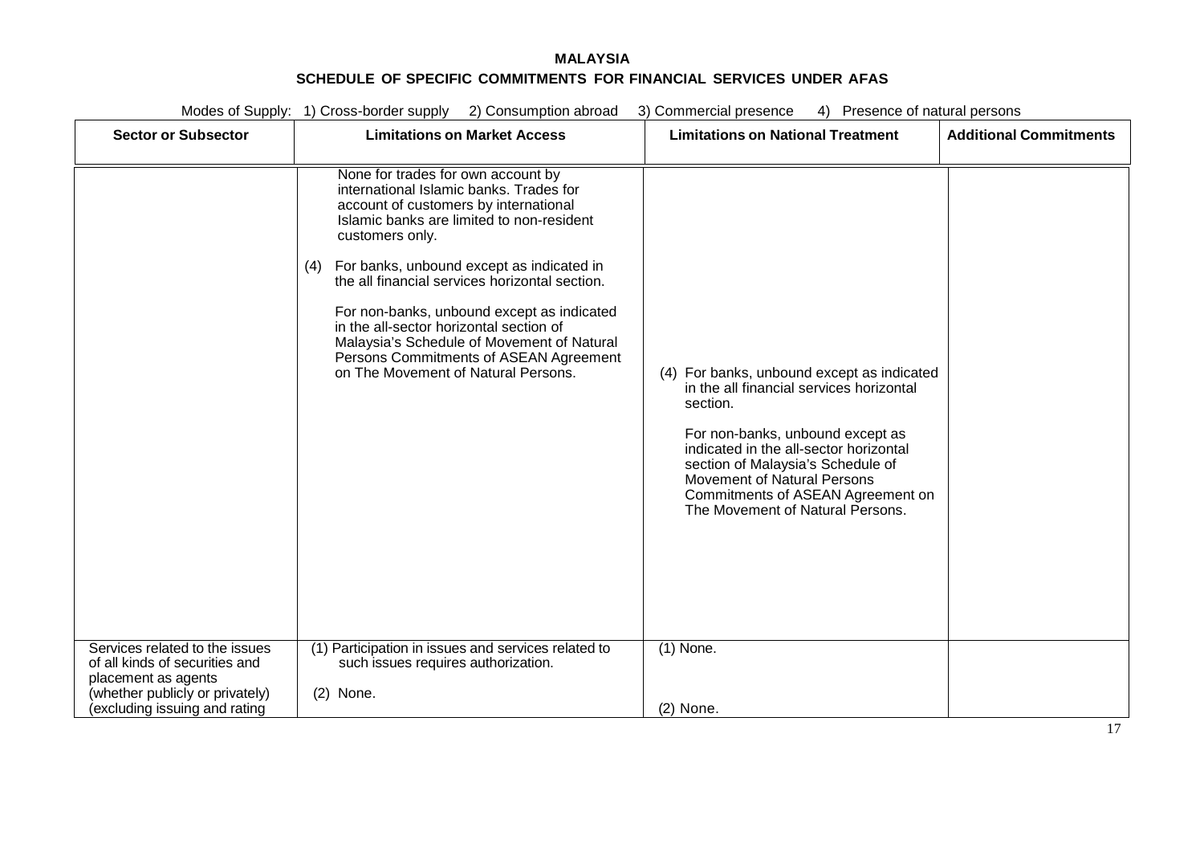**MALAYSIA**

**SCHEDULE OF SPECIFIC COMMITMENTS FOR FINANCIAL SERVICES UNDER AFAS**

Modes of Supply: 1) Cross-border supply 2) Consumption abroad 3) Commercial presence 4) Presence of natural persons

| Sector or Subsector | Limitations on Market Access | Limitations on National Treatment | Additional Commitments |
|---|---|---|---|
| | None for trades for own account by international Islamic banks. Trades for account of customers by international Islamic banks are limited to non-resident customers only.<br><br>(4) For banks, unbound except as indicated in the all financial services horizontal section.<br><br>For non-banks, unbound except as indicated in the all-sector horizontal section of Malaysia's Schedule of Movement of Natural Persons Commitments of ASEAN Agreement on The Movement of Natural Persons. | (4) For banks, unbound except as indicated in the all financial services horizontal section.<br><br>For non-banks, unbound except as indicated in the all-sector horizontal section of Malaysia's Schedule of Movement of Natural Persons Commitments of ASEAN Agreement on The Movement of Natural Persons. | |
| Services related to the issues of all kinds of securities and placement as agents (whether publicly or privately) (excluding issuing and rating | (1) Participation in issues and services related to such issues requires authorization.<br><br>(2) None. | (1) None.<br><br>(2) None. | |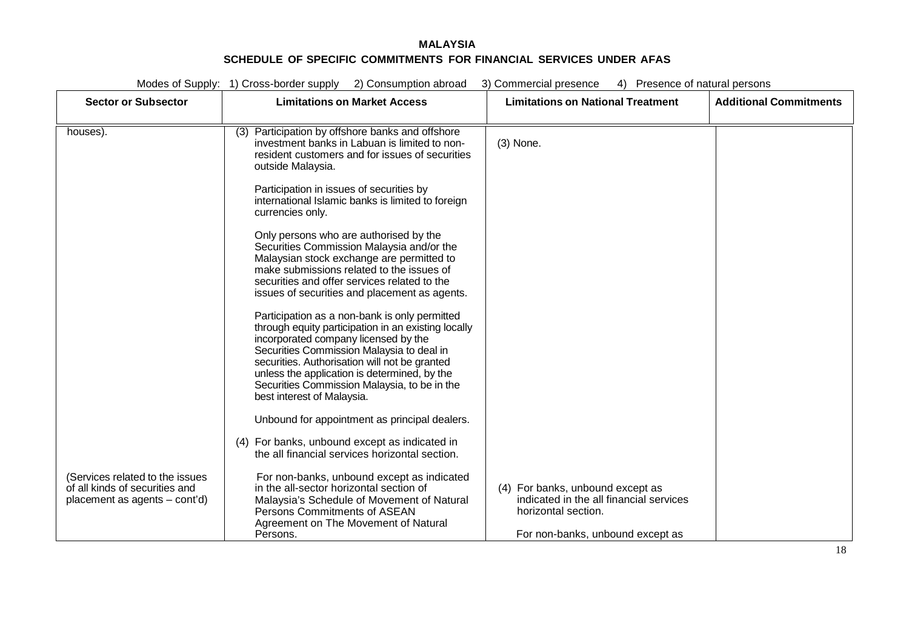**MALAYSIA**

**SCHEDULE OF SPECIFIC COMMITMENTS FOR FINANCIAL SERVICES UNDER AFAS**

Modes of Supply: 1) Cross-border supply 2) Consumption abroad 3) Commercial presence 4) Presence of natural persons

| Sector or Subsector | Limitations on Market Access | Limitations on National Treatment | Additional Commitments |
|---|---|---|---|
| houses).<br><br>(Services related to the issues of all kinds of securities and placement as agents – cont'd) | (3) Participation by offshore banks and offshore investment banks in Labuan is limited to non-resident customers and for issues of securities outside Malaysia.<br><br>Participation in issues of securities by international Islamic banks is limited to foreign currencies only.<br><br>Only persons who are authorised by the Securities Commission Malaysia and/or the Malaysian stock exchange are permitted to make submissions related to the issues of securities and offer services related to the issues of securities and placement as agents.<br><br>Participation as a non-bank is only permitted through equity participation in an existing locally incorporated company licensed by the Securities Commission Malaysia to deal in securities. Authorisation will not be granted unless the application is determined, by the Securities Commission Malaysia, to be in the best interest of Malaysia.<br><br>Unbound for appointment as principal dealers.<br><br>(4) For banks, unbound except as indicated in the all financial services horizontal section.<br><br>For non-banks, unbound except as indicated in the all-sector horizontal section of Malaysia's Schedule of Movement of Natural Persons Commitments of ASEAN Agreement on The Movement of Natural Persons. | (3) None.<br><br>(4) For banks, unbound except as indicated in the all financial services horizontal section.<br><br>For non-banks, unbound except as | |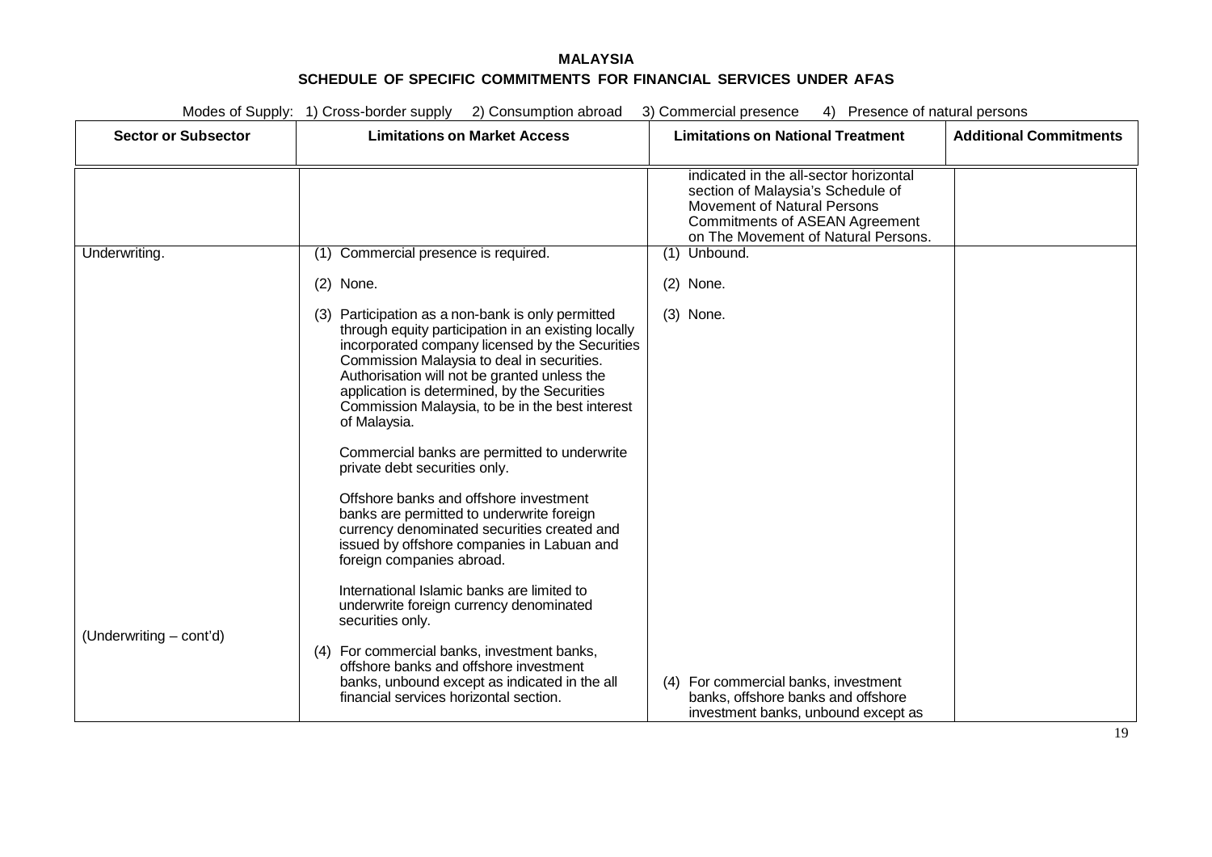**MALAYSIA**

**SCHEDULE OF SPECIFIC COMMITMENTS FOR FINANCIAL SERVICES UNDER AFAS**

Modes of Supply: 1) Cross-border supply 2) Consumption abroad 3) Commercial presence 4) Presence of natural persons

| Sector or Subsector | Limitations on Market Access | Limitations on National Treatment | Additional Commitments |
|---|---|---|---|
| | | indicated in the all-sector horizontal section of Malaysia's Schedule of Movement of Natural Persons Commitments of ASEAN Agreement on The Movement of Natural Persons. | |
| Underwriting. | (1) Commercial presence is required.<br><br>(2) None.<br><br>(3) Participation as a non-bank is only permitted through equity participation in an existing locally incorporated company licensed by the Securities Commission Malaysia to deal in securities. Authorisation will not be granted unless the application is determined, by the Securities Commission Malaysia, to be in the best interest of Malaysia.<br><br>Commercial banks are permitted to underwrite private debt securities only.<br><br>Offshore banks and offshore investment banks are permitted to underwrite foreign currency denominated securities created and issued by offshore companies in Labuan and foreign companies abroad.<br><br>International Islamic banks are limited to underwrite foreign currency denominated securities only. | (1) Unbound.<br><br>(2) None.<br><br>(3) None. | |
| (Underwriting – cont'd) | (4) For commercial banks, investment banks, offshore banks and offshore investment banks, unbound except as indicated in the all financial services horizontal section. | (4) For commercial banks, investment banks, offshore banks and offshore investment banks, unbound except as | |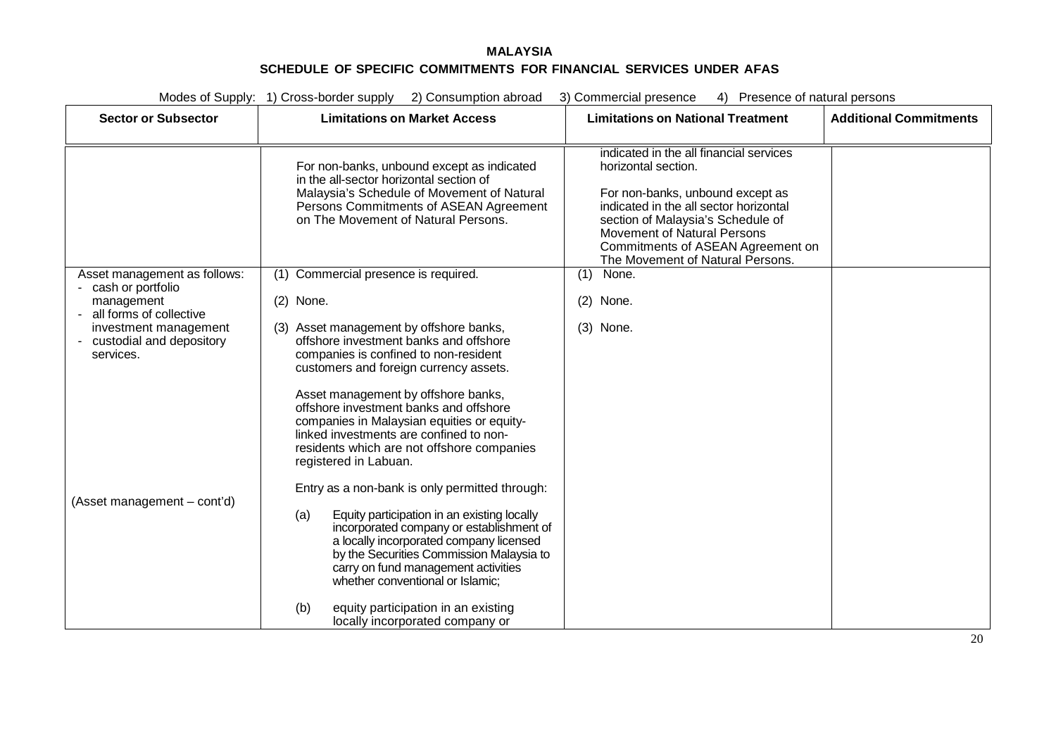**MALAYSIA**

**SCHEDULE OF SPECIFIC COMMITMENTS FOR FINANCIAL SERVICES UNDER AFAS**

Modes of Supply: 1) Cross-border supply 2) Consumption abroad 3) Commercial presence 4) Presence of natural persons

| Sector or Subsector | Limitations on Market Access | Limitations on National Treatment | Additional Commitments |
|---|---|---|---|
| | For non-banks, unbound except as indicated in the all-sector horizontal section of Malaysia's Schedule of Movement of Natural Persons Commitments of ASEAN Agreement on The Movement of Natural Persons. | indicated in the all financial services horizontal section.<br><br>For non-banks, unbound except as indicated in the all sector horizontal section of Malaysia's Schedule of Movement of Natural Persons Commitments of ASEAN Agreement on The Movement of Natural Persons. | |
| Asset management as follows:<br>- cash or portfolio management<br>- all forms of collective investment management<br>- custodial and depository services.<br><br>(Asset management – cont'd) | (1) Commercial presence is required.<br><br>(2) None.<br><br>(3) Asset management by offshore banks, offshore investment banks and offshore companies is confined to non-resident customers and foreign currency assets.<br><br>Asset management by offshore banks, offshore investment banks and offshore companies in Malaysian equities or equity-linked investments are confined to non-residents which are not offshore companies registered in Labuan.<br><br>Entry as a non-bank is only permitted through:<br><br>(a) Equity participation in an existing locally incorporated company or establishment of a locally incorporated company licensed by the Securities Commission Malaysia to carry on fund management activities whether conventional or Islamic;<br><br>(b) equity participation in an existing locally incorporated company or | (1) None.<br><br>(2) None.<br><br>(3) None. | |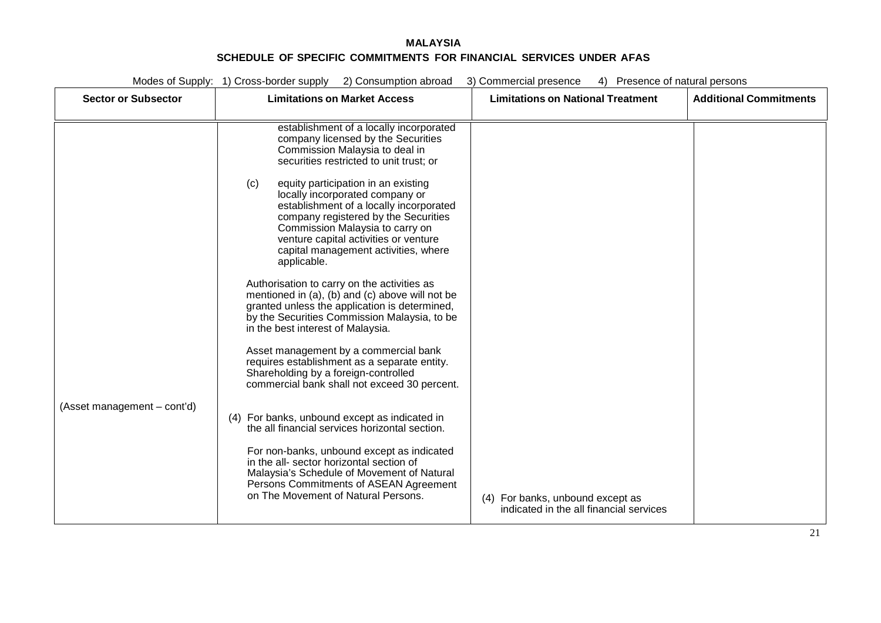**MALAYSIA**

**SCHEDULE OF SPECIFIC COMMITMENTS FOR FINANCIAL SERVICES UNDER AFAS**

Modes of Supply: 1) Cross-border supply 2) Consumption abroad 3) Commercial presence 4) Presence of natural persons

| Sector or Subsector | Limitations on Market Access | Limitations on National Treatment | Additional Commitments |
|---|---|---|---|
| (Asset management – cont'd) | establishment of a locally incorporated company licensed by the Securities Commission Malaysia to deal in securities restricted to unit trust; or<br><br>(c) equity participation in an existing locally incorporated company or establishment of a locally incorporated company registered by the Securities Commission Malaysia to carry on venture capital activities or venture capital management activities, where applicable.<br><br>Authorisation to carry on the activities as mentioned in (a), (b) and (c) above will not be granted unless the application is determined, by the Securities Commission Malaysia, to be in the best interest of Malaysia.<br><br>Asset management by a commercial bank requires establishment as a separate entity. Shareholding by a foreign-controlled commercial bank shall not exceed 30 percent.<br><br>(4) For banks, unbound except as indicated in the all financial services horizontal section.<br><br>For non-banks, unbound except as indicated in the all- sector horizontal section of Malaysia's Schedule of Movement of Natural Persons Commitments of ASEAN Agreement on The Movement of Natural Persons. | (4) For banks, unbound except as indicated in the all financial services | |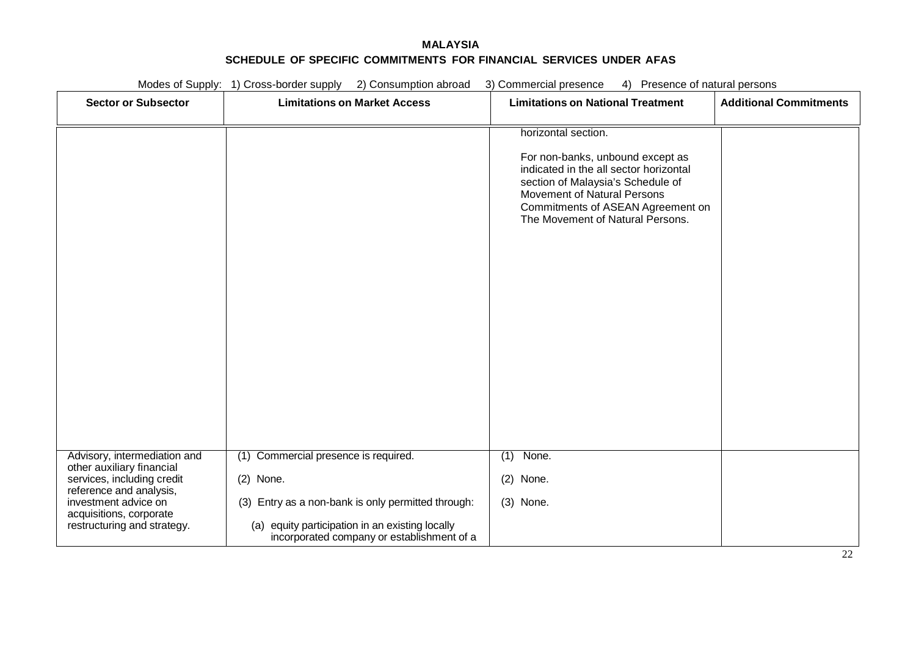**MALAYSIA**

**SCHEDULE OF SPECIFIC COMMITMENTS FOR FINANCIAL SERVICES UNDER AFAS**

Modes of Supply: 1) Cross-border supply 2) Consumption abroad 3) Commercial presence 4) Presence of natural persons

| Sector or Subsector | Limitations on Market Access | Limitations on National Treatment | Additional Commitments |
|---|---|---|---|
| | | horizontal section.<br><br>For non-banks, unbound except as indicated in the all sector horizontal section of Malaysia's Schedule of Movement of Natural Persons Commitments of ASEAN Agreement on The Movement of Natural Persons. | |
| Advisory, intermediation and other auxiliary financial services, including credit reference and analysis, investment advice on acquisitions, corporate restructuring and strategy. | (1) Commercial presence is required.<br><br>(2) None.<br><br>(3) Entry as a non-bank is only permitted through:<br><br>(a) equity participation in an existing locally incorporated company or establishment of a | (1) None.<br><br>(2) None.<br><br>(3) None. | |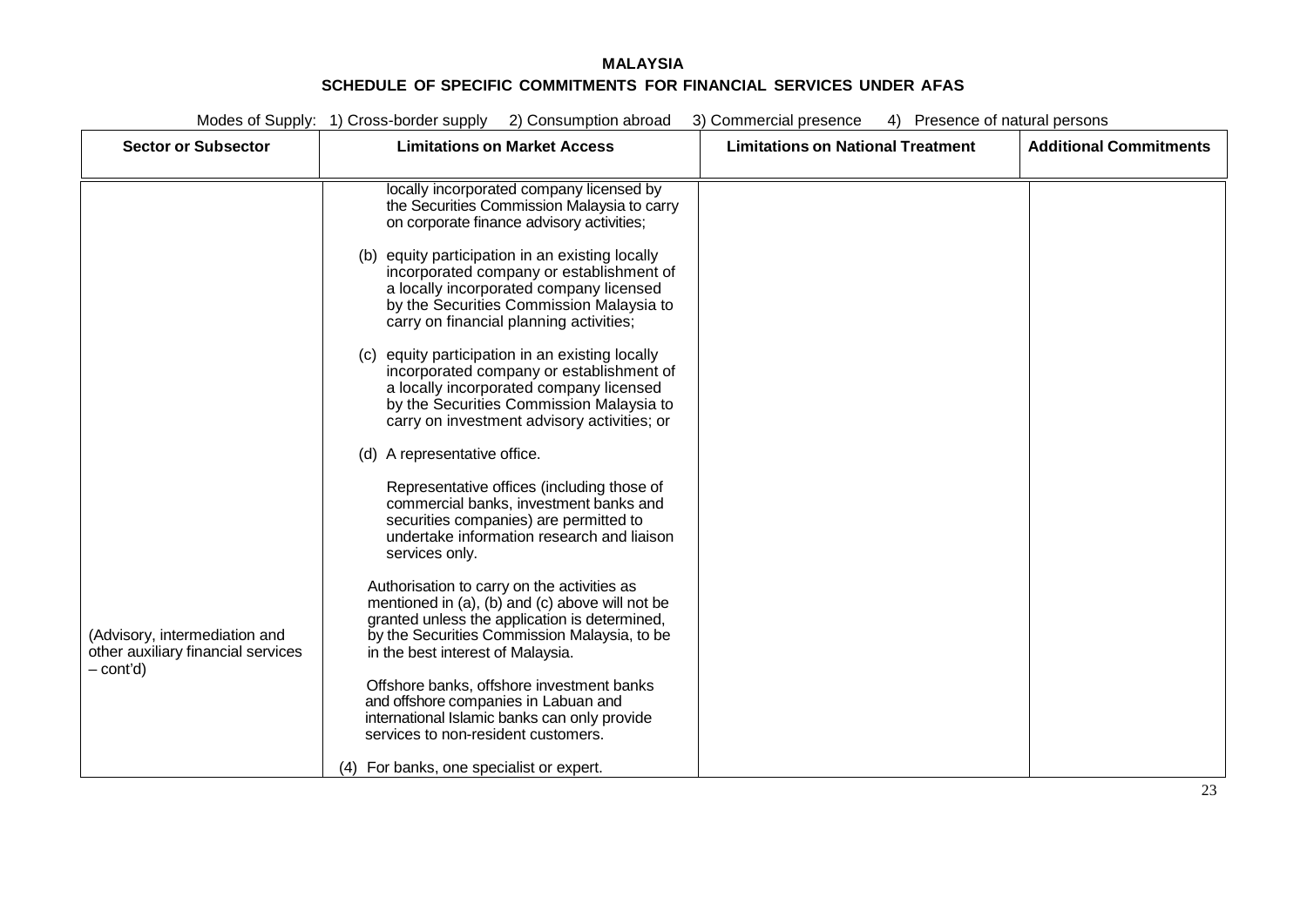**MALAYSIA**

**SCHEDULE OF SPECIFIC COMMITMENTS FOR FINANCIAL SERVICES UNDER AFAS**

Modes of Supply: 1) Cross-border supply 2) Consumption abroad 3) Commercial presence 4) Presence of natural persons

| Sector or Subsector | Limitations on Market Access | Limitations on National Treatment | Additional Commitments |
|---|---|---|---|
| (Advisory, intermediation and other auxiliary financial services – cont'd) | locally incorporated company licensed by the Securities Commission Malaysia to carry on corporate finance advisory activities;<br><br>(b) equity participation in an existing locally incorporated company or establishment of a locally incorporated company licensed by the Securities Commission Malaysia to carry on financial planning activities;<br><br>(c) equity participation in an existing locally incorporated company or establishment of a locally incorporated company licensed by the Securities Commission Malaysia to carry on investment advisory activities; or<br><br>(d) A representative office.<br><br>Representative offices (including those of commercial banks, investment banks and securities companies) are permitted to undertake information research and liaison services only.<br><br>Authorisation to carry on the activities as mentioned in (a), (b) and (c) above will not be granted unless the application is determined, by the Securities Commission Malaysia, to be in the best interest of Malaysia.<br><br>Offshore banks, offshore investment banks and offshore companies in Labuan and international Islamic banks can only provide services to non-resident customers.<br><br>(4) For banks, one specialist or expert. | | |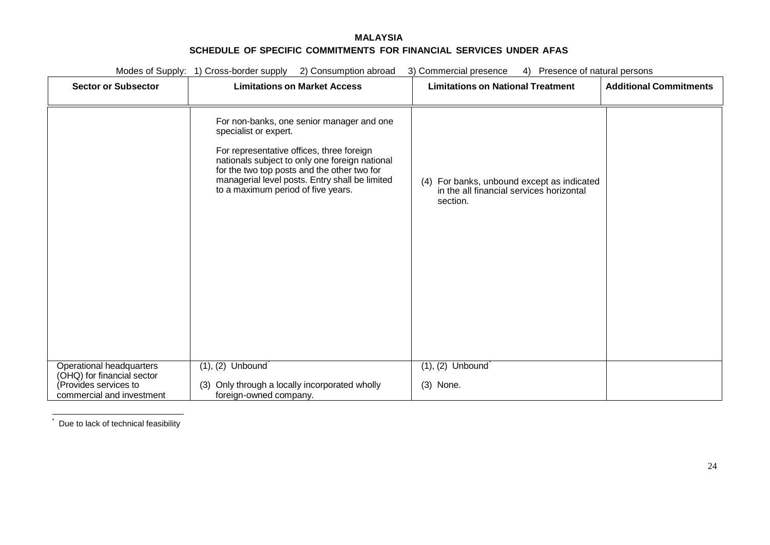**MALAYSIA**

**SCHEDULE OF SPECIFIC COMMITMENTS FOR FINANCIAL SERVICES UNDER AFAS**

Modes of Supply: 1) Cross-border supply 2) Consumption abroad 3) Commercial presence 4) Presence of natural persons

| Sector or Subsector | Limitations on Market Access | Limitations on National Treatment | Additional Commitments |
|---|---|---|---|
| | For non-banks, one senior manager and one specialist or expert.<br><br>For representative offices, three foreign nationals subject to only one foreign national for the two top posts and the other two for managerial level posts. Entry shall be limited to a maximum period of five years. | (4) For banks, unbound except as indicated in the all financial services horizontal section. | |
| Operational headquarters (OHQ) for financial sector (Provides services to commercial and investment | (1), (2) Unbound*<br><br>(3) Only through a locally incorporated wholly foreign-owned company. | (1), (2) Unbound*<br><br>(3) None. | |

\* Due to lack of technical feasibility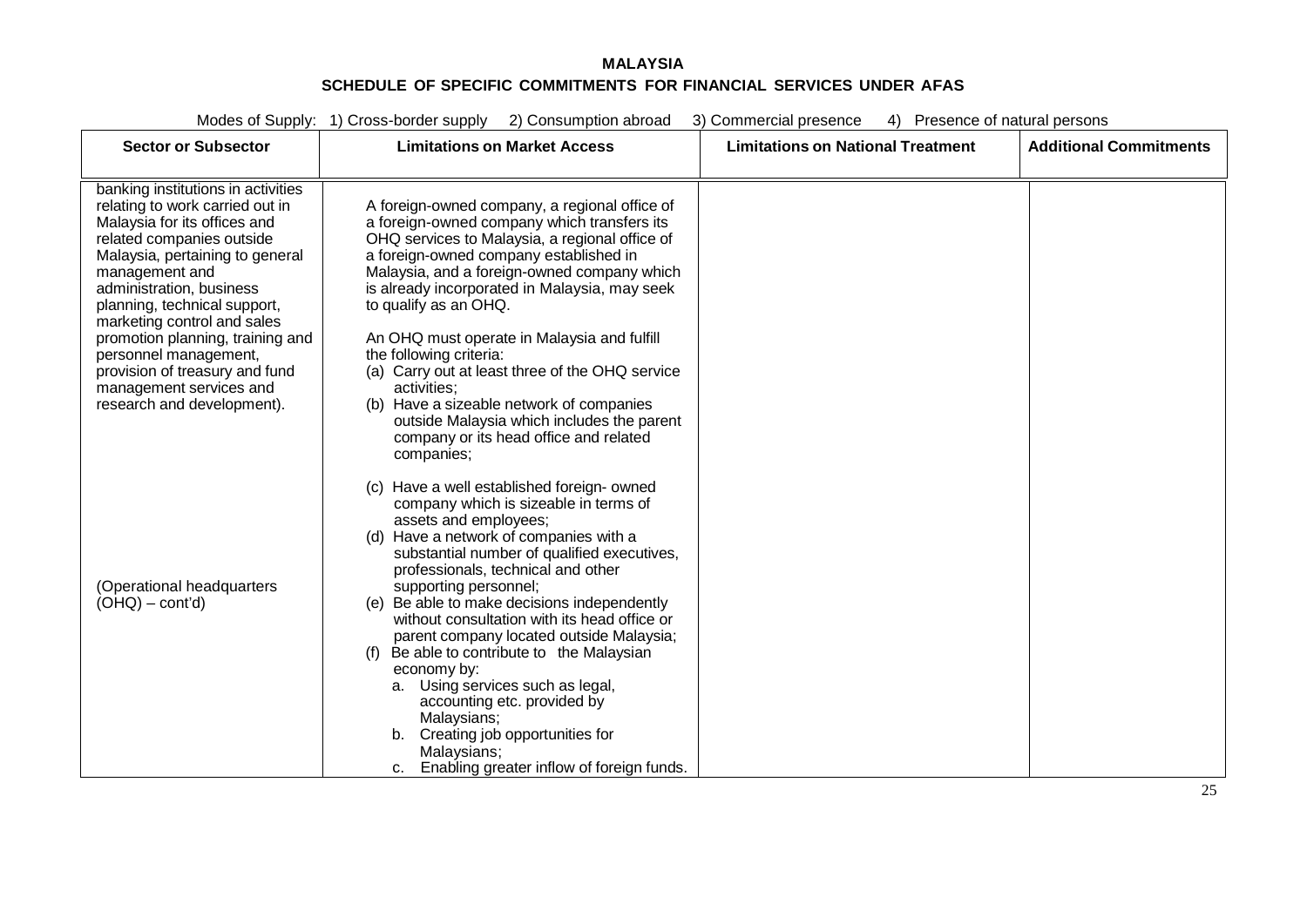**MALAYSIA**

**SCHEDULE OF SPECIFIC COMMITMENTS FOR FINANCIAL SERVICES UNDER AFAS**

Modes of Supply: 1) Cross-border supply 2) Consumption abroad 3) Commercial presence 4) Presence of natural persons

| Sector or Subsector | Limitations on Market Access | Limitations on National Treatment | Additional Commitments |
|---|---|---|---|
| banking institutions in activities relating to work carried out in Malaysia for its offices and related companies outside Malaysia, pertaining to general management and administration, business planning, technical support, marketing control and sales promotion planning, training and personnel management, provision of treasury and fund management services and research and development).<br><br>(Operational headquarters (OHQ) – cont'd) | A foreign-owned company, a regional office of a foreign-owned company which transfers its OHQ services to Malaysia, a regional office of a foreign-owned company established in Malaysia, and a foreign-owned company which is already incorporated in Malaysia, may seek to qualify as an OHQ.<br><br>An OHQ must operate in Malaysia and fulfill the following criteria:<br>(a) Carry out at least three of the OHQ service activities;<br>(b) Have a sizeable network of companies outside Malaysia which includes the parent company or its head office and related companies;<br>(c) Have a well established foreign- owned company which is sizeable in terms of assets and employees;<br>(d) Have a network of companies with a substantial number of qualified executives, professionals, technical and other supporting personnel;<br>(e) Be able to make decisions independently without consultation with its head office or parent company located outside Malaysia;<br>(f) Be able to contribute to the Malaysian economy by:<br>a. Using services such as legal, accounting etc. provided by Malaysians;<br>b. Creating job opportunities for Malaysians;<br>c. Enabling greater inflow of foreign funds. | | |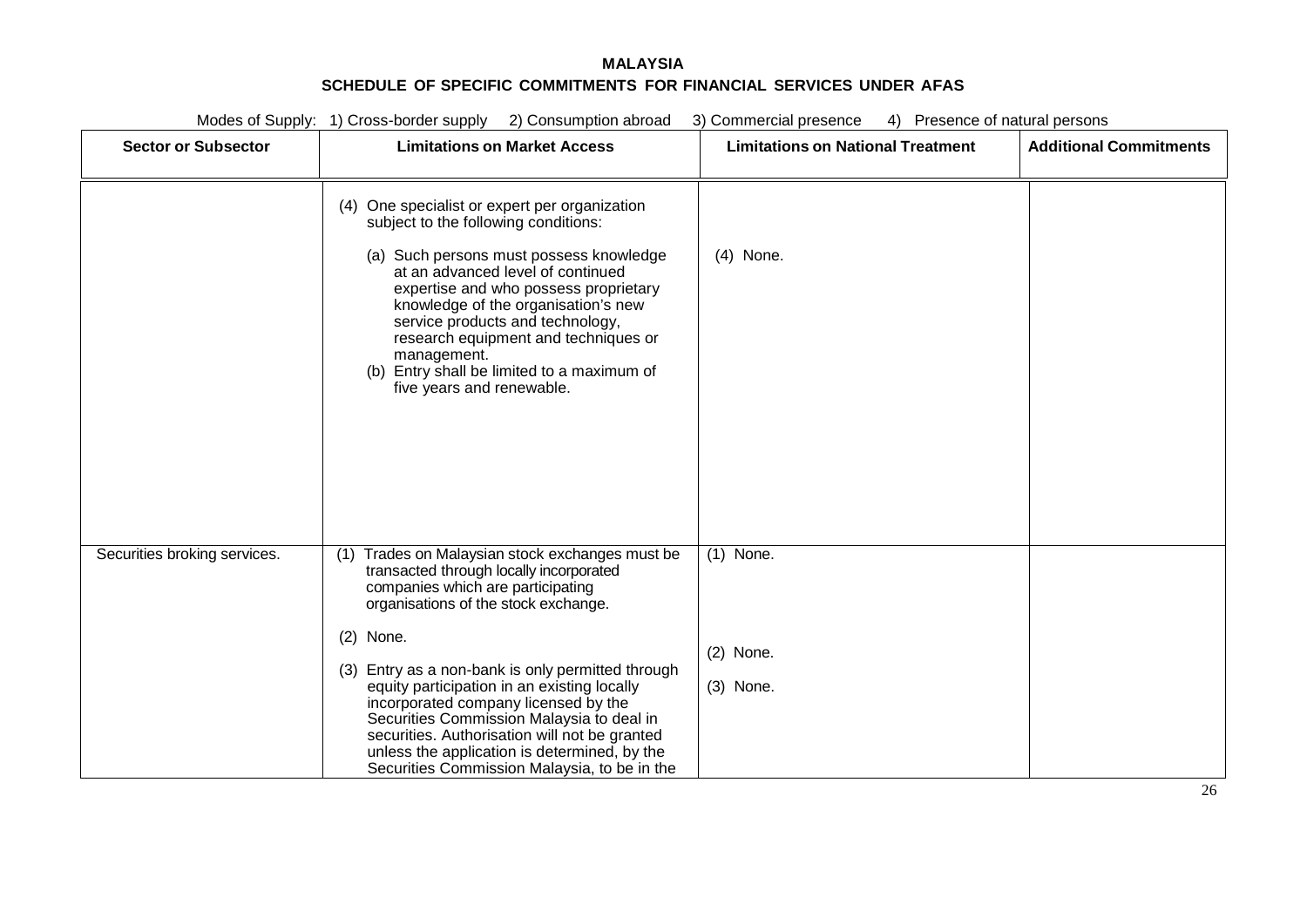**MALAYSIA**

**SCHEDULE OF SPECIFIC COMMITMENTS FOR FINANCIAL SERVICES UNDER AFAS**

Modes of Supply: 1) Cross-border supply 2) Consumption abroad 3) Commercial presence 4) Presence of natural persons

| Sector or Subsector | Limitations on Market Access | Limitations on National Treatment | Additional Commitments |
|---|---|---|---|
| | (4) One specialist or expert per organization subject to the following conditions:<br><br>(a) Such persons must possess knowledge at an advanced level of continued expertise and who possess proprietary knowledge of the organisation's new service products and technology, research equipment and techniques or management.<br>(b) Entry shall be limited to a maximum of five years and renewable. | (4) None. | |
| Securities broking services. | (1) Trades on Malaysian stock exchanges must be transacted through locally incorporated companies which are participating organisations of the stock exchange.<br><br>(2) None.<br><br>(3) Entry as a non-bank is only permitted through equity participation in an existing locally incorporated company licensed by the Securities Commission Malaysia to deal in securities. Authorisation will not be granted unless the application is determined, by the Securities Commission Malaysia, to be in the | (1) None.<br><br>(2) None.<br><br>(3) None. | |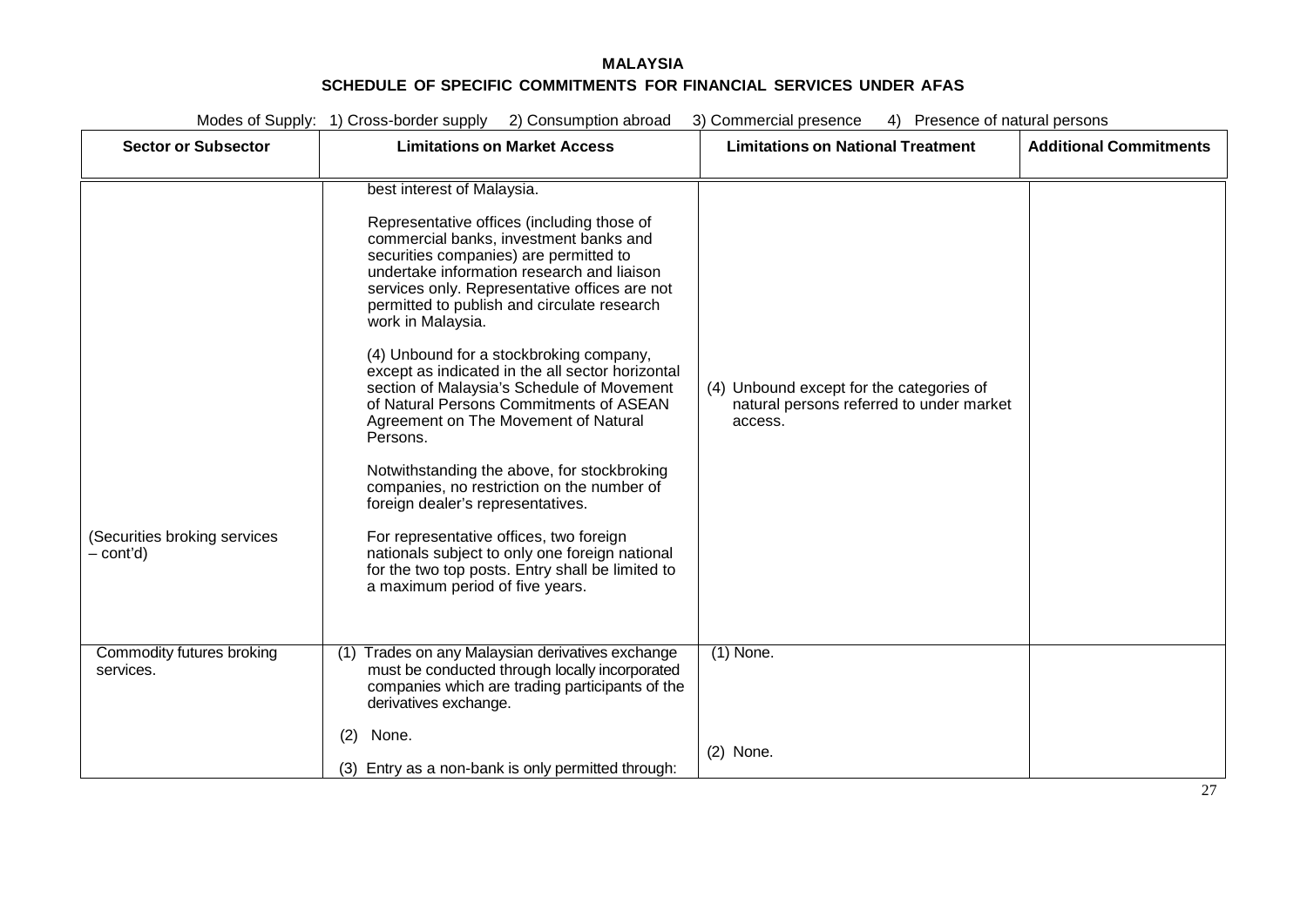**MALAYSIA**

**SCHEDULE OF SPECIFIC COMMITMENTS FOR FINANCIAL SERVICES UNDER AFAS**

Modes of Supply: 1) Cross-border supply 2) Consumption abroad 3) Commercial presence 4) Presence of natural persons

| Sector or Subsector | Limitations on Market Access | Limitations on National Treatment | Additional Commitments |
|---|---|---|---|
| (Securities broking services – cont'd) | best interest of Malaysia.<br><br>Representative offices (including those of commercial banks, investment banks and securities companies) are permitted to undertake information research and liaison services only. Representative offices are not permitted to publish and circulate research work in Malaysia.<br><br>(4) Unbound for a stockbroking company, except as indicated in the all sector horizontal section of Malaysia's Schedule of Movement of Natural Persons Commitments of ASEAN Agreement on The Movement of Natural Persons.<br><br>Notwithstanding the above, for stockbroking companies, no restriction on the number of foreign dealer's representatives.<br><br>For representative offices, two foreign nationals subject to only one foreign national for the two top posts. Entry shall be limited to a maximum period of five years. | (4) Unbound except for the categories of natural persons referred to under market access. | |
| Commodity futures broking services. | (1) Trades on any Malaysian derivatives exchange must be conducted through locally incorporated companies which are trading participants of the derivatives exchange.<br><br>(2) None.<br><br>(3) Entry as a non-bank is only permitted through: | (1) None.<br><br>(2) None. | |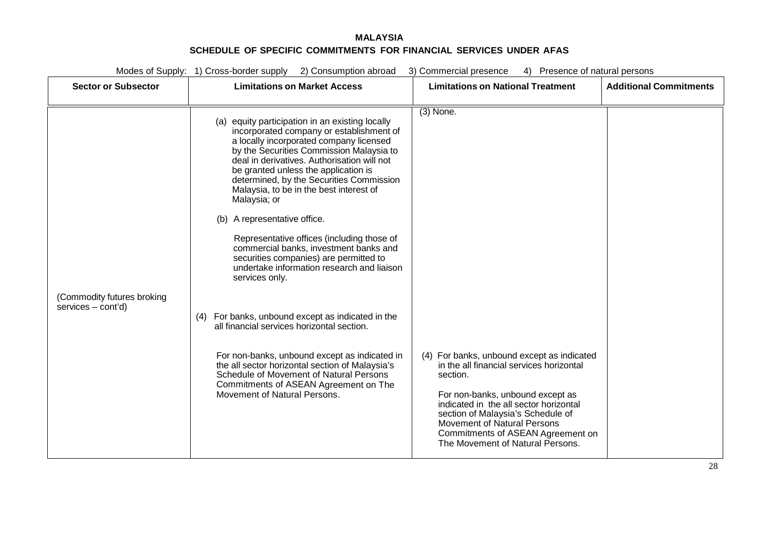**MALAYSIA**

**SCHEDULE OF SPECIFIC COMMITMENTS FOR FINANCIAL SERVICES UNDER AFAS**

Modes of Supply: 1) Cross-border supply 2) Consumption abroad 3) Commercial presence 4) Presence of natural persons

| Sector or Subsector | Limitations on Market Access | Limitations on National Treatment | Additional Commitments |
|---|---|---|---|
| (Commodity futures broking services – cont'd) | (a) equity participation in an existing locally incorporated company or establishment of a locally incorporated company licensed by the Securities Commission Malaysia to deal in derivatives. Authorisation will not be granted unless the application is determined, by the Securities Commission Malaysia, to be in the best interest of Malaysia; or<br><br>(b) A representative office.<br><br>Representative offices (including those of commercial banks, investment banks and securities companies) are permitted to undertake information research and liaison services only.<br><br>(4) For banks, unbound except as indicated in the all financial services horizontal section.<br><br>For non-banks, unbound except as indicated in the all sector horizontal section of Malaysia's Schedule of Movement of Natural Persons Commitments of ASEAN Agreement On The Movement of Natural Persons. | (3) None.<br><br>(4) For banks, unbound except as indicated in the all financial services horizontal section.<br><br>For non-banks, unbound except as indicated in the all sector horizontal section of Malaysia's Schedule of Movement of Natural Persons Commitments of ASEAN Agreement on The Movement of Natural Persons. | |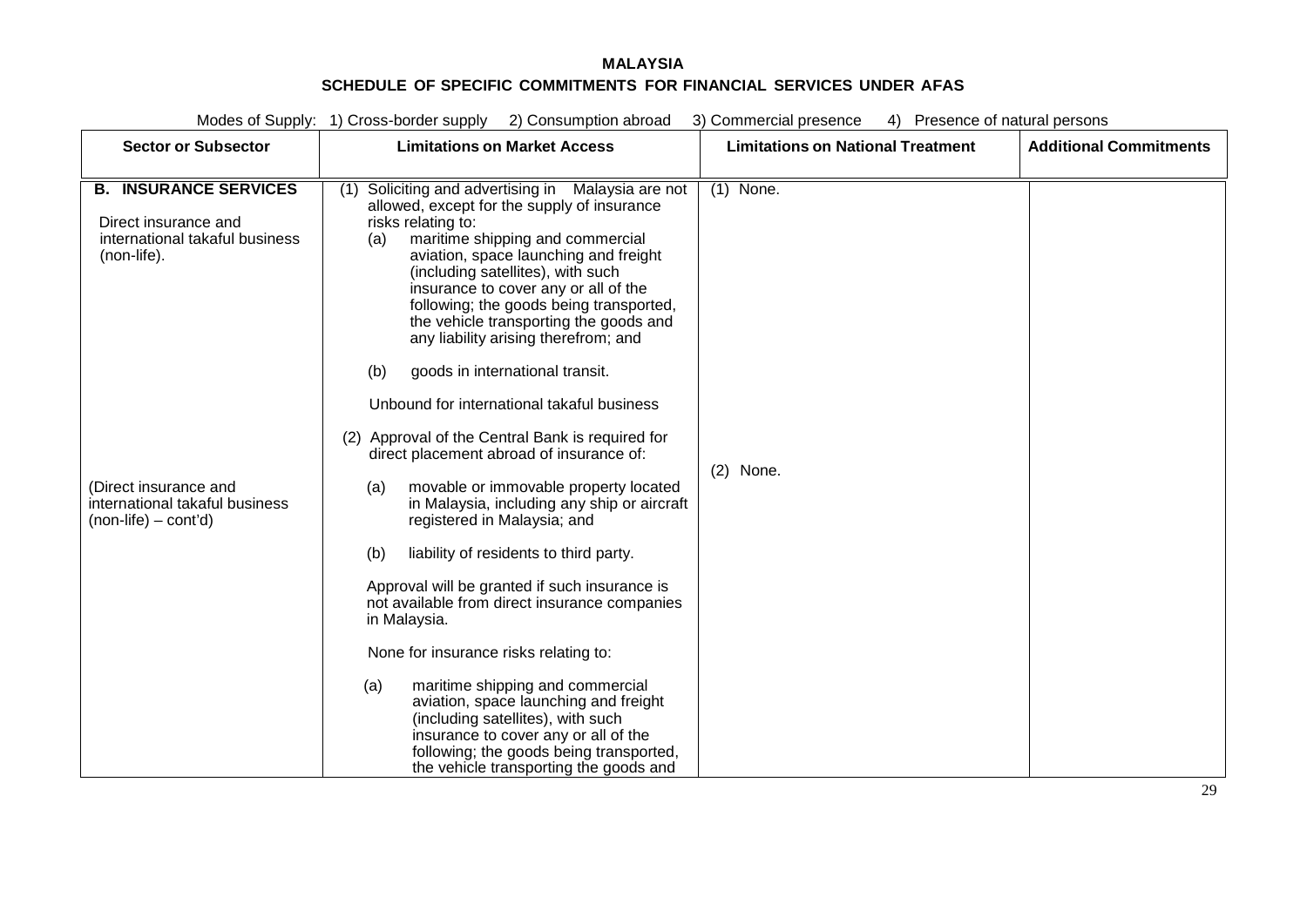**MALAYSIA**

**SCHEDULE OF SPECIFIC COMMITMENTS FOR FINANCIAL SERVICES UNDER AFAS**

Modes of Supply: 1) Cross-border supply 2) Consumption abroad 3) Commercial presence 4) Presence of natural persons

| Sector or Subsector | Limitations on Market Access | Limitations on National Treatment | Additional Commitments |
|---|---|---|---|
| **B. INSURANCE SERVICES**<br><br>Direct insurance and international takaful business (non-life).<br><br>(Direct insurance and international takaful business (non-life) – cont'd) | (1) Soliciting and advertising in Malaysia are not allowed, except for the supply of insurance risks relating to:<br>(a) maritime shipping and commercial aviation, space launching and freight (including satellites), with such insurance to cover any or all of the following; the goods being transported, the vehicle transporting the goods and any liability arising therefrom; and<br>(b) goods in international transit.<br><br>Unbound for international takaful business<br><br>(2) Approval of the Central Bank is required for direct placement abroad of insurance of:<br>(a) movable or immovable property located in Malaysia, including any ship or aircraft registered in Malaysia; and<br>(b) liability of residents to third party.<br><br>Approval will be granted if such insurance is not available from direct insurance companies in Malaysia.<br><br>None for insurance risks relating to:<br>(a) maritime shipping and commercial aviation, space launching and freight (including satellites), with such insurance to cover any or all of the following; the goods being transported, the vehicle transporting the goods and | (1) None.<br><br>(2) None. | |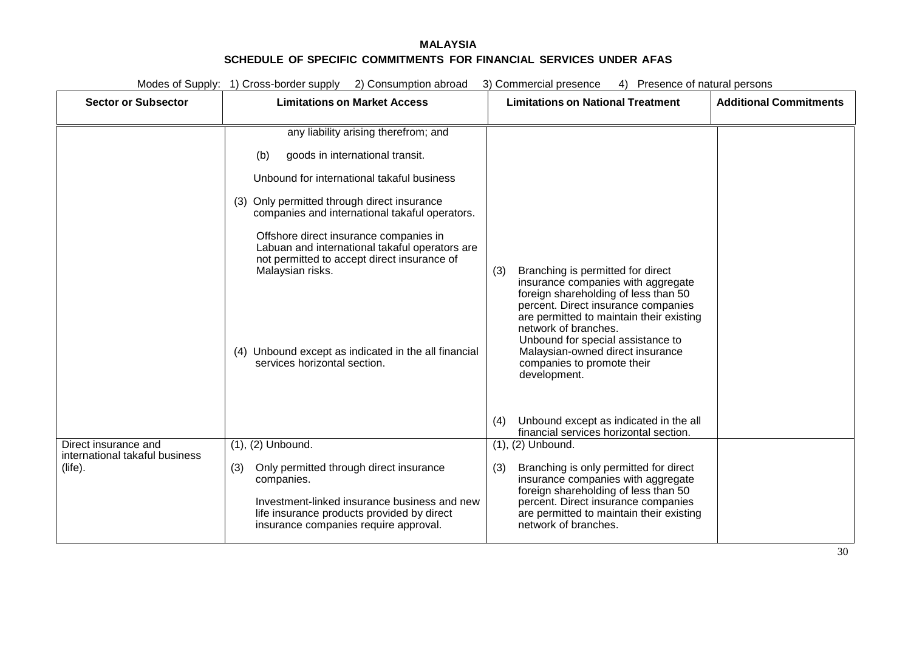**MALAYSIA**

**SCHEDULE OF SPECIFIC COMMITMENTS FOR FINANCIAL SERVICES UNDER AFAS**

Modes of Supply: 1) Cross-border supply 2) Consumption abroad 3) Commercial presence 4) Presence of natural persons

| Sector or Subsector | Limitations on Market Access | Limitations on National Treatment | Additional Commitments |
|---|---|---|---|
| | any liability arising therefrom; and<br><br>(b) goods in international transit.<br><br>Unbound for international takaful business<br><br>(3) Only permitted through direct insurance companies and international takaful operators.<br><br>Offshore direct insurance companies in Labuan and international takaful operators are not permitted to accept direct insurance of Malaysian risks.<br><br>(4) Unbound except as indicated in the all financial services horizontal section. | (3) Branching is permitted for direct insurance companies with aggregate foreign shareholding of less than 50 percent. Direct insurance companies are permitted to maintain their existing network of branches.<br>Unbound for special assistance to Malaysian-owned direct insurance companies to promote their development.<br><br>(4) Unbound except as indicated in the all financial services horizontal section. | |
| Direct insurance and international takaful business (life). | (1), (2) Unbound.<br><br>(3) Only permitted through direct insurance companies.<br><br>Investment-linked insurance business and new life insurance products provided by direct insurance companies require approval. | (1), (2) Unbound.<br><br>(3) Branching is only permitted for direct insurance companies with aggregate foreign shareholding of less than 50 percent. Direct insurance companies are permitted to maintain their existing network of branches. | |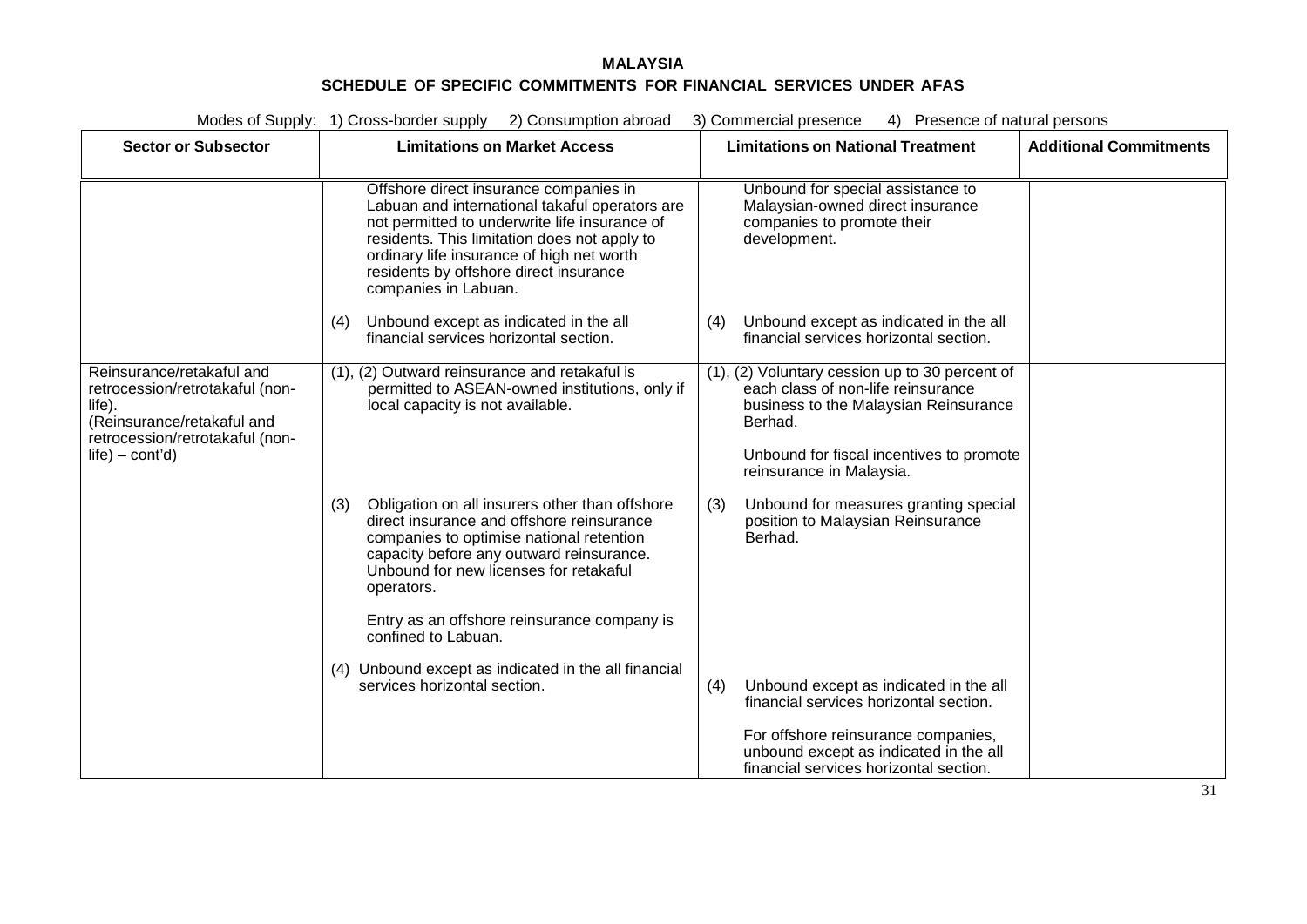**MALAYSIA**

**SCHEDULE OF SPECIFIC COMMITMENTS FOR FINANCIAL SERVICES UNDER AFAS**

Modes of Supply: 1) Cross-border supply 2) Consumption abroad 3) Commercial presence 4) Presence of natural persons

| Sector or Subsector | Limitations on Market Access | Limitations on National Treatment | Additional Commitments |
|---|---|---|---|
| | Offshore direct insurance companies in Labuan and international takaful operators are not permitted to underwrite life insurance of residents. This limitation does not apply to ordinary life insurance of high net worth residents by offshore direct insurance companies in Labuan.<br><br>(4) Unbound except as indicated in the all financial services horizontal section. | Unbound for special assistance to Malaysian-owned direct insurance companies to promote their development.<br><br>(4) Unbound except as indicated in the all financial services horizontal section. | |
| Reinsurance/retakaful and retrocession/retrotakaful (non-life).<br>(Reinsurance/retakaful and retrocession/retrotakaful (non-life) – cont'd) | (1), (2) Outward reinsurance and retakaful is permitted to ASEAN-owned institutions, only if local capacity is not available.<br><br>(3) Obligation on all insurers other than offshore direct insurance and offshore reinsurance companies to optimise national retention capacity before any outward reinsurance. Unbound for new licenses for retakaful operators.<br><br>Entry as an offshore reinsurance company is confined to Labuan.<br><br>(4) Unbound except as indicated in the all financial services horizontal section. | (1), (2) Voluntary cession up to 30 percent of each class of non-life reinsurance business to the Malaysian Reinsurance Berhad.<br><br>Unbound for fiscal incentives to promote reinsurance in Malaysia.<br><br>(3) Unbound for measures granting special position to Malaysian Reinsurance Berhad.<br><br>(4) Unbound except as indicated in the all financial services horizontal section.<br><br>For offshore reinsurance companies, unbound except as indicated in the all financial services horizontal section. | |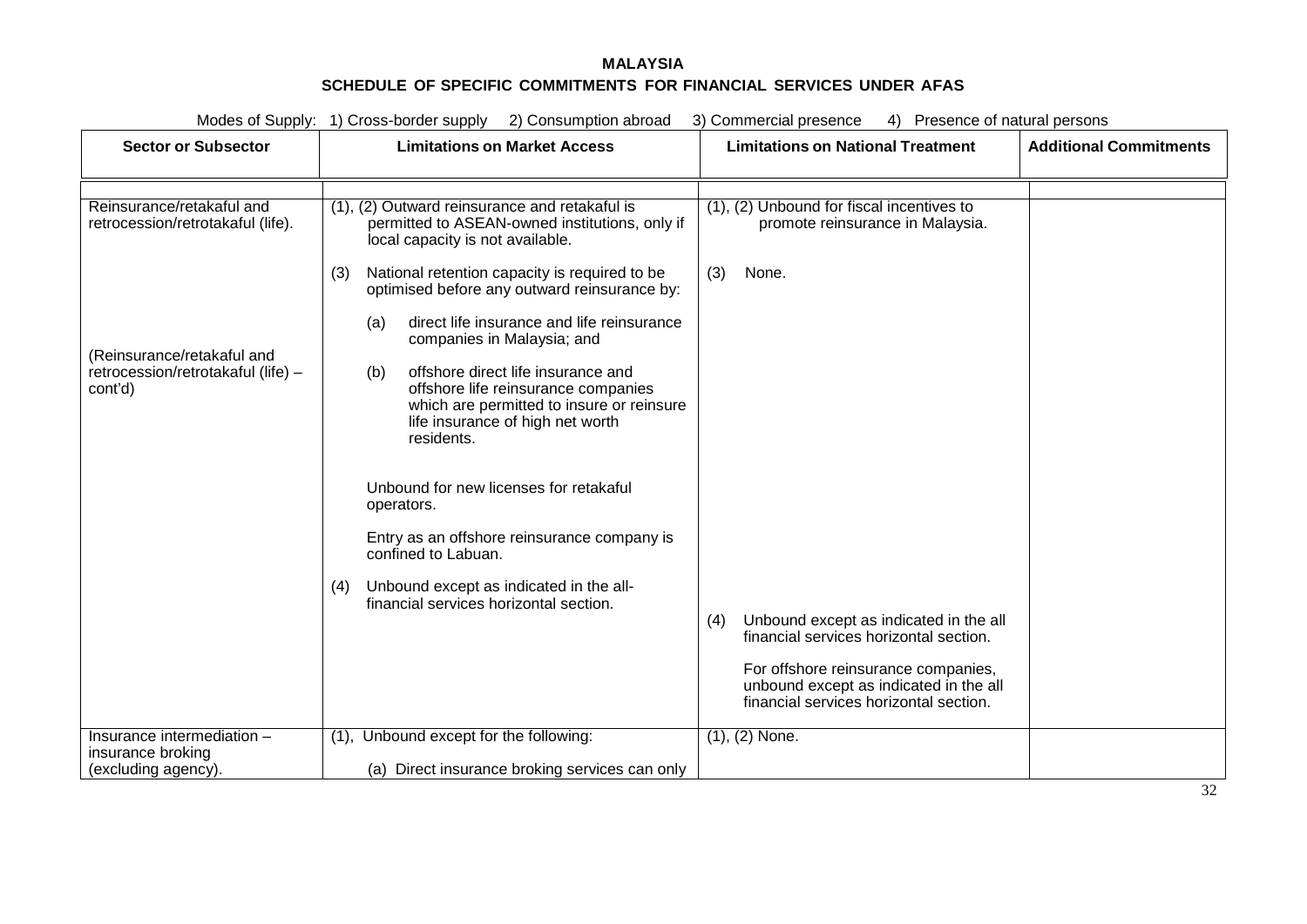**MALAYSIA**

**SCHEDULE OF SPECIFIC COMMITMENTS FOR FINANCIAL SERVICES UNDER AFAS**

Modes of Supply: 1) Cross-border supply 2) Consumption abroad 3) Commercial presence 4) Presence of natural persons

| Sector or Subsector | Limitations on Market Access | Limitations on National Treatment | Additional Commitments |
|---|---|---|---|
| | | | |
| Reinsurance/retakaful and retrocession/retrotakaful (life).<br><br>(Reinsurance/retakaful and retrocession/retrotakaful (life) – cont'd) | (1), (2) Outward reinsurance and retakaful is permitted to ASEAN-owned institutions, only if local capacity is not available.<br><br>(3) National retention capacity is required to be optimised before any outward reinsurance by:<br><br>(a) direct life insurance and life reinsurance companies in Malaysia; and<br><br>(b) offshore direct life insurance and offshore life reinsurance companies which are permitted to insure or reinsure life insurance of high net worth residents.<br><br>Unbound for new licenses for retakaful operators.<br><br>Entry as an offshore reinsurance company is confined to Labuan.<br><br>(4) Unbound except as indicated in the all-financial services horizontal section. | (1), (2) Unbound for fiscal incentives to promote reinsurance in Malaysia.<br><br>(3) None.<br><br>(4) Unbound except as indicated in the all financial services horizontal section.<br><br>For offshore reinsurance companies, unbound except as indicated in the all financial services horizontal section. | |
| Insurance intermediation – insurance broking (excluding agency). | (1), Unbound except for the following:<br><br>(a) Direct insurance broking services can only | (1), (2) None. | |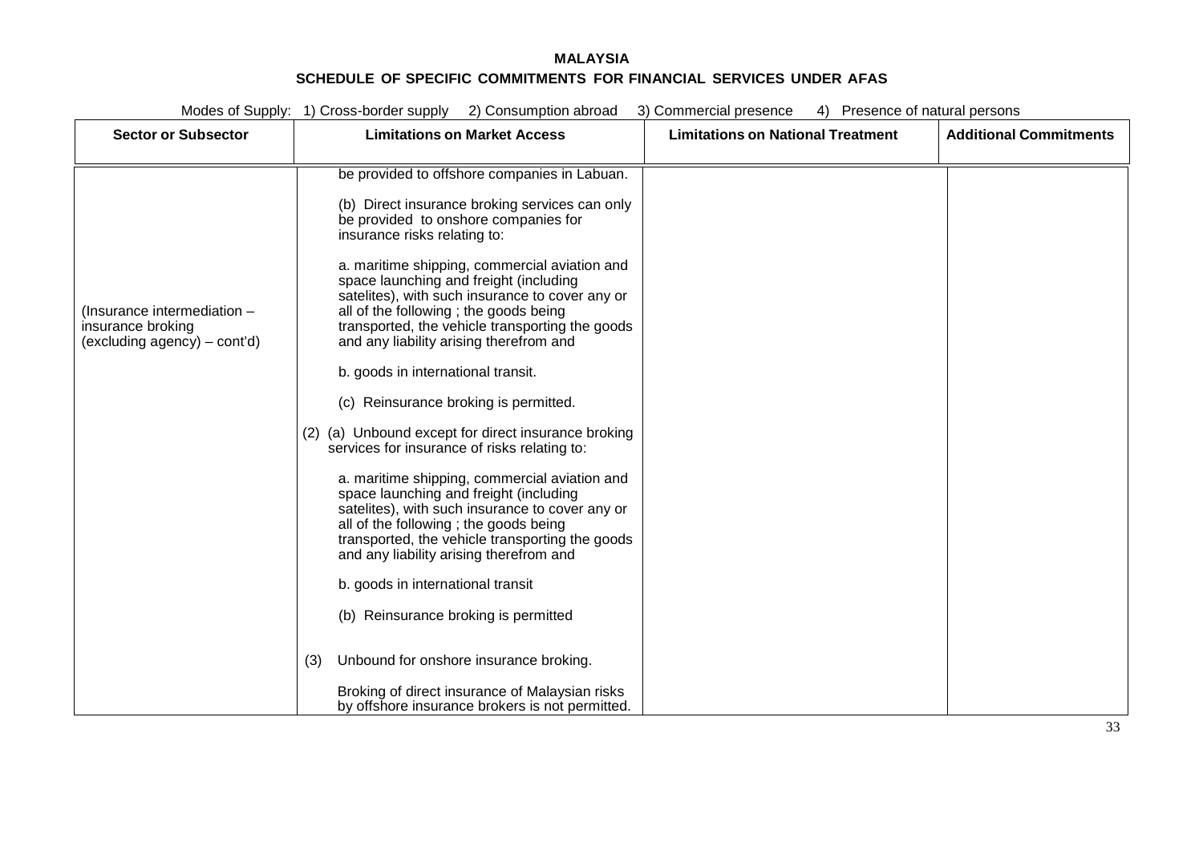**MALAYSIA**

**SCHEDULE OF SPECIFIC COMMITMENTS FOR FINANCIAL SERVICES UNDER AFAS**

Modes of Supply: 1) Cross-border supply 2) Consumption abroad 3) Commercial presence 4) Presence of natural persons

| Sector or Subsector | Limitations on Market Access | Limitations on National Treatment | Additional Commitments |
| --- | --- | --- | --- |
| (Insurance intermediation – insurance broking (excluding agency) – cont'd) | be provided to offshore companies in Labuan.<br><br>(b) Direct insurance broking services can only be provided to onshore companies for insurance risks relating to:<br><br>a. maritime shipping, commercial aviation and space launching and freight (including satelites), with such insurance to cover any or all of the following ; the goods being transported, the vehicle transporting the goods and any liability arising therefrom and<br><br>b. goods in international transit.<br><br>(c) Reinsurance broking is permitted.<br><br>(2) (a) Unbound except for direct insurance broking services for insurance of risks relating to:<br><br>a. maritime shipping, commercial aviation and space launching and freight (including satelites), with such insurance to cover any or all of the following ; the goods being transported, the vehicle transporting the goods and any liability arising therefrom and<br><br>b. goods in international transit<br><br>(b) Reinsurance broking is permitted<br><br>(3) Unbound for onshore insurance broking.<br><br>Broking of direct insurance of Malaysian risks by offshore insurance brokers is not permitted. | | |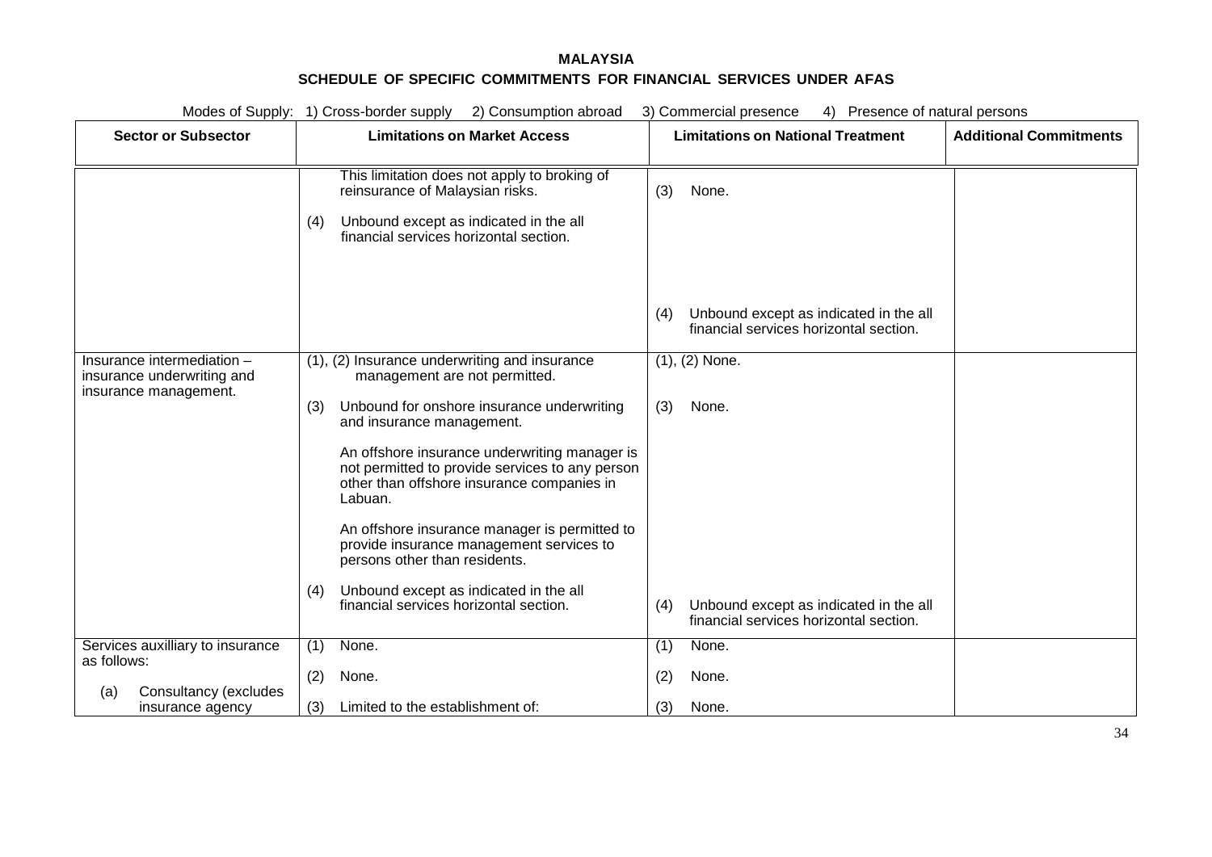# MALAYSIA

## SCHEDULE OF SPECIFIC COMMITMENTS FOR FINANCIAL SERVICES UNDER AFAS

Modes of Supply: 1) Cross-border supply 2) Consumption abroad 3) Commercial presence 4) Presence of natural persons

| Sector or Subsector | Limitations on Market Access | Limitations on National Treatment | Additional Commitments |
|---|---|---|---|
| | This limitation does not apply to broking of reinsurance of Malaysian risks.<br><br>(4) Unbound except as indicated in the all financial services horizontal section. | (3) None.<br><br>(4) Unbound except as indicated in the all financial services horizontal section. | |
| Insurance intermediation – insurance underwriting and insurance management. | (1), (2) Insurance underwriting and insurance management are not permitted.<br><br>(3) Unbound for onshore insurance underwriting and insurance management.<br><br>An offshore insurance underwriting manager is not permitted to provide services to any person other than offshore insurance companies in Labuan.<br><br>An offshore insurance manager is permitted to provide insurance management services to persons other than residents.<br><br>(4) Unbound except as indicated in the all financial services horizontal section. | (1), (2) None.<br><br>(3) None.<br><br>(4) Unbound except as indicated in the all financial services horizontal section. | |
| Services auxilliary to insurance as follows:<br><br>(a) Consultancy (excludes insurance agency | (1) None.<br><br>(2) None.<br><br>(3) Limited to the establishment of: | (1) None.<br><br>(2) None.<br><br>(3) None. | |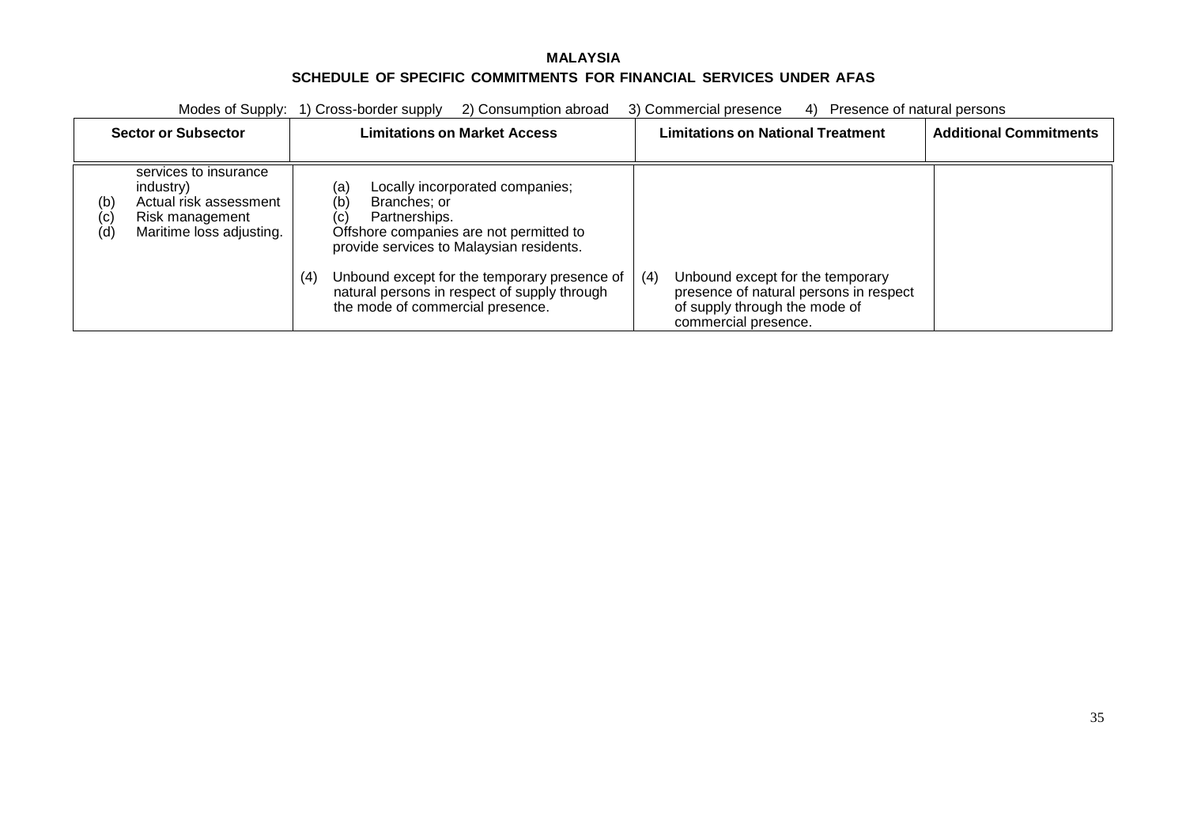**MALAYSIA**

**SCHEDULE OF SPECIFIC COMMITMENTS FOR FINANCIAL SERVICES UNDER AFAS**

Modes of Supply: 1) Cross-border supply 2) Consumption abroad 3) Commercial presence 4) Presence of natural persons

| Sector or Subsector | Limitations on Market Access | Limitations on National Treatment | Additional Commitments |
|---|---|---|---|
| services to insurance industry)<br>(b) Actual risk assessment<br>(c) Risk management<br>(d) Maritime loss adjusting. | (a) Locally incorporated companies;<br>(b) Branches; or<br>(c) Partnerships.<br>Offshore companies are not permitted to provide services to Malaysian residents.<br><br>(4) Unbound except for the temporary presence of natural persons in respect of supply through the mode of commercial presence. | (4) Unbound except for the temporary presence of natural persons in respect of supply through the mode of commercial presence. | |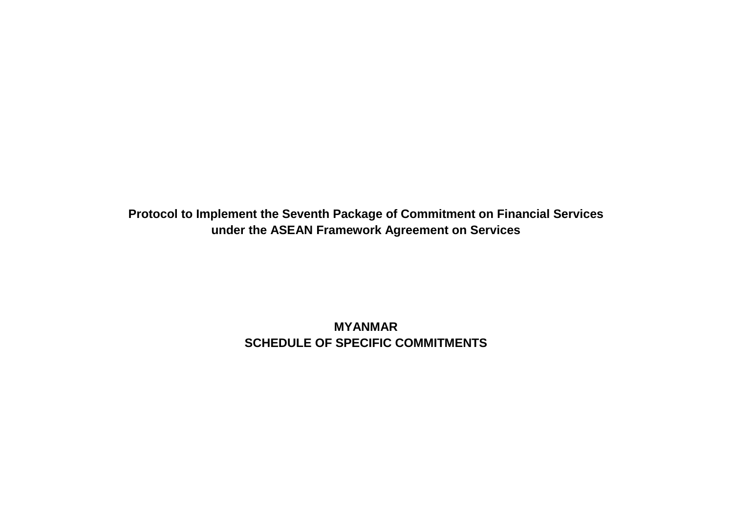# Protocol to Implement the Seventh Package of Commitment on Financial Services under the ASEAN Framework Agreement on Services

## MYANMAR
## SCHEDULE OF SPECIFIC COMMITMENTS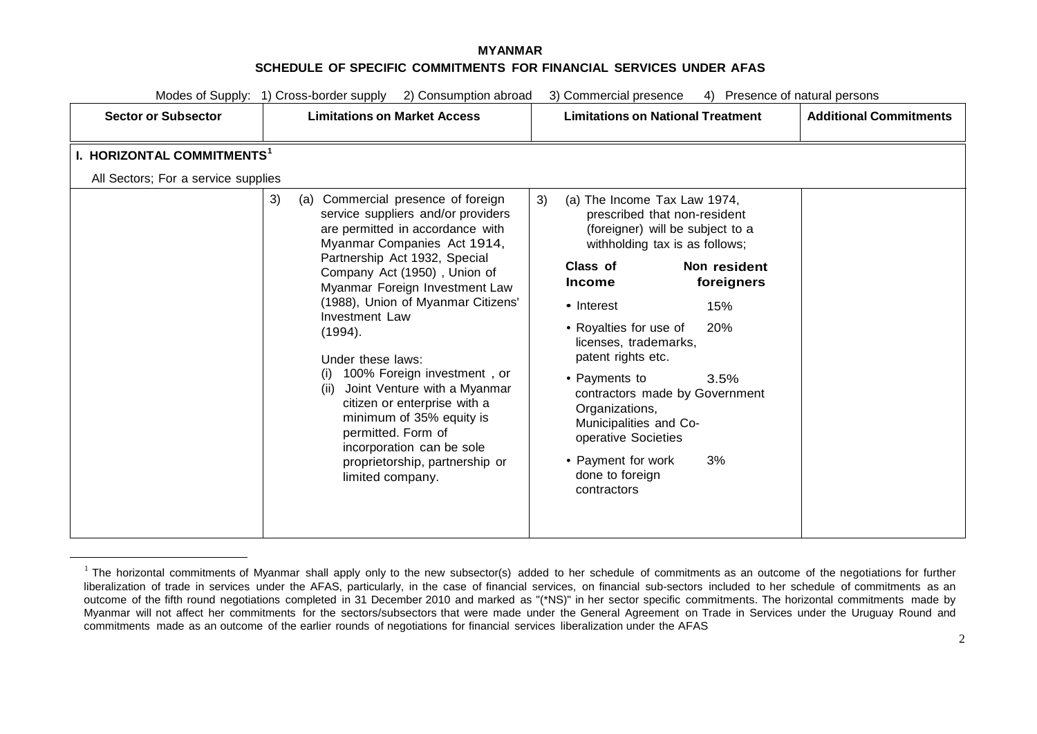**MYANMAR**

**SCHEDULE OF SPECIFIC COMMITMENTS FOR FINANCIAL SERVICES UNDER AFAS**

Modes of Supply: 1) Cross-border supply 2) Consumption abroad 3) Commercial presence 4) Presence of natural persons

| Sector or Subsector | Limitations on Market Access | Limitations on National Treatment | Additional Commitments |
|---|---|---|---|
| **I. HORIZONTAL COMMITMENTS**[1] | | | |
| All Sectors; For a service supplies | | | |
| | 3) (a) Commercial presence of foreign service suppliers and/or providers are permitted in accordance with Myanmar Companies Act 1914, Partnership Act 1932, Special Company Act (1950) , Union of Myanmar Foreign Investment Law (1988), Union of Myanmar Citizens' Investment Law (1994).<br><br>Under these laws:<br>(i) 100% Foreign investment , or<br>(ii) Joint Venture with a Myanmar citizen or enterprise with a minimum of 35% equity is permitted. Form of incorporation can be sole proprietorship, partnership or limited company. | 3) (a) The Income Tax Law 1974, prescribed that non-resident (foreigner) will be subject to a withholding tax is as follows;<br><br>**Class of Income** — **Non resident foreigners**<br>• Interest — 15%<br>• Royalties for use of licenses, trademarks, patent rights etc. — 20%<br>• Payments to contractors made by Government Organizations, Municipalities and Co-operative Societies — 3.5%<br>• Payment for work done to foreign contractors — 3% | |

[1] The horizontal commitments of Myanmar shall apply only to the new subsector(s) added to her schedule of commitments as an outcome of the negotiations for further liberalization of trade in services under the AFAS, particularly, in the case of financial services, on financial sub-sectors included to her schedule of commitments as an outcome of the fifth round negotiations completed in 31 December 2010 and marked as "(*NS)" in her sector specific commitments. The horizontal commitments made by Myanmar will not affect her commitments for the sectors/subsectors that were made under the General Agreement on Trade in Services under the Uruguay Round and commitments made as an outcome of the earlier rounds of negotiations for financial services liberalization under the AFAS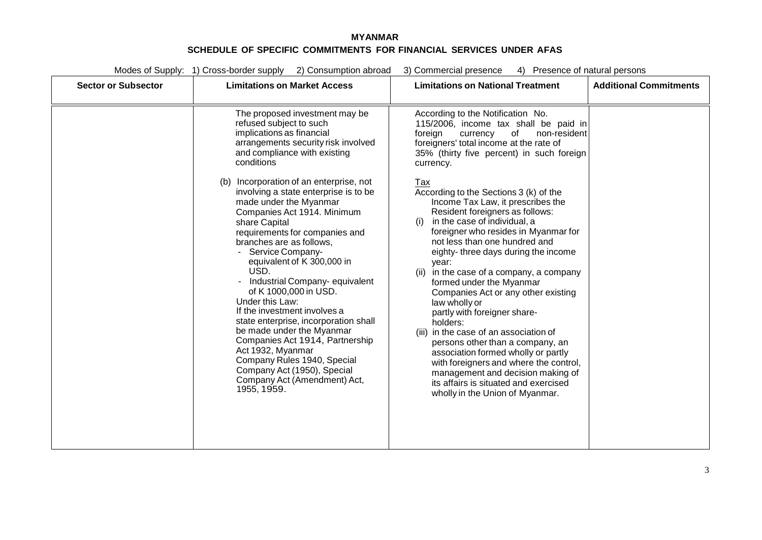**MYANMAR**

**SCHEDULE OF SPECIFIC COMMITMENTS FOR FINANCIAL SERVICES UNDER AFAS**

Modes of Supply: 1) Cross-border supply 2) Consumption abroad 3) Commercial presence 4) Presence of natural persons

| Sector or Subsector | Limitations on Market Access | Limitations on National Treatment | Additional Commitments |
|---|---|---|---|
| | The proposed investment may be refused subject to such implications as financial arrangements security risk involved and compliance with existing conditions<br><br>(b) Incorporation of an enterprise, not involving a state enterprise is to be made under the Myanmar Companies Act 1914. Minimum share Capital requirements for companies and branches are as follows,<br>- Service Company- equivalent of K 300,000 in USD.<br>- Industrial Company- equivalent of K 1000,000 in USD.<br>Under this Law:<br>If the investment involves a state enterprise, incorporation shall be made under the Myanmar Companies Act 1914, Partnership Act 1932, Myanmar Company Rules 1940, Special Company Act (1950), Special Company Act (Amendment) Act, 1955, 1959. | According to the Notification No. 115/2006, income tax shall be paid in foreign currency of non-resident foreigners' total income at the rate of 35% (thirty five percent) in such foreign currency.<br><br><u>Tax</u><br>According to the Sections 3 (k) of the Income Tax Law, it prescribes the Resident foreigners as follows:<br>(i) in the case of individual, a foreigner who resides in Myanmar for not less than one hundred and eighty- three days during the income year:<br>(ii) in the case of a company, a company formed under the Myanmar Companies Act or any other existing law wholly or partly with foreigner share-holders:<br>(iii) in the case of an association of persons other than a company, an association formed wholly or partly with foreigners and where the control, management and decision making of its affairs is situated and exercised wholly in the Union of Myanmar. | |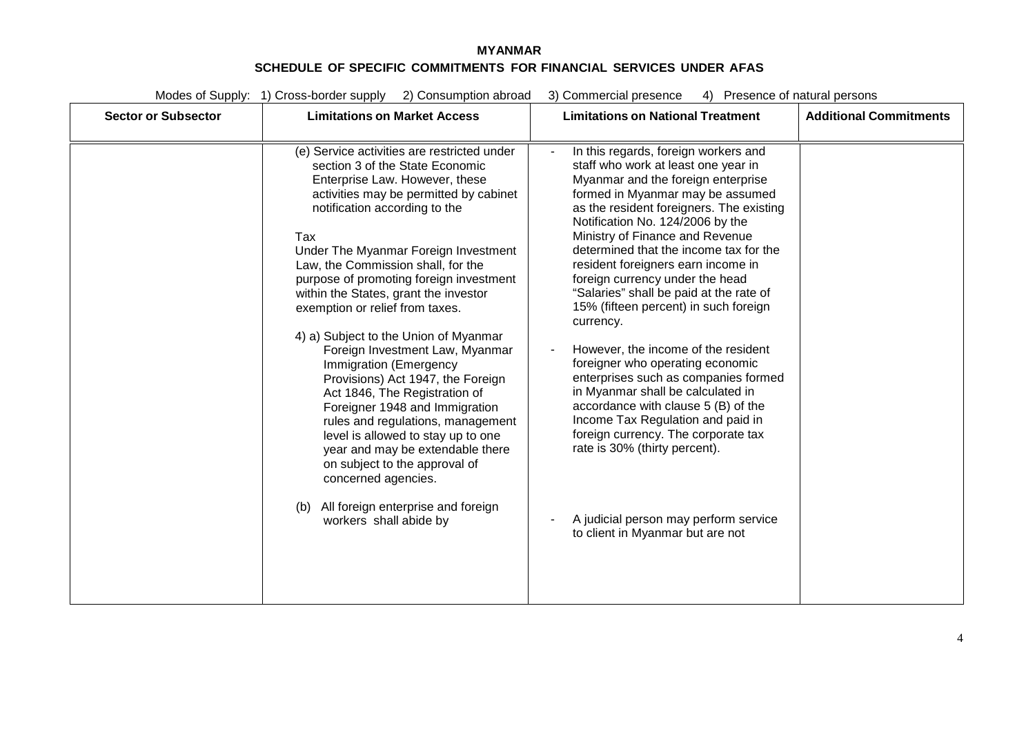**MYANMAR**

**SCHEDULE OF SPECIFIC COMMITMENTS FOR FINANCIAL SERVICES UNDER AFAS**

Modes of Supply: 1) Cross-border supply 2) Consumption abroad 3) Commercial presence 4) Presence of natural persons

| Sector or Subsector | Limitations on Market Access | Limitations on National Treatment | Additional Commitments |
|---|---|---|---|
| | (e) Service activities are restricted under section 3 of the State Economic Enterprise Law. However, these activities may be permitted by cabinet notification according to the<br><br>Tax<br>Under The Myanmar Foreign Investment Law, the Commission shall, for the purpose of promoting foreign investment within the States, grant the investor exemption or relief from taxes.<br><br>4) a) Subject to the Union of Myanmar Foreign Investment Law, Myanmar Immigration (Emergency Provisions) Act 1947, the Foreign Act 1846, The Registration of Foreigner 1948 and Immigration rules and regulations, management level is allowed to stay up to one year and may be extendable there on subject to the approval of concerned agencies.<br><br>(b) All foreign enterprise and foreign workers shall abide by | - In this regards, foreign workers and staff who work at least one year in Myanmar and the foreign enterprise formed in Myanmar may be assumed as the resident foreigners. The existing Notification No. 124/2006 by the Ministry of Finance and Revenue determined that the income tax for the resident foreigners earn income in foreign currency under the head "Salaries" shall be paid at the rate of 15% (fifteen percent) in such foreign currency.<br><br>- However, the income of the resident foreigner who operating economic enterprises such as companies formed in Myanmar shall be calculated in accordance with clause 5 (B) of the Income Tax Regulation and paid in foreign currency. The corporate tax rate is 30% (thirty percent).<br><br>- A judicial person may perform service to client in Myanmar but are not | |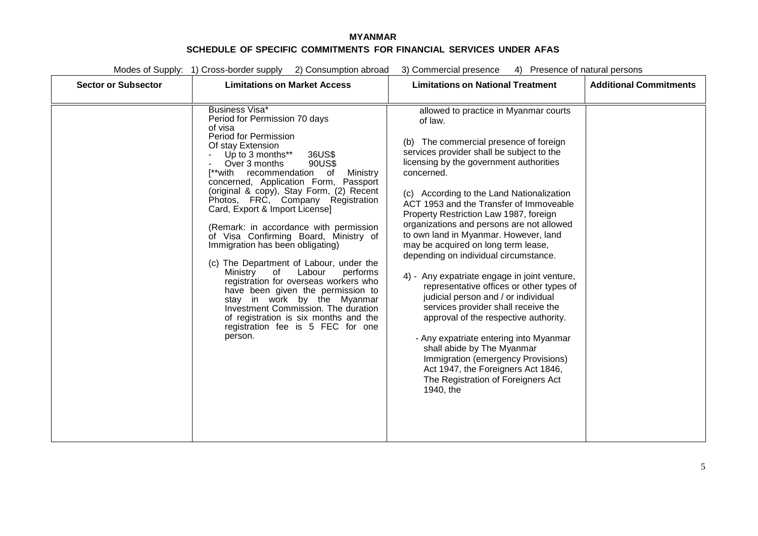**MYANMAR**

**SCHEDULE OF SPECIFIC COMMITMENTS FOR FINANCIAL SERVICES UNDER AFAS**

Modes of Supply: 1) Cross-border supply 2) Consumption abroad 3) Commercial presence 4) Presence of natural persons

| Sector or Subsector | Limitations on Market Access | Limitations on National Treatment | Additional Commitments |
|---|---|---|---|
| | Business Visa* Period for Permission 70 days of visa<br>Period for Permission Of stay Extension<br>- Up to 3 months** 36US$<br>- Over 3 months 90US$<br>[**with recommendation of Ministry concerned, Application Form, Passport (original & copy), Stay Form, (2) Recent Photos, FRC, Company Registration Card, Export & Import License]<br><br>(Remark: in accordance with permission of Visa Confirming Board, Ministry of Immigration has been obligating)<br><br>(c) The Department of Labour, under the Ministry of Labour performs registration for overseas workers who have been given the permission to stay in work by the Myanmar Investment Commission. The duration of registration is six months and the registration fee is 5 FEC for one person. | allowed to practice in Myanmar courts of law.<br><br>(b) The commercial presence of foreign services provider shall be subject to the licensing by the government authorities concerned.<br><br>(c) According to the Land Nationalization ACT 1953 and the Transfer of Immoveable Property Restriction Law 1987, foreign organizations and persons are not allowed to own land in Myanmar. However, land may be acquired on long term lease, depending on individual circumstance.<br><br>4) - Any expatriate engage in joint venture, representative offices or other types of judicial person and / or individual services provider shall receive the approval of the respective authority.<br><br>- Any expatriate entering into Myanmar shall abide by The Myanmar Immigration (emergency Provisions) Act 1947, the Foreigners Act 1846, The Registration of Foreigners Act 1940, the | |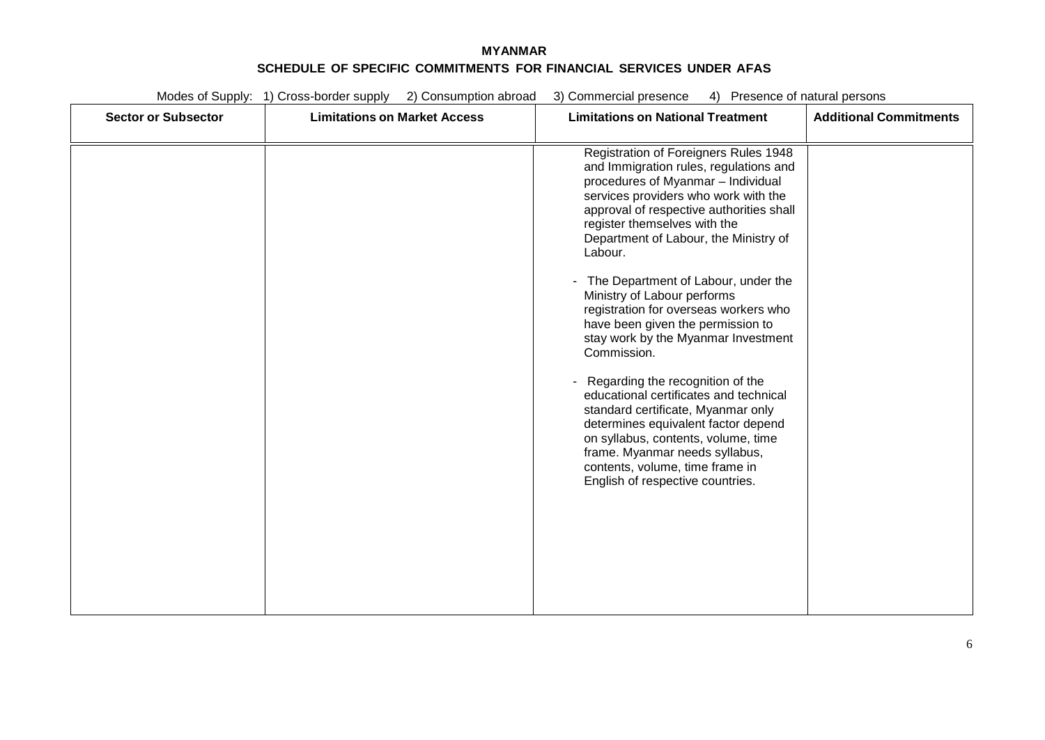**MYANMAR**

**SCHEDULE OF SPECIFIC COMMITMENTS FOR FINANCIAL SERVICES UNDER AFAS**

Modes of Supply: 1) Cross-border supply 2) Consumption abroad 3) Commercial presence 4) Presence of natural persons

| Sector or Subsector | Limitations on Market Access | Limitations on National Treatment | Additional Commitments |
|---|---|---|---|
| | | Registration of Foreigners Rules 1948 and Immigration rules, regulations and procedures of Myanmar – Individual services providers who work with the approval of respective authorities shall register themselves with the Department of Labour, the Ministry of Labour.<br><br>- The Department of Labour, under the Ministry of Labour performs registration for overseas workers who have been given the permission to stay work by the Myanmar Investment Commission.<br><br>- Regarding the recognition of the educational certificates and technical standard certificate, Myanmar only determines equivalent factor depend on syllabus, contents, volume, time frame. Myanmar needs syllabus, contents, volume, time frame in English of respective countries. | |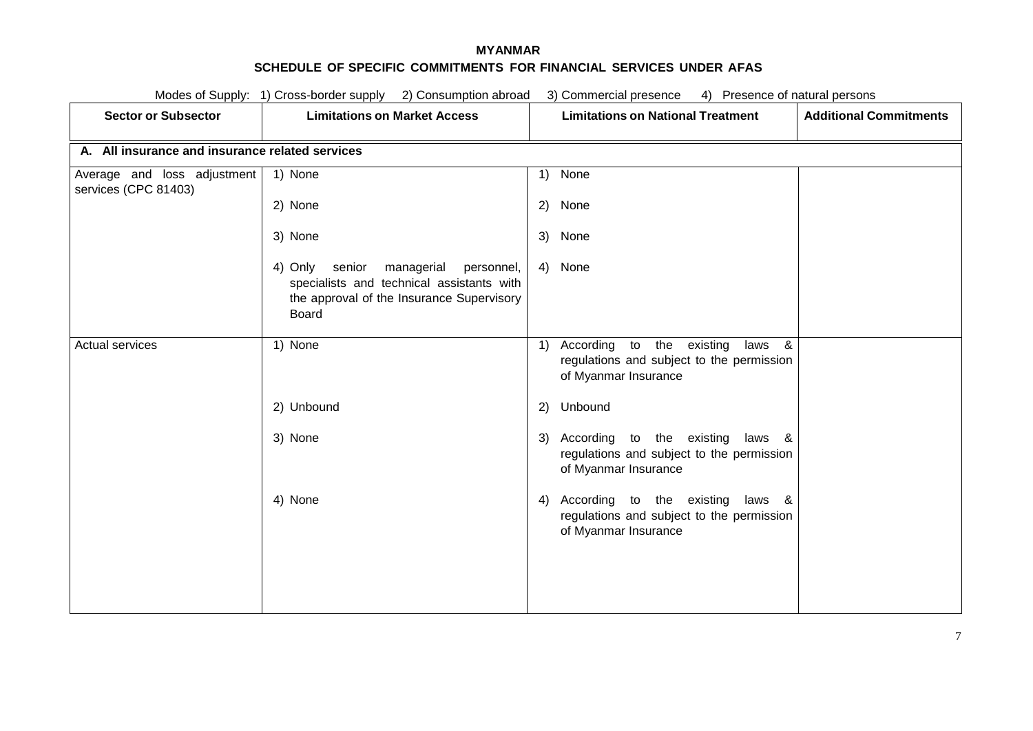**MYANMAR**

**SCHEDULE OF SPECIFIC COMMITMENTS FOR FINANCIAL SERVICES UNDER AFAS**

Modes of Supply: 1) Cross-border supply 2) Consumption abroad 3) Commercial presence 4) Presence of natural persons

| Sector or Subsector | Limitations on Market Access | Limitations on National Treatment | Additional Commitments |
|---|---|---|---|
| **A. All insurance and insurance related services** | | | |
| Average and loss adjustment services (CPC 81403) | 1) None<br><br>2) None<br><br>3) None<br><br>4) Only senior managerial personnel, specialists and technical assistants with the approval of the Insurance Supervisory Board | 1) None<br><br>2) None<br><br>3) None<br><br>4) None | |
| Actual services | 1) None<br><br>2) Unbound<br><br>3) None<br><br>4) None | 1) According to the existing laws & regulations and subject to the permission of Myanmar Insurance<br><br>2) Unbound<br><br>3) According to the existing laws & regulations and subject to the permission of Myanmar Insurance<br><br>4) According to the existing laws & regulations and subject to the permission of Myanmar Insurance | |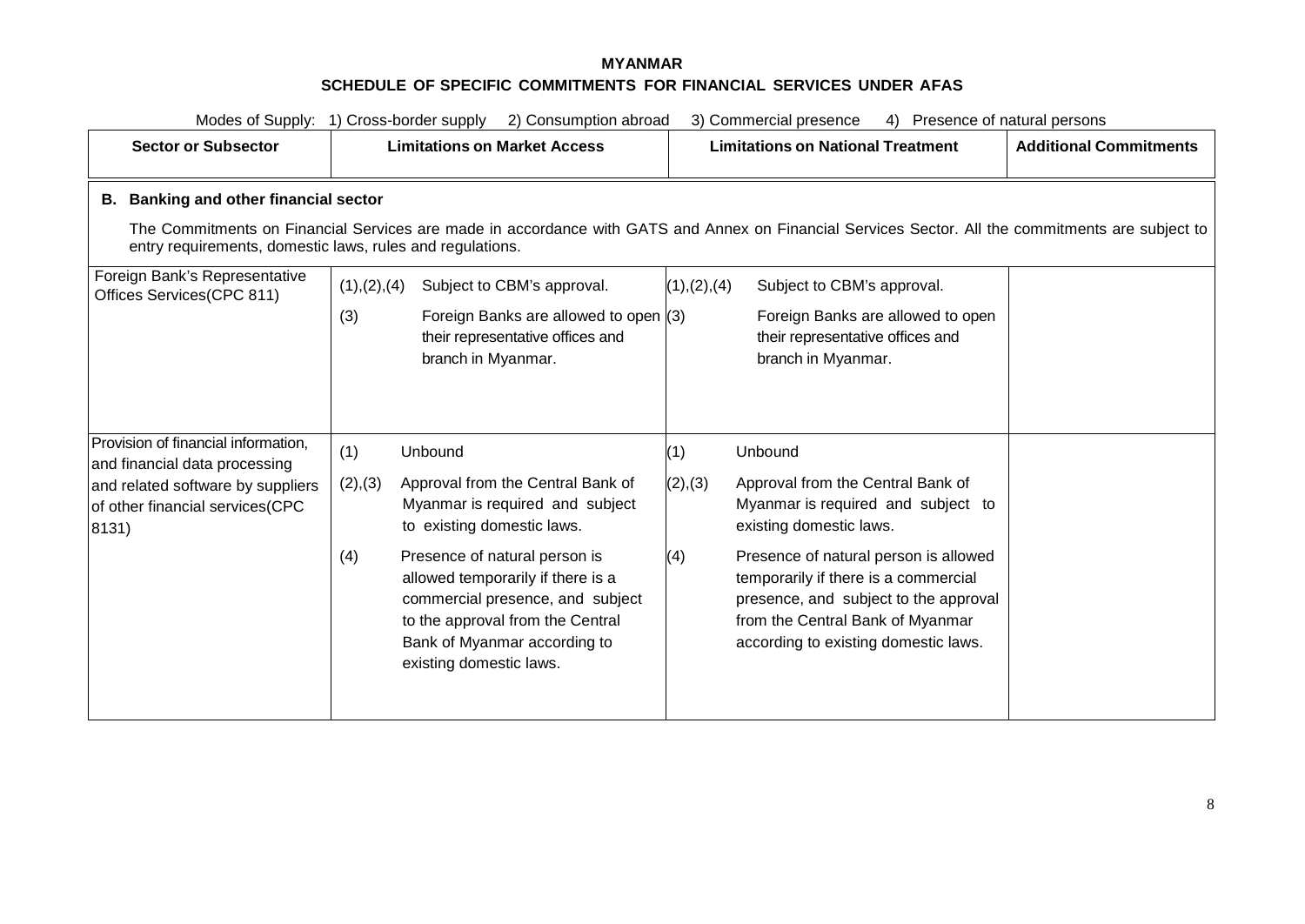**MYANMAR**

**SCHEDULE OF SPECIFIC COMMITMENTS FOR FINANCIAL SERVICES UNDER AFAS**

Modes of Supply: 1) Cross-border supply 2) Consumption abroad 3) Commercial presence 4) Presence of natural persons

| Sector or Subsector | Limitations on Market Access | Limitations on National Treatment | Additional Commitments |
|---|---|---|---|
| **B. Banking and other financial sector**<br><br>The Commitments on Financial Services are made in accordance with GATS and Annex on Financial Services Sector. All the commitments are subject to entry requirements, domestic laws, rules and regulations. | | | |
| Foreign Bank's Representative Offices Services(CPC 811) | (1),(2),(4) Subject to CBM's approval.<br><br>(3) Foreign Banks are allowed to open their representative offices and branch in Myanmar. | (1),(2),(4) Subject to CBM's approval.<br><br>(3) Foreign Banks are allowed to open their representative offices and branch in Myanmar. | |
| Provision of financial information, and financial data processing and related software by suppliers of other financial services(CPC 8131) | (1) Unbound<br><br>(2),(3) Approval from the Central Bank of Myanmar is required and subject to existing domestic laws.<br><br>(4) Presence of natural person is allowed temporarily if there is a commercial presence, and subject to the approval from the Central Bank of Myanmar according to existing domestic laws. | (1) Unbound<br><br>(2),(3) Approval from the Central Bank of Myanmar is required and subject to existing domestic laws.<br><br>(4) Presence of natural person is allowed temporarily if there is a commercial presence, and subject to the approval from the Central Bank of Myanmar according to existing domestic laws. | |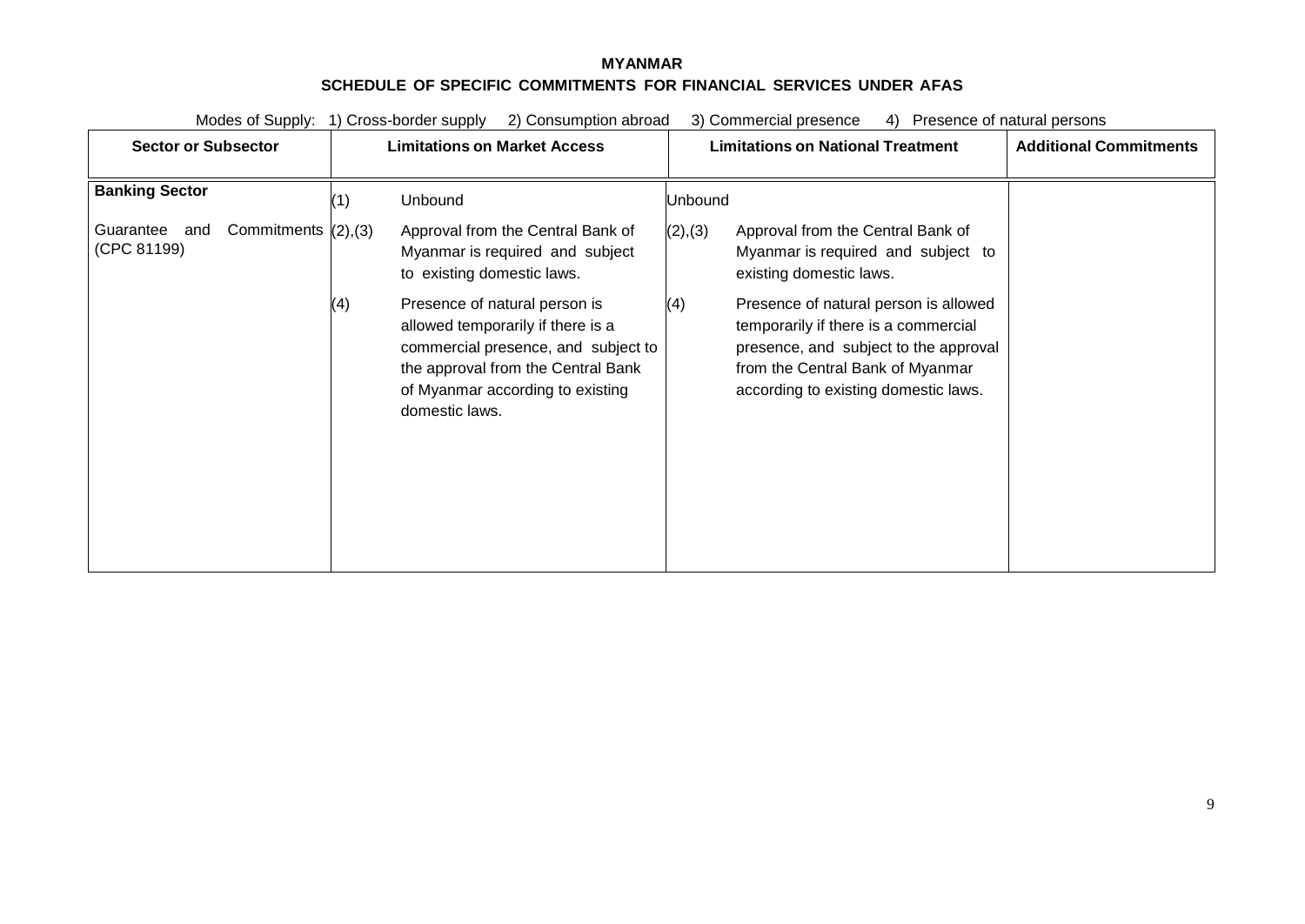**MYANMAR**

**SCHEDULE OF SPECIFIC COMMITMENTS FOR FINANCIAL SERVICES UNDER AFAS**

Modes of Supply: 1) Cross-border supply 2) Consumption abroad 3) Commercial presence 4) Presence of natural persons

| Sector or Subsector | Limitations on Market Access | Limitations on National Treatment | Additional Commitments |
|---|---|---|---|
| **Banking Sector**<br><br>Guarantee and Commitments (CPC 81199) | (1) Unbound<br><br>(2),(3) Approval from the Central Bank of Myanmar is required and subject to existing domestic laws.<br><br>(4) Presence of natural person is allowed temporarily if there is a commercial presence, and subject to the approval from the Central Bank of Myanmar according to existing domestic laws. | Unbound<br><br>(2),(3) Approval from the Central Bank of Myanmar is required and subject to existing domestic laws.<br><br>(4) Presence of natural person is allowed temporarily if there is a commercial presence, and subject to the approval from the Central Bank of Myanmar according to existing domestic laws. | |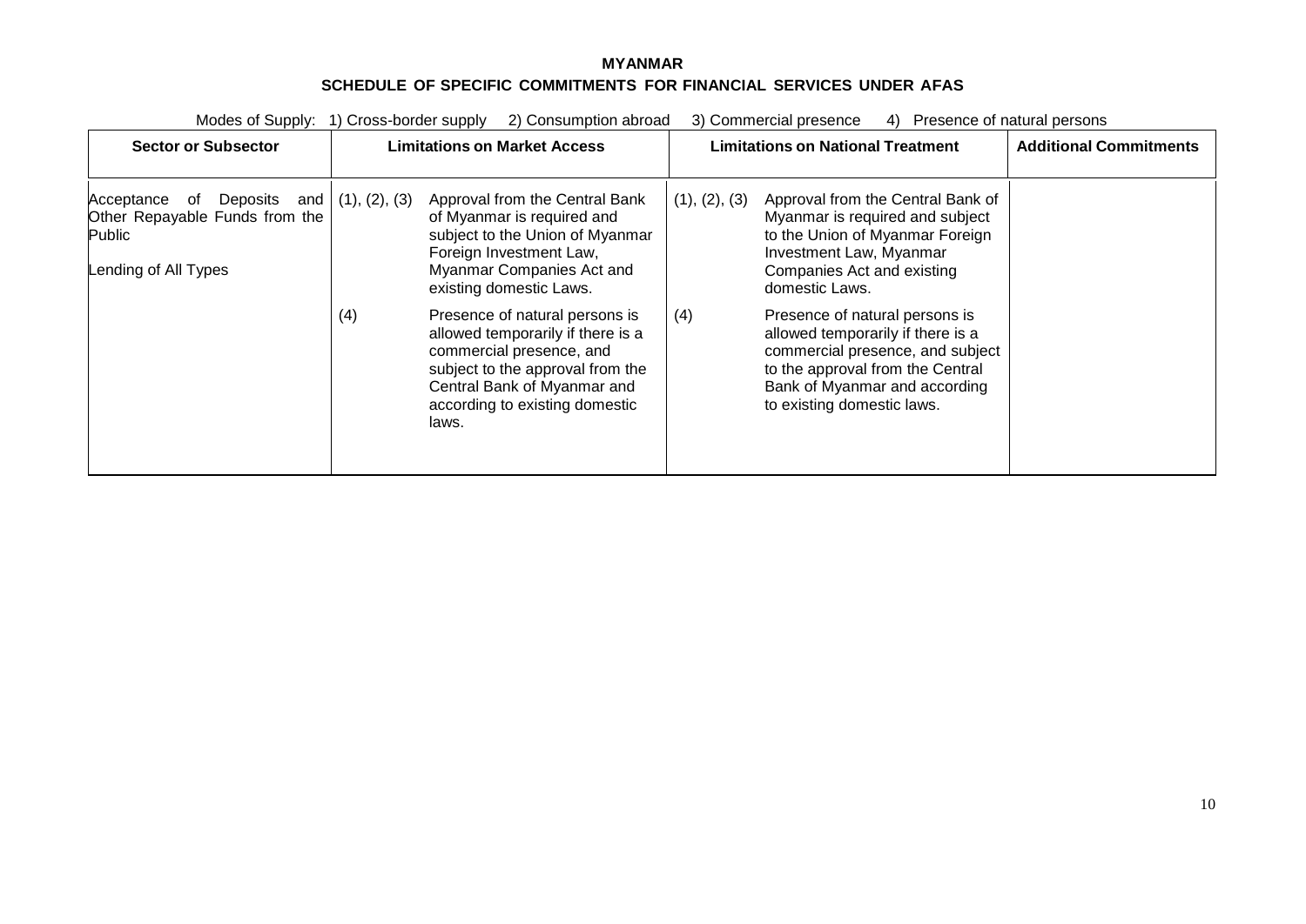**MYANMAR**

**SCHEDULE OF SPECIFIC COMMITMENTS FOR FINANCIAL SERVICES UNDER AFAS**

Modes of Supply: 1) Cross-border supply 2) Consumption abroad 3) Commercial presence 4) Presence of natural persons

| Sector or Subsector | Limitations on Market Access | Limitations on National Treatment | Additional Commitments |
|---|---|---|---|
| Acceptance of Deposits and Other Repayable Funds from the Public<br><br>Lending of All Types | (1), (2), (3) Approval from the Central Bank of Myanmar is required and subject to the Union of Myanmar Foreign Investment Law, Myanmar Companies Act and existing domestic Laws.<br><br>(4) Presence of natural persons is allowed temporarily if there is a commercial presence, and subject to the approval from the Central Bank of Myanmar and according to existing domestic laws. | (1), (2), (3) Approval from the Central Bank of Myanmar is required and subject to the Union of Myanmar Foreign Investment Law, Myanmar Companies Act and existing domestic Laws.<br><br>(4) Presence of natural persons is allowed temporarily if there is a commercial presence, and subject to the approval from the Central Bank of Myanmar and according to existing domestic laws. | |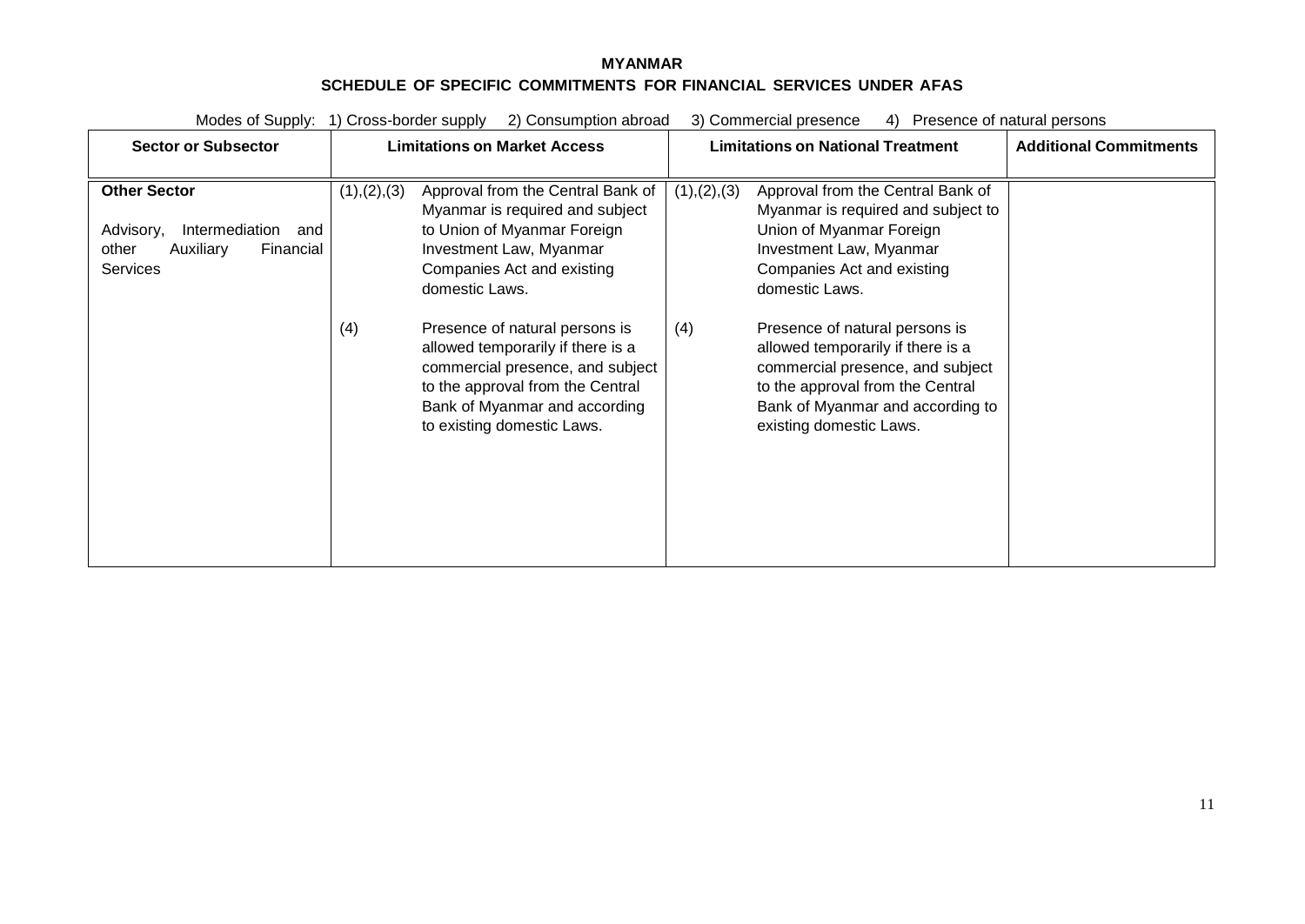**MYANMAR**

**SCHEDULE OF SPECIFIC COMMITMENTS FOR FINANCIAL SERVICES UNDER AFAS**

Modes of Supply: 1) Cross-border supply 2) Consumption abroad 3) Commercial presence 4) Presence of natural persons

| Sector or Subsector | Limitations on Market Access | Limitations on National Treatment | Additional Commitments |
|---|---|---|---|
| **Other Sector**<br><br>Advisory, Intermediation and other Auxiliary Financial Services | (1),(2),(3) Approval from the Central Bank of Myanmar is required and subject to Union of Myanmar Foreign Investment Law, Myanmar Companies Act and existing domestic Laws.<br><br>(4) Presence of natural persons is allowed temporarily if there is a commercial presence, and subject to the approval from the Central Bank of Myanmar and according to existing domestic Laws. | (1),(2),(3) Approval from the Central Bank of Myanmar is required and subject to Union of Myanmar Foreign Investment Law, Myanmar Companies Act and existing domestic Laws.<br><br>(4) Presence of natural persons is allowed temporarily if there is a commercial presence, and subject to the approval from the Central Bank of Myanmar and according to existing domestic Laws. | |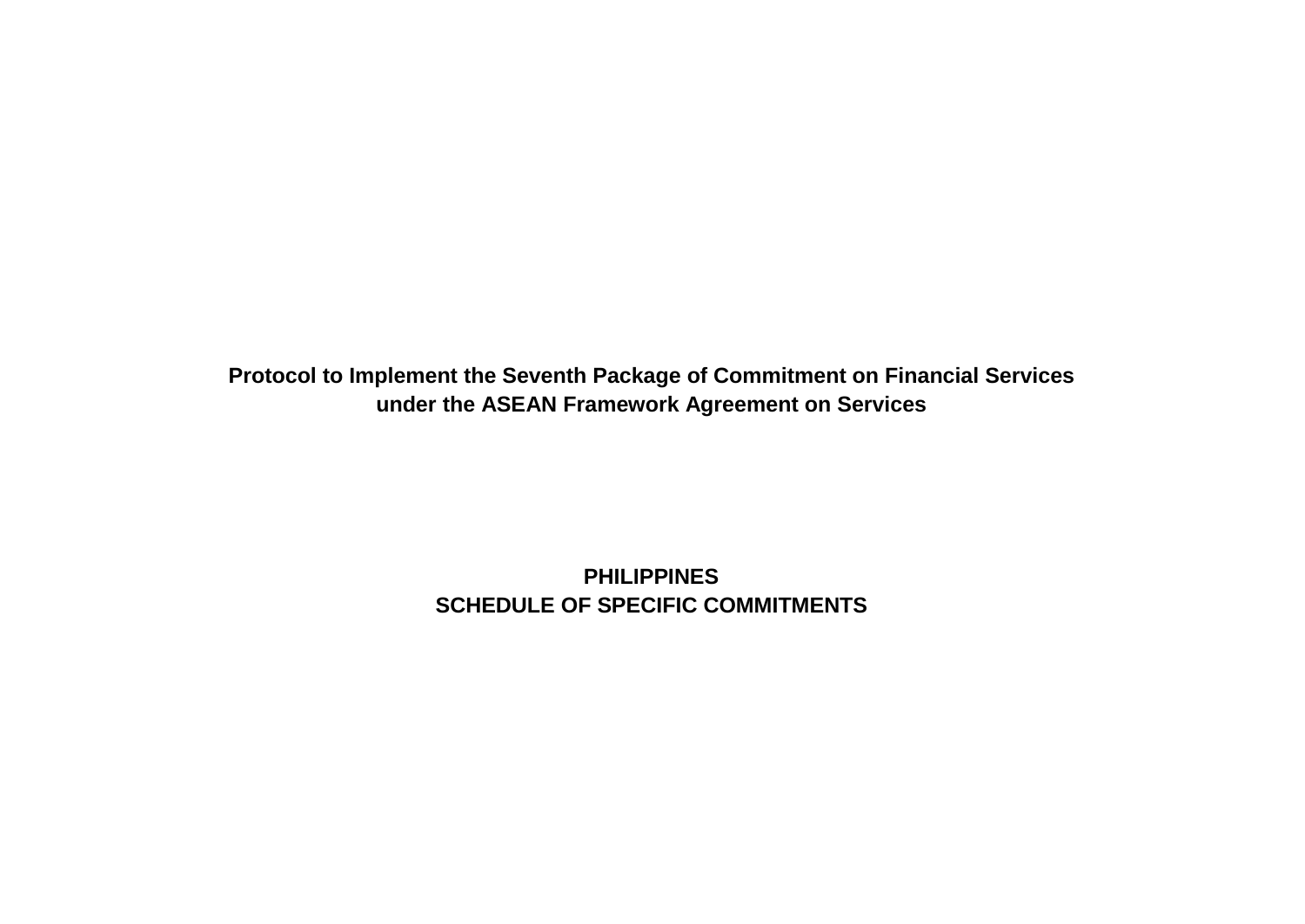**Protocol to Implement the Seventh Package of Commitment on Financial Services under the ASEAN Framework Agreement on Services**

**PHILIPPINES**
**SCHEDULE OF SPECIFIC COMMITMENTS**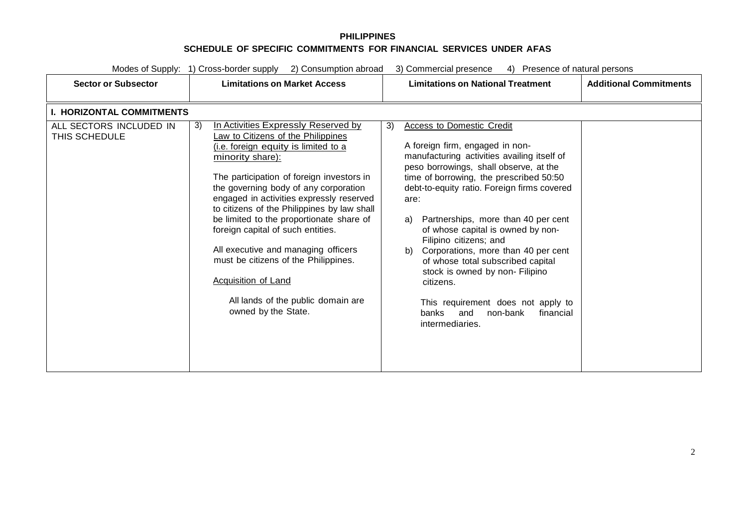**PHILIPPINES**

**SCHEDULE OF SPECIFIC COMMITMENTS FOR FINANCIAL SERVICES UNDER AFAS**

Modes of Supply: 1) Cross-border supply 2) Consumption abroad 3) Commercial presence 4) Presence of natural persons

| Sector or Subsector | Limitations on Market Access | Limitations on National Treatment | Additional Commitments |
|---|---|---|---|
| **I. HORIZONTAL COMMITMENTS** | | | |
| ALL SECTORS INCLUDED IN THIS SCHEDULE | 3) In Activities Expressly Reserved by Law to Citizens of the Philippines (i.e. foreign equity is limited to a minority share):<br><br>The participation of foreign investors in the governing body of any corporation engaged in activities expressly reserved to citizens of the Philippines by law shall be limited to the proportionate share of foreign capital of such entities.<br><br>All executive and managing officers must be citizens of the Philippines.<br><br>Acquisition of Land<br><br>All lands of the public domain are owned by the State. | 3) Access to Domestic Credit<br><br>A foreign firm, engaged in non-manufacturing activities availing itself of peso borrowings, shall observe, at the time of borrowing, the prescribed 50:50 debt-to-equity ratio. Foreign firms covered are:<br><br>a) Partnerships, more than 40 per cent of whose capital is owned by non-Filipino citizens; and<br>b) Corporations, more than 40 per cent of whose total subscribed capital stock is owned by non- Filipino citizens.<br><br>This requirement does not apply to banks and non-bank financial intermediaries. | |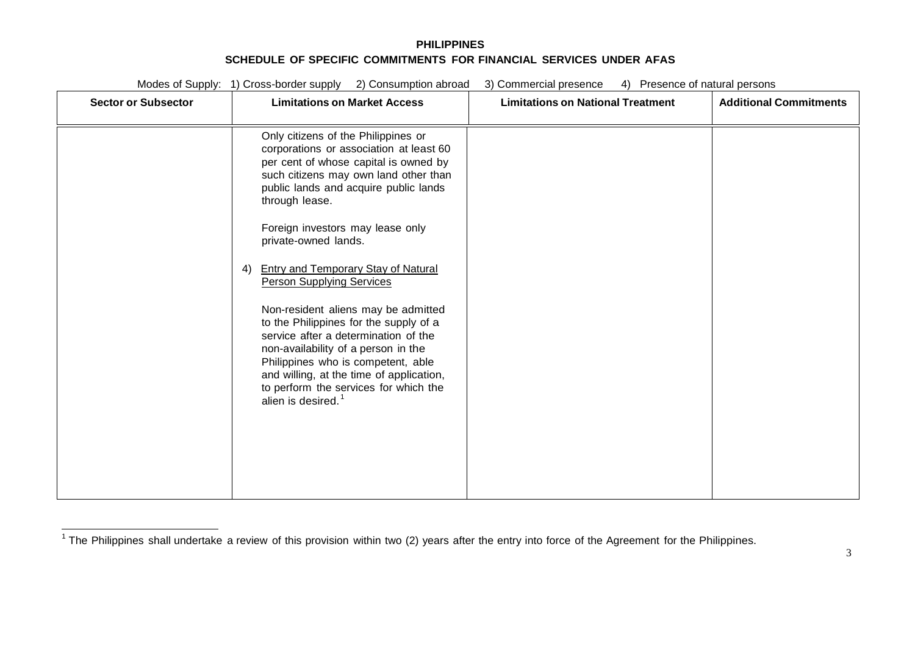**PHILIPPINES**

**SCHEDULE OF SPECIFIC COMMITMENTS FOR FINANCIAL SERVICES UNDER AFAS**

Modes of Supply: 1) Cross-border supply 2) Consumption abroad 3) Commercial presence 4) Presence of natural persons

| Sector or Subsector | Limitations on Market Access | Limitations on National Treatment | Additional Commitments |
|---|---|---|---|
| | Only citizens of the Philippines or corporations or association at least 60 per cent of whose capital is owned by such citizens may own land other than public lands and acquire public lands through lease.<br><br>Foreign investors may lease only private-owned lands.<br><br>4) Entry and Temporary Stay of Natural Person Supplying Services<br><br>Non-resident aliens may be admitted to the Philippines for the supply of a service after a determination of the non-availability of a person in the Philippines who is competent, able and willing, at the time of application, to perform the services for which the alien is desired.[1] | | |

[1] The Philippines shall undertake a review of this provision within two (2) years after the entry into force of the Agreement for the Philippines.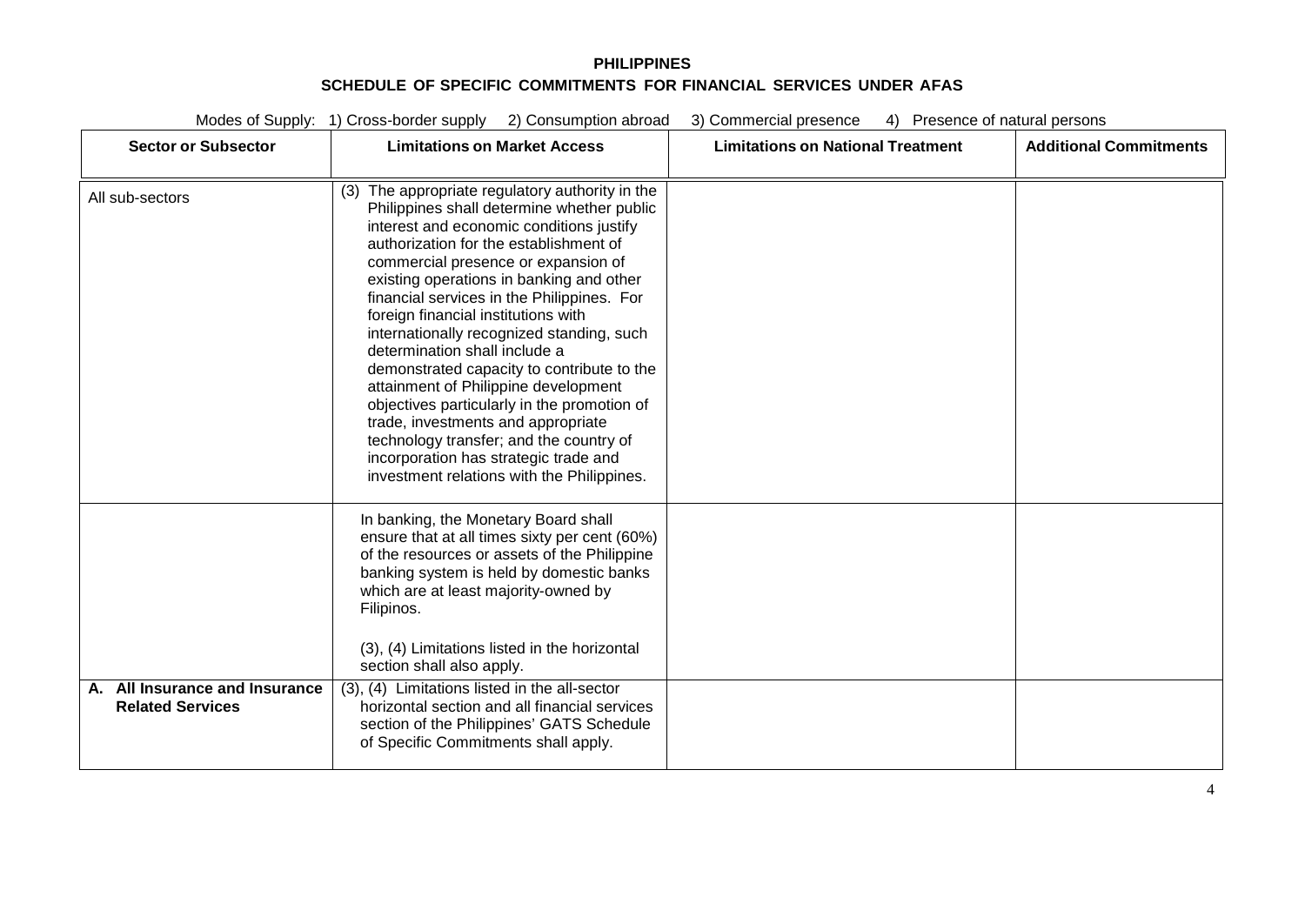**PHILIPPINES**

**SCHEDULE OF SPECIFIC COMMITMENTS FOR FINANCIAL SERVICES UNDER AFAS**

Modes of Supply: 1) Cross-border supply 2) Consumption abroad 3) Commercial presence 4) Presence of natural persons

| Sector or Subsector | Limitations on Market Access | Limitations on National Treatment | Additional Commitments |
| --- | --- | --- | --- |
| All sub-sectors | (3) The appropriate regulatory authority in the Philippines shall determine whether public interest and economic conditions justify authorization for the establishment of commercial presence or expansion of existing operations in banking and other financial services in the Philippines. For foreign financial institutions with internationally recognized standing, such determination shall include a demonstrated capacity to contribute to the attainment of Philippine development objectives particularly in the promotion of trade, investments and appropriate technology transfer; and the country of incorporation has strategic trade and investment relations with the Philippines. | | |
| | In banking, the Monetary Board shall ensure that at all times sixty per cent (60%) of the resources or assets of the Philippine banking system is held by domestic banks which are at least majority-owned by Filipinos.<br><br>(3), (4) Limitations listed in the horizontal section shall also apply. | | |
| **A. All Insurance and Insurance Related Services** | (3), (4) Limitations listed in the all-sector horizontal section and all financial services section of the Philippines' GATS Schedule of Specific Commitments shall apply. | | |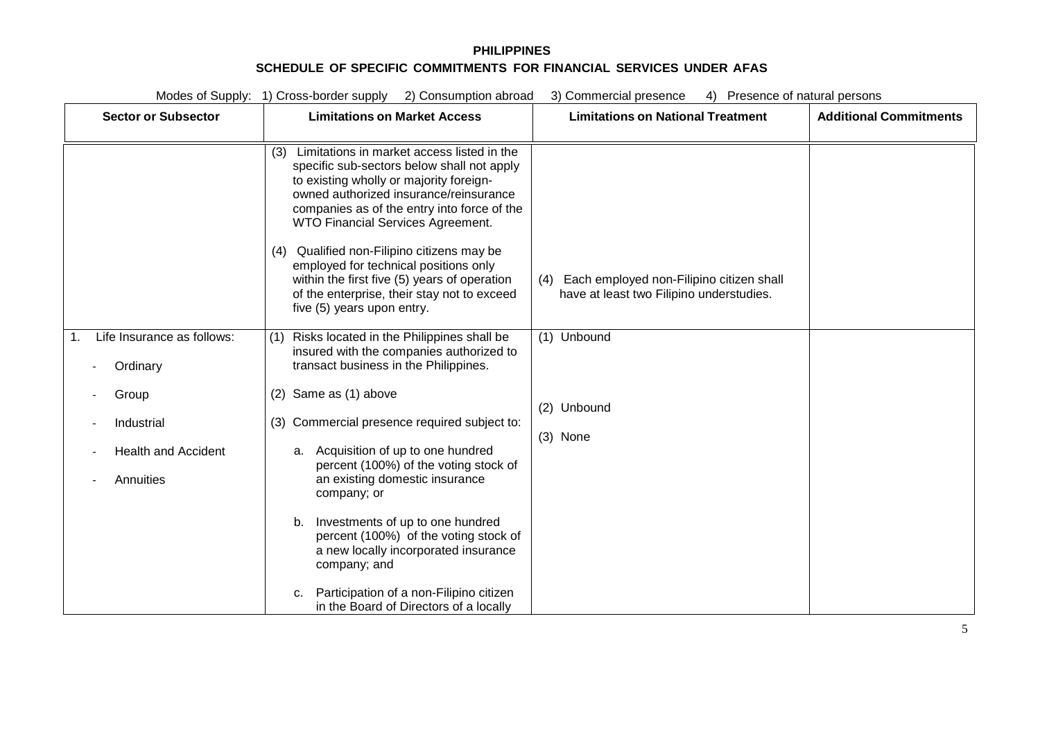**PHILIPPINES**

**SCHEDULE OF SPECIFIC COMMITMENTS FOR FINANCIAL SERVICES UNDER AFAS**

Modes of Supply: 1) Cross-border supply 2) Consumption abroad 3) Commercial presence 4) Presence of natural persons

| Sector or Subsector | Limitations on Market Access | Limitations on National Treatment | Additional Commitments |
|---|---|---|---|
| | (3) Limitations in market access listed in the specific sub-sectors below shall not apply to existing wholly or majority foreign-owned authorized insurance/reinsurance companies as of the entry into force of the WTO Financial Services Agreement.<br><br>(4) Qualified non-Filipino citizens may be employed for technical positions only within the first five (5) years of operation of the enterprise, their stay not to exceed five (5) years upon entry. | (4) Each employed non-Filipino citizen shall have at least two Filipino understudies. | |
| 1. Life Insurance as follows:<br>- Ordinary<br>- Group<br>- Industrial<br>- Health and Accident<br>- Annuities | (1) Risks located in the Philippines shall be insured with the companies authorized to transact business in the Philippines.<br><br>(2) Same as (1) above<br><br>(3) Commercial presence required subject to:<br><br>a. Acquisition of up to one hundred percent (100%) of the voting stock of an existing domestic insurance company; or<br><br>b. Investments of up to one hundred percent (100%) of the voting stock of a new locally incorporated insurance company; and<br><br>c. Participation of a non-Filipino citizen in the Board of Directors of a locally | (1) Unbound<br><br>(2) Unbound<br><br>(3) None | |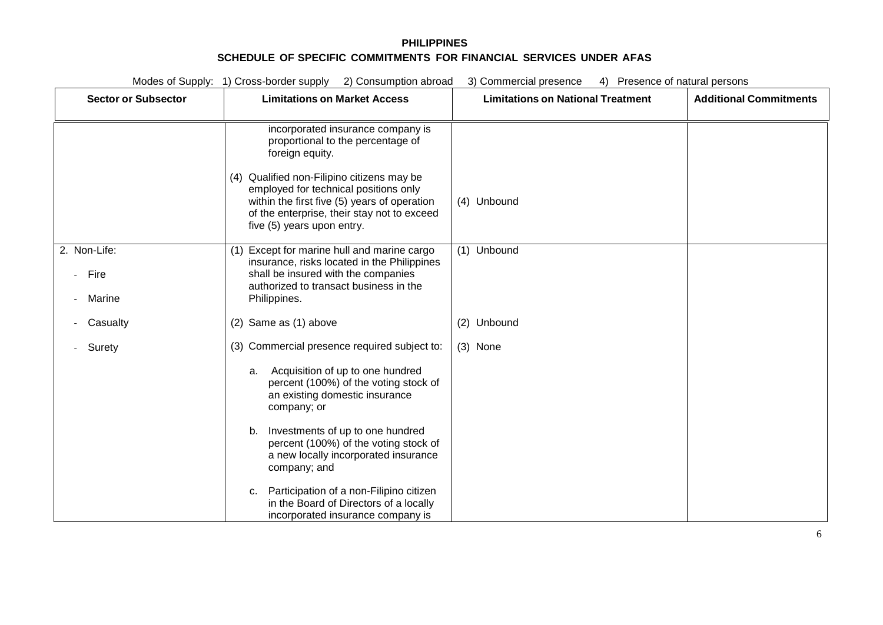**PHILIPPINES**

**SCHEDULE OF SPECIFIC COMMITMENTS FOR FINANCIAL SERVICES UNDER AFAS**

Modes of Supply: 1) Cross-border supply 2) Consumption abroad 3) Commercial presence 4) Presence of natural persons

| Sector or Subsector | Limitations on Market Access | Limitations on National Treatment | Additional Commitments |
|---|---|---|---|
| | incorporated insurance company is proportional to the percentage of foreign equity.<br><br>(4) Qualified non-Filipino citizens may be employed for technical positions only within the first five (5) years of operation of the enterprise, their stay not to exceed five (5) years upon entry. | (4) Unbound | |
| 2. Non-Life:<br>- Fire<br>- Marine<br>- Casualty<br>- Surety | (1) Except for marine hull and marine cargo insurance, risks located in the Philippines shall be insured with the companies authorized to transact business in the Philippines.<br><br>(2) Same as (1) above<br><br>(3) Commercial presence required subject to:<br><br>a. Acquisition of up to one hundred percent (100%) of the voting stock of an existing domestic insurance company; or<br><br>b. Investments of up to one hundred percent (100%) of the voting stock of a new locally incorporated insurance company; and<br><br>c. Participation of a non-Filipino citizen in the Board of Directors of a locally incorporated insurance company is | (1) Unbound<br><br>(2) Unbound<br><br>(3) None | |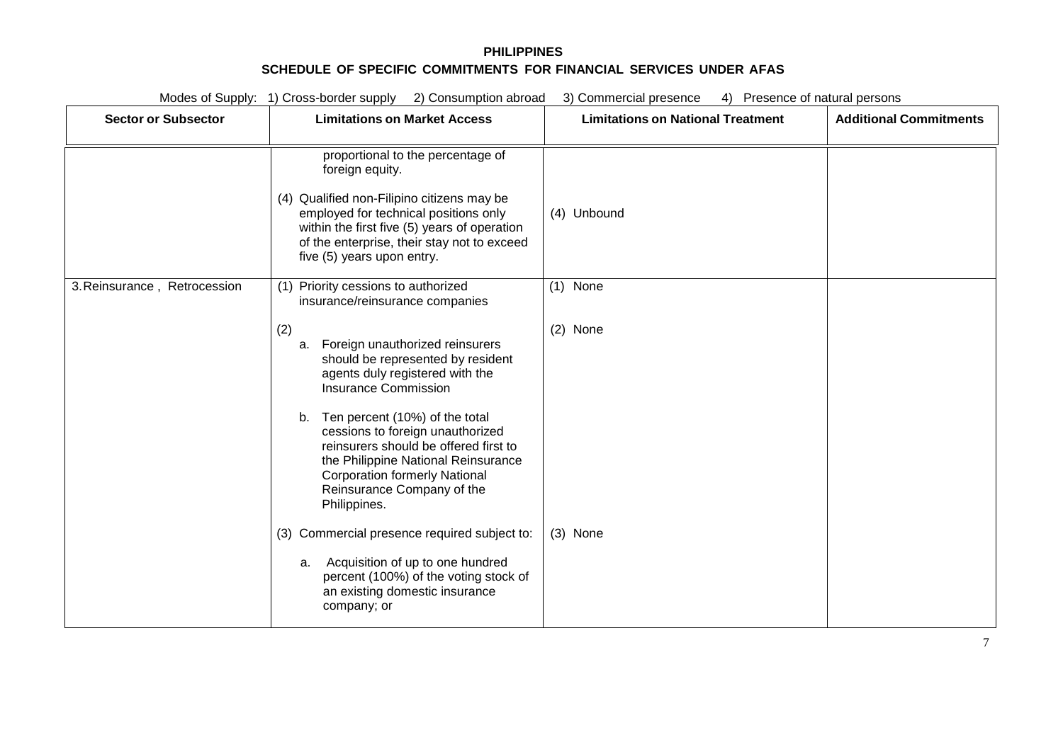**PHILIPPINES**

**SCHEDULE OF SPECIFIC COMMITMENTS FOR FINANCIAL SERVICES UNDER AFAS**

Modes of Supply: 1) Cross-border supply 2) Consumption abroad 3) Commercial presence 4) Presence of natural persons

| Sector or Subsector | Limitations on Market Access | Limitations on National Treatment | Additional Commitments |
|---|---|---|---|
| | proportional to the percentage of foreign equity.<br><br>(4) Qualified non-Filipino citizens may be employed for technical positions only within the first five (5) years of operation of the enterprise, their stay not to exceed five (5) years upon entry. | <br><br>(4) Unbound | |
| 3. Reinsurance , Retrocession | (1) Priority cessions to authorized insurance/reinsurance companies<br><br>(2)<br>a. Foreign unauthorized reinsurers should be represented by resident agents duly registered with the Insurance Commission<br><br>b. Ten percent (10%) of the total cessions to foreign unauthorized reinsurers should be offered first to the Philippine National Reinsurance Corporation formerly National Reinsurance Company of the Philippines.<br><br>(3) Commercial presence required subject to:<br><br>a. Acquisition of up to one hundred percent (100%) of the voting stock of an existing domestic insurance company; or | (1) None<br><br>(2) None<br><br><br><br><br><br><br>(3) None | |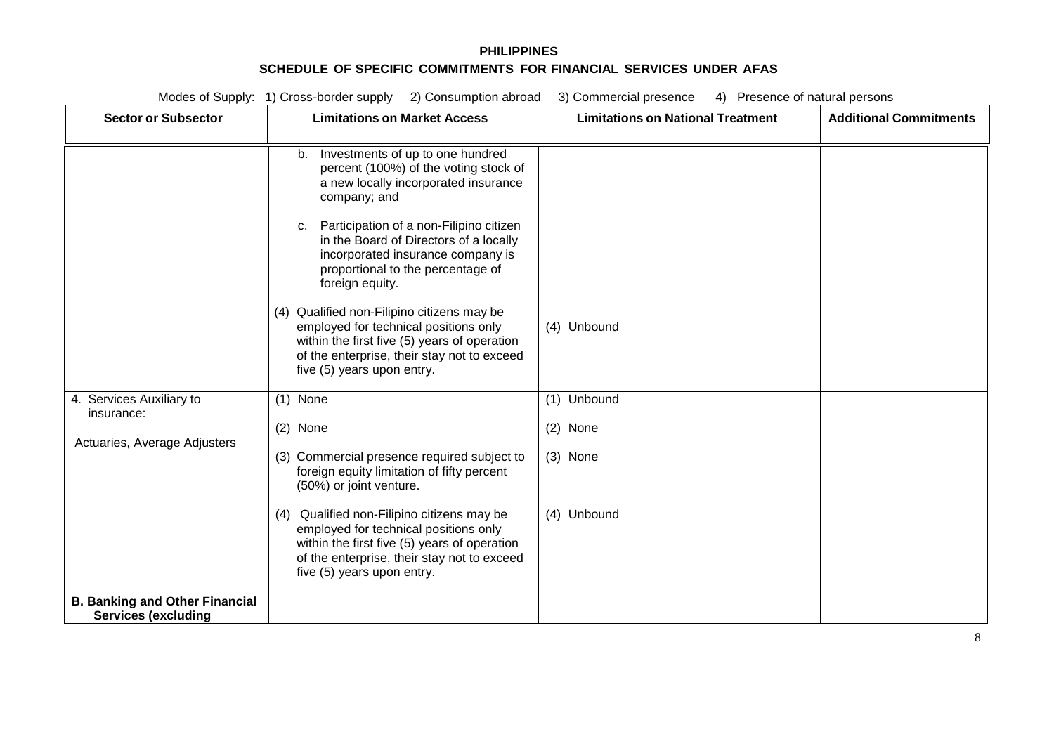**PHILIPPINES**

**SCHEDULE OF SPECIFIC COMMITMENTS FOR FINANCIAL SERVICES UNDER AFAS**

Modes of Supply: 1) Cross-border supply 2) Consumption abroad 3) Commercial presence 4) Presence of natural persons

| Sector or Subsector | Limitations on Market Access | Limitations on National Treatment | Additional Commitments |
|---|---|---|---|
| | b. Investments of up to one hundred percent (100%) of the voting stock of a new locally incorporated insurance company; and<br><br>c. Participation of a non-Filipino citizen in the Board of Directors of a locally incorporated insurance company is proportional to the percentage of foreign equity.<br><br>(4) Qualified non-Filipino citizens may be employed for technical positions only within the first five (5) years of operation of the enterprise, their stay not to exceed five (5) years upon entry. | (4) Unbound | |
| 4. Services Auxiliary to insurance:<br><br>Actuaries, Average Adjusters | (1) None<br><br>(2) None<br><br>(3) Commercial presence required subject to foreign equity limitation of fifty percent (50%) or joint venture.<br><br>(4) Qualified non-Filipino citizens may be employed for technical positions only within the first five (5) years of operation of the enterprise, their stay not to exceed five (5) years upon entry. | (1) Unbound<br><br>(2) None<br><br>(3) None<br><br>(4) Unbound | |
| **B. Banking and Other Financial Services (excluding** | | | |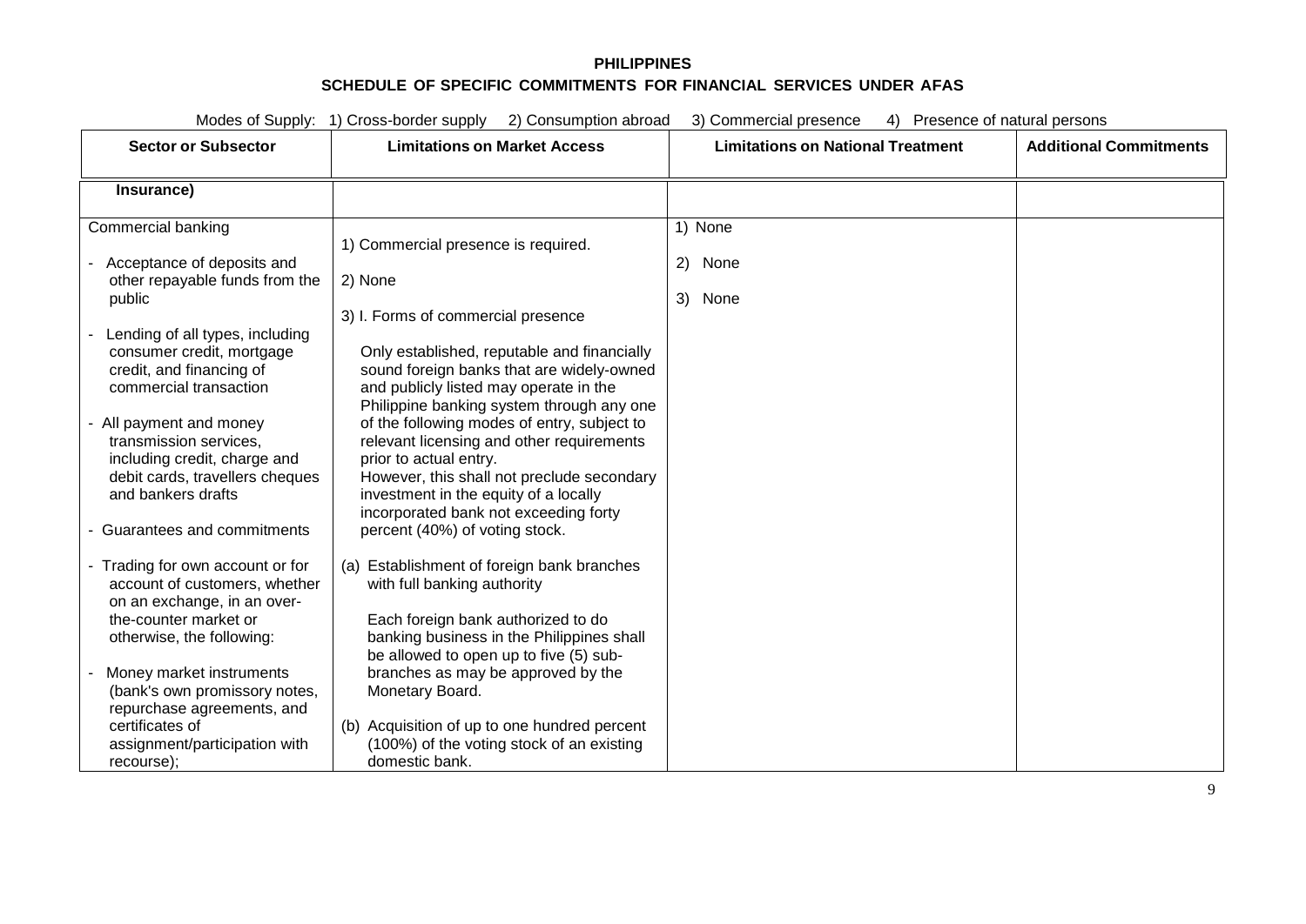**PHILIPPINES**

**SCHEDULE OF SPECIFIC COMMITMENTS FOR FINANCIAL SERVICES UNDER AFAS**

Modes of Supply: 1) Cross-border supply 2) Consumption abroad 3) Commercial presence 4) Presence of natural persons

| Sector or Subsector | Limitations on Market Access | Limitations on National Treatment | Additional Commitments |
|---|---|---|---|
| **Insurance)** | | | |
| Commercial banking<br><br>- Acceptance of deposits and other repayable funds from the public<br><br>- Lending of all types, including consumer credit, mortgage credit, and financing of commercial transaction<br><br>- All payment and money transmission services, including credit, charge and debit cards, travellers cheques and bankers drafts<br><br>- Guarantees and commitments<br><br>- Trading for own account or for account of customers, whether on an exchange, in an over-the-counter market or otherwise, the following:<br><br>- Money market instruments (bank's own promissory notes, repurchase agreements, and certificates of assignment/participation with recourse); | 1) Commercial presence is required.<br><br>2) None<br><br>3) I. Forms of commercial presence<br><br>Only established, reputable and financially sound foreign banks that are widely-owned and publicly listed may operate in the Philippine banking system through any one of the following modes of entry, subject to relevant licensing and other requirements prior to actual entry.<br>However, this shall not preclude secondary investment in the equity of a locally incorporated bank not exceeding forty percent (40%) of voting stock.<br><br>(a) Establishment of foreign bank branches with full banking authority<br><br>Each foreign bank authorized to do banking business in the Philippines shall be allowed to open up to five (5) sub-branches as may be approved by the Monetary Board.<br><br>(b) Acquisition of up to one hundred percent (100%) of the voting stock of an existing domestic bank. | 1) None<br><br>2) None<br><br>3) None | |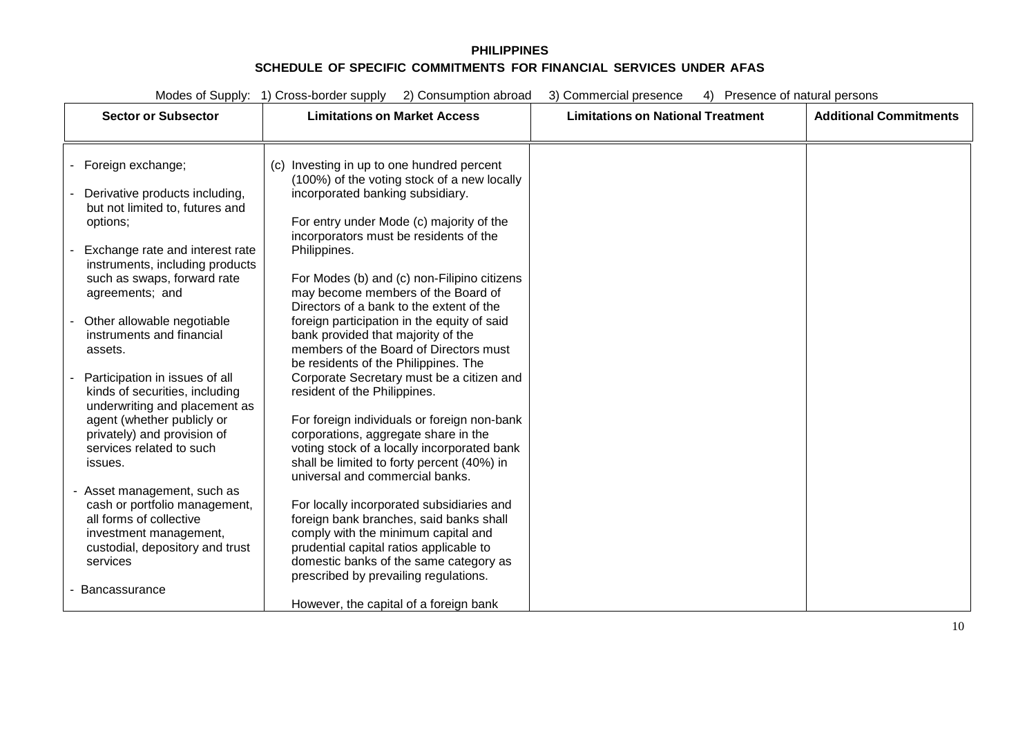**PHILIPPINES**

**SCHEDULE OF SPECIFIC COMMITMENTS FOR FINANCIAL SERVICES UNDER AFAS**

Modes of Supply: 1) Cross-border supply 2) Consumption abroad 3) Commercial presence 4) Presence of natural persons

| Sector or Subsector | Limitations on Market Access | Limitations on National Treatment | Additional Commitments |
|---|---|---|---|
| - Foreign exchange;<br><br>- Derivative products including, but not limited to, futures and options;<br><br>- Exchange rate and interest rate instruments, including products such as swaps, forward rate agreements; and<br><br>- Other allowable negotiable instruments and financial assets.<br><br>- Participation in issues of all kinds of securities, including underwriting and placement as agent (whether publicly or privately) and provision of services related to such issues.<br><br>- Asset management, such as cash or portfolio management, all forms of collective investment management, custodial, depository and trust services<br><br>- Bancassurance | (c) Investing in up to one hundred percent (100%) of the voting stock of a new locally incorporated banking subsidiary.<br><br>For entry under Mode (c) majority of the incorporators must be residents of the Philippines.<br><br>For Modes (b) and (c) non-Filipino citizens may become members of the Board of Directors of a bank to the extent of the foreign participation in the equity of said bank provided that majority of the members of the Board of Directors must be residents of the Philippines. The Corporate Secretary must be a citizen and resident of the Philippines.<br><br>For foreign individuals or foreign non-bank corporations, aggregate share in the voting stock of a locally incorporated bank shall be limited to forty percent (40%) in universal and commercial banks.<br><br>For locally incorporated subsidiaries and foreign bank branches, said banks shall comply with the minimum capital and prudential capital ratios applicable to domestic banks of the same category as prescribed by prevailing regulations.<br><br>However, the capital of a foreign bank | | |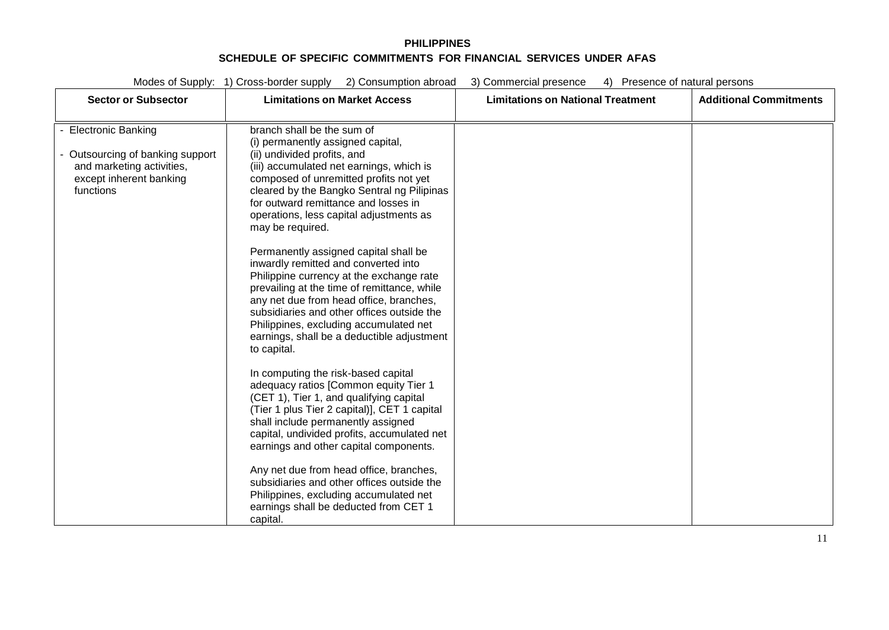**PHILIPPINES**

**SCHEDULE OF SPECIFIC COMMITMENTS FOR FINANCIAL SERVICES UNDER AFAS**

Modes of Supply: 1) Cross-border supply 2) Consumption abroad 3) Commercial presence 4) Presence of natural persons

| Sector or Subsector | Limitations on Market Access | Limitations on National Treatment | Additional Commitments |
|---|---|---|---|
| - Electronic Banking<br><br>- Outsourcing of banking support and marketing activities, except inherent banking functions | branch shall be the sum of<br>(i) permanently assigned capital,<br>(ii) undivided profits, and<br>(iii) accumulated net earnings, which is composed of unremitted profits not yet cleared by the Bangko Sentral ng Pilipinas for outward remittance and losses in operations, less capital adjustments as may be required.<br><br>Permanently assigned capital shall be inwardly remitted and converted into Philippine currency at the exchange rate prevailing at the time of remittance, while any net due from head office, branches, subsidiaries and other offices outside the Philippines, excluding accumulated net earnings, shall be a deductible adjustment to capital.<br><br>In computing the risk-based capital adequacy ratios [Common equity Tier 1 (CET 1), Tier 1, and qualifying capital (Tier 1 plus Tier 2 capital)], CET 1 capital shall include permanently assigned capital, undivided profits, accumulated net earnings and other capital components.<br><br>Any net due from head office, branches, subsidiaries and other offices outside the Philippines, excluding accumulated net earnings shall be deducted from CET 1 capital. | | |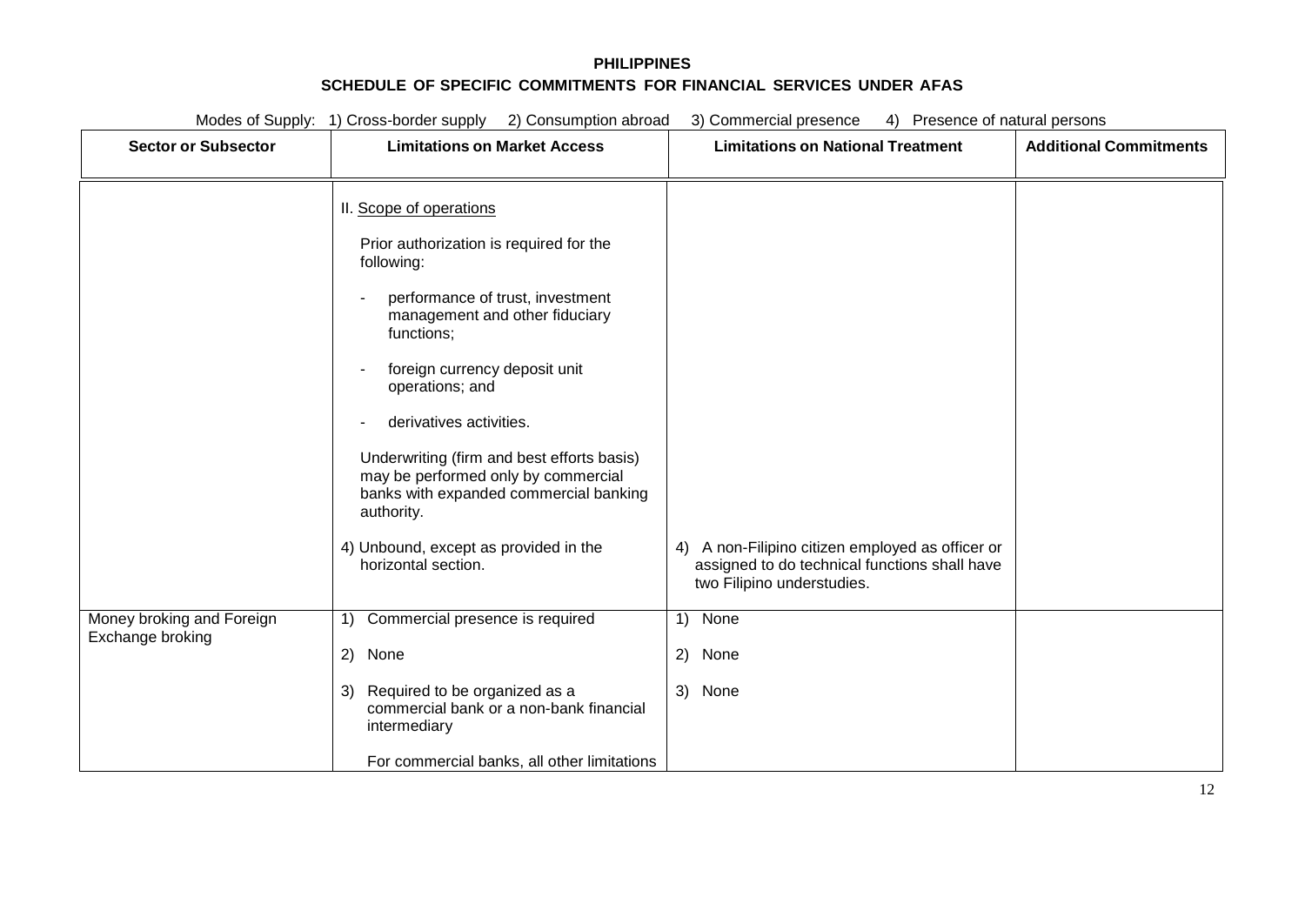**PHILIPPINES**

**SCHEDULE OF SPECIFIC COMMITMENTS FOR FINANCIAL SERVICES UNDER AFAS**

Modes of Supply: 1) Cross-border supply 2) Consumption abroad 3) Commercial presence 4) Presence of natural persons

| Sector or Subsector | Limitations on Market Access | Limitations on National Treatment | Additional Commitments |
|---|---|---|---|
| | II. Scope of operations<br><br>Prior authorization is required for the following:<br><br>- performance of trust, investment management and other fiduciary functions;<br><br>- foreign currency deposit unit operations; and<br><br>- derivatives activities.<br><br>Underwriting (firm and best efforts basis) may be performed only by commercial banks with expanded commercial banking authority.<br><br>4) Unbound, except as provided in the horizontal section. | 4) A non-Filipino citizen employed as officer or assigned to do technical functions shall have two Filipino understudies. | |
| Money broking and Foreign Exchange broking | 1) Commercial presence is required<br><br>2) None<br><br>3) Required to be organized as a commercial bank or a non-bank financial intermediary<br><br>For commercial banks, all other limitations | 1) None<br><br>2) None<br><br>3) None | |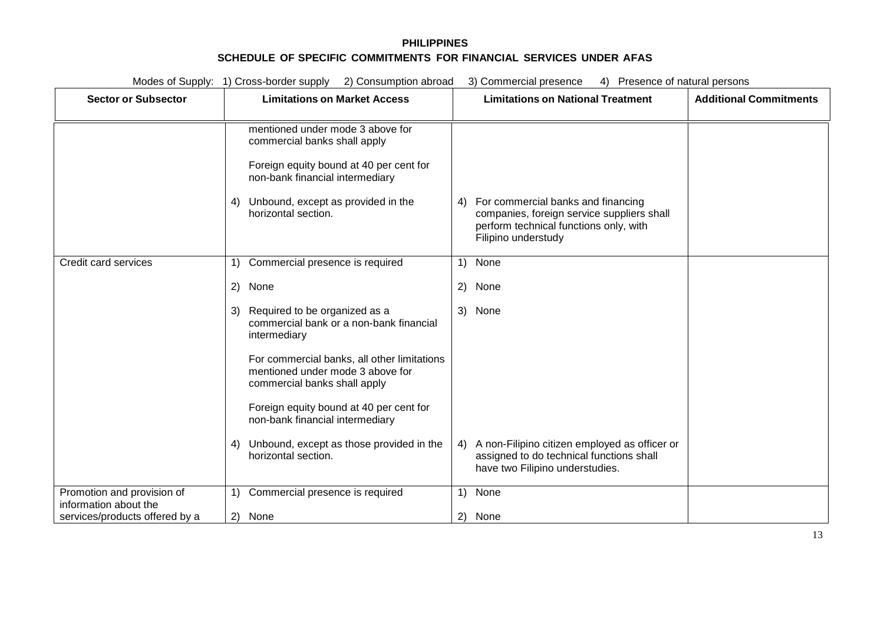**PHILIPPINES**

**SCHEDULE OF SPECIFIC COMMITMENTS FOR FINANCIAL SERVICES UNDER AFAS**

Modes of Supply: 1) Cross-border supply 2) Consumption abroad 3) Commercial presence 4) Presence of natural persons

| Sector or Subsector | Limitations on Market Access | Limitations on National Treatment | Additional Commitments |
|---|---|---|---|
| | mentioned under mode 3 above for commercial banks shall apply<br><br>Foreign equity bound at 40 per cent for non-bank financial intermediary<br><br>4) Unbound, except as provided in the horizontal section. | 4) For commercial banks and financing companies, foreign service suppliers shall perform technical functions only, with Filipino understudy | |
| Credit card services | 1) Commercial presence is required<br><br>2) None<br><br>3) Required to be organized as a commercial bank or a non-bank financial intermediary<br><br>For commercial banks, all other limitations mentioned under mode 3 above for commercial banks shall apply<br><br>Foreign equity bound at 40 per cent for non-bank financial intermediary<br><br>4) Unbound, except as those provided in the horizontal section. | 1) None<br><br>2) None<br><br>3) None<br><br>4) A non-Filipino citizen employed as officer or assigned to do technical functions shall have two Filipino understudies. | |
| Promotion and provision of information about the services/products offered by a | 1) Commercial presence is required<br><br>2) None | 1) None<br><br>2) None | |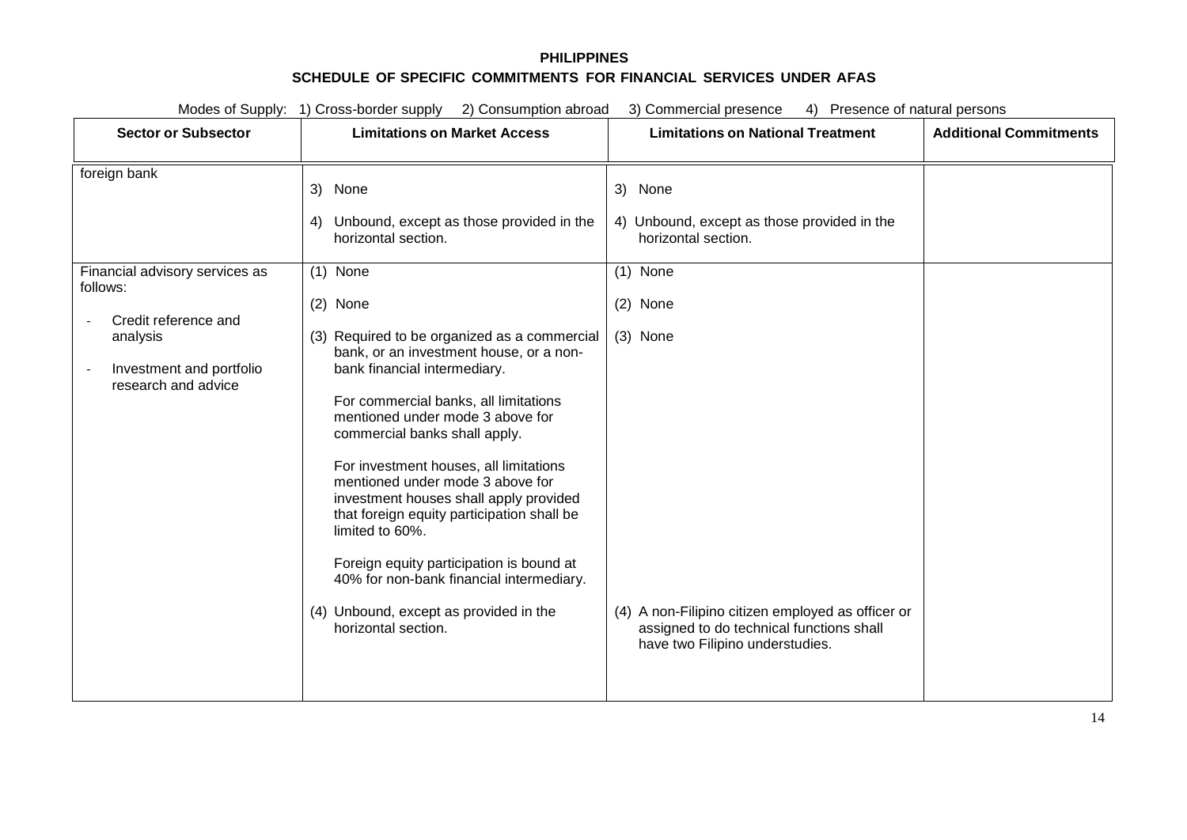**PHILIPPINES**

**SCHEDULE OF SPECIFIC COMMITMENTS FOR FINANCIAL SERVICES UNDER AFAS**

Modes of Supply: 1) Cross-border supply 2) Consumption abroad 3) Commercial presence 4) Presence of natural persons

| Sector or Subsector | Limitations on Market Access | Limitations on National Treatment | Additional Commitments |
|---|---|---|---|
| foreign bank | 3) None<br><br>4) Unbound, except as those provided in the horizontal section. | 3) None<br><br>4) Unbound, except as those provided in the horizontal section. | |
| Financial advisory services as follows:<br><br>- Credit reference and analysis<br><br>- Investment and portfolio research and advice | (1) None<br><br>(2) None<br><br>(3) Required to be organized as a commercial bank, or an investment house, or a non-bank financial intermediary.<br><br>For commercial banks, all limitations mentioned under mode 3 above for commercial banks shall apply.<br><br>For investment houses, all limitations mentioned under mode 3 above for investment houses shall apply provided that foreign equity participation shall be limited to 60%.<br><br>Foreign equity participation is bound at 40% for non-bank financial intermediary.<br><br>(4) Unbound, except as provided in the horizontal section. | (1) None<br><br>(2) None<br><br>(3) None<br><br>(4) A non-Filipino citizen employed as officer or assigned to do technical functions shall have two Filipino understudies. | |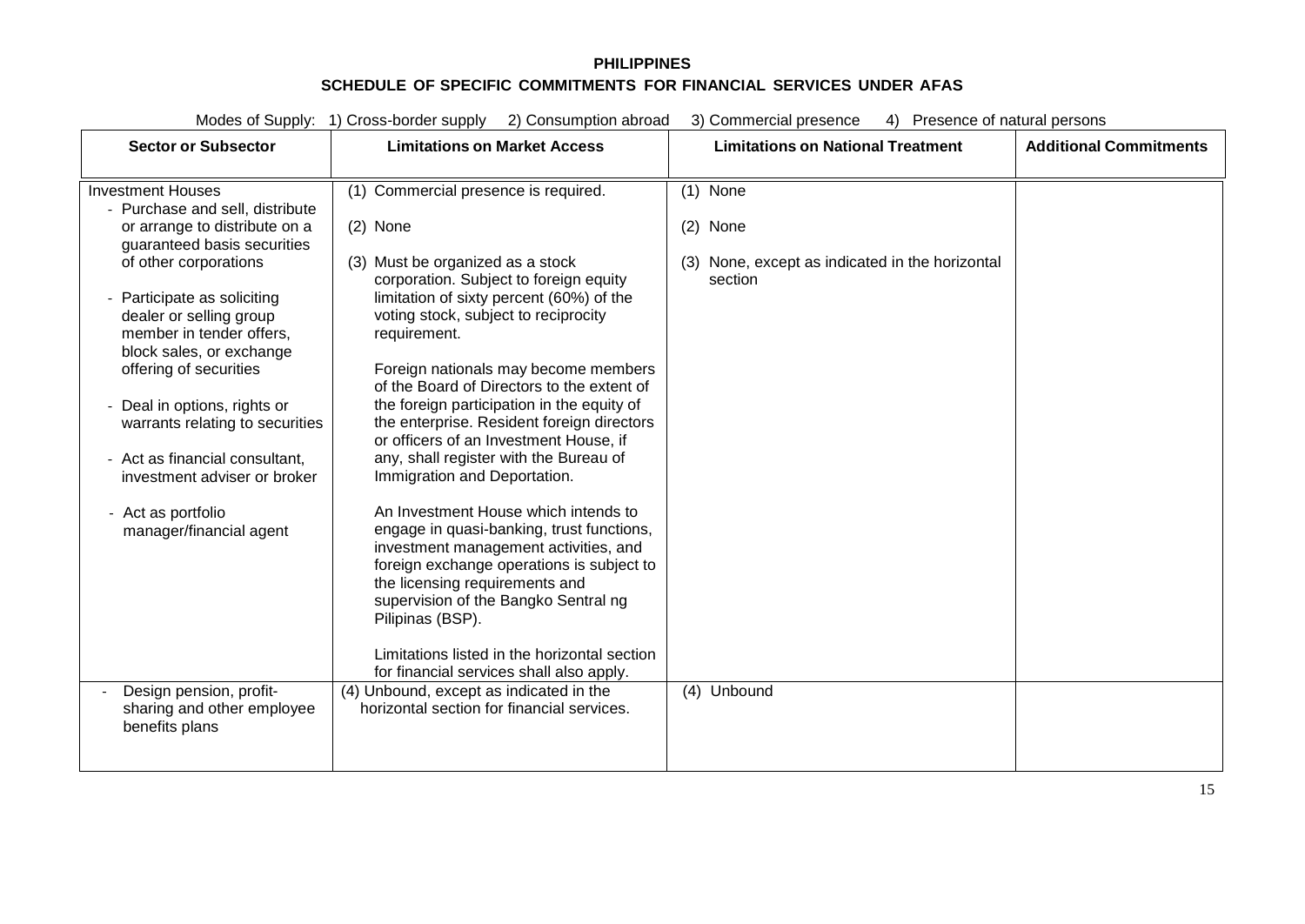**PHILIPPINES**

**SCHEDULE OF SPECIFIC COMMITMENTS FOR FINANCIAL SERVICES UNDER AFAS**

Modes of Supply: 1) Cross-border supply 2) Consumption abroad 3) Commercial presence 4) Presence of natural persons

| Sector or Subsector | Limitations on Market Access | Limitations on National Treatment | Additional Commitments |
|---|---|---|---|
| Investment Houses<br>- Purchase and sell, distribute or arrange to distribute on a guaranteed basis securities of other corporations<br><br>- Participate as soliciting dealer or selling group member in tender offers, block sales, or exchange offering of securities<br><br>- Deal in options, rights or warrants relating to securities<br><br>- Act as financial consultant, investment adviser or broker<br><br>- Act as portfolio manager/financial agent | (1) Commercial presence is required.<br><br>(2) None<br><br>(3) Must be organized as a stock corporation. Subject to foreign equity limitation of sixty percent (60%) of the voting stock, subject to reciprocity requirement.<br><br>Foreign nationals may become members of the Board of Directors to the extent of the foreign participation in the equity of the enterprise. Resident foreign directors or officers of an Investment House, if any, shall register with the Bureau of Immigration and Deportation.<br><br>An Investment House which intends to engage in quasi-banking, trust functions, investment management activities, and foreign exchange operations is subject to the licensing requirements and supervision of the Bangko Sentral ng Pilipinas (BSP).<br><br>Limitations listed in the horizontal section for financial services shall also apply. | (1) None<br><br>(2) None<br><br>(3) None, except as indicated in the horizontal section | |
| - Design pension, profit-sharing and other employee benefits plans | (4) Unbound, except as indicated in the horizontal section for financial services. | (4) Unbound | |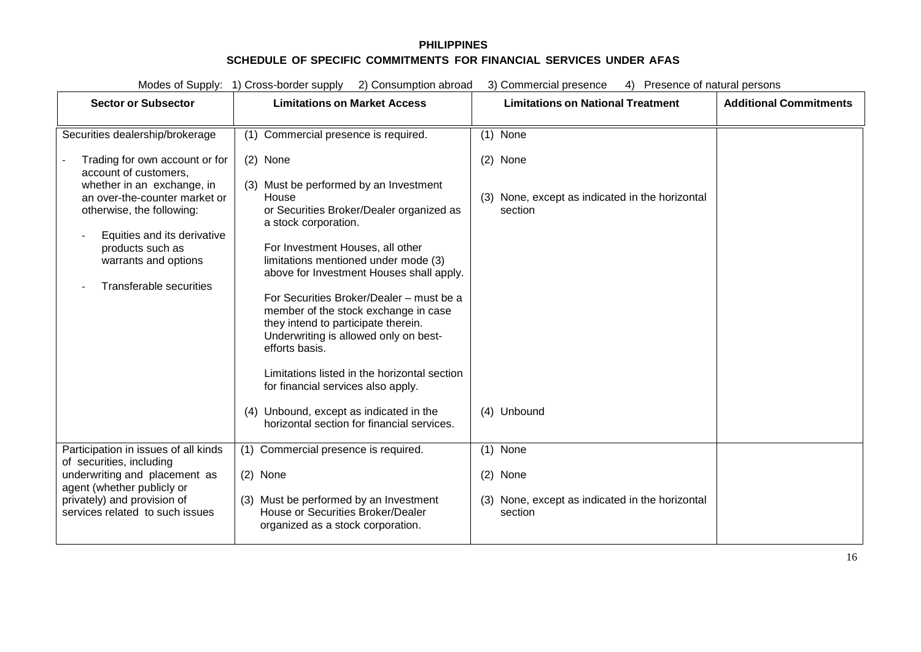**PHILIPPINES**

**SCHEDULE OF SPECIFIC COMMITMENTS FOR FINANCIAL SERVICES UNDER AFAS**

Modes of Supply: 1) Cross-border supply 2) Consumption abroad 3) Commercial presence 4) Presence of natural persons

| Sector or Subsector | Limitations on Market Access | Limitations on National Treatment | Additional Commitments |
|---|---|---|---|
| Securities dealership/brokerage<br><br>- Trading for own account or for account of customers, whether in an exchange, in an over-the-counter market or otherwise, the following:<br>  - Equities and its derivative products such as warrants and options<br>  - Transferable securities | (1) Commercial presence is required.<br><br>(2) None<br><br>(3) Must be performed by an Investment House or Securities Broker/Dealer organized as a stock corporation.<br><br>For Investment Houses, all other limitations mentioned under mode (3) above for Investment Houses shall apply.<br><br>For Securities Broker/Dealer – must be a member of the stock exchange in case they intend to participate therein. Underwriting is allowed only on best-efforts basis.<br><br>Limitations listed in the horizontal section for financial services also apply.<br><br>(4) Unbound, except as indicated in the horizontal section for financial services. | (1) None<br><br>(2) None<br><br>(3) None, except as indicated in the horizontal section<br><br>(4) Unbound | |
| Participation in issues of all kinds of securities, including underwriting and placement as agent (whether publicly or privately) and provision of services related to such issues | (1) Commercial presence is required.<br><br>(2) None<br><br>(3) Must be performed by an Investment House or Securities Broker/Dealer organized as a stock corporation. | (1) None<br><br>(2) None<br><br>(3) None, except as indicated in the horizontal section | |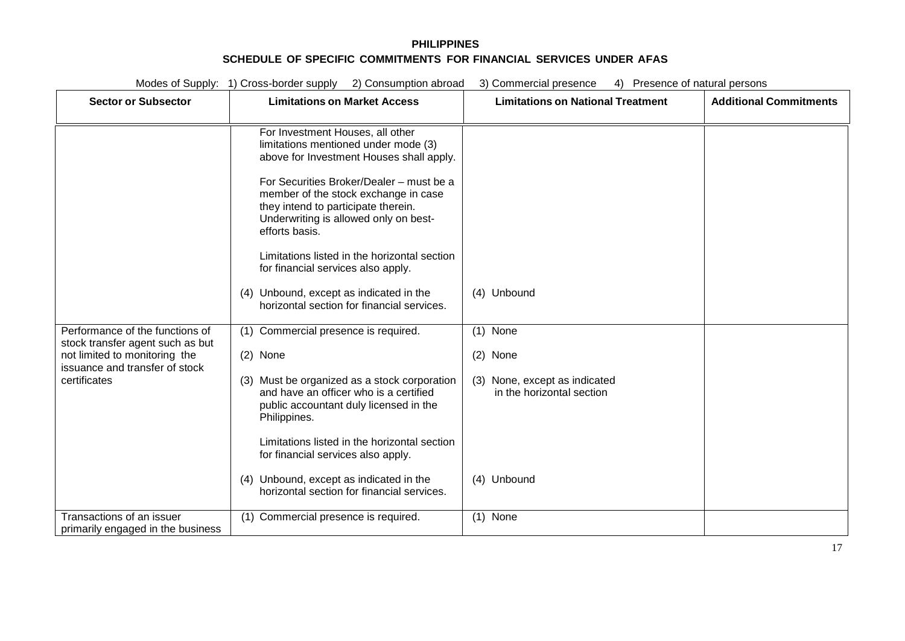**PHILIPPINES**

**SCHEDULE OF SPECIFIC COMMITMENTS FOR FINANCIAL SERVICES UNDER AFAS**

Modes of Supply: 1) Cross-border supply 2) Consumption abroad 3) Commercial presence 4) Presence of natural persons

| Sector or Subsector | Limitations on Market Access | Limitations on National Treatment | Additional Commitments |
|---|---|---|---|
| | For Investment Houses, all other limitations mentioned under mode (3) above for Investment Houses shall apply.<br><br>For Securities Broker/Dealer – must be a member of the stock exchange in case they intend to participate therein. Underwriting is allowed only on best-efforts basis.<br><br>Limitations listed in the horizontal section for financial services also apply.<br><br>(4) Unbound, except as indicated in the horizontal section for financial services. | <br><br><br><br><br><br><br><br><br><br>(4) Unbound | |
| Performance of the functions of stock transfer agent such as but not limited to monitoring the issuance and transfer of stock certificates | (1) Commercial presence is required.<br><br>(2) None<br><br>(3) Must be organized as a stock corporation and have an officer who is a certified public accountant duly licensed in the Philippines.<br><br>Limitations listed in the horizontal section for financial services also apply.<br><br>(4) Unbound, except as indicated in the horizontal section for financial services. | (1) None<br><br>(2) None<br><br>(3) None, except as indicated in the horizontal section<br><br><br><br><br><br>(4) Unbound | |
| Transactions of an issuer primarily engaged in the business | (1) Commercial presence is required. | (1) None | |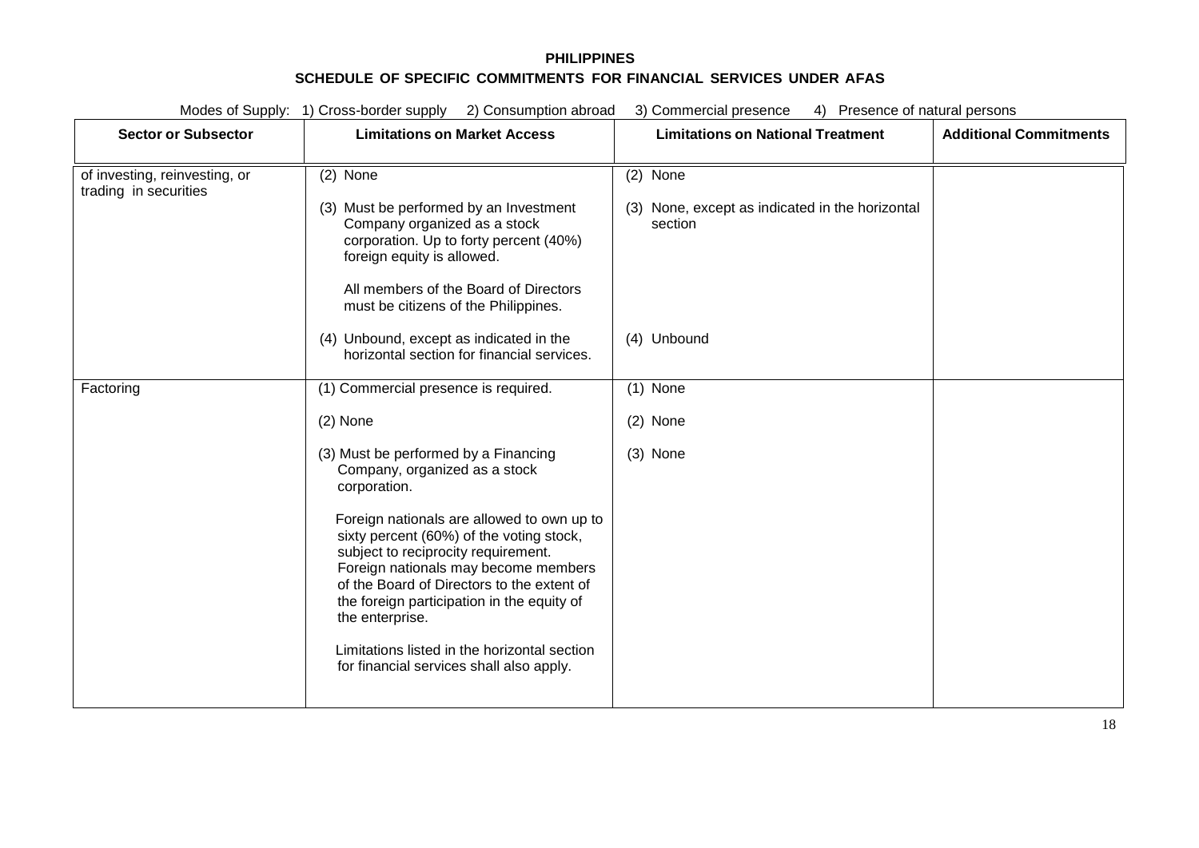**PHILIPPINES**

**SCHEDULE OF SPECIFIC COMMITMENTS FOR FINANCIAL SERVICES UNDER AFAS**

Modes of Supply: 1) Cross-border supply 2) Consumption abroad 3) Commercial presence 4) Presence of natural persons

| Sector or Subsector | Limitations on Market Access | Limitations on National Treatment | Additional Commitments |
|---|---|---|---|
| of investing, reinvesting, or trading in securities | (2) None<br><br>(3) Must be performed by an Investment Company organized as a stock corporation. Up to forty percent (40%) foreign equity is allowed.<br><br>All members of the Board of Directors must be citizens of the Philippines.<br><br>(4) Unbound, except as indicated in the horizontal section for financial services. | (2) None<br><br>(3) None, except as indicated in the horizontal section<br><br>(4) Unbound | |
| Factoring | (1) Commercial presence is required.<br><br>(2) None<br><br>(3) Must be performed by a Financing Company, organized as a stock corporation.<br><br>Foreign nationals are allowed to own up to sixty percent (60%) of the voting stock, subject to reciprocity requirement. Foreign nationals may become members of the Board of Directors to the extent of the foreign participation in the equity of the enterprise.<br><br>Limitations listed in the horizontal section for financial services shall also apply. | (1) None<br><br>(2) None<br><br>(3) None | |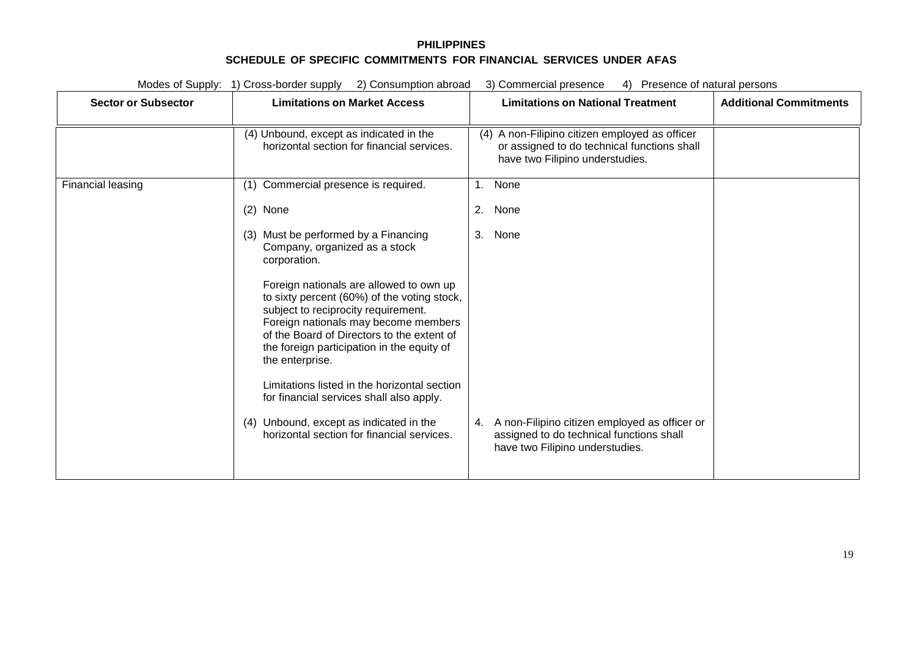**PHILIPPINES**

**SCHEDULE OF SPECIFIC COMMITMENTS FOR FINANCIAL SERVICES UNDER AFAS**

Modes of Supply: 1) Cross-border supply 2) Consumption abroad 3) Commercial presence 4) Presence of natural persons

| Sector or Subsector | Limitations on Market Access | Limitations on National Treatment | Additional Commitments |
|---|---|---|---|
| | (4) Unbound, except as indicated in the horizontal section for financial services. | (4) A non-Filipino citizen employed as officer or assigned to do technical functions shall have two Filipino understudies. | |
| Financial leasing | (1) Commercial presence is required.<br><br>(2) None<br><br>(3) Must be performed by a Financing Company, organized as a stock corporation.<br><br>Foreign nationals are allowed to own up to sixty percent (60%) of the voting stock, subject to reciprocity requirement. Foreign nationals may become members of the Board of Directors to the extent of the foreign participation in the equity of the enterprise.<br><br>Limitations listed in the horizontal section for financial services shall also apply.<br><br>(4) Unbound, except as indicated in the horizontal section for financial services. | 1. None<br><br>2. None<br><br>3. None<br><br>4. A non-Filipino citizen employed as officer or assigned to do technical functions shall have two Filipino understudies. | |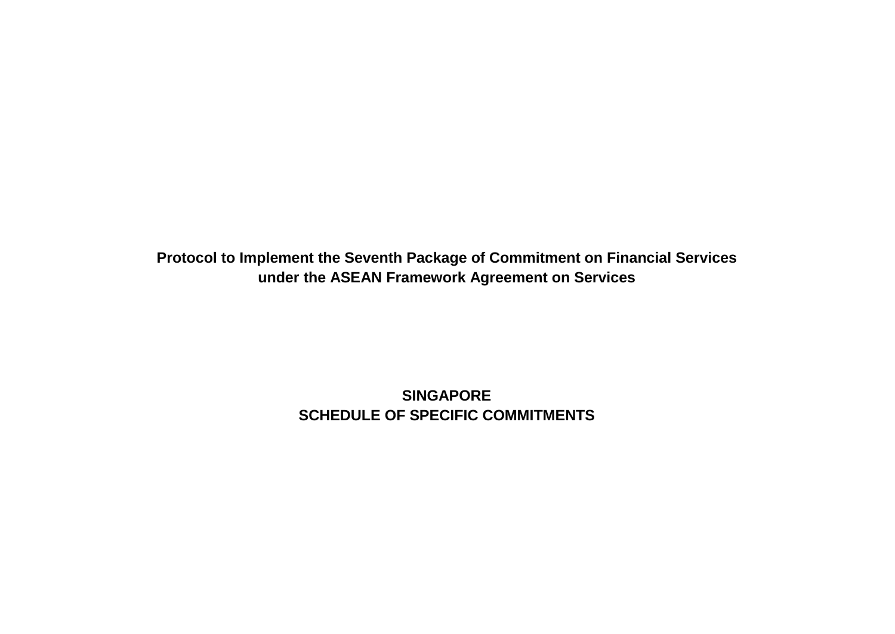**Protocol to Implement the Seventh Package of Commitment on Financial Services under the ASEAN Framework Agreement on Services**

**SINGAPORE**
**SCHEDULE OF SPECIFIC COMMITMENTS**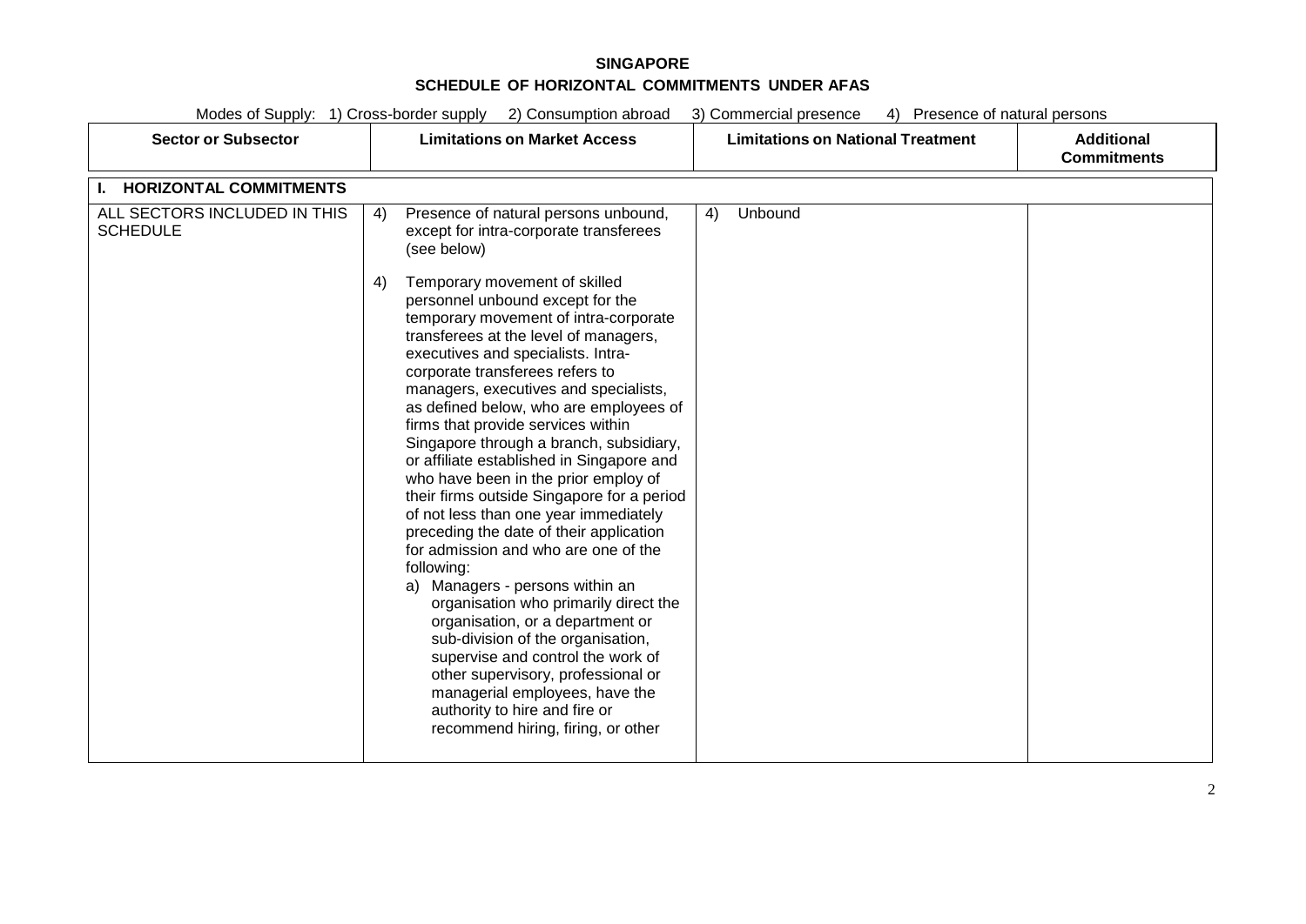**SINGAPORE**

**SCHEDULE OF HORIZONTAL COMMITMENTS UNDER AFAS**

Modes of Supply: 1) Cross-border supply 2) Consumption abroad 3) Commercial presence 4) Presence of natural persons

| Sector or Subsector | Limitations on Market Access | Limitations on National Treatment | Additional Commitments |
|---|---|---|---|
| **I. HORIZONTAL COMMITMENTS** | | | |
| ALL SECTORS INCLUDED IN THIS SCHEDULE | 4) Presence of natural persons unbound, except for intra-corporate transferees (see below)<br><br>4) Temporary movement of skilled personnel unbound except for the temporary movement of intra-corporate transferees at the level of managers, executives and specialists. Intra-corporate transferees refers to managers, executives and specialists, as defined below, who are employees of firms that provide services within Singapore through a branch, subsidiary, or affiliate established in Singapore and who have been in the prior employ of their firms outside Singapore for a period of not less than one year immediately preceding the date of their application for admission and who are one of the following:<br>a) Managers - persons within an organisation who primarily direct the organisation, or a department or sub-division of the organisation, supervise and control the work of other supervisory, professional or managerial employees, have the authority to hire and fire or recommend hiring, firing, or other | 4) Unbound | |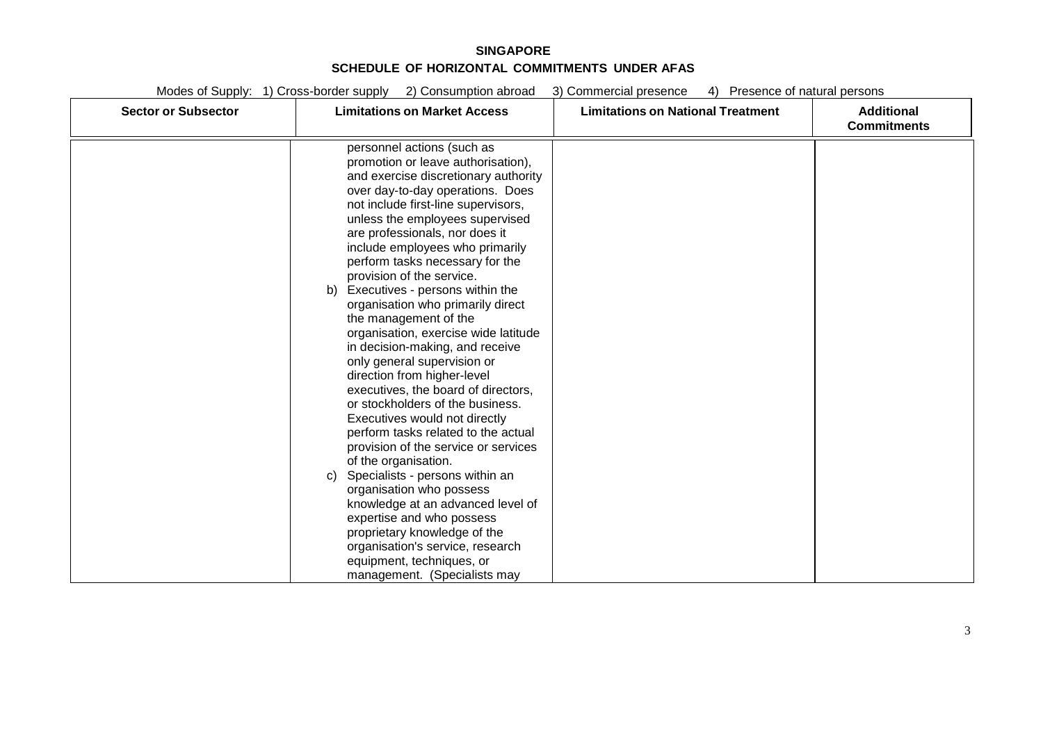**SINGAPORE**

**SCHEDULE OF HORIZONTAL COMMITMENTS UNDER AFAS**

Modes of Supply: 1) Cross-border supply 2) Consumption abroad 3) Commercial presence 4) Presence of natural persons

| Sector or Subsector | Limitations on Market Access | Limitations on National Treatment | Additional Commitments |
|---|---|---|---|
| | personnel actions (such as promotion or leave authorisation), and exercise discretionary authority over day-to-day operations. Does not include first-line supervisors, unless the employees supervised are professionals, nor does it include employees who primarily perform tasks necessary for the provision of the service.<br>b) Executives - persons within the organisation who primarily direct the management of the organisation, exercise wide latitude in decision-making, and receive only general supervision or direction from higher-level executives, the board of directors, or stockholders of the business. Executives would not directly perform tasks related to the actual provision of the service or services of the organisation.<br>c) Specialists - persons within an organisation who possess knowledge at an advanced level of expertise and who possess proprietary knowledge of the organisation's service, research equipment, techniques, or management. (Specialists may | | |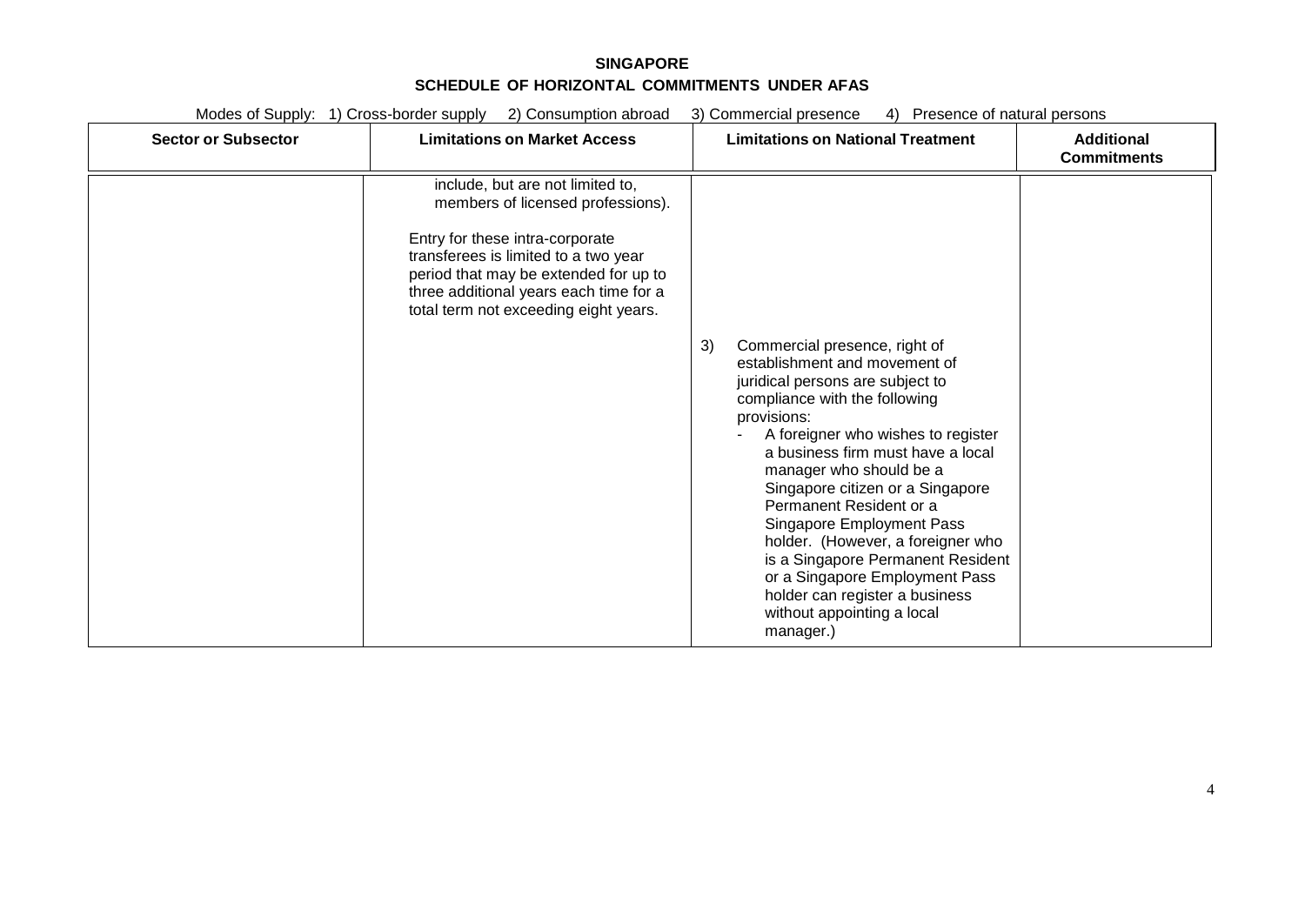**SINGAPORE**

**SCHEDULE OF HORIZONTAL COMMITMENTS UNDER AFAS**

Modes of Supply: 1) Cross-border supply 2) Consumption abroad 3) Commercial presence 4) Presence of natural persons

| Sector or Subsector | Limitations on Market Access | Limitations on National Treatment | Additional Commitments |
|---|---|---|---|
| | include, but are not limited to, members of licensed professions).<br><br>Entry for these intra-corporate transferees is limited to a two year period that may be extended for up to three additional years each time for a total term not exceeding eight years. | 3) Commercial presence, right of establishment and movement of juridical persons are subject to compliance with the following provisions:<br>- A foreigner who wishes to register a business firm must have a local manager who should be a Singapore citizen or a Singapore Permanent Resident or a Singapore Employment Pass holder. (However, a foreigner who is a Singapore Permanent Resident or a Singapore Employment Pass holder can register a business without appointing a local manager.) | |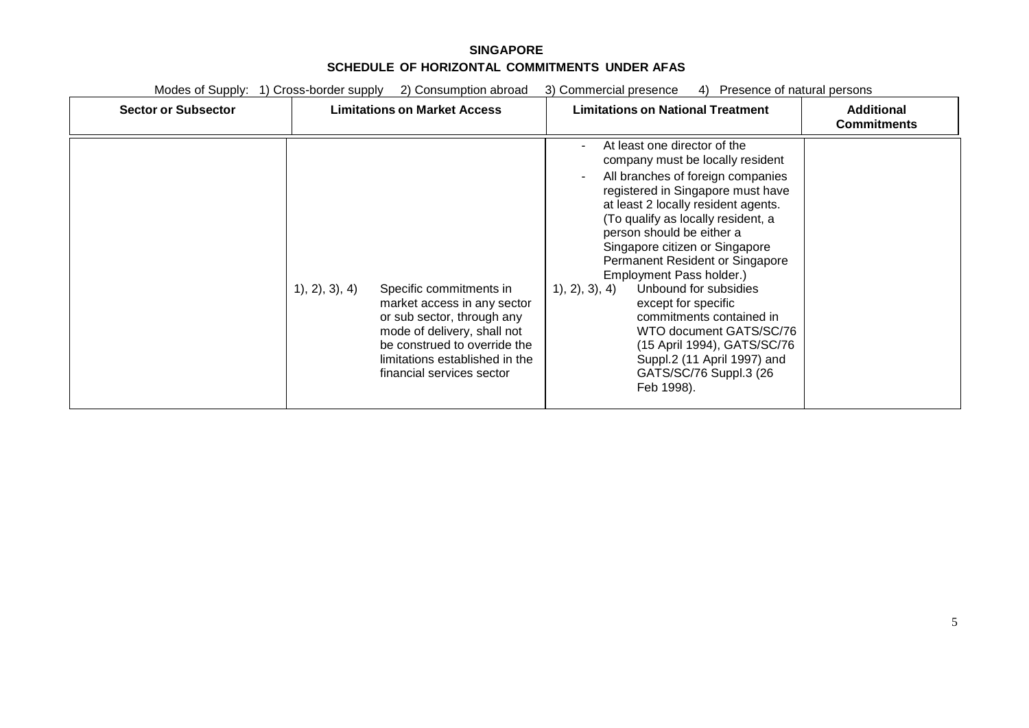**SINGAPORE**

**SCHEDULE OF HORIZONTAL COMMITMENTS UNDER AFAS**

Modes of Supply: 1) Cross-border supply 2) Consumption abroad 3) Commercial presence 4) Presence of natural persons

| Sector or Subsector | Limitations on Market Access | Limitations on National Treatment | Additional Commitments |
|---|---|---|---|
| | 1), 2), 3), 4) Specific commitments in market access in any sector or sub sector, through any mode of delivery, shall not be construed to override the limitations established in the financial services sector | - At least one director of the company must be locally resident<br>- All branches of foreign companies registered in Singapore must have at least 2 locally resident agents. (To qualify as locally resident, a person should be either a Singapore citizen or Singapore Permanent Resident or Singapore Employment Pass holder.)<br>1), 2), 3), 4) Unbound for subsidies except for specific commitments contained in WTO document GATS/SC/76 (15 April 1994), GATS/SC/76 Suppl.2 (11 April 1997) and GATS/SC/76 Suppl.3 (26 Feb 1998). | |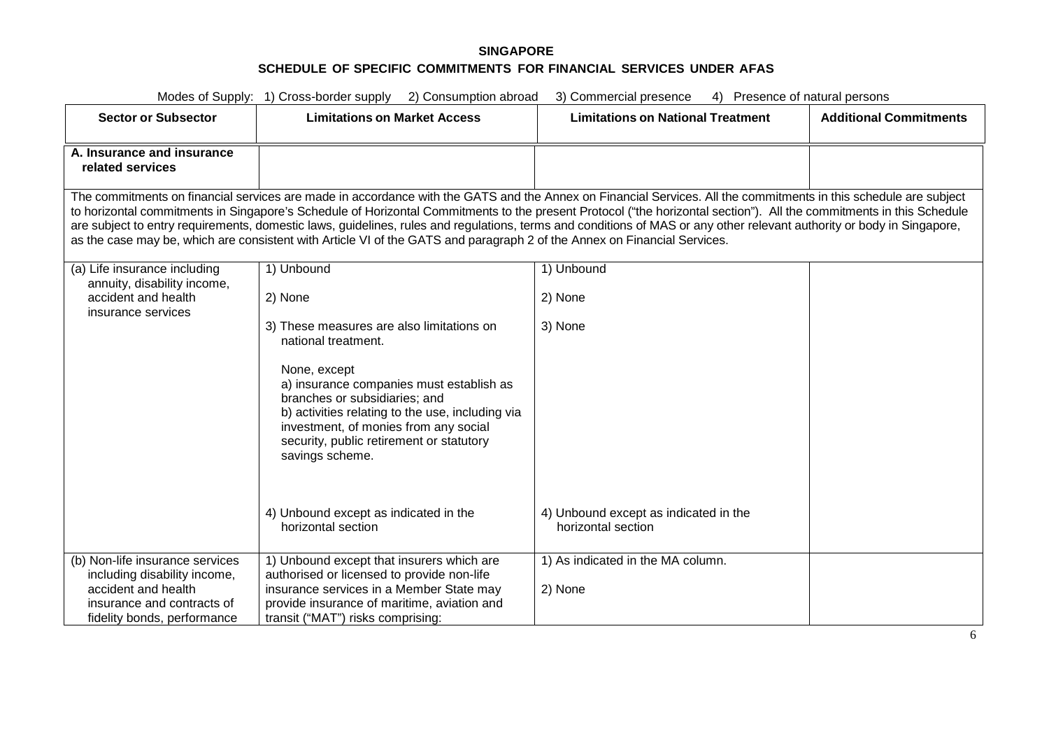**SINGAPORE**

**SCHEDULE OF SPECIFIC COMMITMENTS FOR FINANCIAL SERVICES UNDER AFAS**

Modes of Supply: 1) Cross-border supply 2) Consumption abroad 3) Commercial presence 4) Presence of natural persons

| Sector or Subsector | Limitations on Market Access | Limitations on National Treatment | Additional Commitments |
|---|---|---|---|
| **A. Insurance and insurance related services** | | | |
| The commitments on financial services are made in accordance with the GATS and the Annex on Financial Services. All the commitments in this schedule are subject to horizontal commitments in Singapore's Schedule of Horizontal Commitments to the present Protocol ("the horizontal section"). All the commitments in this Schedule are subject to entry requirements, domestic laws, guidelines, rules and regulations, terms and conditions of MAS or any other relevant authority or body in Singapore, as the case may be, which are consistent with Article VI of the GATS and paragraph 2 of the Annex on Financial Services. | | | |
| (a) Life insurance including annuity, disability income, accident and health insurance services | 1) Unbound<br><br>2) None<br><br>3) These measures are also limitations on national treatment.<br><br>None, except<br>a) insurance companies must establish as branches or subsidiaries; and<br>b) activities relating to the use, including via investment, of monies from any social security, public retirement or statutory savings scheme.<br><br>4) Unbound except as indicated in the horizontal section | 1) Unbound<br><br>2) None<br><br>3) None<br><br>4) Unbound except as indicated in the horizontal section | |
| (b) Non-life insurance services including disability income, accident and health insurance and contracts of fidelity bonds, performance | 1) Unbound except that insurers which are authorised or licensed to provide non-life insurance services in a Member State may provide insurance of maritime, aviation and transit ("MAT") risks comprising: | 1) As indicated in the MA column.<br><br>2) None | |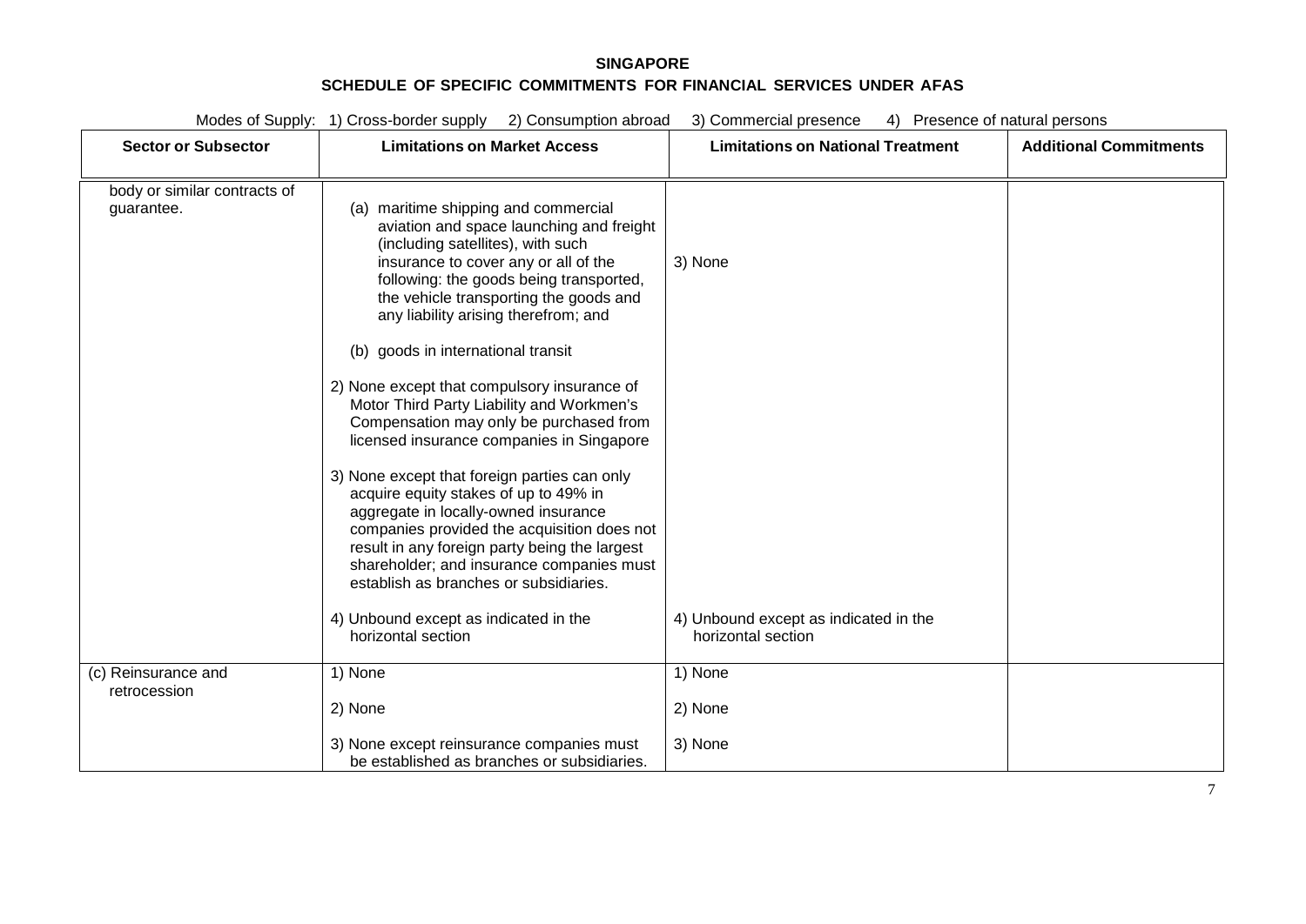**SINGAPORE**

**SCHEDULE OF SPECIFIC COMMITMENTS FOR FINANCIAL SERVICES UNDER AFAS**

Modes of Supply: 1) Cross-border supply 2) Consumption abroad 3) Commercial presence 4) Presence of natural persons

| Sector or Subsector | Limitations on Market Access | Limitations on National Treatment | Additional Commitments |
|---|---|---|---|
| body or similar contracts of guarantee. | (a) maritime shipping and commercial aviation and space launching and freight (including satellites), with such insurance to cover any or all of the following: the goods being transported, the vehicle transporting the goods and any liability arising therefrom; and<br><br>(b) goods in international transit<br><br>2) None except that compulsory insurance of Motor Third Party Liability and Workmen's Compensation may only be purchased from licensed insurance companies in Singapore<br><br>3) None except that foreign parties can only acquire equity stakes of up to 49% in aggregate in locally-owned insurance companies provided the acquisition does not result in any foreign party being the largest shareholder; and insurance companies must establish as branches or subsidiaries.<br><br>4) Unbound except as indicated in the horizontal section | 3) None<br><br>4) Unbound except as indicated in the horizontal section | |
| (c) Reinsurance and retrocession | 1) None<br><br>2) None<br><br>3) None except reinsurance companies must be established as branches or subsidiaries. | 1) None<br><br>2) None<br><br>3) None | |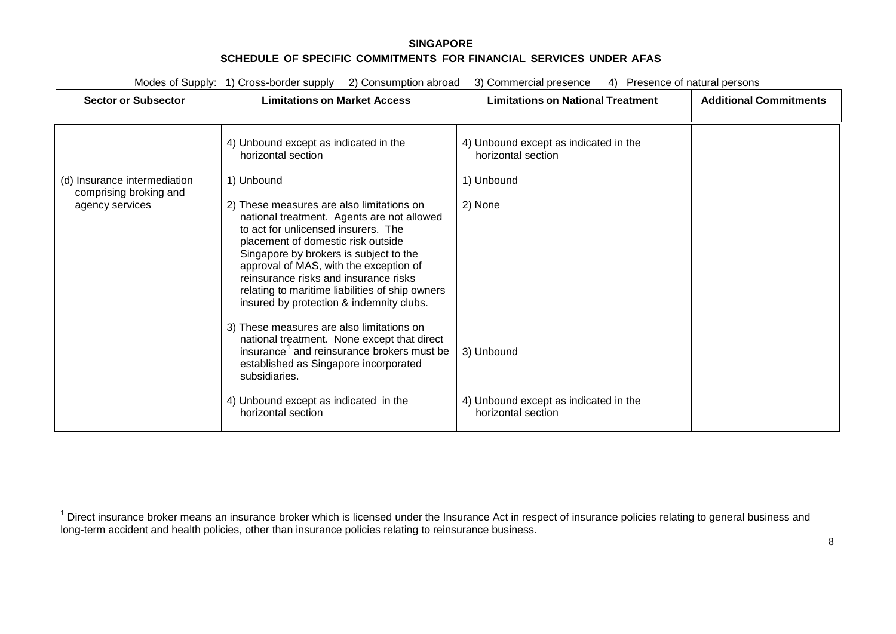**SINGAPORE**

**SCHEDULE OF SPECIFIC COMMITMENTS FOR FINANCIAL SERVICES UNDER AFAS**

Modes of Supply: 1) Cross-border supply 2) Consumption abroad 3) Commercial presence 4) Presence of natural persons

| Sector or Subsector | Limitations on Market Access | Limitations on National Treatment | Additional Commitments |
|---|---|---|---|
| | 4) Unbound except as indicated in the horizontal section | 4) Unbound except as indicated in the horizontal section | |
| (d) Insurance intermediation comprising broking and agency services | 1) Unbound<br><br>2) These measures are also limitations on national treatment. Agents are not allowed to act for unlicensed insurers. The placement of domestic risk outside Singapore by brokers is subject to the approval of MAS, with the exception of reinsurance risks and insurance risks relating to maritime liabilities of ship owners insured by protection & indemnity clubs.<br><br>3) These measures are also limitations on national treatment. None except that direct insurance[1] and reinsurance brokers must be established as Singapore incorporated subsidiaries.<br><br>4) Unbound except as indicated in the horizontal section | 1) Unbound<br><br>2) None<br><br>3) Unbound<br><br>4) Unbound except as indicated in the horizontal section | |

[1] Direct insurance broker means an insurance broker which is licensed under the Insurance Act in respect of insurance policies relating to general business and long-term accident and health policies, other than insurance policies relating to reinsurance business.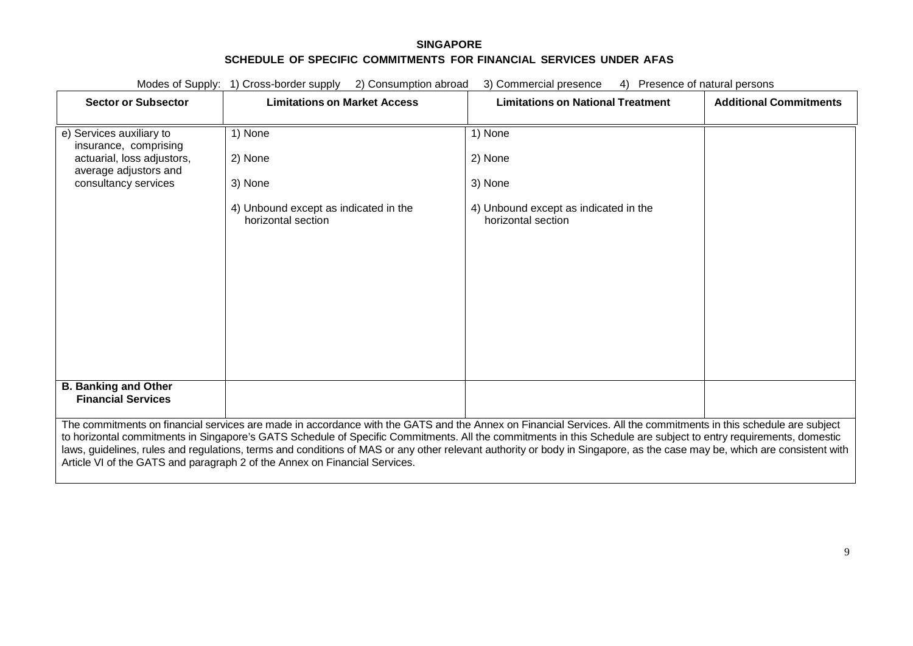**SINGAPORE**

**SCHEDULE OF SPECIFIC COMMITMENTS FOR FINANCIAL SERVICES UNDER AFAS**

Modes of Supply: 1) Cross-border supply 2) Consumption abroad 3) Commercial presence 4) Presence of natural persons

| Sector or Subsector | Limitations on Market Access | Limitations on National Treatment | Additional Commitments |
|---|---|---|---|
| e) Services auxiliary to insurance, comprising actuarial, loss adjustors, average adjustors and consultancy services | 1) None<br><br>2) None<br><br>3) None<br><br>4) Unbound except as indicated in the horizontal section | 1) None<br><br>2) None<br><br>3) None<br><br>4) Unbound except as indicated in the horizontal section | |
| **B. Banking and Other Financial Services** | | | |

The commitments on financial services are made in accordance with the GATS and the Annex on Financial Services. All the commitments in this schedule are subject to horizontal commitments in Singapore's GATS Schedule of Specific Commitments. All the commitments in this Schedule are subject to entry requirements, domestic laws, guidelines, rules and regulations, terms and conditions of MAS or any other relevant authority or body in Singapore, as the case may be, which are consistent with Article VI of the GATS and paragraph 2 of the Annex on Financial Services.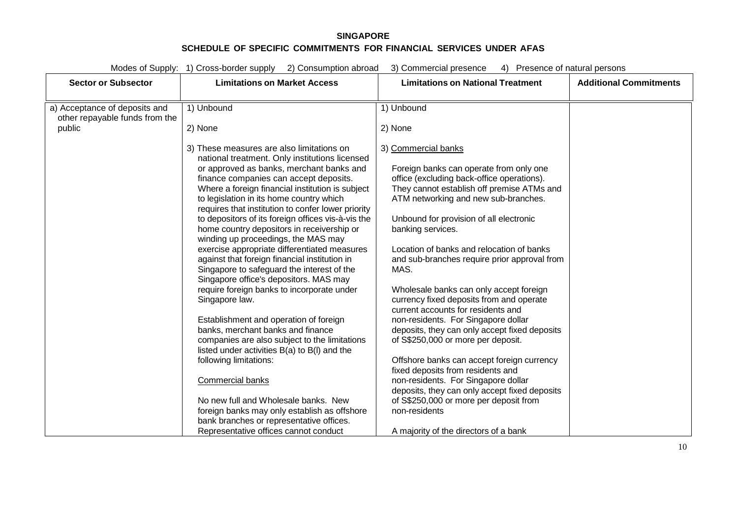**SINGAPORE**

**SCHEDULE OF SPECIFIC COMMITMENTS FOR FINANCIAL SERVICES UNDER AFAS**

Modes of Supply: 1) Cross-border supply 2) Consumption abroad 3) Commercial presence 4) Presence of natural persons

| Sector or Subsector | Limitations on Market Access | Limitations on National Treatment | Additional Commitments |
|---|---|---|---|
| a) Acceptance of deposits and other repayable funds from the public | 1) Unbound<br><br>2) None<br><br>3) These measures are also limitations on national treatment. Only institutions licensed or approved as banks, merchant banks and finance companies can accept deposits. Where a foreign financial institution is subject to legislation in its home country which requires that institution to confer lower priority to depositors of its foreign offices vis-à-vis the home country depositors in receivership or winding up proceedings, the MAS may exercise appropriate differentiated measures against that foreign financial institution in Singapore to safeguard the interest of the Singapore office's depositors. MAS may require foreign banks to incorporate under Singapore law.<br><br>Establishment and operation of foreign banks, merchant banks and finance companies are also subject to the limitations listed under activities B(a) to B(l) and the following limitations:<br><br>Commercial banks<br><br>No new full and Wholesale banks. New foreign banks may only establish as offshore bank branches or representative offices. Representative offices cannot conduct | 1) Unbound<br><br>2) None<br><br>3) Commercial banks<br><br>Foreign banks can operate from only one office (excluding back-office operations). They cannot establish off premise ATMs and ATM networking and new sub-branches.<br><br>Unbound for provision of all electronic banking services.<br><br>Location of banks and relocation of banks and sub-branches require prior approval from MAS.<br><br>Wholesale banks can only accept foreign currency fixed deposits from and operate current accounts for residents and non-residents. For Singapore dollar deposits, they can only accept fixed deposits of S$250,000 or more per deposit.<br><br>Offshore banks can accept foreign currency fixed deposits from residents and non-residents. For Singapore dollar deposits, they can only accept fixed deposits of S$250,000 or more per deposit from non-residents<br><br>A majority of the directors of a bank | |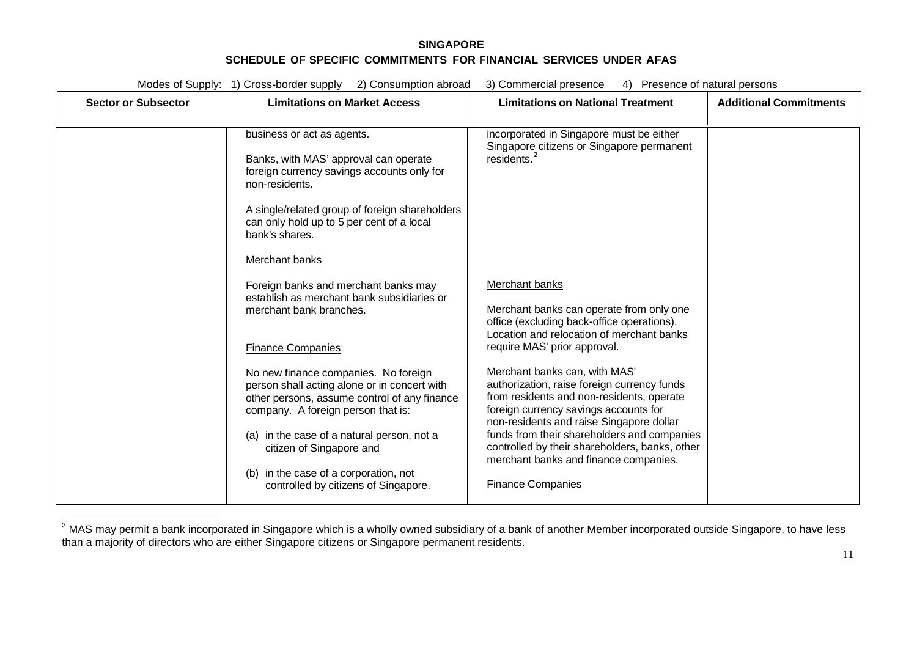**SINGAPORE**

**SCHEDULE OF SPECIFIC COMMITMENTS FOR FINANCIAL SERVICES UNDER AFAS**

Modes of Supply: 1) Cross-border supply 2) Consumption abroad 3) Commercial presence 4) Presence of natural persons

| Sector or Subsector | Limitations on Market Access | Limitations on National Treatment | Additional Commitments |
|---|---|---|---|
| | business or act as agents.<br><br>Banks, with MAS' approval can operate foreign currency savings accounts only for non-residents.<br><br>A single/related group of foreign shareholders can only hold up to 5 per cent of a local bank's shares.<br><br>Merchant banks<br><br>Foreign banks and merchant banks may establish as merchant bank subsidiaries or merchant bank branches.<br><br>Finance Companies<br><br>No new finance companies. No foreign person shall acting alone or in concert with other persons, assume control of any finance company. A foreign person that is:<br><br>(a) in the case of a natural person, not a citizen of Singapore and<br><br>(b) in the case of a corporation, not controlled by citizens of Singapore. | incorporated in Singapore must be either Singapore citizens or Singapore permanent residents.[2]<br><br>Merchant banks<br><br>Merchant banks can operate from only one office (excluding back-office operations). Location and relocation of merchant banks require MAS' prior approval.<br><br>Merchant banks can, with MAS' authorization, raise foreign currency funds from residents and non-residents, operate foreign currency savings accounts for non-residents and raise Singapore dollar funds from their shareholders and companies controlled by their shareholders, banks, other merchant banks and finance companies.<br><br>Finance Companies | |

[2] MAS may permit a bank incorporated in Singapore which is a wholly owned subsidiary of a bank of another Member incorporated outside Singapore, to have less than a majority of directors who are either Singapore citizens or Singapore permanent residents.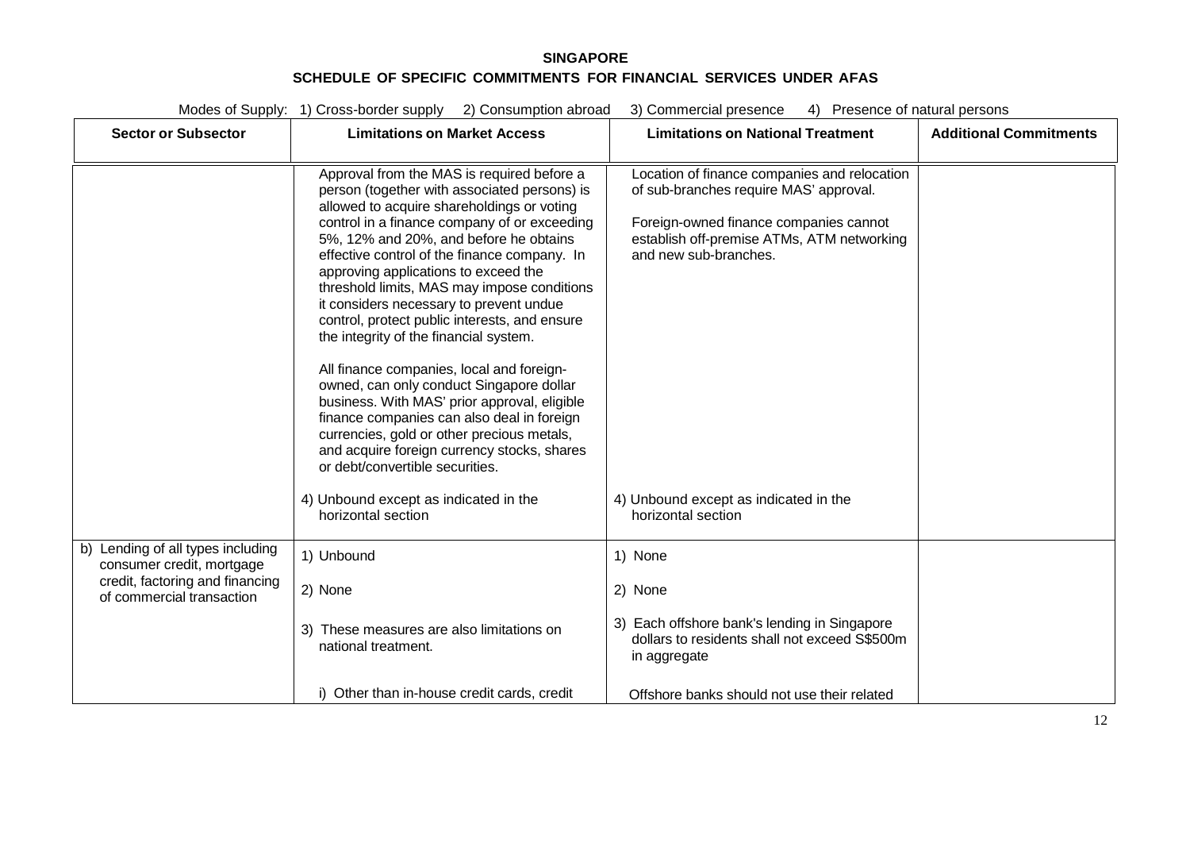**SINGAPORE**

**SCHEDULE OF SPECIFIC COMMITMENTS FOR FINANCIAL SERVICES UNDER AFAS**

Modes of Supply: 1) Cross-border supply 2) Consumption abroad 3) Commercial presence 4) Presence of natural persons

| Sector or Subsector | Limitations on Market Access | Limitations on National Treatment | Additional Commitments |
|---|---|---|---|
| | Approval from the MAS is required before a person (together with associated persons) is allowed to acquire shareholdings or voting control in a finance company of or exceeding 5%, 12% and 20%, and before he obtains effective control of the finance company. In approving applications to exceed the threshold limits, MAS may impose conditions it considers necessary to prevent undue control, protect public interests, and ensure the integrity of the financial system.<br><br>All finance companies, local and foreign-owned, can only conduct Singapore dollar business. With MAS' prior approval, eligible finance companies can also deal in foreign currencies, gold or other precious metals, and acquire foreign currency stocks, shares or debt/convertible securities.<br><br>4) Unbound except as indicated in the horizontal section | Location of finance companies and relocation of sub-branches require MAS' approval.<br><br>Foreign-owned finance companies cannot establish off-premise ATMs, ATM networking and new sub-branches.<br><br>4) Unbound except as indicated in the horizontal section | |
| b) Lending of all types including consumer credit, mortgage credit, factoring and financing of commercial transaction | 1) Unbound<br><br>2) None<br><br>3) These measures are also limitations on national treatment.<br><br>i) Other than in-house credit cards, credit | 1) None<br><br>2) None<br><br>3) Each offshore bank's lending in Singapore dollars to residents shall not exceed S$500m in aggregate<br><br>Offshore banks should not use their related | |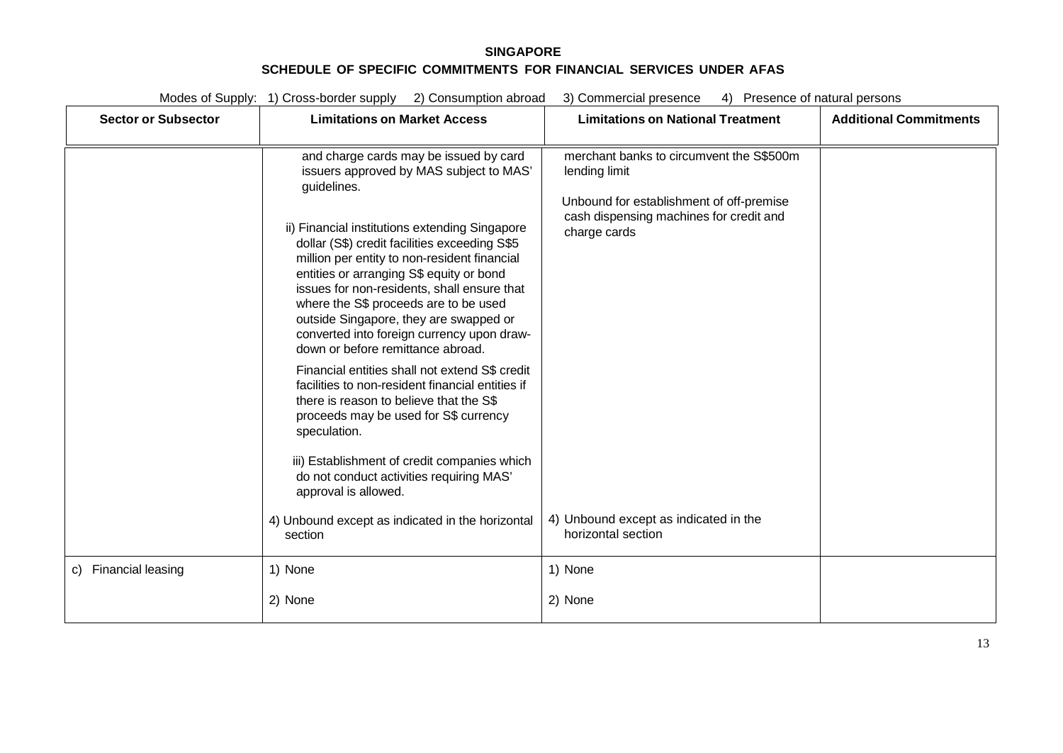**SINGAPORE**

**SCHEDULE OF SPECIFIC COMMITMENTS FOR FINANCIAL SERVICES UNDER AFAS**

Modes of Supply: 1) Cross-border supply 2) Consumption abroad 3) Commercial presence 4) Presence of natural persons

| Sector or Subsector | Limitations on Market Access | Limitations on National Treatment | Additional Commitments |
|---|---|---|---|
| | and charge cards may be issued by card issuers approved by MAS subject to MAS' guidelines.<br><br>ii) Financial institutions extending Singapore dollar (S$) credit facilities exceeding S$5 million per entity to non-resident financial entities or arranging S$ equity or bond issues for non-residents, shall ensure that where the S$ proceeds are to be used outside Singapore, they are swapped or converted into foreign currency upon draw-down or before remittance abroad.<br><br>Financial entities shall not extend S$ credit facilities to non-resident financial entities if there is reason to believe that the S$ proceeds may be used for S$ currency speculation.<br><br>iii) Establishment of credit companies which do not conduct activities requiring MAS' approval is allowed.<br><br>4) Unbound except as indicated in the horizontal section | merchant banks to circumvent the S$500m lending limit<br><br>Unbound for establishment of off-premise cash dispensing machines for credit and charge cards<br><br>4) Unbound except as indicated in the horizontal section | |
| c) Financial leasing | 1) None<br><br>2) None | 1) None<br><br>2) None | |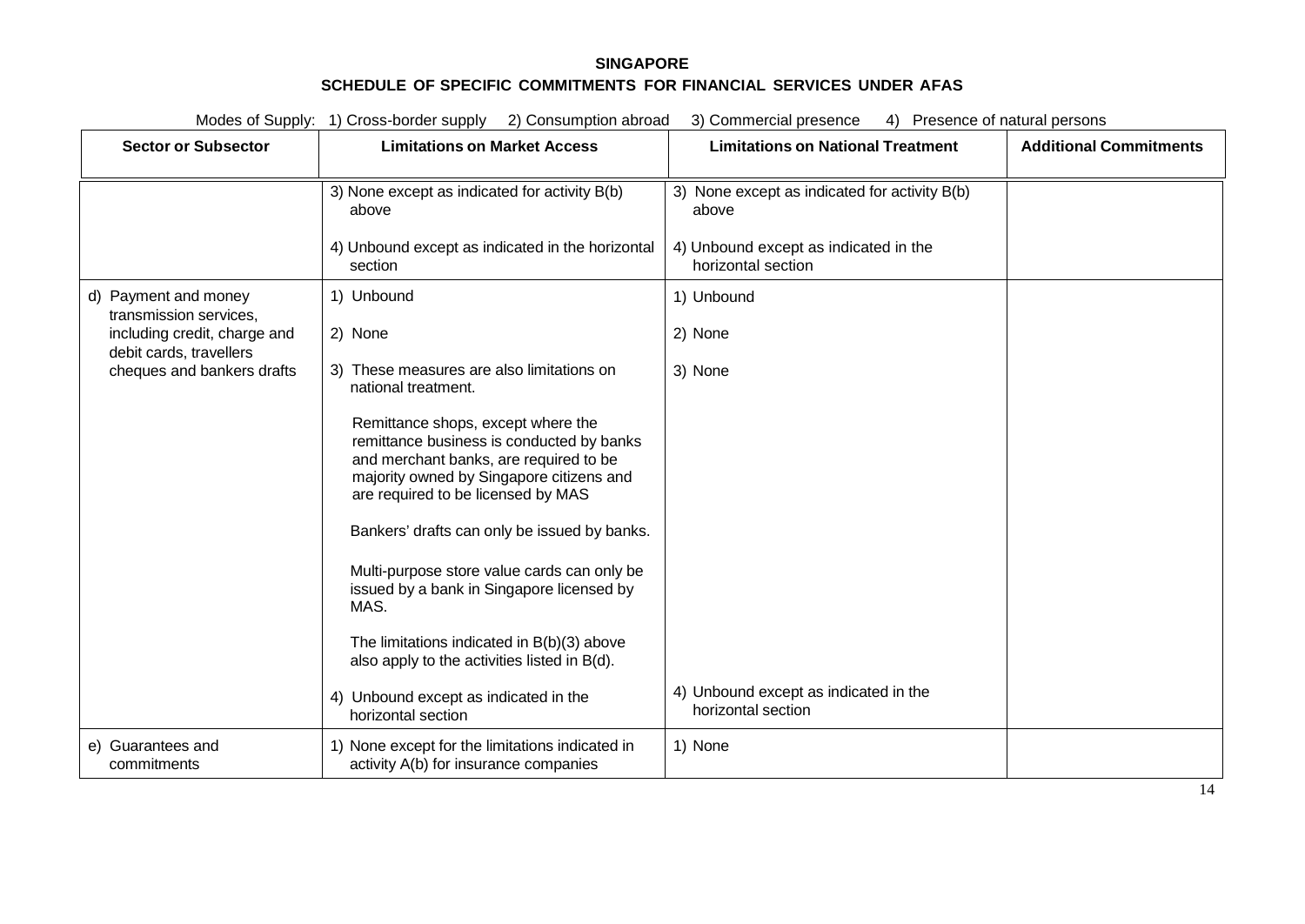**SINGAPORE**

**SCHEDULE OF SPECIFIC COMMITMENTS FOR FINANCIAL SERVICES UNDER AFAS**

Modes of Supply: 1) Cross-border supply 2) Consumption abroad 3) Commercial presence 4) Presence of natural persons

| Sector or Subsector | Limitations on Market Access | Limitations on National Treatment | Additional Commitments |
|---|---|---|---|
| | 3) None except as indicated for activity B(b) above<br><br>4) Unbound except as indicated in the horizontal section | 3) None except as indicated for activity B(b) above<br><br>4) Unbound except as indicated in the horizontal section | |
| d) Payment and money transmission services, including credit, charge and debit cards, travellers cheques and bankers drafts | 1) Unbound<br><br>2) None<br><br>3) These measures are also limitations on national treatment.<br><br>Remittance shops, except where the remittance business is conducted by banks and merchant banks, are required to be majority owned by Singapore citizens and are required to be licensed by MAS<br><br>Bankers' drafts can only be issued by banks.<br><br>Multi-purpose store value cards can only be issued by a bank in Singapore licensed by MAS.<br><br>The limitations indicated in B(b)(3) above also apply to the activities listed in B(d).<br><br>4) Unbound except as indicated in the horizontal section | 1) Unbound<br><br>2) None<br><br>3) None<br><br>4) Unbound except as indicated in the horizontal section | |
| e) Guarantees and commitments | 1) None except for the limitations indicated in activity A(b) for insurance companies | 1) None | |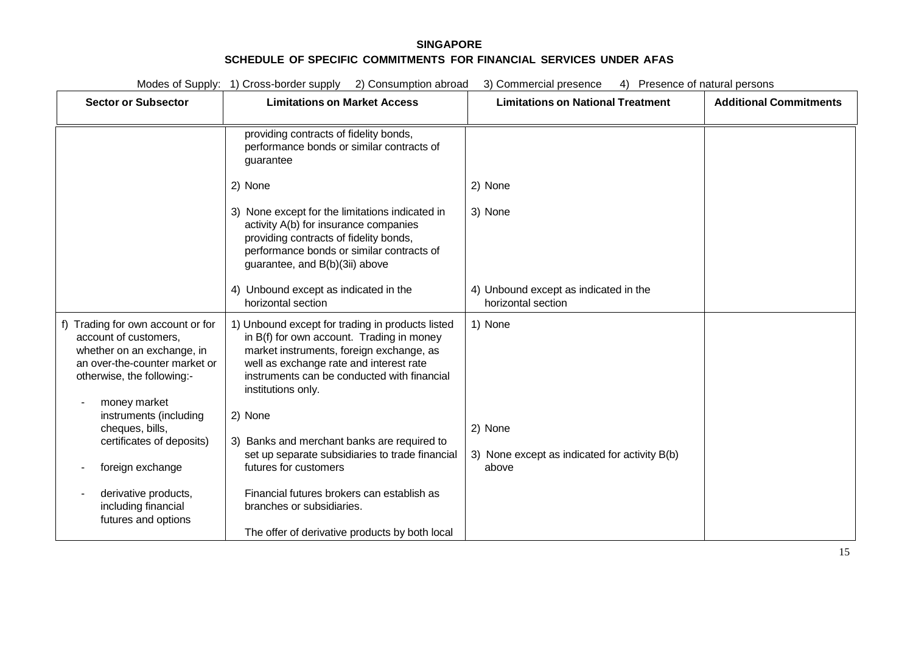**SINGAPORE**

**SCHEDULE OF SPECIFIC COMMITMENTS FOR FINANCIAL SERVICES UNDER AFAS**

Modes of Supply: 1) Cross-border supply 2) Consumption abroad 3) Commercial presence 4) Presence of natural persons

| Sector or Subsector | Limitations on Market Access | Limitations on National Treatment | Additional Commitments |
|---|---|---|---|
| | providing contracts of fidelity bonds, performance bonds or similar contracts of guarantee<br><br>2) None<br><br>3) None except for the limitations indicated in activity A(b) for insurance companies providing contracts of fidelity bonds, performance bonds or similar contracts of guarantee, and B(b)(3ii) above<br><br>4) Unbound except as indicated in the horizontal section | <br><br>2) None<br><br>3) None<br><br>4) Unbound except as indicated in the horizontal section | |
| f) Trading for own account or for account of customers, whether on an exchange, in an over-the-counter market or otherwise, the following:-<br><br>- money market instruments (including cheques, bills, certificates of deposits)<br><br>- foreign exchange<br><br>- derivative products, including financial futures and options | 1) Unbound except for trading in products listed in B(f) for own account. Trading in money market instruments, foreign exchange, as well as exchange rate and interest rate instruments can be conducted with financial institutions only.<br><br>2) None<br><br>3) Banks and merchant banks are required to set up separate subsidiaries to trade financial futures for customers<br><br>Financial futures brokers can establish as branches or subsidiaries.<br><br>The offer of derivative products by both local | 1) None<br><br>2) None<br><br>3) None except as indicated for activity B(b) above | |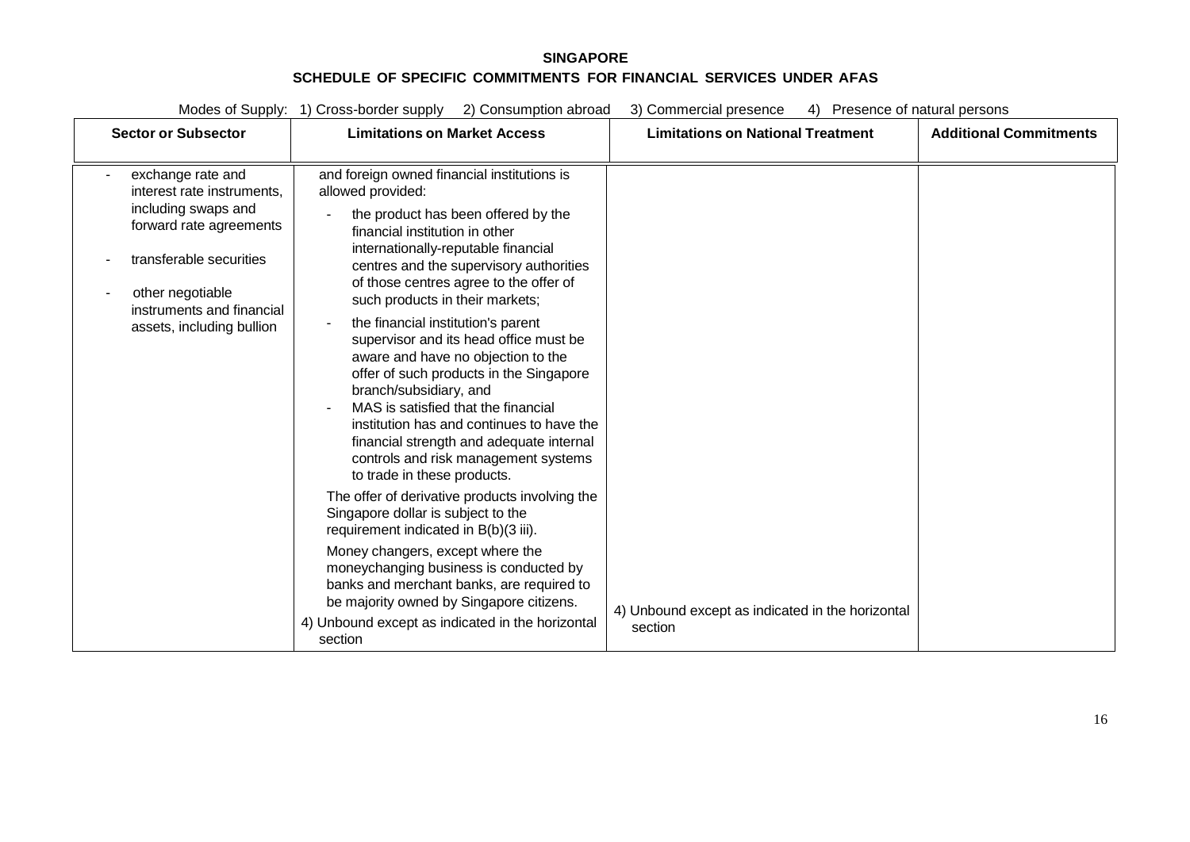**SINGAPORE**

**SCHEDULE OF SPECIFIC COMMITMENTS FOR FINANCIAL SERVICES UNDER AFAS**

Modes of Supply: 1) Cross-border supply 2) Consumption abroad 3) Commercial presence 4) Presence of natural persons

| Sector or Subsector | Limitations on Market Access | Limitations on National Treatment | Additional Commitments |
|---|---|---|---|
| - exchange rate and interest rate instruments, including swaps and forward rate agreements<br><br>- transferable securities<br><br>- other negotiable instruments and financial assets, including bullion | and foreign owned financial institutions is allowed provided:<br><br>- the product has been offered by the financial institution in other internationally-reputable financial centres and the supervisory authorities of those centres agree to the offer of such products in their markets;<br><br>- the financial institution's parent supervisor and its head office must be aware and have no objection to the offer of such products in the Singapore branch/subsidiary, and<br>- MAS is satisfied that the financial institution has and continues to have the financial strength and adequate internal controls and risk management systems to trade in these products.<br><br>The offer of derivative products involving the Singapore dollar is subject to the requirement indicated in B(b)(3 iii).<br><br>Money changers, except where the moneychanging business is conducted by banks and merchant banks, are required to be majority owned by Singapore citizens.<br><br>4) Unbound except as indicated in the horizontal section | 4) Unbound except as indicated in the horizontal section | |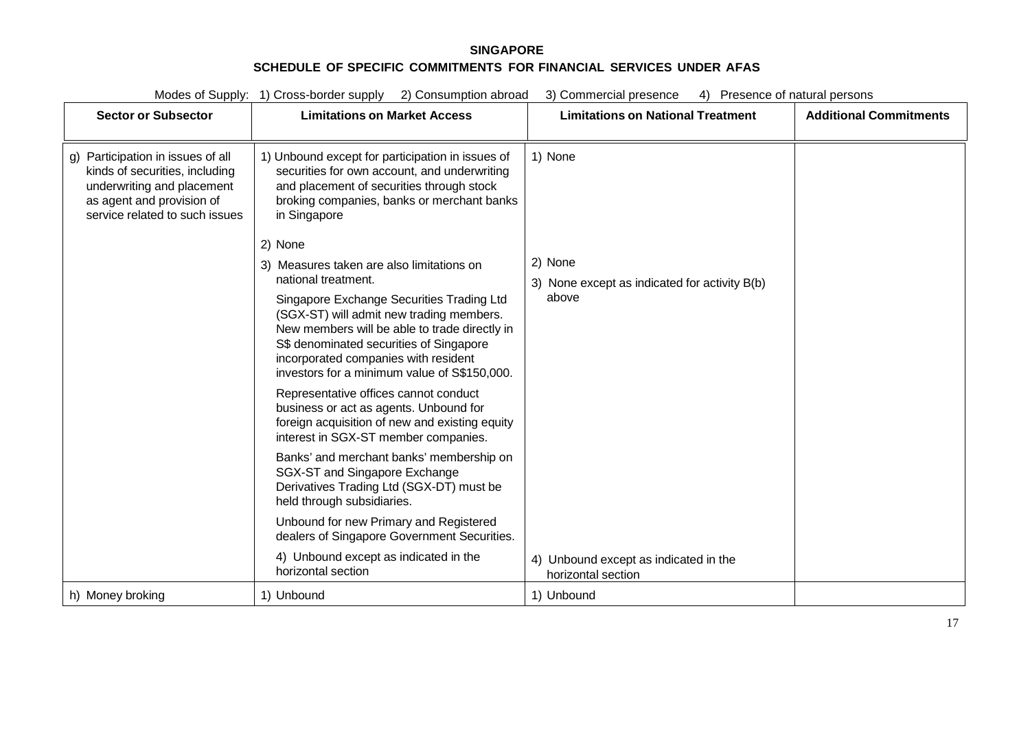**SINGAPORE**

**SCHEDULE OF SPECIFIC COMMITMENTS FOR FINANCIAL SERVICES UNDER AFAS**

Modes of Supply: 1) Cross-border supply 2) Consumption abroad 3) Commercial presence 4) Presence of natural persons

| Sector or Subsector | Limitations on Market Access | Limitations on National Treatment | Additional Commitments |
|---|---|---|---|
| g) Participation in issues of all kinds of securities, including underwriting and placement as agent and provision of service related to such issues | 1) Unbound except for participation in issues of securities for own account, and underwriting and placement of securities through stock broking companies, banks or merchant banks in Singapore<br><br>2) None<br><br>3) Measures taken are also limitations on national treatment.<br><br>Singapore Exchange Securities Trading Ltd (SGX-ST) will admit new trading members. New members will be able to trade directly in S$ denominated securities of Singapore incorporated companies with resident investors for a minimum value of S$150,000.<br><br>Representative offices cannot conduct business or act as agents. Unbound for foreign acquisition of new and existing equity interest in SGX-ST member companies.<br><br>Banks' and merchant banks' membership on SGX-ST and Singapore Exchange Derivatives Trading Ltd (SGX-DT) must be held through subsidiaries.<br><br>Unbound for new Primary and Registered dealers of Singapore Government Securities.<br><br>4) Unbound except as indicated in the horizontal section | 1) None<br><br>2) None<br><br>3) None except as indicated for activity B(b) above<br><br>4) Unbound except as indicated in the horizontal section | |
| h) Money broking | 1) Unbound | 1) Unbound | |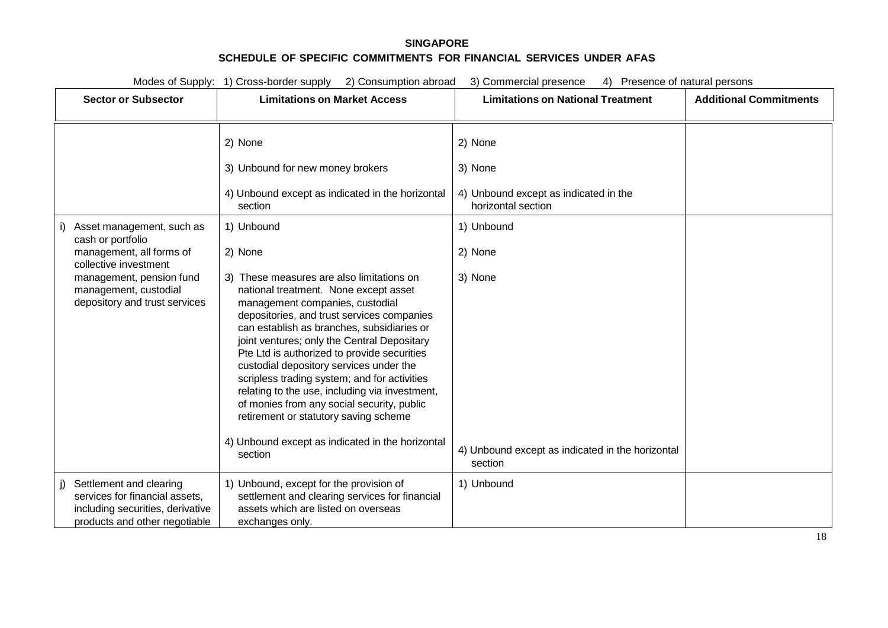**SINGAPORE**

**SCHEDULE OF SPECIFIC COMMITMENTS FOR FINANCIAL SERVICES UNDER AFAS**

Modes of Supply: 1) Cross-border supply 2) Consumption abroad 3) Commercial presence 4) Presence of natural persons

| Sector or Subsector | Limitations on Market Access | Limitations on National Treatment | Additional Commitments |
|---|---|---|---|
| | 2) None<br><br>3) Unbound for new money brokers<br><br>4) Unbound except as indicated in the horizontal section | 2) None<br><br>3) None<br><br>4) Unbound except as indicated in the horizontal section | |
| i) Asset management, such as cash or portfolio management, all forms of collective investment management, pension fund management, custodial depository and trust services | 1) Unbound<br><br>2) None<br><br>3) These measures are also limitations on national treatment. None except asset management companies, custodial depositories, and trust services companies can establish as branches, subsidiaries or joint ventures; only the Central Depositary Pte Ltd is authorized to provide securities custodial depository services under the scripless trading system; and for activities relating to the use, including via investment, of monies from any social security, public retirement or statutory saving scheme<br><br>4) Unbound except as indicated in the horizontal section | 1) Unbound<br><br>2) None<br><br>3) None<br><br>4) Unbound except as indicated in the horizontal section | |
| j) Settlement and clearing services for financial assets, including securities, derivative products and other negotiable | 1) Unbound, except for the provision of settlement and clearing services for financial assets which are listed on overseas exchanges only. | 1) Unbound | |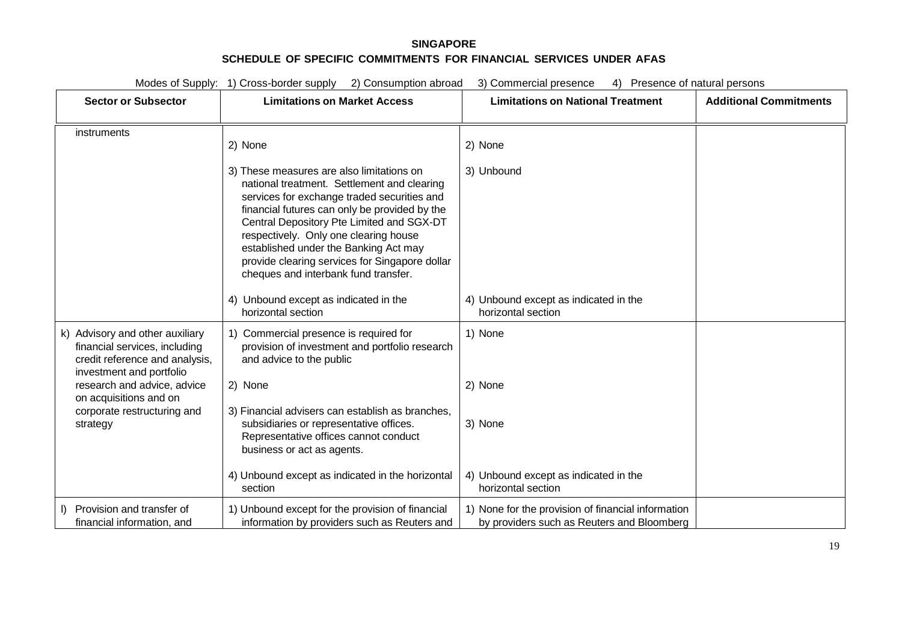**SINGAPORE**

**SCHEDULE OF SPECIFIC COMMITMENTS FOR FINANCIAL SERVICES UNDER AFAS**

Modes of Supply: 1) Cross-border supply 2) Consumption abroad 3) Commercial presence 4) Presence of natural persons

| Sector or Subsector | Limitations on Market Access | Limitations on National Treatment | Additional Commitments |
|---|---|---|---|
| instruments | 2) None<br><br>3) These measures are also limitations on national treatment. Settlement and clearing services for exchange traded securities and financial futures can only be provided by the Central Depository Pte Limited and SGX-DT respectively. Only one clearing house established under the Banking Act may provide clearing services for Singapore dollar cheques and interbank fund transfer.<br><br>4) Unbound except as indicated in the horizontal section | 2) None<br><br>3) Unbound<br><br>4) Unbound except as indicated in the horizontal section | |
| k) Advisory and other auxiliary financial services, including credit reference and analysis, investment and portfolio research and advice, advice on acquisitions and on corporate restructuring and strategy | 1) Commercial presence is required for provision of investment and portfolio research and advice to the public<br><br>2) None<br><br>3) Financial advisers can establish as branches, subsidiaries or representative offices. Representative offices cannot conduct business or act as agents.<br><br>4) Unbound except as indicated in the horizontal section | 1) None<br><br>2) None<br><br>3) None<br><br>4) Unbound except as indicated in the horizontal section | |
| l) Provision and transfer of financial information, and | 1) Unbound except for the provision of financial information by providers such as Reuters and | 1) None for the provision of financial information by providers such as Reuters and Bloomberg | |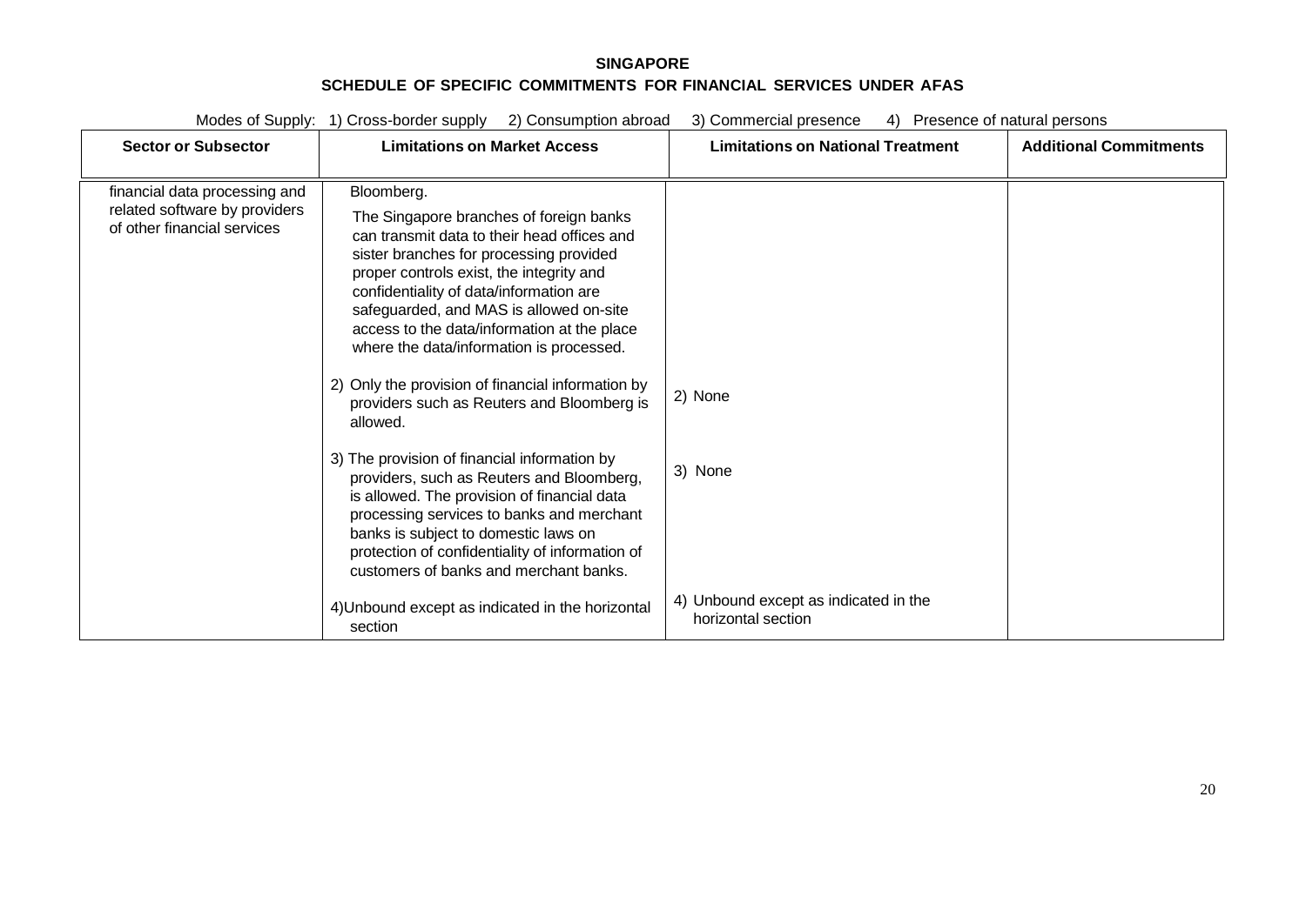**SINGAPORE**

**SCHEDULE OF SPECIFIC COMMITMENTS FOR FINANCIAL SERVICES UNDER AFAS**

Modes of Supply: 1) Cross-border supply 2) Consumption abroad 3) Commercial presence 4) Presence of natural persons

| Sector or Subsector | Limitations on Market Access | Limitations on National Treatment | Additional Commitments |
|---|---|---|---|
| financial data processing and related software by providers of other financial services | Bloomberg.<br><br>The Singapore branches of foreign banks can transmit data to their head offices and sister branches for processing provided proper controls exist, the integrity and confidentiality of data/information are safeguarded, and MAS is allowed on-site access to the data/information at the place where the data/information is processed. | | |
| | 2) Only the provision of financial information by providers such as Reuters and Bloomberg is allowed. | 2) None | |
| | 3) The provision of financial information by providers, such as Reuters and Bloomberg, is allowed. The provision of financial data processing services to banks and merchant banks is subject to domestic laws on protection of confidentiality of information of customers of banks and merchant banks. | 3) None | |
| | 4)Unbound except as indicated in the horizontal section | 4) Unbound except as indicated in the horizontal section | |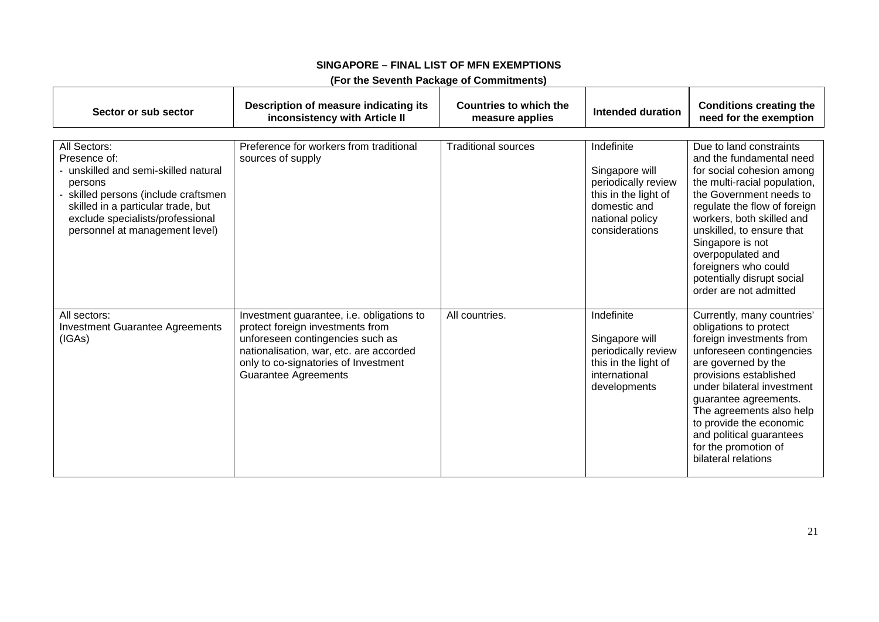## SINGAPORE – FINAL LIST OF MFN EXEMPTIONS

### (For the Seventh Package of Commitments)

| Sector or sub sector | Description of measure indicating its inconsistency with Article II | Countries to which the measure applies | Intended duration | Conditions creating the need for the exemption |
|---|---|---|---|---|
| All Sectors:<br>Presence of:<br>- unskilled and semi-skilled natural persons<br>- skilled persons (include craftsmen skilled in a particular trade, but exclude specialists/professional personnel at management level) | Preference for workers from traditional sources of supply | Traditional sources | Indefinite<br><br>Singapore will periodically review this in the light of domestic and national policy considerations | Due to land constraints and the fundamental need for social cohesion among the multi-racial population, the Government needs to regulate the flow of foreign workers, both skilled and unskilled, to ensure that Singapore is not overpopulated and foreigners who could potentially disrupt social order are not admitted |
| All sectors:<br>Investment Guarantee Agreements (IGAs) | Investment guarantee, i.e. obligations to protect foreign investments from unforeseen contingencies such as nationalisation, war, etc. are accorded only to co-signatories of Investment Guarantee Agreements | All countries. | Indefinite<br><br>Singapore will periodically review this in the light of international developments | Currently, many countries' obligations to protect foreign investments from unforeseen contingencies are governed by the provisions established under bilateral investment guarantee agreements. The agreements also help to provide the economic and political guarantees for the promotion of bilateral relations |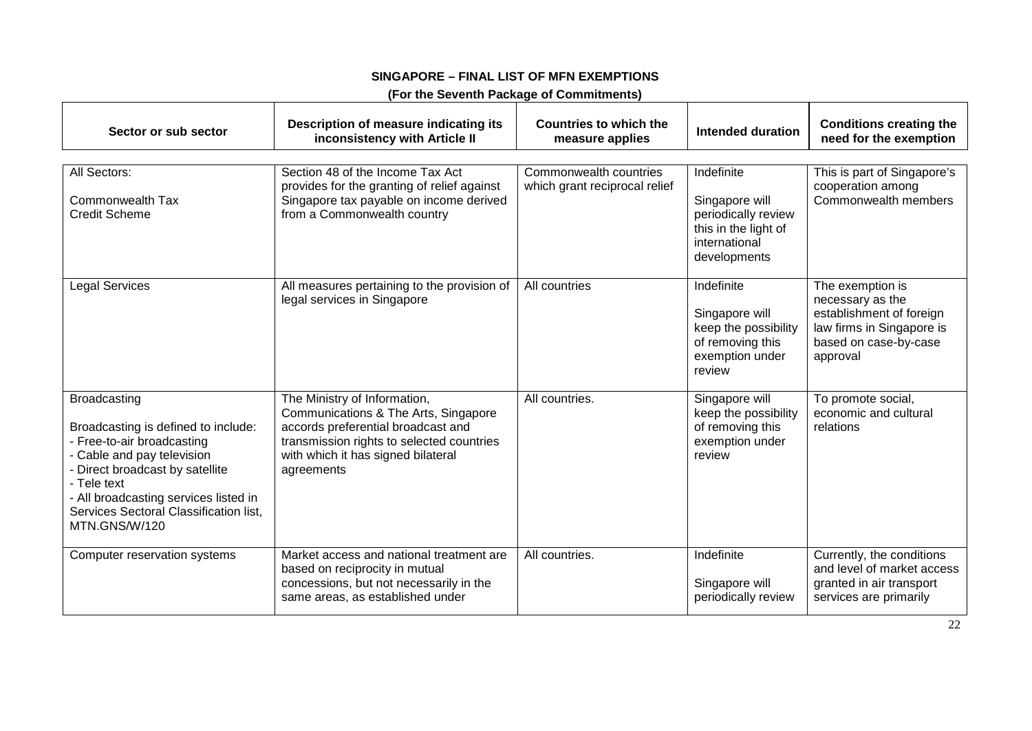**SINGAPORE – FINAL LIST OF MFN EXEMPTIONS**

**(For the Seventh Package of Commitments)**

| Sector or sub sector | Description of measure indicating its inconsistency with Article II | Countries to which the measure applies | Intended duration | Conditions creating the need for the exemption |
|---|---|---|---|---|
| All Sectors:<br><br>Commonwealth Tax Credit Scheme | Section 48 of the Income Tax Act provides for the granting of relief against Singapore tax payable on income derived from a Commonwealth country | Commonwealth countries which grant reciprocal relief | Indefinite<br><br>Singapore will periodically review this in the light of international developments | This is part of Singapore's cooperation among Commonwealth members |
| Legal Services | All measures pertaining to the provision of legal services in Singapore | All countries | Indefinite<br><br>Singapore will keep the possibility of removing this exemption under review | The exemption is necessary as the establishment of foreign law firms in Singapore is based on case-by-case approval |
| Broadcasting<br><br>Broadcasting is defined to include:<br>- Free-to-air broadcasting<br>- Cable and pay television<br>- Direct broadcast by satellite<br>- Tele text<br>- All broadcasting services listed in Services Sectoral Classification list, MTN.GNS/W/120 | The Ministry of Information, Communications & The Arts, Singapore accords preferential broadcast and transmission rights to selected countries with which it has signed bilateral agreements | All countries. | Singapore will keep the possibility of removing this exemption under review | To promote social, economic and cultural relations |
| Computer reservation systems | Market access and national treatment are based on reciprocity in mutual concessions, but not necessarily in the same areas, as established under | All countries. | Indefinite<br><br>Singapore will periodically review | Currently, the conditions and level of market access granted in air transport services are primarily |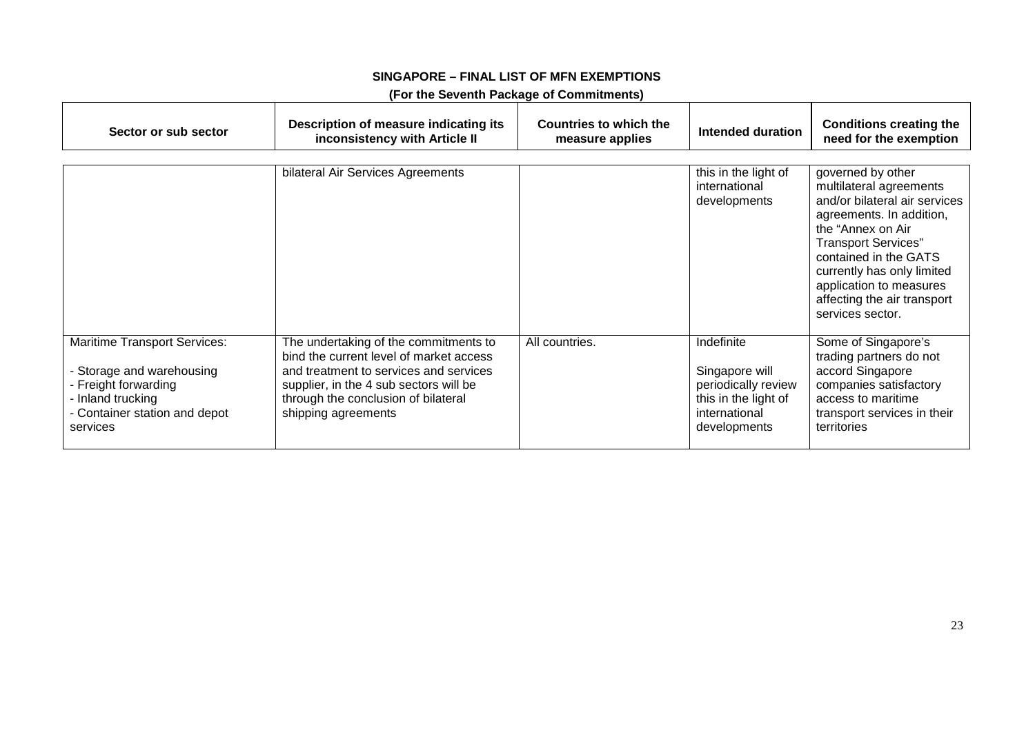**SINGAPORE – FINAL LIST OF MFN EXEMPTIONS**

**(For the Seventh Package of Commitments)**

| Sector or sub sector | Description of measure indicating its inconsistency with Article II | Countries to which the measure applies | Intended duration | Conditions creating the need for the exemption |
|---|---|---|---|---|
| | bilateral Air Services Agreements | | this in the light of international developments | governed by other multilateral agreements and/or bilateral air services agreements. In addition, the "Annex on Air Transport Services" contained in the GATS currently has only limited application to measures affecting the air transport services sector. |
| Maritime Transport Services:<br><br>- Storage and warehousing<br>- Freight forwarding<br>- Inland trucking<br>- Container station and depot services | The undertaking of the commitments to bind the current level of market access and treatment to services and services supplier, in the 4 sub sectors will be through the conclusion of bilateral shipping agreements | All countries. | Indefinite<br><br>Singapore will periodically review this in the light of international developments | Some of Singapore's trading partners do not accord Singapore companies satisfactory access to maritime transport services in their territories |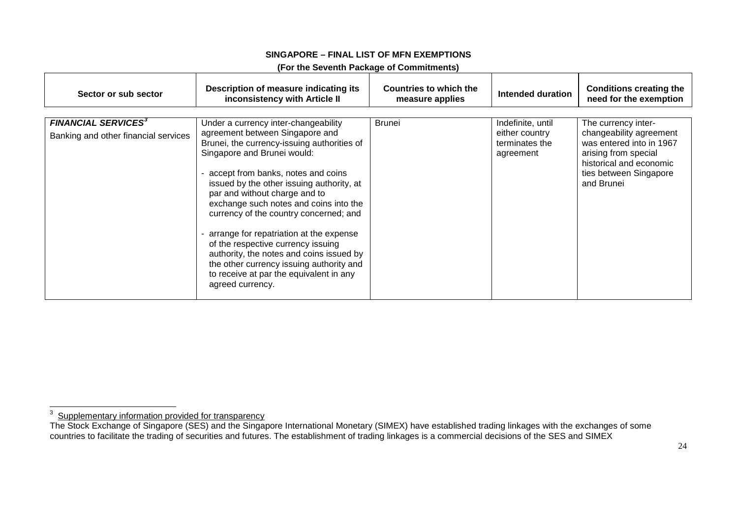**SINGAPORE – FINAL LIST OF MFN EXEMPTIONS**

**(For the Seventh Package of Commitments)**

| Sector or sub sector | Description of measure indicating its inconsistency with Article II | Countries to which the measure applies | Intended duration | Conditions creating the need for the exemption |
|---|---|---|---|---|
| ***FINANCIAL SERVICES***[3]<br><br>Banking and other financial services | Under a currency inter-changeability agreement between Singapore and Brunei, the currency-issuing authorities of Singapore and Brunei would:<br><br>- accept from banks, notes and coins issued by the other issuing authority, at par and without charge and to exchange such notes and coins into the currency of the country concerned; and<br><br>- arrange for repatriation at the expense of the respective currency issuing authority, the notes and coins issued by the other currency issuing authority and to receive at par the equivalent in any agreed currency. | Brunei | Indefinite, until either country terminates the agreement | The currency inter-changeability agreement was entered into in 1967 arising from special historical and economic ties between Singapore and Brunei |

[3] Supplementary information provided for transparency

The Stock Exchange of Singapore (SES) and the Singapore International Monetary (SIMEX) have established trading linkages with the exchanges of some countries to facilitate the trading of securities and futures. The establishment of trading linkages is a commercial decisions of the SES and SIMEX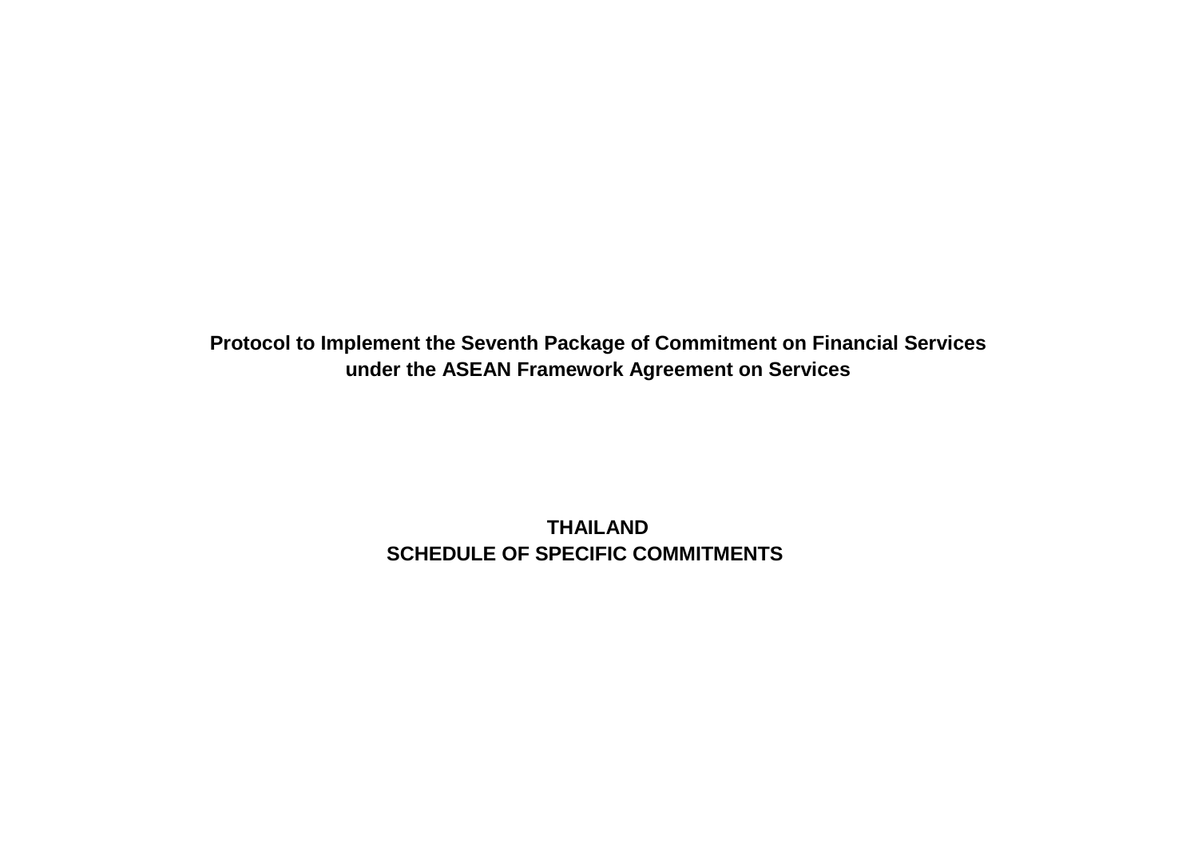**Protocol to Implement the Seventh Package of Commitment on Financial Services under the ASEAN Framework Agreement on Services**

**THAILAND**
**SCHEDULE OF SPECIFIC COMMITMENTS**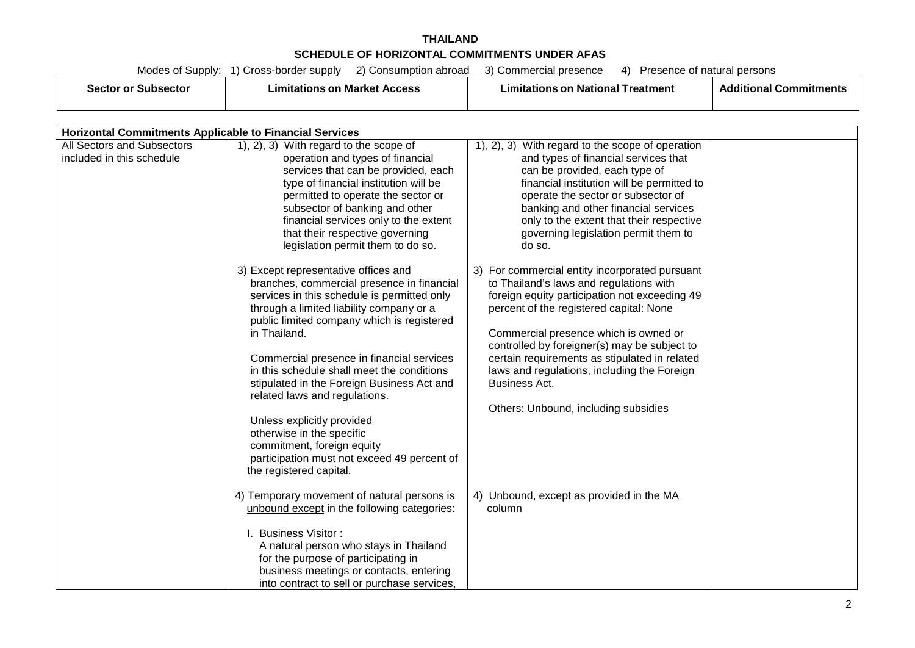**THAILAND**

**SCHEDULE OF HORIZONTAL COMMITMENTS UNDER AFAS**

Modes of Supply: 1) Cross-border supply 2) Consumption abroad 3) Commercial presence 4) Presence of natural persons

| Sector or Subsector | Limitations on Market Access | Limitations on National Treatment | Additional Commitments |
|---|---|---|---|
| **Horizontal Commitments Applicable to Financial Services** | | | |
| All Sectors and Subsectors included in this schedule | 1), 2), 3) With regard to the scope of operation and types of financial services that can be provided, each type of financial institution will be permitted to operate the sector or subsector of banking and other financial services only to the extent that their respective governing legislation permit them to do so.<br><br>3) Except representative offices and branches, commercial presence in financial services in this schedule is permitted only through a limited liability company or a public limited company which is registered in Thailand.<br><br>Commercial presence in financial services in this schedule shall meet the conditions stipulated in the Foreign Business Act and related laws and regulations.<br><br>Unless explicitly provided otherwise in the specific commitment, foreign equity participation must not exceed 49 percent of the registered capital.<br><br>4) Temporary movement of natural persons is <u>unbound except</u> in the following categories:<br><br>I. Business Visitor :<br>A natural person who stays in Thailand for the purpose of participating in business meetings or contacts, entering into contract to sell or purchase services, | 1), 2), 3) With regard to the scope of operation and types of financial services that can be provided, each type of financial institution will be permitted to operate the sector or subsector of banking and other financial services only to the extent that their respective governing legislation permit them to do so.<br><br>3) For commercial entity incorporated pursuant to Thailand's laws and regulations with foreign equity participation not exceeding 49 percent of the registered capital: None<br><br>Commercial presence which is owned or controlled by foreigner(s) may be subject to certain requirements as stipulated in related laws and regulations, including the Foreign Business Act.<br><br>Others: Unbound, including subsidies<br><br>4) Unbound, except as provided in the MA column | |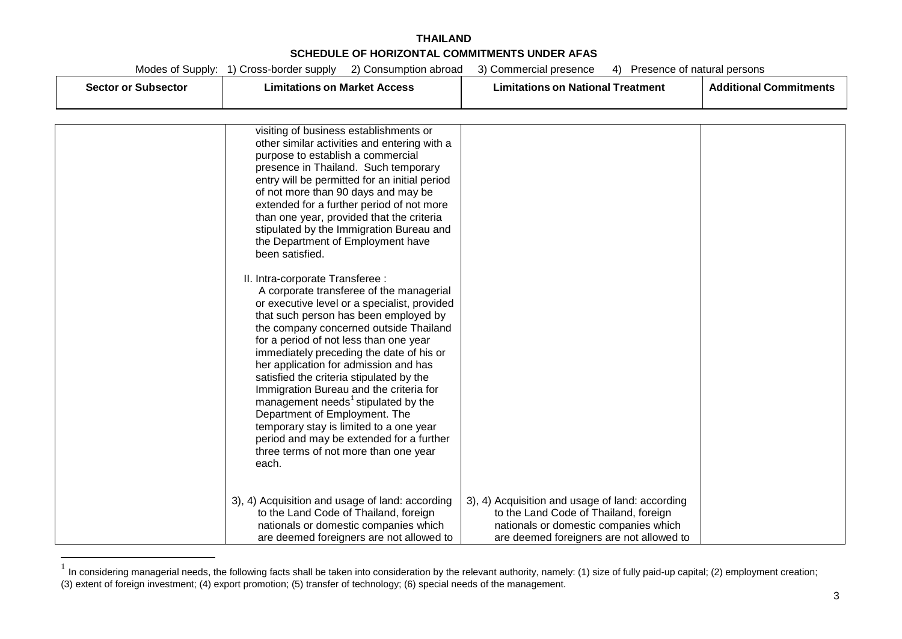**THAILAND**

**SCHEDULE OF HORIZONTAL COMMITMENTS UNDER AFAS**

Modes of Supply: 1) Cross-border supply 2) Consumption abroad 3) Commercial presence 4) Presence of natural persons

| Sector or Subsector | Limitations on Market Access | Limitations on National Treatment | Additional Commitments |
|---|---|---|---|
| | visiting of business establishments or other similar activities and entering with a purpose to establish a commercial presence in Thailand. Such temporary entry will be permitted for an initial period of not more than 90 days and may be extended for a further period of not more than one year, provided that the criteria stipulated by the Immigration Bureau and the Department of Employment have been satisfied.<br><br>II. Intra-corporate Transferee :<br>A corporate transferee of the managerial or executive level or a specialist, provided that such person has been employed by the company concerned outside Thailand for a period of not less than one year immediately preceding the date of his or her application for admission and has satisfied the criteria stipulated by the Immigration Bureau and the criteria for management needs[1] stipulated by the Department of Employment. The temporary stay is limited to a one year period and may be extended for a further three terms of not more than one year each.<br><br>3), 4) Acquisition and usage of land: according to the Land Code of Thailand, foreign nationals or domestic companies which are deemed foreigners are not allowed to | <br><br><br><br><br><br><br><br><br><br>3), 4) Acquisition and usage of land: according to the Land Code of Thailand, foreign nationals or domestic companies which are deemed foreigners are not allowed to | |

[1] In considering managerial needs, the following facts shall be taken into consideration by the relevant authority, namely: (1) size of fully paid-up capital; (2) employment creation; (3) extent of foreign investment; (4) export promotion; (5) transfer of technology; (6) special needs of the management.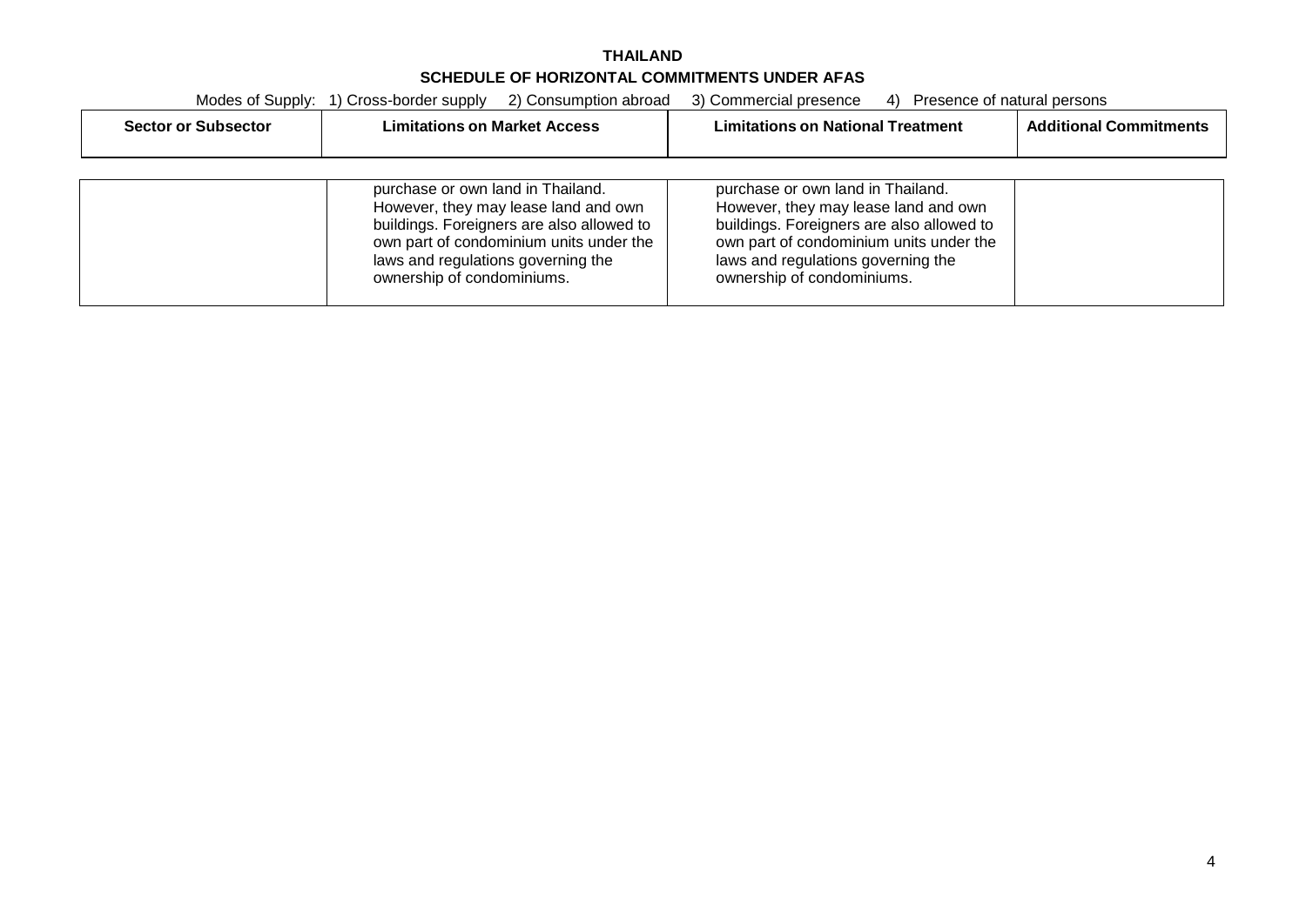**THAILAND**

**SCHEDULE OF HORIZONTAL COMMITMENTS UNDER AFAS**

Modes of Supply: 1) Cross-border supply 2) Consumption abroad 3) Commercial presence 4) Presence of natural persons

| Sector or Subsector | Limitations on Market Access | Limitations on National Treatment | Additional Commitments |
|---|---|---|---|
| | purchase or own land in Thailand. However, they may lease land and own buildings. Foreigners are also allowed to own part of condominium units under the laws and regulations governing the ownership of condominiums. | purchase or own land in Thailand. However, they may lease land and own buildings. Foreigners are also allowed to own part of condominium units under the laws and regulations governing the ownership of condominiums. | |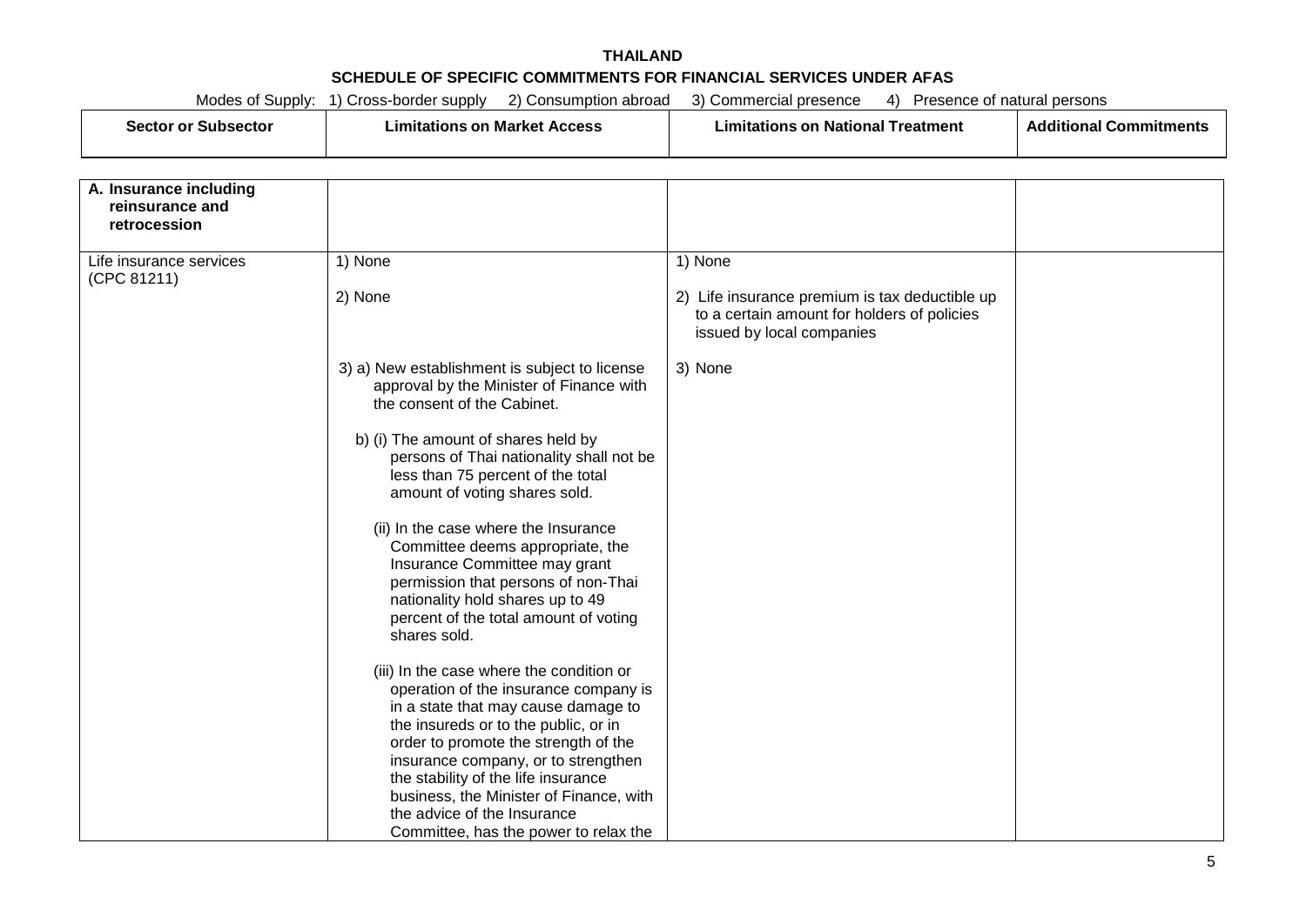**THAILAND**

**SCHEDULE OF SPECIFIC COMMITMENTS FOR FINANCIAL SERVICES UNDER AFAS**

Modes of Supply: 1) Cross-border supply 2) Consumption abroad 3) Commercial presence 4) Presence of natural persons

| Sector or Subsector | Limitations on Market Access | Limitations on National Treatment | Additional Commitments |
|---|---|---|---|
| **A. Insurance including reinsurance and retrocession** | | | |
| Life insurance services (CPC 81211) | 1) None<br><br>2) None<br><br>3) a) New establishment is subject to license approval by the Minister of Finance with the consent of the Cabinet.<br><br>b) (i) The amount of shares held by persons of Thai nationality shall not be less than 75 percent of the total amount of voting shares sold.<br><br>(ii) In the case where the Insurance Committee deems appropriate, the Insurance Committee may grant permission that persons of non-Thai nationality hold shares up to 49 percent of the total amount of voting shares sold.<br><br>(iii) In the case where the condition or operation of the insurance company is in a state that may cause damage to the insureds or to the public, or in order to promote the strength of the insurance company, or to strengthen the stability of the life insurance business, the Minister of Finance, with the advice of the Insurance Committee, has the power to relax the | 1) None<br><br>2) Life insurance premium is tax deductible up to a certain amount for holders of policies issued by local companies<br><br>3) None | |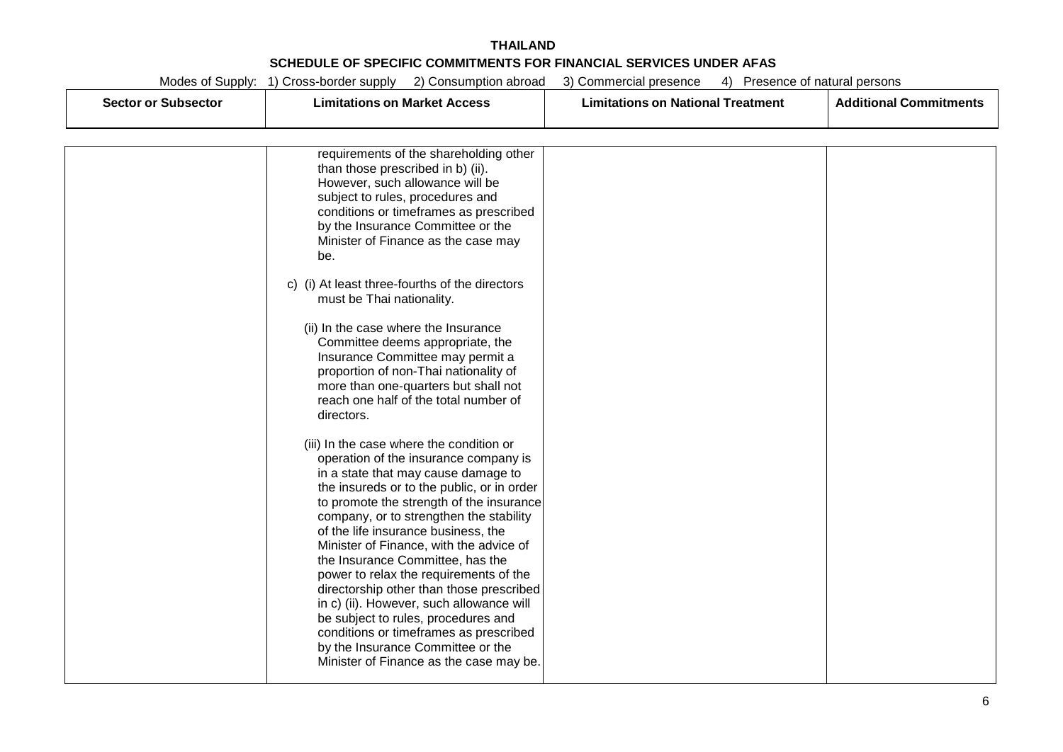**THAILAND**

**SCHEDULE OF SPECIFIC COMMITMENTS FOR FINANCIAL SERVICES UNDER AFAS**

Modes of Supply: 1) Cross-border supply 2) Consumption abroad 3) Commercial presence 4) Presence of natural persons

| Sector or Subsector | Limitations on Market Access | Limitations on National Treatment | Additional Commitments |
|---|---|---|---|
| | requirements of the shareholding other than those prescribed in b) (ii). However, such allowance will be subject to rules, procedures and conditions or timeframes as prescribed by the Insurance Committee or the Minister of Finance as the case may be.<br><br>c) (i) At least three-fourths of the directors must be Thai nationality.<br><br>(ii) In the case where the Insurance Committee deems appropriate, the Insurance Committee may permit a proportion of non-Thai nationality of more than one-quarters but shall not reach one half of the total number of directors.<br><br>(iii) In the case where the condition or operation of the insurance company is in a state that may cause damage to the insureds or to the public, or in order to promote the strength of the insurance company, or to strengthen the stability of the life insurance business, the Minister of Finance, with the advice of the Insurance Committee, has the power to relax the requirements of the directorship other than those prescribed in c) (ii). However, such allowance will be subject to rules, procedures and conditions or timeframes as prescribed by the Insurance Committee or the Minister of Finance as the case may be. | | |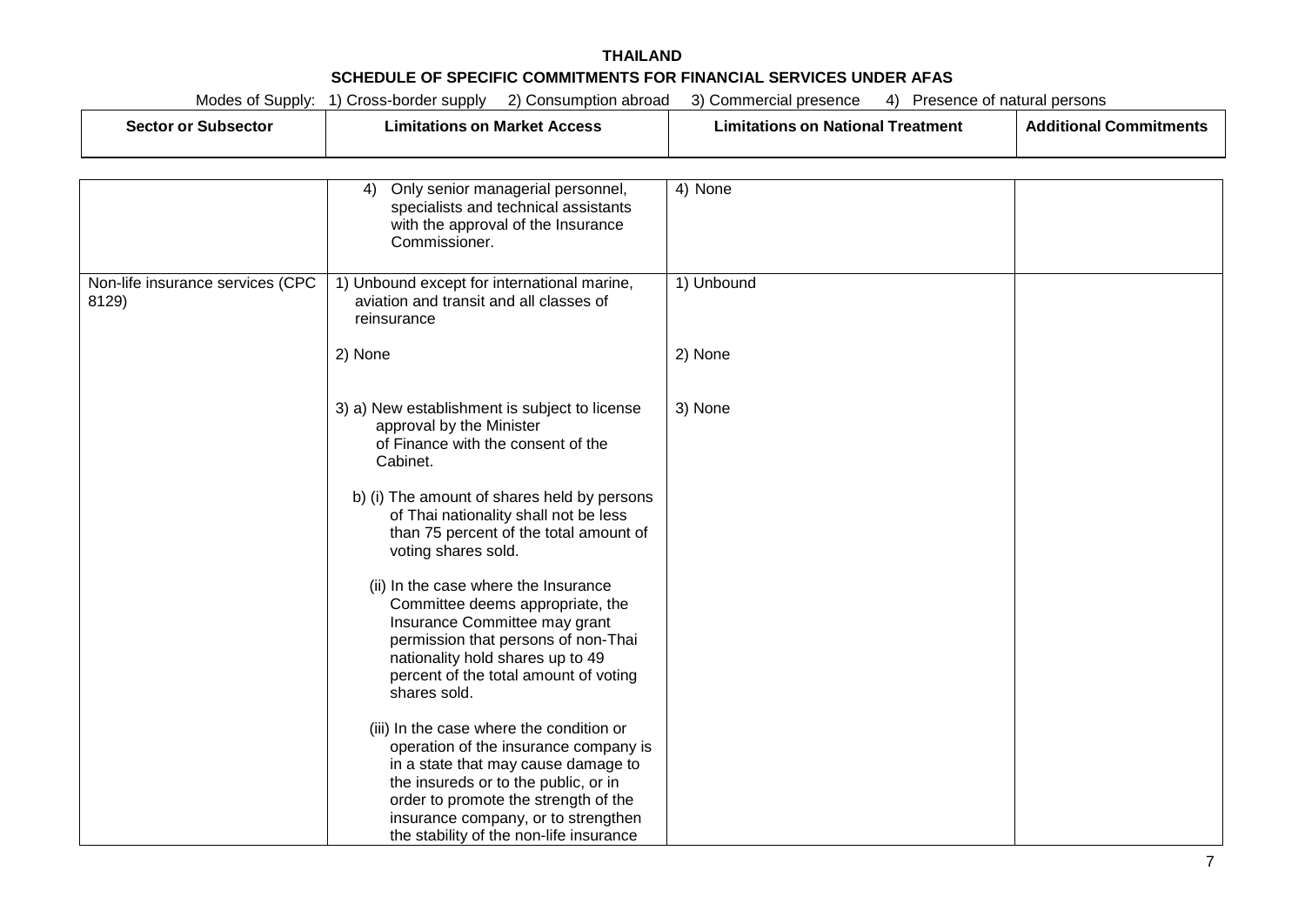**THAILAND**

**SCHEDULE OF SPECIFIC COMMITMENTS FOR FINANCIAL SERVICES UNDER AFAS**

Modes of Supply: 1) Cross-border supply 2) Consumption abroad 3) Commercial presence 4) Presence of natural persons

| Sector or Subsector | Limitations on Market Access | Limitations on National Treatment | Additional Commitments |
|---|---|---|---|
| | 4) Only senior managerial personnel, specialists and technical assistants with the approval of the Insurance Commissioner. | 4) None | |
| Non-life insurance services (CPC 8129) | 1) Unbound except for international marine, aviation and transit and all classes of reinsurance | 1) Unbound | |
| | 2) None | 2) None | |
| | 3) a) New establishment is subject to license approval by the Minister of Finance with the consent of the Cabinet.<br><br>b) (i) The amount of shares held by persons of Thai nationality shall not be less than 75 percent of the total amount of voting shares sold.<br><br>(ii) In the case where the Insurance Committee deems appropriate, the Insurance Committee may grant permission that persons of non-Thai nationality hold shares up to 49 percent of the total amount of voting shares sold.<br><br>(iii) In the case where the condition or operation of the insurance company is in a state that may cause damage to the insureds or to the public, or in order to promote the strength of the insurance company, or to strengthen the stability of the non-life insurance | 3) None | |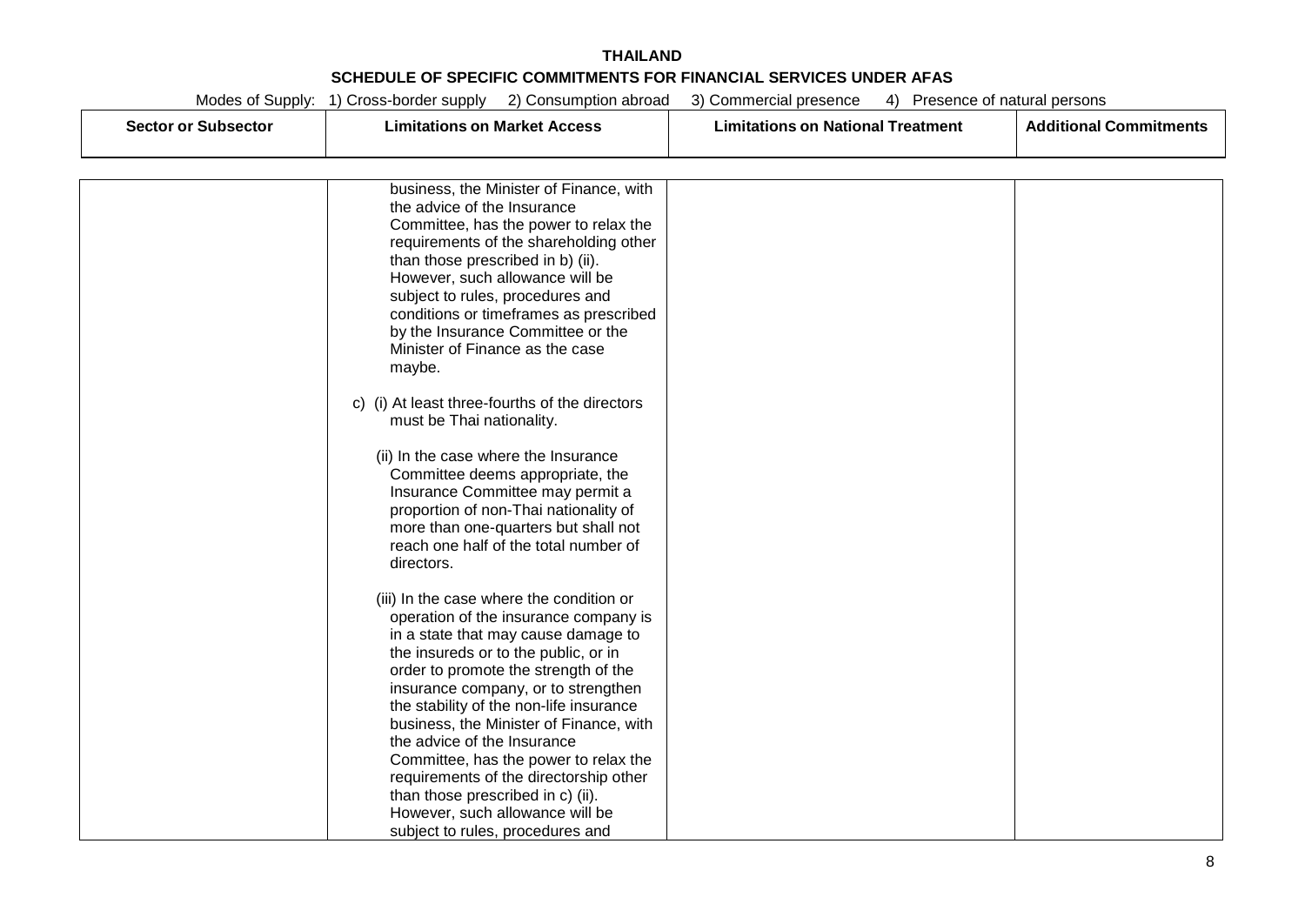**THAILAND**

**SCHEDULE OF SPECIFIC COMMITMENTS FOR FINANCIAL SERVICES UNDER AFAS**

Modes of Supply: 1) Cross-border supply 2) Consumption abroad 3) Commercial presence 4) Presence of natural persons

| Sector or Subsector | Limitations on Market Access | Limitations on National Treatment | Additional Commitments |
|---|---|---|---|
| | business, the Minister of Finance, with the advice of the Insurance Committee, has the power to relax the requirements of the shareholding other than those prescribed in b) (ii). However, such allowance will be subject to rules, procedures and conditions or timeframes as prescribed by the Insurance Committee or the Minister of Finance as the case maybe.<br><br>c) (i) At least three-fourths of the directors must be Thai nationality.<br><br>(ii) In the case where the Insurance Committee deems appropriate, the Insurance Committee may permit a proportion of non-Thai nationality of more than one-quarters but shall not reach one half of the total number of directors.<br><br>(iii) In the case where the condition or operation of the insurance company is in a state that may cause damage to the insureds or to the public, or in order to promote the strength of the insurance company, or to strengthen the stability of the non-life insurance business, the Minister of Finance, with the advice of the Insurance Committee, has the power to relax the requirements of the directorship other than those prescribed in c) (ii). However, such allowance will be subject to rules, procedures and | | |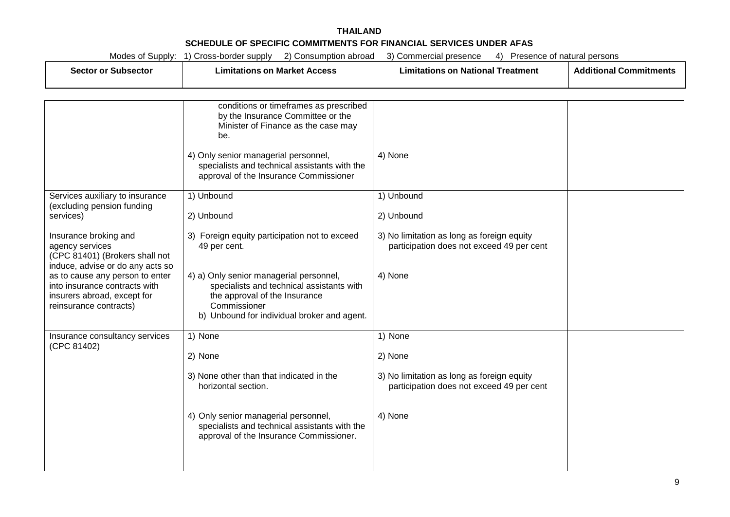**THAILAND**

**SCHEDULE OF SPECIFIC COMMITMENTS FOR FINANCIAL SERVICES UNDER AFAS**

Modes of Supply: 1) Cross-border supply 2) Consumption abroad 3) Commercial presence 4) Presence of natural persons

| Sector or Subsector | Limitations on Market Access | Limitations on National Treatment | Additional Commitments |
|---|---|---|---|
| | conditions or timeframes as prescribed by the Insurance Committee or the Minister of Finance as the case may be.<br><br>4) Only senior managerial personnel, specialists and technical assistants with the approval of the Insurance Commissioner | <br><br><br><br>4) None | |
| Services auxiliary to insurance (excluding pension funding services)<br><br>Insurance broking and agency services (CPC 81401) (Brokers shall not induce, advise or do any acts so as to cause any person to enter into insurance contracts with insurers abroad, except for reinsurance contracts) | 1) Unbound<br><br>2) Unbound<br><br>3) Foreign equity participation not to exceed 49 per cent.<br><br>4) a) Only senior managerial personnel, specialists and technical assistants with the approval of the Insurance Commissioner<br>b) Unbound for individual broker and agent. | 1) Unbound<br><br>2) Unbound<br><br>3) No limitation as long as foreign equity participation does not exceed 49 per cent<br><br>4) None | |
| Insurance consultancy services (CPC 81402) | 1) None<br><br>2) None<br><br>3) None other than that indicated in the horizontal section.<br><br>4) Only senior managerial personnel, specialists and technical assistants with the approval of the Insurance Commissioner. | 1) None<br><br>2) None<br><br>3) No limitation as long as foreign equity participation does not exceed 49 per cent<br><br>4) None | |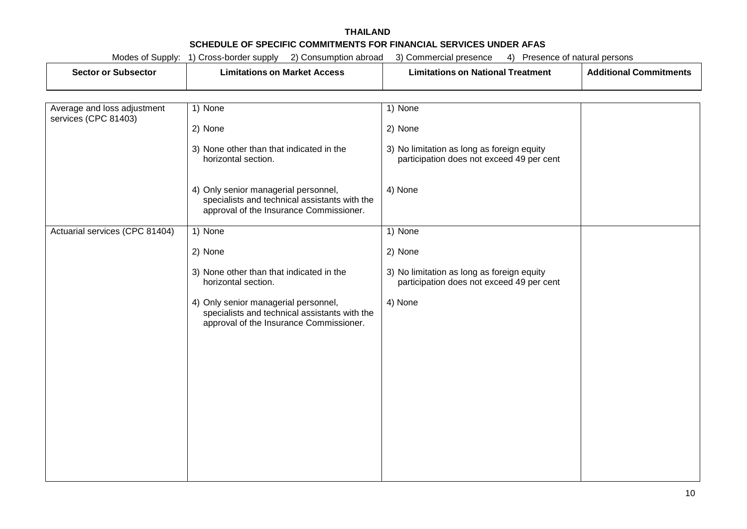**THAILAND**

**SCHEDULE OF SPECIFIC COMMITMENTS FOR FINANCIAL SERVICES UNDER AFAS**

Modes of Supply: 1) Cross-border supply 2) Consumption abroad 3) Commercial presence 4) Presence of natural persons

| Sector or Subsector | Limitations on Market Access | Limitations on National Treatment | Additional Commitments |
|---|---|---|---|
| Average and loss adjustment services (CPC 81403) | 1) None<br><br>2) None<br><br>3) None other than that indicated in the horizontal section.<br><br>4) Only senior managerial personnel, specialists and technical assistants with the approval of the Insurance Commissioner. | 1) None<br><br>2) None<br><br>3) No limitation as long as foreign equity participation does not exceed 49 per cent<br><br>4) None | |
| Actuarial services (CPC 81404) | 1) None<br><br>2) None<br><br>3) None other than that indicated in the horizontal section.<br><br>4) Only senior managerial personnel, specialists and technical assistants with the approval of the Insurance Commissioner. | 1) None<br><br>2) None<br><br>3) No limitation as long as foreign equity participation does not exceed 49 per cent<br><br>4) None | |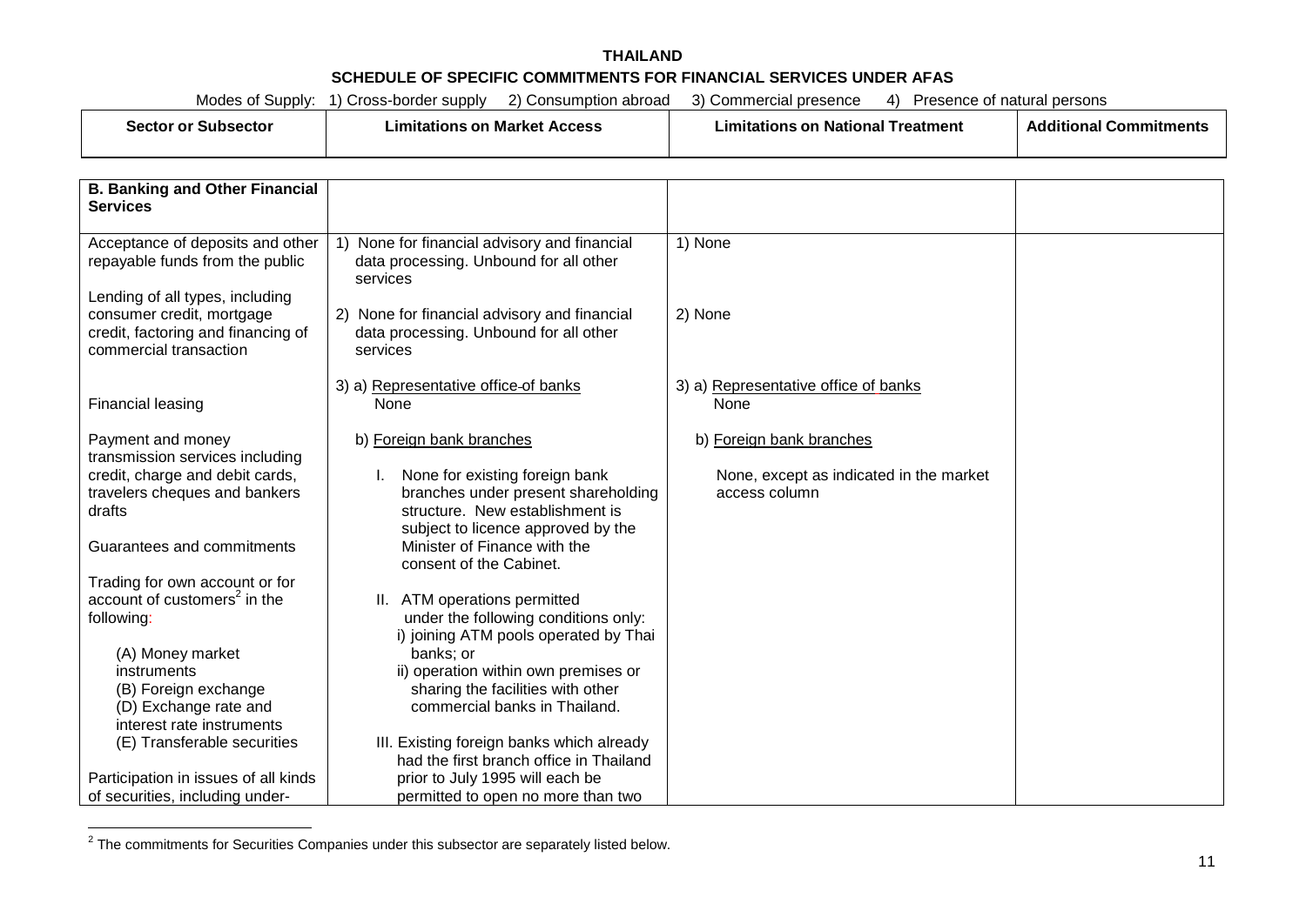**THAILAND**

**SCHEDULE OF SPECIFIC COMMITMENTS FOR FINANCIAL SERVICES UNDER AFAS**

Modes of Supply: 1) Cross-border supply 2) Consumption abroad 3) Commercial presence 4) Presence of natural persons

| Sector or Subsector | Limitations on Market Access | Limitations on National Treatment | Additional Commitments |
|---|---|---|---|
| **B. Banking and Other Financial Services** | | | |
| Acceptance of deposits and other repayable funds from the public<br><br>Lending of all types, including consumer credit, mortgage credit, factoring and financing of commercial transaction<br><br>Financial leasing<br><br>Payment and money transmission services including credit, charge and debit cards, travelers cheques and bankers drafts<br><br>Guarantees and commitments<br><br>Trading for own account or for account of customers[2] in the following:<br><br>(A) Money market instruments<br>(B) Foreign exchange<br>(D) Exchange rate and interest rate instruments<br>(E) Transferable securities<br><br>Participation in issues of all kinds of securities, including under- | 1) None for financial advisory and financial data processing. Unbound for all other services<br><br>2) None for financial advisory and financial data processing. Unbound for all other services<br><br>3) a) Representative office of banks<br>None<br><br>b) Foreign bank branches<br><br>I. None for existing foreign bank branches under present shareholding structure. New establishment is subject to licence approved by the Minister of Finance with the consent of the Cabinet.<br><br>II. ATM operations permitted under the following conditions only:<br>i) joining ATM pools operated by Thai banks; or<br>ii) operation within own premises or sharing the facilities with other commercial banks in Thailand.<br><br>III. Existing foreign banks which already had the first branch office in Thailand prior to July 1995 will each be permitted to open no more than two | 1) None<br><br>2) None<br><br>3) a) Representative office of banks<br>None<br><br>b) Foreign bank branches<br><br>None, except as indicated in the market access column | |

[2] The commitments for Securities Companies under this subsector are separately listed below.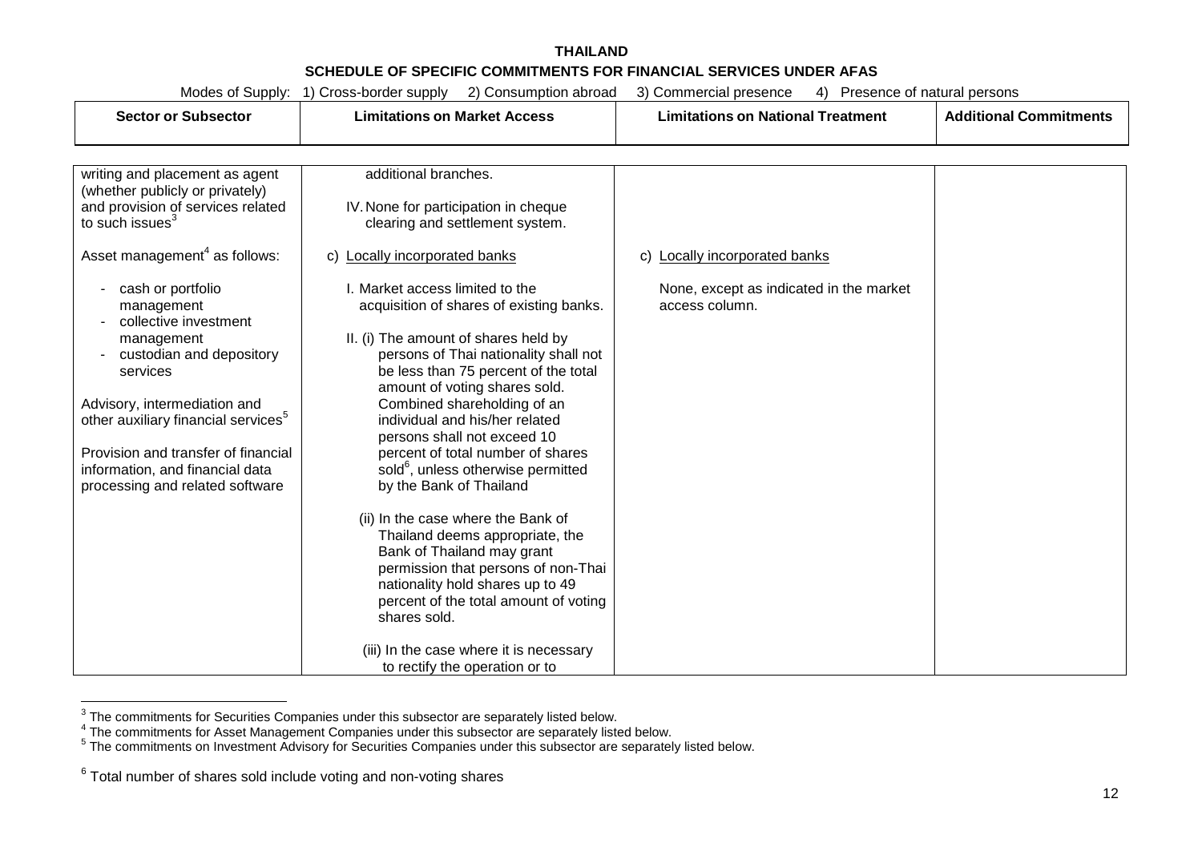**THAILAND**

**SCHEDULE OF SPECIFIC COMMITMENTS FOR FINANCIAL SERVICES UNDER AFAS**

Modes of Supply: 1) Cross-border supply 2) Consumption abroad 3) Commercial presence 4) Presence of natural persons

| Sector or Subsector | Limitations on Market Access | Limitations on National Treatment | Additional Commitments |
|---|---|---|---|
| writing and placement as agent (whether publicly or privately) and provision of services related to such issues[3]<br><br>Asset management[4] as follows:<br><br>- cash or portfolio management<br>- collective investment management<br>- custodian and depository services<br><br>Advisory, intermediation and other auxiliary financial services[5]<br><br>Provision and transfer of financial information, and financial data processing and related software | additional branches.<br><br>IV. None for participation in cheque clearing and settlement system.<br><br>c) Locally incorporated banks<br><br>I. Market access limited to the acquisition of shares of existing banks.<br><br>II. (i) The amount of shares held by persons of Thai nationality shall not be less than 75 percent of the total amount of voting shares sold. Combined shareholding of an individual and his/her related persons shall not exceed 10 percent of total number of shares sold[6], unless otherwise permitted by the Bank of Thailand<br><br>(ii) In the case where the Bank of Thailand deems appropriate, the Bank of Thailand may grant permission that persons of non-Thai nationality hold shares up to 49 percent of the total amount of voting shares sold.<br><br>(iii) In the case where it is necessary to rectify the operation or to | c) Locally incorporated banks<br><br>None, except as indicated in the market access column. | |

[3] The commitments for Securities Companies under this subsector are separately listed below.

[4] The commitments for Asset Management Companies under this subsector are separately listed below.

[5] The commitments on Investment Advisory for Securities Companies under this subsector are separately listed below.

[6] Total number of shares sold include voting and non-voting shares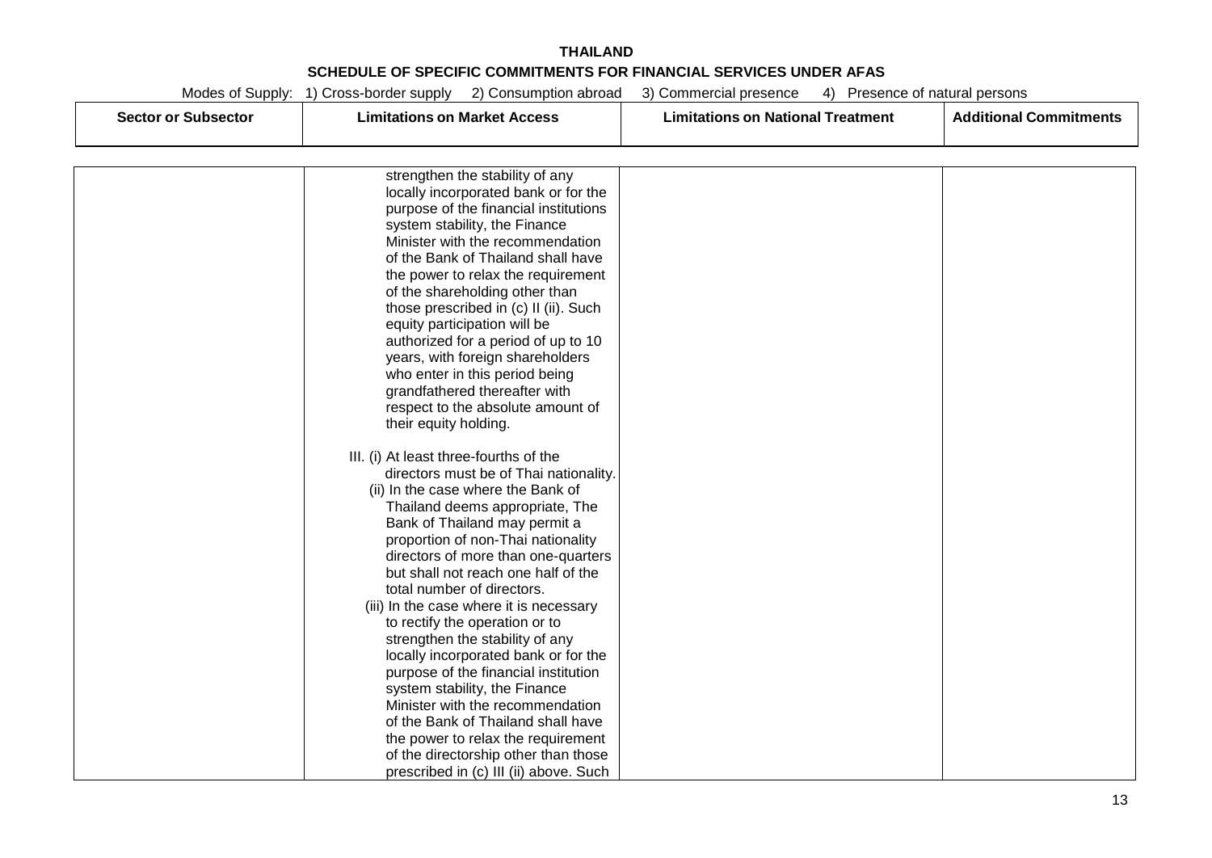**THAILAND**

**SCHEDULE OF SPECIFIC COMMITMENTS FOR FINANCIAL SERVICES UNDER AFAS**

Modes of Supply: 1) Cross-border supply 2) Consumption abroad 3) Commercial presence 4) Presence of natural persons

| Sector or Subsector | Limitations on Market Access | Limitations on National Treatment | Additional Commitments |
| --- | --- | --- | --- |
| | strengthen the stability of any locally incorporated bank or for the purpose of the financial institutions system stability, the Finance Minister with the recommendation of the Bank of Thailand shall have the power to relax the requirement of the shareholding other than those prescribed in (c) II (ii). Such equity participation will be authorized for a period of up to 10 years, with foreign shareholders who enter in this period being grandfathered thereafter with respect to the absolute amount of their equity holding.<br><br>III. (i) At least three-fourths of the directors must be of Thai nationality.<br>(ii) In the case where the Bank of Thailand deems appropriate, The Bank of Thailand may permit a proportion of non-Thai nationality directors of more than one-quarters but shall not reach one half of the total number of directors.<br>(iii) In the case where it is necessary to rectify the operation or to strengthen the stability of any locally incorporated bank or for the purpose of the financial institution system stability, the Finance Minister with the recommendation of the Bank of Thailand shall have the power to relax the requirement of the directorship other than those prescribed in (c) III (ii) above. Such | | |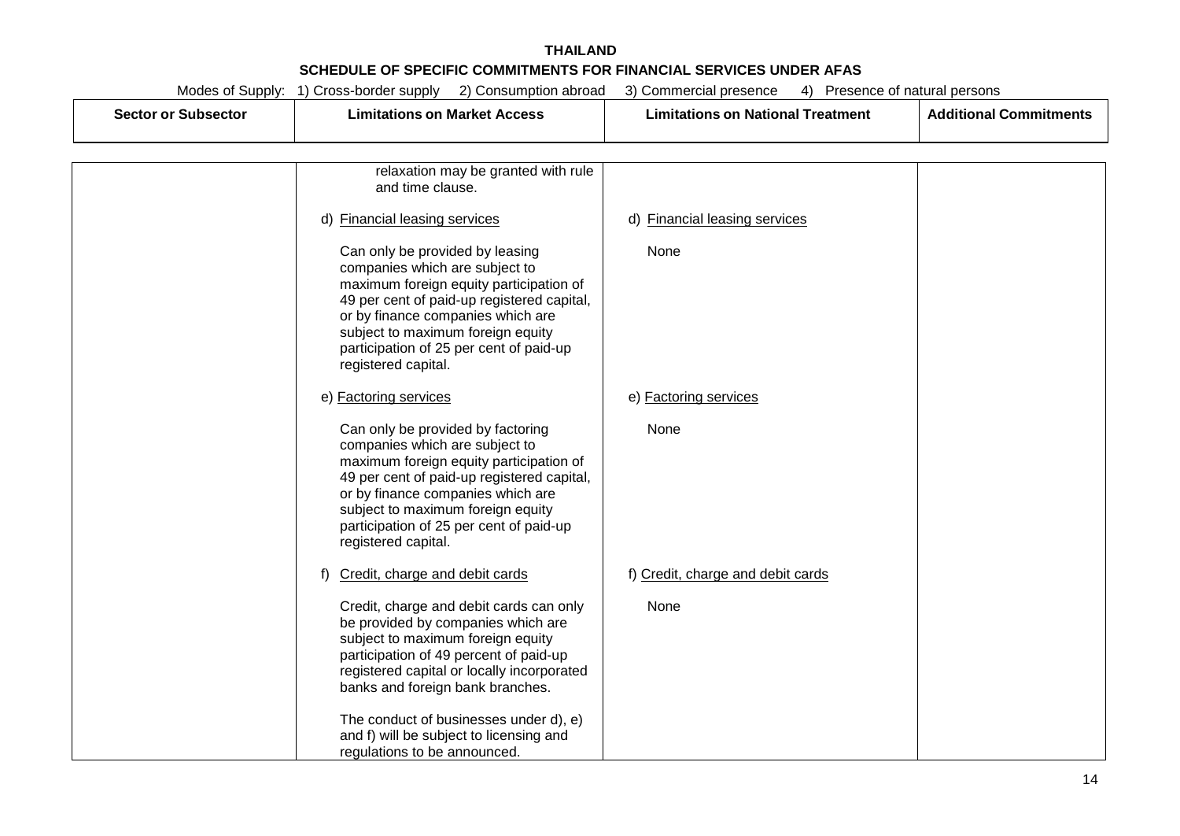# THAILAND

## SCHEDULE OF SPECIFIC COMMITMENTS FOR FINANCIAL SERVICES UNDER AFAS

Modes of Supply: 1) Cross-border supply 2) Consumption abroad 3) Commercial presence 4) Presence of natural persons

| Sector or Subsector | Limitations on Market Access | Limitations on National Treatment | Additional Commitments |
|---|---|---|---|
| | relaxation may be granted with rule and time clause. | | |
| | d) <u>Financial leasing services</u> | d) <u>Financial leasing services</u> | |
| | Can only be provided by leasing companies which are subject to maximum foreign equity participation of 49 per cent of paid-up registered capital, or by finance companies which are subject to maximum foreign equity participation of 25 per cent of paid-up registered capital. | None | |
| | e) <u>Factoring services</u> | e) <u>Factoring services</u> | |
| | Can only be provided by factoring companies which are subject to maximum foreign equity participation of 49 per cent of paid-up registered capital, or by finance companies which are subject to maximum foreign equity participation of 25 per cent of paid-up registered capital. | None | |
| | f) <u>Credit, charge and debit cards</u> | f) <u>Credit, charge and debit cards</u> | |
| | Credit, charge and debit cards can only be provided by companies which are subject to maximum foreign equity participation of 49 percent of paid-up registered capital or locally incorporated banks and foreign bank branches. | None | |
| | The conduct of businesses under d), e) and f) will be subject to licensing and regulations to be announced. | | |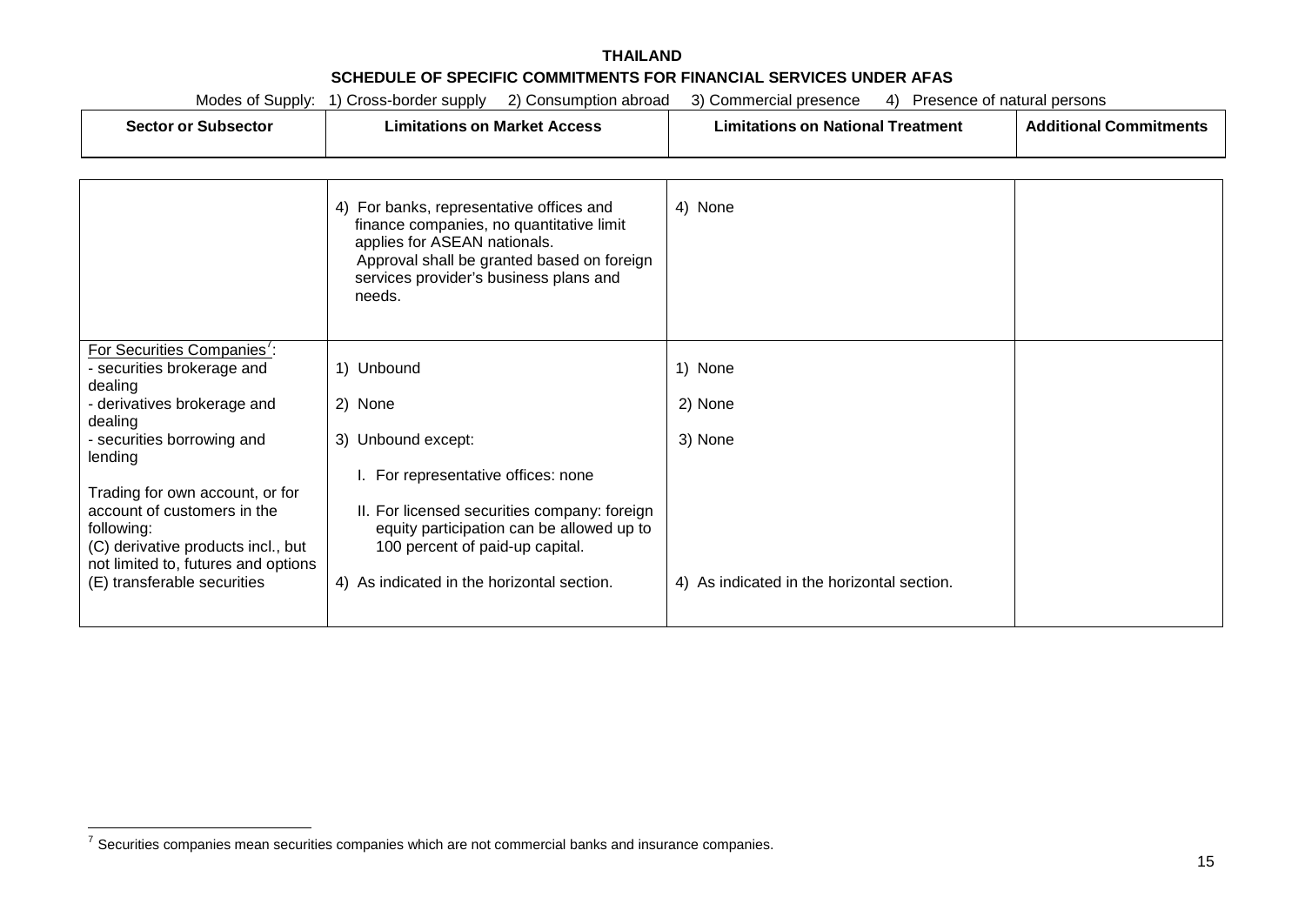**THAILAND**

**SCHEDULE OF SPECIFIC COMMITMENTS FOR FINANCIAL SERVICES UNDER AFAS**

Modes of Supply: 1) Cross-border supply 2) Consumption abroad 3) Commercial presence 4) Presence of natural persons

| Sector or Subsector | Limitations on Market Access | Limitations on National Treatment | Additional Commitments |
|---|---|---|---|
| | 4) For banks, representative offices and finance companies, no quantitative limit applies for ASEAN nationals. Approval shall be granted based on foreign services provider's business plans and needs. | 4) None | |
| For Securities Companies[7]:<br>- securities brokerage and dealing<br>- derivatives brokerage and dealing<br>- securities borrowing and lending<br><br>Trading for own account, or for account of customers in the following:<br>(C) derivative products incl., but not limited to, futures and options<br>(E) transferable securities | 1) Unbound<br><br>2) None<br><br>3) Unbound except:<br>I. For representative offices: none<br>II. For licensed securities company: foreign equity participation can be allowed up to 100 percent of paid-up capital.<br><br>4) As indicated in the horizontal section. | 1) None<br><br>2) None<br><br>3) None<br><br>4) As indicated in the horizontal section. | |

[7] Securities companies mean securities companies which are not commercial banks and insurance companies.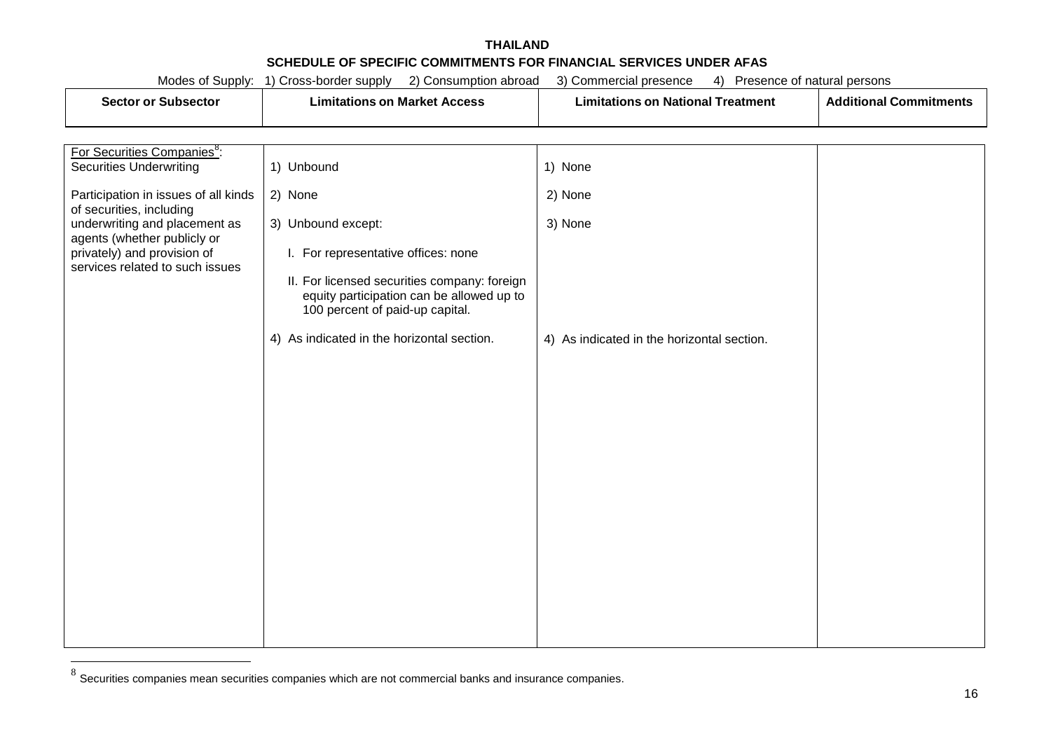**THAILAND**

**SCHEDULE OF SPECIFIC COMMITMENTS FOR FINANCIAL SERVICES UNDER AFAS**

Modes of Supply: 1) Cross-border supply 2) Consumption abroad 3) Commercial presence 4) Presence of natural persons

| Sector or Subsector | Limitations on Market Access | Limitations on National Treatment | Additional Commitments |
|---|---|---|---|
| For Securities Companies[8]: Securities Underwriting<br><br>Participation in issues of all kinds of securities, including underwriting and placement as agents (whether publicly or privately) and provision of services related to such issues | 1) Unbound<br><br>2) None<br><br>3) Unbound except:<br><br>I. For representative offices: none<br><br>II. For licensed securities company: foreign equity participation can be allowed up to 100 percent of paid-up capital.<br><br>4) As indicated in the horizontal section. | 1) None<br><br>2) None<br><br>3) None<br><br>4) As indicated in the horizontal section. | |

[8] Securities companies mean securities companies which are not commercial banks and insurance companies.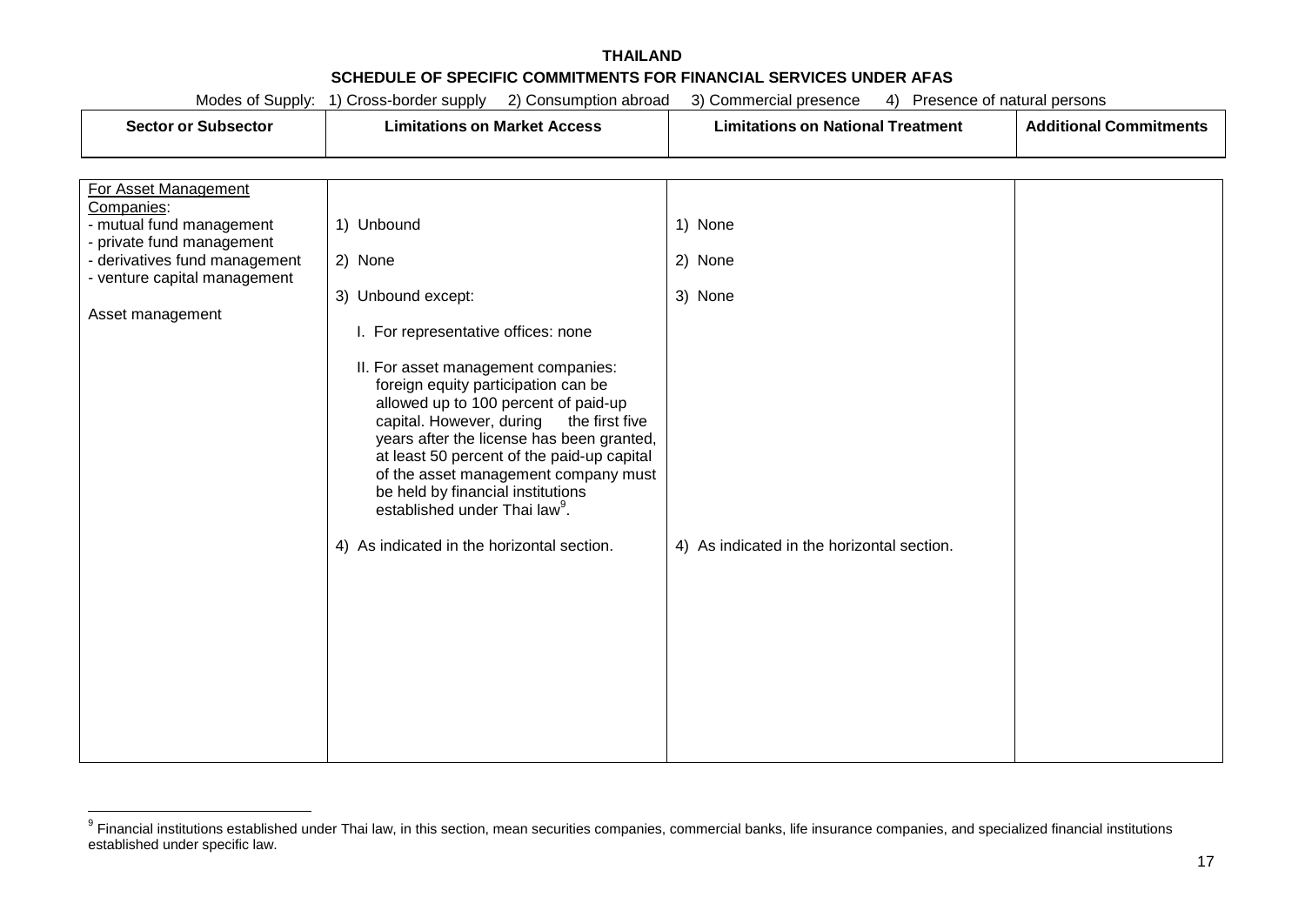**THAILAND**

**SCHEDULE OF SPECIFIC COMMITMENTS FOR FINANCIAL SERVICES UNDER AFAS**

Modes of Supply: 1) Cross-border supply 2) Consumption abroad 3) Commercial presence 4) Presence of natural persons

| Sector or Subsector | Limitations on Market Access | Limitations on National Treatment | Additional Commitments |
|---|---|---|---|
| For Asset Management Companies:<br>- mutual fund management<br>- private fund management<br>- derivatives fund management<br>- venture capital management<br><br>Asset management | 1) Unbound<br><br>2) None<br><br>3) Unbound except:<br><br>I. For representative offices: none<br><br>II. For asset management companies: foreign equity participation can be allowed up to 100 percent of paid-up capital. However, during the first five years after the license has been granted, at least 50 percent of the paid-up capital of the asset management company must be held by financial institutions established under Thai law[9].<br><br>4) As indicated in the horizontal section. | 1) None<br><br>2) None<br><br>3) None<br><br>4) As indicated in the horizontal section. | |

[9] Financial institutions established under Thai law, in this section, mean securities companies, commercial banks, life insurance companies, and specialized financial institutions established under specific law.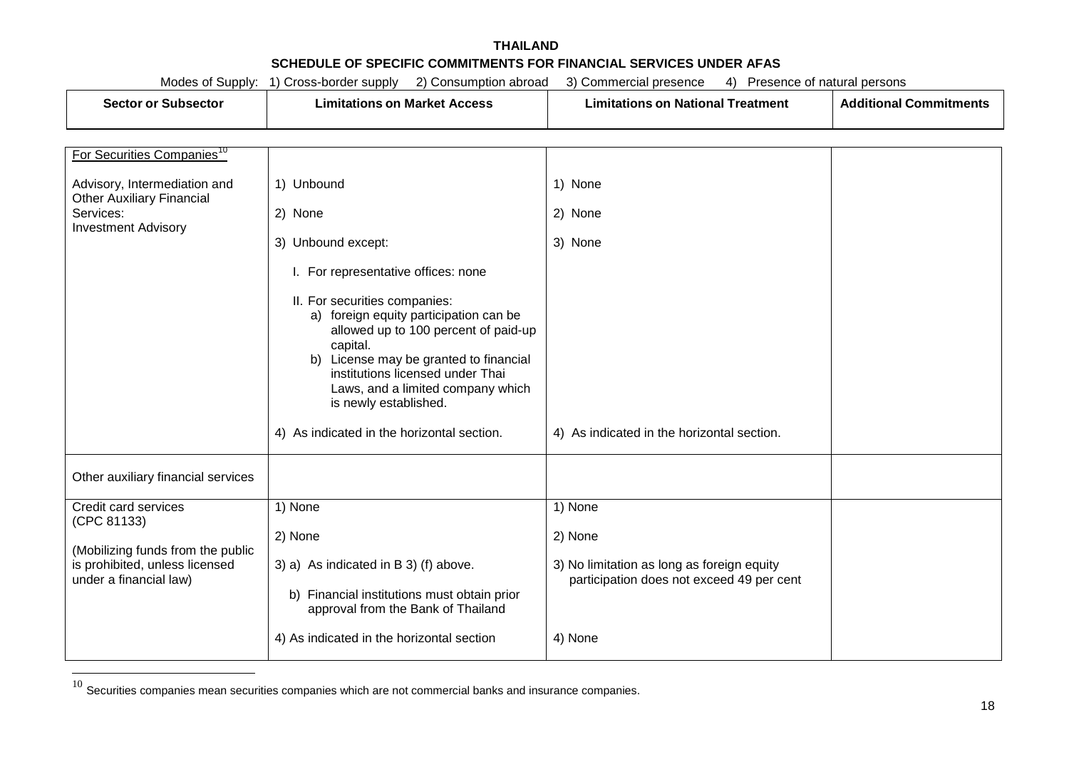**THAILAND**

**SCHEDULE OF SPECIFIC COMMITMENTS FOR FINANCIAL SERVICES UNDER AFAS**

Modes of Supply: 1) Cross-border supply 2) Consumption abroad 3) Commercial presence 4) Presence of natural persons

| Sector or Subsector | Limitations on Market Access | Limitations on National Treatment | Additional Commitments |
|---|---|---|---|
| For Securities Companies[10]<br><br>Advisory, Intermediation and Other Auxiliary Financial Services:<br>Investment Advisory | 1) Unbound<br><br>2) None<br><br>3) Unbound except:<br><br>I. For representative offices: none<br><br>II. For securities companies:<br>a) foreign equity participation can be allowed up to 100 percent of paid-up capital.<br>b) License may be granted to financial institutions licensed under Thai Laws, and a limited company which is newly established.<br><br>4) As indicated in the horizontal section. | 1) None<br><br>2) None<br><br>3) None<br><br>4) As indicated in the horizontal section. | |
| Other auxiliary financial services | | | |
| Credit card services (CPC 81133)<br><br>(Mobilizing funds from the public is prohibited, unless licensed under a financial law) | 1) None<br><br>2) None<br><br>3) a) As indicated in B 3) (f) above.<br><br>b) Financial institutions must obtain prior approval from the Bank of Thailand<br><br>4) As indicated in the horizontal section | 1) None<br><br>2) None<br><br>3) No limitation as long as foreign equity participation does not exceed 49 per cent<br><br>4) None | |

[10] Securities companies mean securities companies which are not commercial banks and insurance companies.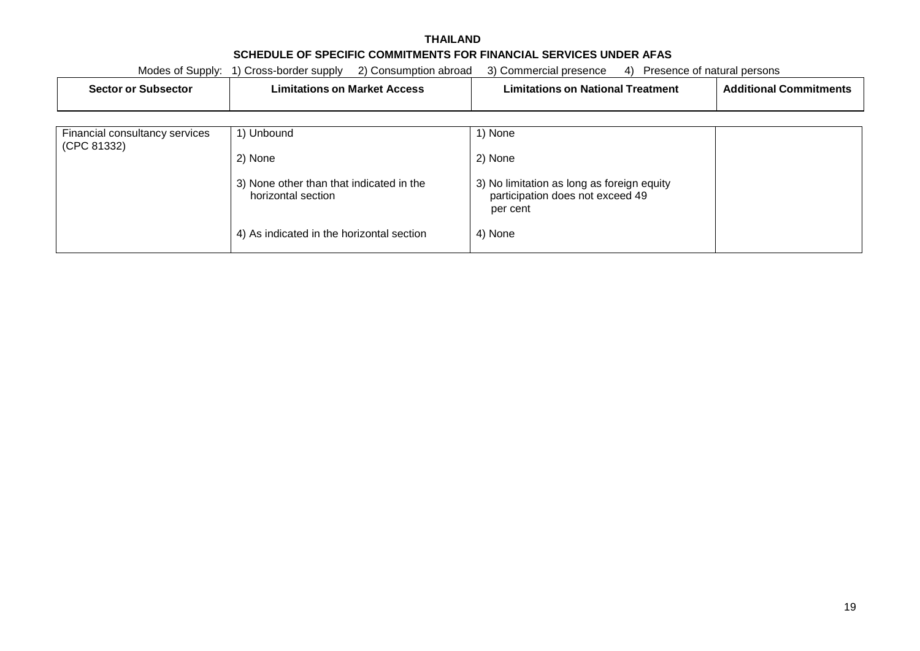**THAILAND**

**SCHEDULE OF SPECIFIC COMMITMENTS FOR FINANCIAL SERVICES UNDER AFAS**

Modes of Supply: 1) Cross-border supply 2) Consumption abroad 3) Commercial presence 4) Presence of natural persons

| Sector or Subsector | Limitations on Market Access | Limitations on National Treatment | Additional Commitments |
|---|---|---|---|
| Financial consultancy services (CPC 81332) | 1) Unbound<br><br>2) None<br><br>3) None other than that indicated in the horizontal section<br><br>4) As indicated in the horizontal section | 1) None<br><br>2) None<br><br>3) No limitation as long as foreign equity participation does not exceed 49 per cent<br><br>4) None | |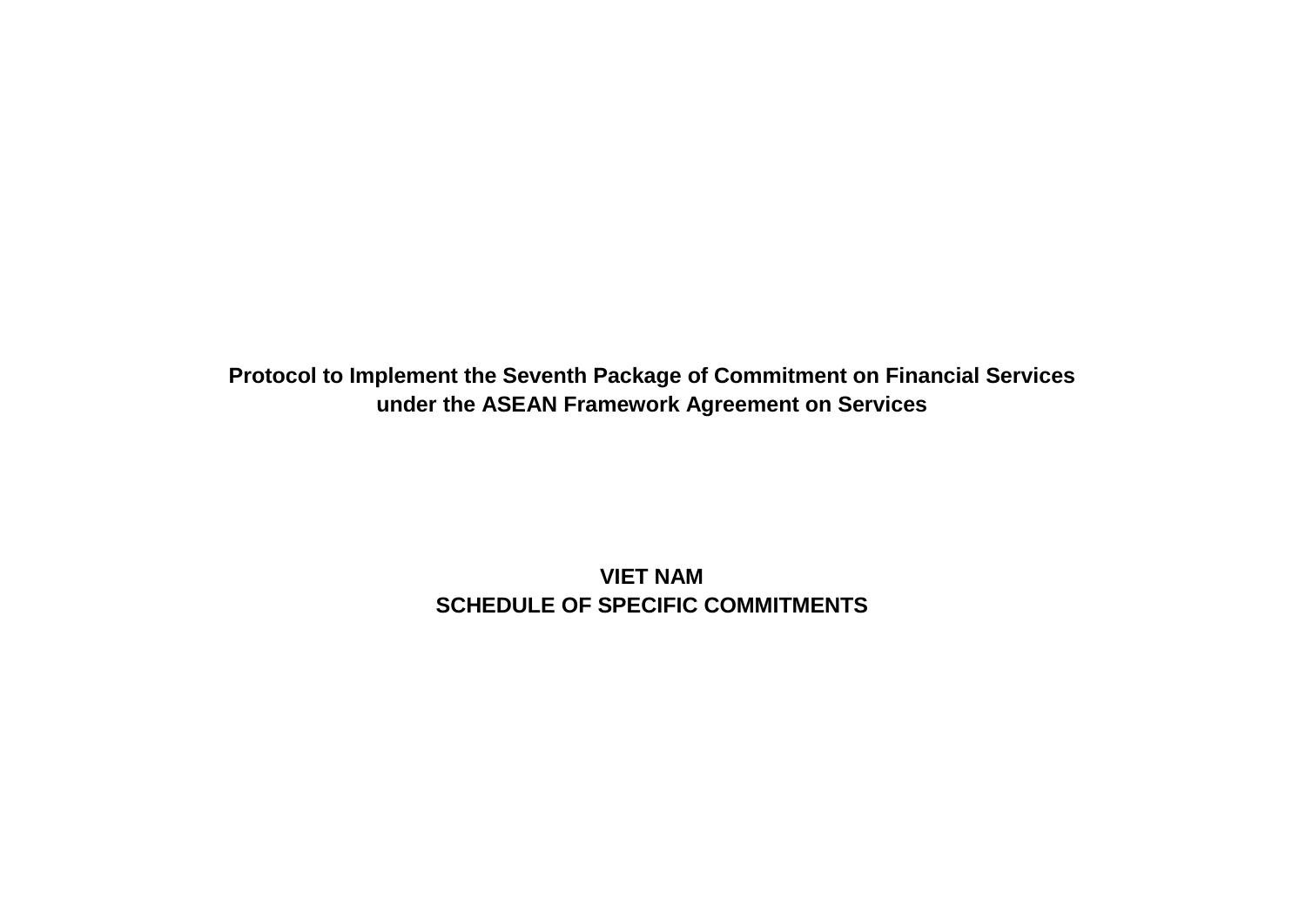**Protocol to Implement the Seventh Package of Commitment on Financial Services under the ASEAN Framework Agreement on Services**

**VIET NAM**
**SCHEDULE OF SPECIFIC COMMITMENTS**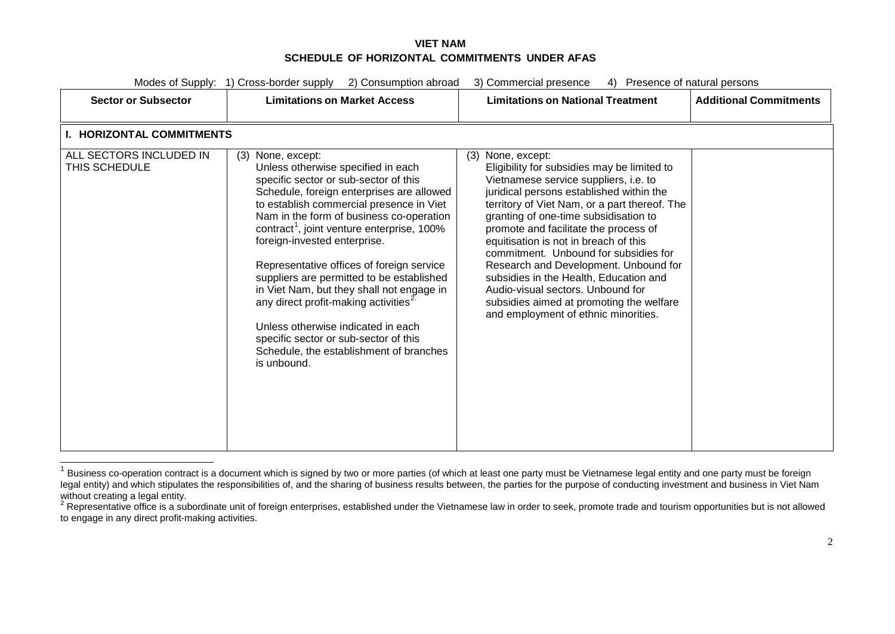# VIET NAM
## SCHEDULE OF HORIZONTAL COMMITMENTS UNDER AFAS

Modes of Supply: 1) Cross-border supply 2) Consumption abroad 3) Commercial presence 4) Presence of natural persons

| Sector or Subsector | Limitations on Market Access | Limitations on National Treatment | Additional Commitments |
|---|---|---|---|
| **I. HORIZONTAL COMMITMENTS** | | | |
| ALL SECTORS INCLUDED IN THIS SCHEDULE | (3) None, except:<br>Unless otherwise specified in each specific sector or sub-sector of this Schedule, foreign enterprises are allowed to establish commercial presence in Viet Nam in the form of business co-operation contract[1], joint venture enterprise, 100% foreign-invested enterprise.<br><br>Representative offices of foreign service suppliers are permitted to be established in Viet Nam, but they shall not engage in any direct profit-making activities[2].<br><br>Unless otherwise indicated in each specific sector or sub-sector of this Schedule, the establishment of branches is unbound. | (3) None, except:<br>Eligibility for subsidies may be limited to Vietnamese service suppliers, i.e. to juridical persons established within the territory of Viet Nam, or a part thereof. The granting of one-time subsidisation to promote and facilitate the process of equitisation is not in breach of this commitment. Unbound for subsidies for Research and Development. Unbound for subsidies in the Health, Education and Audio-visual sectors. Unbound for subsidies aimed at promoting the welfare and employment of ethnic minorities. | |

[1] Business co-operation contract is a document which is signed by two or more parties (of which at least one party must be Vietnamese legal entity and one party must be foreign legal entity) and which stipulates the responsibilities of, and the sharing of business results between, the parties for the purpose of conducting investment and business in Viet Nam without creating a legal entity.

[2] Representative office is a subordinate unit of foreign enterprises, established under the Vietnamese law in order to seek, promote trade and tourism opportunities but is not allowed to engage in any direct profit-making activities.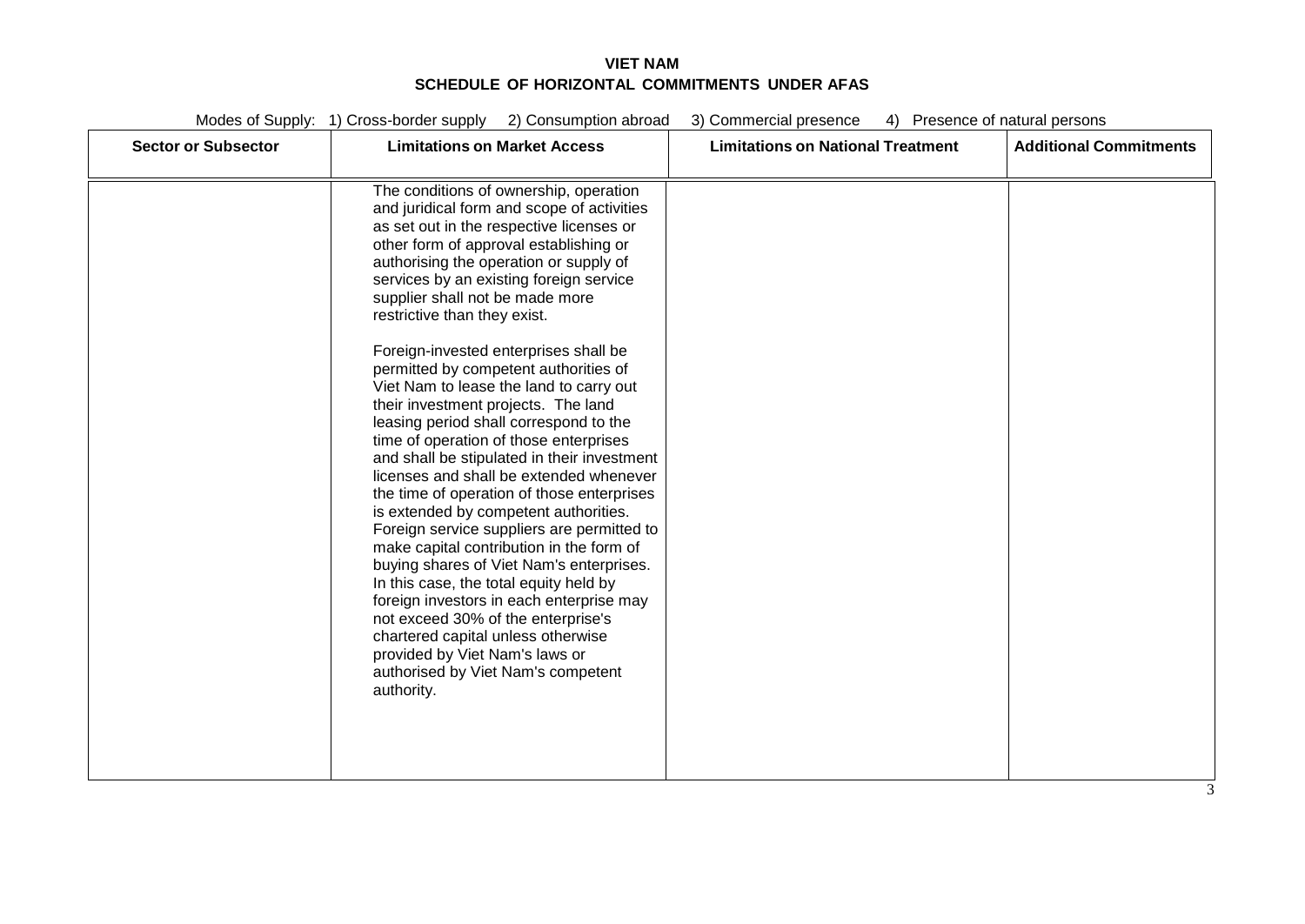**VIET NAM**
**SCHEDULE OF HORIZONTAL COMMITMENTS UNDER AFAS**

Modes of Supply: 1) Cross-border supply 2) Consumption abroad 3) Commercial presence 4) Presence of natural persons

| Sector or Subsector | Limitations on Market Access | Limitations on National Treatment | Additional Commitments |
| --- | --- | --- | --- |
| | The conditions of ownership, operation and juridical form and scope of activities as set out in the respective licenses or other form of approval establishing or authorising the operation or supply of services by an existing foreign service supplier shall not be made more restrictive than they exist.<br><br>Foreign-invested enterprises shall be permitted by competent authorities of Viet Nam to lease the land to carry out their investment projects. The land leasing period shall correspond to the time of operation of those enterprises and shall be stipulated in their investment licenses and shall be extended whenever the time of operation of those enterprises is extended by competent authorities. Foreign service suppliers are permitted to make capital contribution in the form of buying shares of Viet Nam's enterprises. In this case, the total equity held by foreign investors in each enterprise may not exceed 30% of the enterprise's chartered capital unless otherwise provided by Viet Nam's laws or authorised by Viet Nam's competent authority. | | |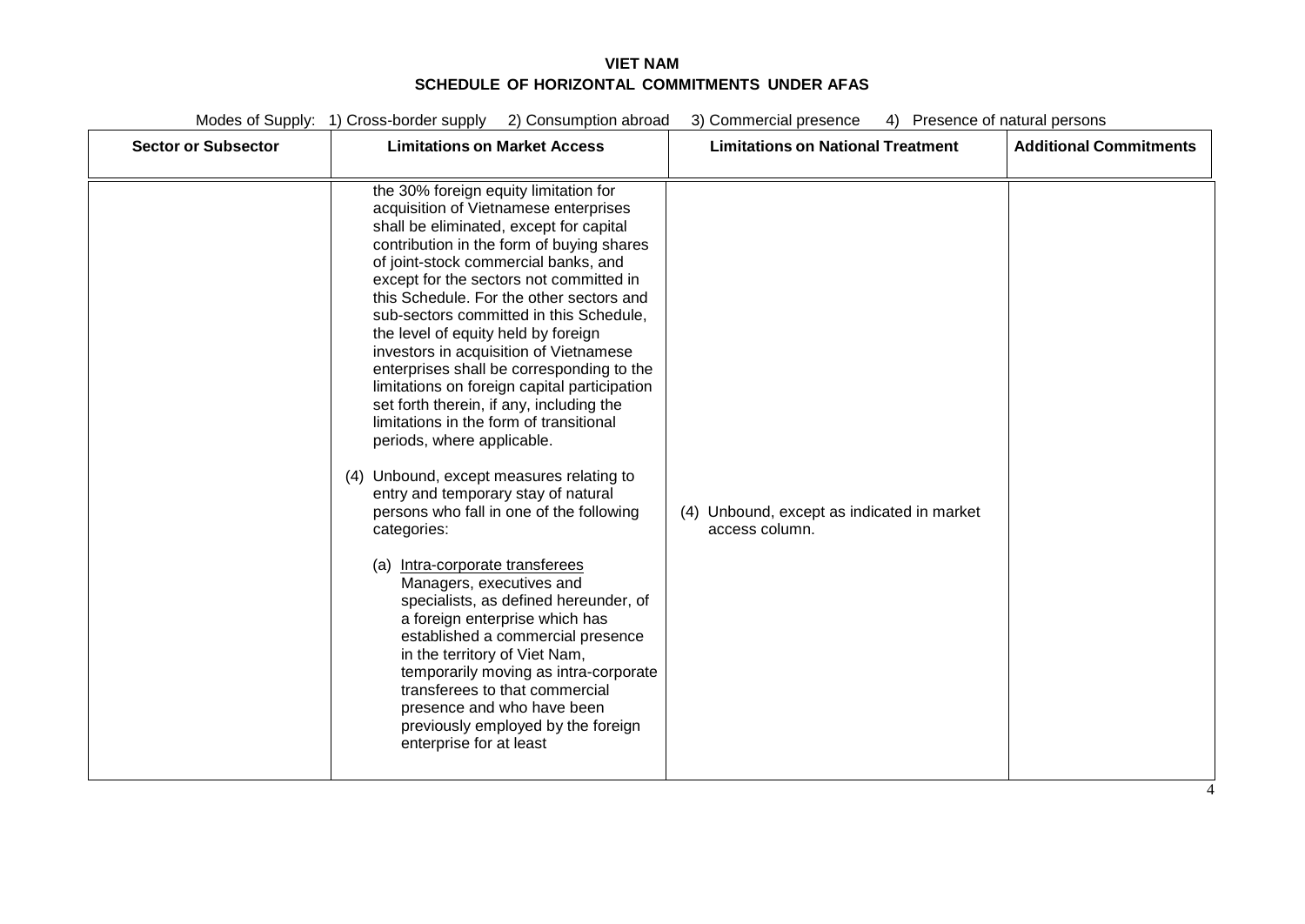**VIET NAM**
**SCHEDULE OF HORIZONTAL COMMITMENTS UNDER AFAS**

Modes of Supply: 1) Cross-border supply 2) Consumption abroad 3) Commercial presence 4) Presence of natural persons

| Sector or Subsector | Limitations on Market Access | Limitations on National Treatment | Additional Commitments |
|---|---|---|---|
| | the 30% foreign equity limitation for acquisition of Vietnamese enterprises shall be eliminated, except for capital contribution in the form of buying shares of joint-stock commercial banks, and except for the sectors not committed in this Schedule. For the other sectors and sub-sectors committed in this Schedule, the level of equity held by foreign investors in acquisition of Vietnamese enterprises shall be corresponding to the limitations on foreign capital participation set forth therein, if any, including the limitations in the form of transitional periods, where applicable.<br><br>(4) Unbound, except measures relating to entry and temporary stay of natural persons who fall in one of the following categories:<br><br>(a) Intra-corporate transferees<br>Managers, executives and specialists, as defined hereunder, of a foreign enterprise which has established a commercial presence in the territory of Viet Nam, temporarily moving as intra-corporate transferees to that commercial presence and who have been previously employed by the foreign enterprise for at least | (4) Unbound, except as indicated in market access column. | |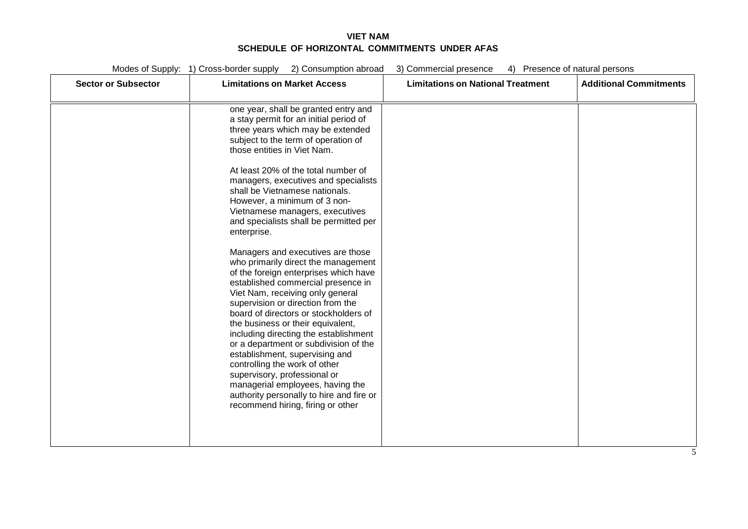# VIET NAM
## SCHEDULE OF HORIZONTAL COMMITMENTS UNDER AFAS

Modes of Supply: 1) Cross-border supply 2) Consumption abroad 3) Commercial presence 4) Presence of natural persons

| Sector or Subsector | Limitations on Market Access | Limitations on National Treatment | Additional Commitments |
|---|---|---|---|
| | one year, shall be granted entry and a stay permit for an initial period of three years which may be extended subject to the term of operation of those entities in Viet Nam.<br><br>At least 20% of the total number of managers, executives and specialists shall be Vietnamese nationals. However, a minimum of 3 non-Vietnamese managers, executives and specialists shall be permitted per enterprise.<br><br>Managers and executives are those who primarily direct the management of the foreign enterprises which have established commercial presence in Viet Nam, receiving only general supervision or direction from the board of directors or stockholders of the business or their equivalent, including directing the establishment or a department or subdivision of the establishment, supervising and controlling the work of other supervisory, professional or managerial employees, having the authority personally to hire and fire or recommend hiring, firing or other | | |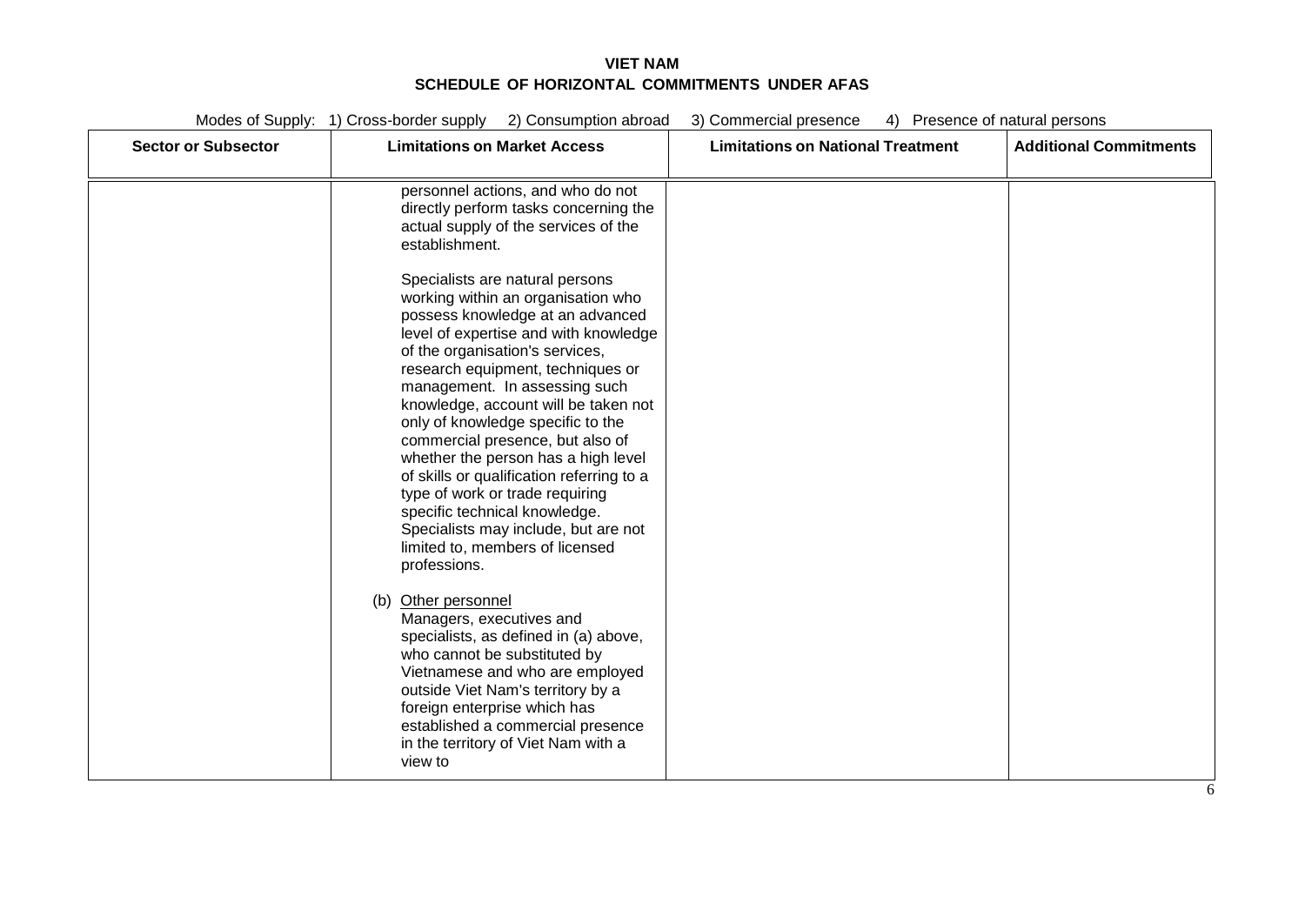# VIET NAM
## SCHEDULE OF HORIZONTAL COMMITMENTS UNDER AFAS

Modes of Supply: 1) Cross-border supply 2) Consumption abroad 3) Commercial presence 4) Presence of natural persons

| Sector or Subsector | Limitations on Market Access | Limitations on National Treatment | Additional Commitments |
|---|---|---|---|
| | personnel actions, and who do not directly perform tasks concerning the actual supply of the services of the establishment.<br><br>Specialists are natural persons working within an organisation who possess knowledge at an advanced level of expertise and with knowledge of the organisation's services, research equipment, techniques or management. In assessing such knowledge, account will be taken not only of knowledge specific to the commercial presence, but also of whether the person has a high level of skills or qualification referring to a type of work or trade requiring specific technical knowledge. Specialists may include, but are not limited to, members of licensed professions.<br><br>(b) Other personnel<br>Managers, executives and specialists, as defined in (a) above, who cannot be substituted by Vietnamese and who are employed outside Viet Nam's territory by a foreign enterprise which has established a commercial presence in the territory of Viet Nam with a view to | | |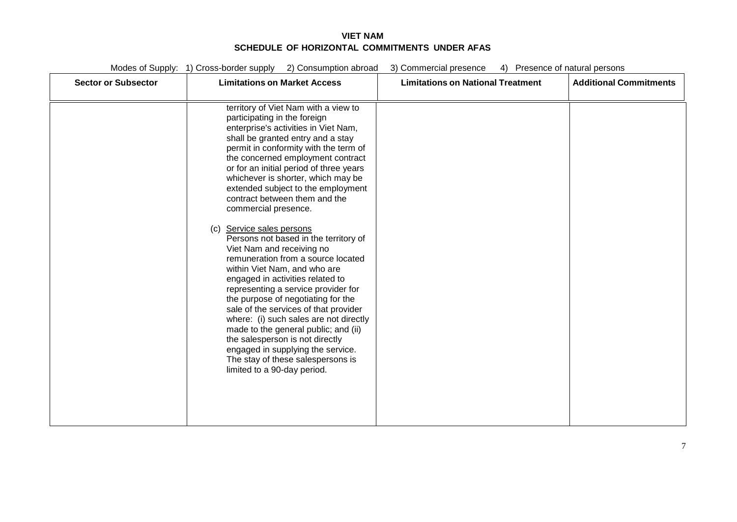# VIET NAM

## SCHEDULE OF HORIZONTAL COMMITMENTS UNDER AFAS

Modes of Supply: 1) Cross-border supply 2) Consumption abroad 3) Commercial presence 4) Presence of natural persons

| Sector or Subsector | Limitations on Market Access | Limitations on National Treatment | Additional Commitments |
|---|---|---|---|
| | territory of Viet Nam with a view to participating in the foreign enterprise's activities in Viet Nam, shall be granted entry and a stay permit in conformity with the term of the concerned employment contract or for an initial period of three years whichever is shorter, which may be extended subject to the employment contract between them and the commercial presence.<br><br>(c) Service sales persons<br>Persons not based in the territory of Viet Nam and receiving no remuneration from a source located within Viet Nam, and who are engaged in activities related to representing a service provider for the purpose of negotiating for the sale of the services of that provider where: (i) such sales are not directly made to the general public; and (ii) the salesperson is not directly engaged in supplying the service. The stay of these salespersons is limited to a 90-day period. | | |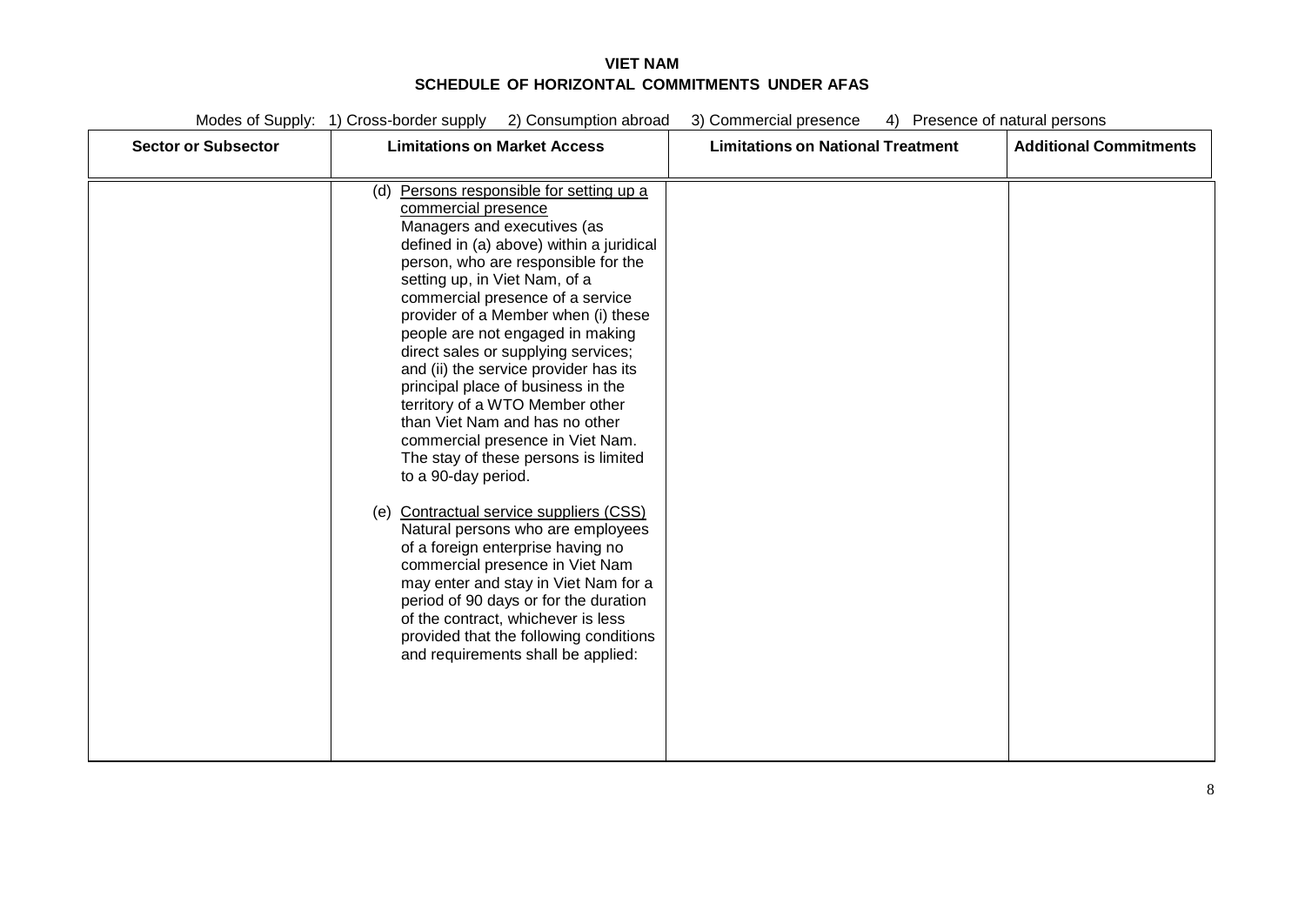**VIET NAM**
**SCHEDULE OF HORIZONTAL COMMITMENTS UNDER AFAS**

Modes of Supply: 1) Cross-border supply 2) Consumption abroad 3) Commercial presence 4) Presence of natural persons

| Sector or Subsector | Limitations on Market Access | Limitations on National Treatment | Additional Commitments |
|---|---|---|---|
| | (d) Persons responsible for setting up a commercial presence<br>Managers and executives (as defined in (a) above) within a juridical person, who are responsible for the setting up, in Viet Nam, of a commercial presence of a service provider of a Member when (i) these people are not engaged in making direct sales or supplying services; and (ii) the service provider has its principal place of business in the territory of a WTO Member other than Viet Nam and has no other commercial presence in Viet Nam. The stay of these persons is limited to a 90-day period.<br><br>(e) Contractual service suppliers (CSS)<br>Natural persons who are employees of a foreign enterprise having no commercial presence in Viet Nam may enter and stay in Viet Nam for a period of 90 days or for the duration of the contract, whichever is less provided that the following conditions and requirements shall be applied: | | |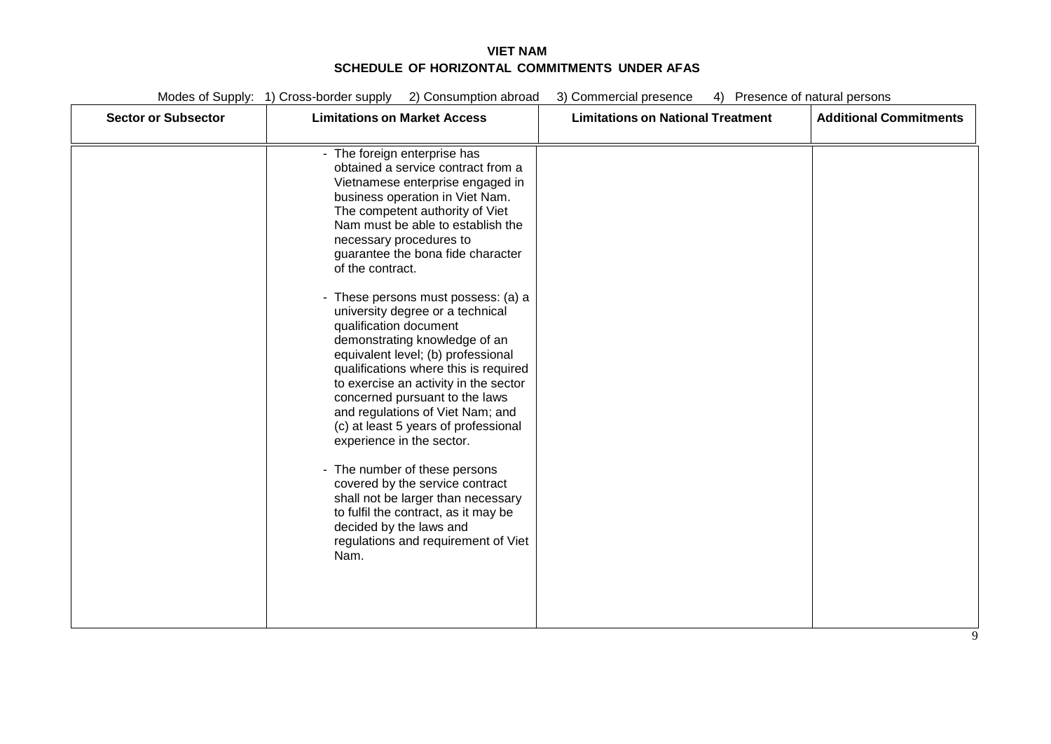# VIET NAM
## SCHEDULE OF HORIZONTAL COMMITMENTS UNDER AFAS

Modes of Supply: 1) Cross-border supply 2) Consumption abroad 3) Commercial presence 4) Presence of natural persons

| Sector or Subsector | Limitations on Market Access | Limitations on National Treatment | Additional Commitments |
|---|---|---|---|
| | - The foreign enterprise has obtained a service contract from a Vietnamese enterprise engaged in business operation in Viet Nam. The competent authority of Viet Nam must be able to establish the necessary procedures to guarantee the bona fide character of the contract.<br><br>- These persons must possess: (a) a university degree or a technical qualification document demonstrating knowledge of an equivalent level; (b) professional qualifications where this is required to exercise an activity in the sector concerned pursuant to the laws and regulations of Viet Nam; and (c) at least 5 years of professional experience in the sector.<br><br>- The number of these persons covered by the service contract shall not be larger than necessary to fulfil the contract, as it may be decided by the laws and regulations and requirement of Viet Nam. | | |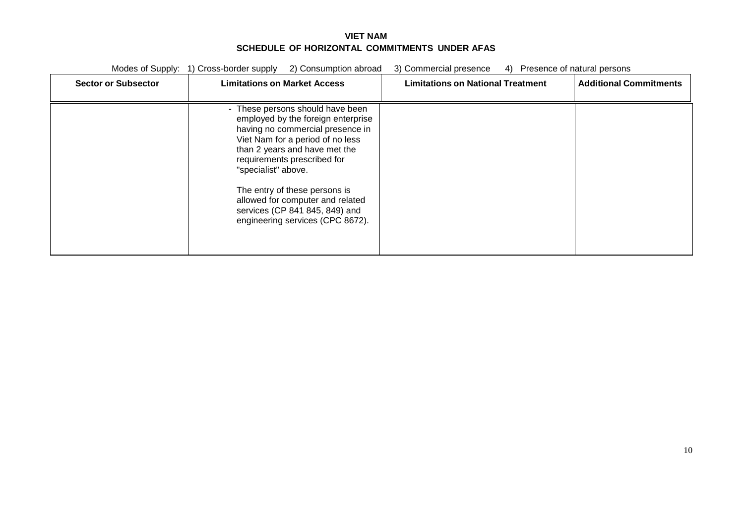**VIET NAM**
**SCHEDULE OF HORIZONTAL COMMITMENTS UNDER AFAS**

Modes of Supply: 1) Cross-border supply 2) Consumption abroad 3) Commercial presence 4) Presence of natural persons

| Sector or Subsector | Limitations on Market Access | Limitations on National Treatment | Additional Commitments |
|---|---|---|---|
| | - These persons should have been employed by the foreign enterprise having no commercial presence in Viet Nam for a period of no less than 2 years and have met the requirements prescribed for "specialist" above.<br><br>The entry of these persons is allowed for computer and related services (CP 841 845, 849) and engineering services (CPC 8672). | | |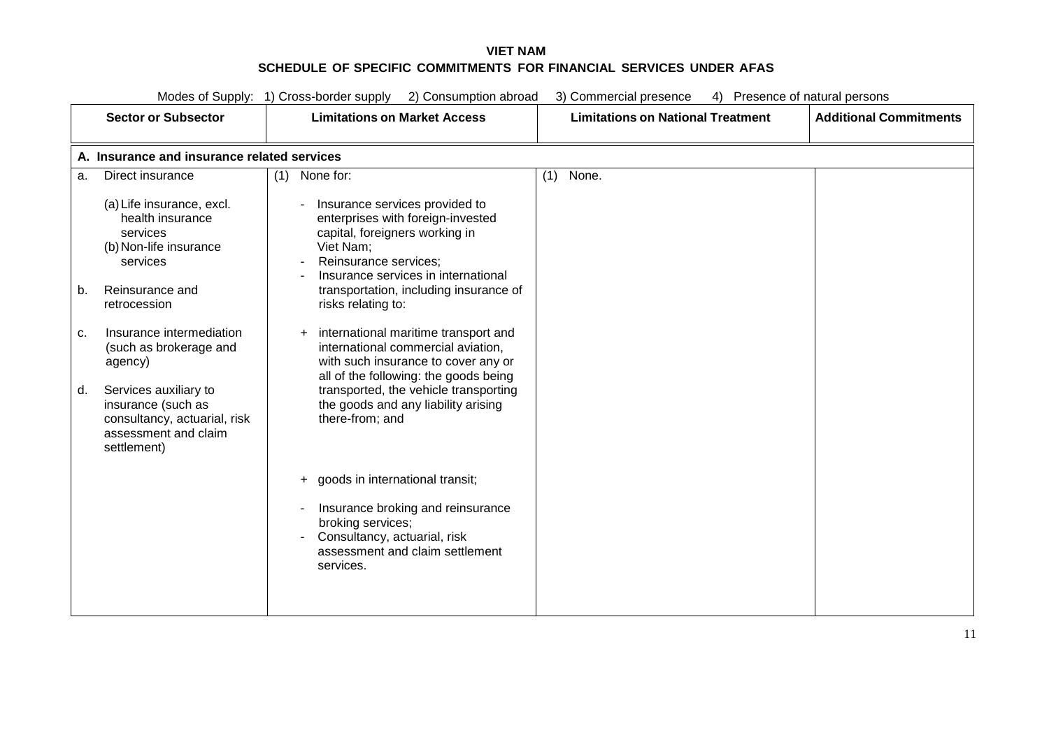**VIET NAM**

**SCHEDULE OF SPECIFIC COMMITMENTS FOR FINANCIAL SERVICES UNDER AFAS**

Modes of Supply: 1) Cross-border supply 2) Consumption abroad 3) Commercial presence 4) Presence of natural persons

| Sector or Subsector | Limitations on Market Access | Limitations on National Treatment | Additional Commitments |
|---|---|---|---|
| **A. Insurance and insurance related services** | | | |
| a. Direct insurance<br><br>(a) Life insurance, excl. health insurance services<br>(b) Non-life insurance services<br><br>b. Reinsurance and retrocession<br><br>c. Insurance intermediation (such as brokerage and agency)<br><br>d. Services auxiliary to insurance (such as consultancy, actuarial, risk assessment and claim settlement) | (1) None for:<br><br>- Insurance services provided to enterprises with foreign-invested capital, foreigners working in Viet Nam;<br>- Reinsurance services;<br>- Insurance services in international transportation, including insurance of risks relating to:<br><br>+ international maritime transport and international commercial aviation, with such insurance to cover any or all of the following: the goods being transported, the vehicle transporting the goods and any liability arising there-from; and<br><br>+ goods in international transit;<br><br>- Insurance broking and reinsurance broking services;<br>- Consultancy, actuarial, risk assessment and claim settlement services. | (1) None. | |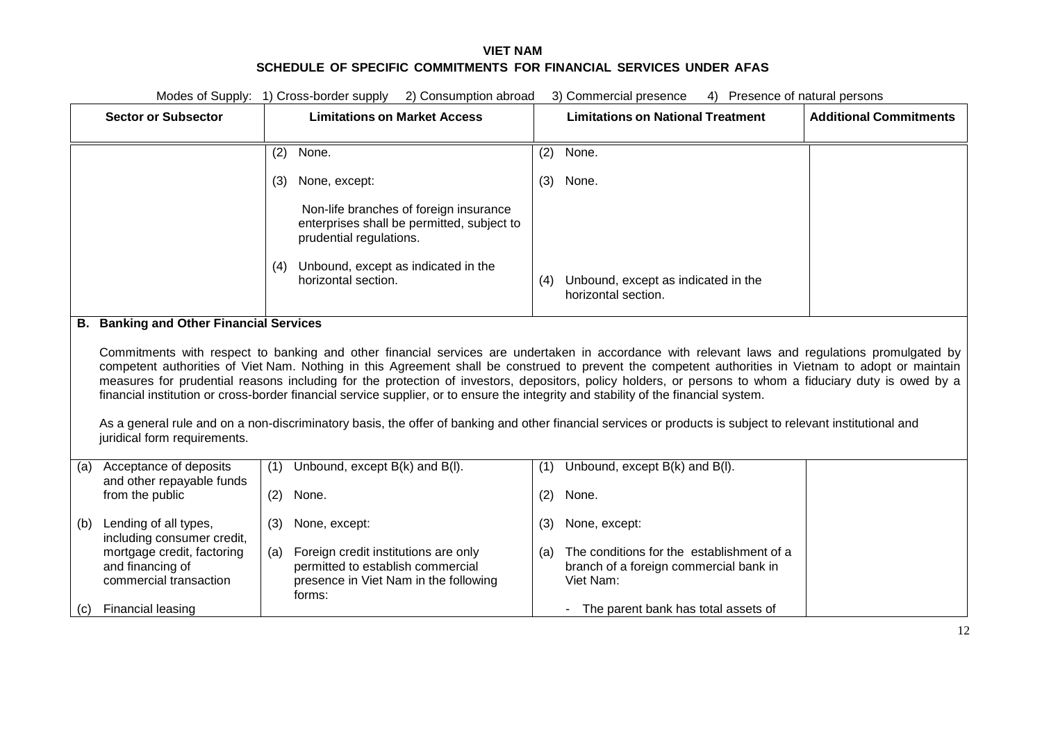# VIET NAM

## SCHEDULE OF SPECIFIC COMMITMENTS FOR FINANCIAL SERVICES UNDER AFAS

Modes of Supply: 1) Cross-border supply 2) Consumption abroad 3) Commercial presence 4) Presence of natural persons

| Sector or Subsector | Limitations on Market Access | Limitations on National Treatment | Additional Commitments |
|---|---|---|---|
| | (2) None.<br><br>(3) None, except:<br><br>Non-life branches of foreign insurance enterprises shall be permitted, subject to prudential regulations.<br><br>(4) Unbound, except as indicated in the horizontal section. | (2) None.<br><br>(3) None.<br><br>(4) Unbound, except as indicated in the horizontal section. | |
| **B. Banking and Other Financial Services**<br><br>Commitments with respect to banking and other financial services are undertaken in accordance with relevant laws and regulations promulgated by competent authorities of Viet Nam. Nothing in this Agreement shall be construed to prevent the competent authorities in Vietnam to adopt or maintain measures for prudential reasons including for the protection of investors, depositors, policy holders, or persons to whom a fiduciary duty is owed by a financial institution or cross-border financial service supplier, or to ensure the integrity and stability of the financial system.<br><br>As a general rule and on a non-discriminatory basis, the offer of banking and other financial services or products is subject to relevant institutional and juridical form requirements. | | | |
| (a) Acceptance of deposits and other repayable funds from the public<br><br>(b) Lending of all types, including consumer credit, mortgage credit, factoring and financing of commercial transaction<br><br>(c) Financial leasing | (1) Unbound, except B(k) and B(l).<br><br>(2) None.<br><br>(3) None, except:<br><br>(a) Foreign credit institutions are only permitted to establish commercial presence in Viet Nam in the following forms: | (1) Unbound, except B(k) and B(l).<br><br>(2) None.<br><br>(3) None, except:<br><br>(a) The conditions for the establishment of a branch of a foreign commercial bank in Viet Nam:<br><br>- The parent bank has total assets of | |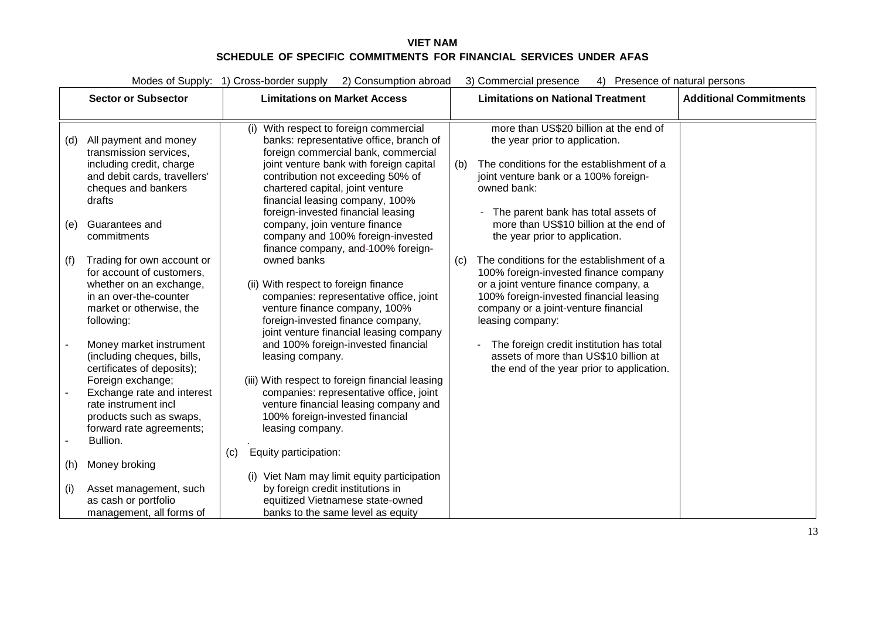# VIET NAM

## SCHEDULE OF SPECIFIC COMMITMENTS FOR FINANCIAL SERVICES UNDER AFAS

Modes of Supply: 1) Cross-border supply 2) Consumption abroad 3) Commercial presence 4) Presence of natural persons

| Sector or Subsector | Limitations on Market Access | Limitations on National Treatment | Additional Commitments |
|---|---|---|---|
| (d) All payment and money transmission services, including credit, charge and debit cards, travellers' cheques and bankers drafts<br><br>(e) Guarantees and commitments<br><br>(f) Trading for own account or for account of customers, whether on an exchange, in an over-the-counter market or otherwise, the following:<br><br>- Money market instrument (including cheques, bills, certificates of deposits); Foreign exchange;<br>- Exchange rate and interest rate instrument incl products such as swaps, forward rate agreements;<br>- Bullion.<br><br>(h) Money broking<br><br>(i) Asset management, such as cash or portfolio management, all forms of | (i) With respect to foreign commercial banks: representative office, branch of foreign commercial bank, commercial joint venture bank with foreign capital contribution not exceeding 50% of chartered capital, joint venture financial leasing company, 100% foreign-invested financial leasing company, join venture finance company and 100% foreign-invested finance company, and 100% foreign-owned banks<br><br>(ii) With respect to foreign finance companies: representative office, joint venture finance company, 100% foreign-invested finance company, joint venture financial leasing company and 100% foreign-invested financial leasing company.<br><br>(iii) With respect to foreign financial leasing companies: representative office, joint venture financial leasing company and 100% foreign-invested financial leasing company.<br><br>.<br>(c) Equity participation:<br><br>(i) Viet Nam may limit equity participation by foreign credit institutions in equitized Vietnamese state-owned banks to the same level as equity | more than US$20 billion at the end of the year prior to application.<br><br>(b) The conditions for the establishment of a joint venture bank or a 100% foreign-owned bank:<br><br>- The parent bank has total assets of more than US$10 billion at the end of the year prior to application.<br><br>(c) The conditions for the establishment of a 100% foreign-invested finance company or a joint venture finance company, a 100% foreign-invested financial leasing company or a joint-venture financial leasing company:<br><br>- The foreign credit institution has total assets of more than US$10 billion at the end of the year prior to application. | |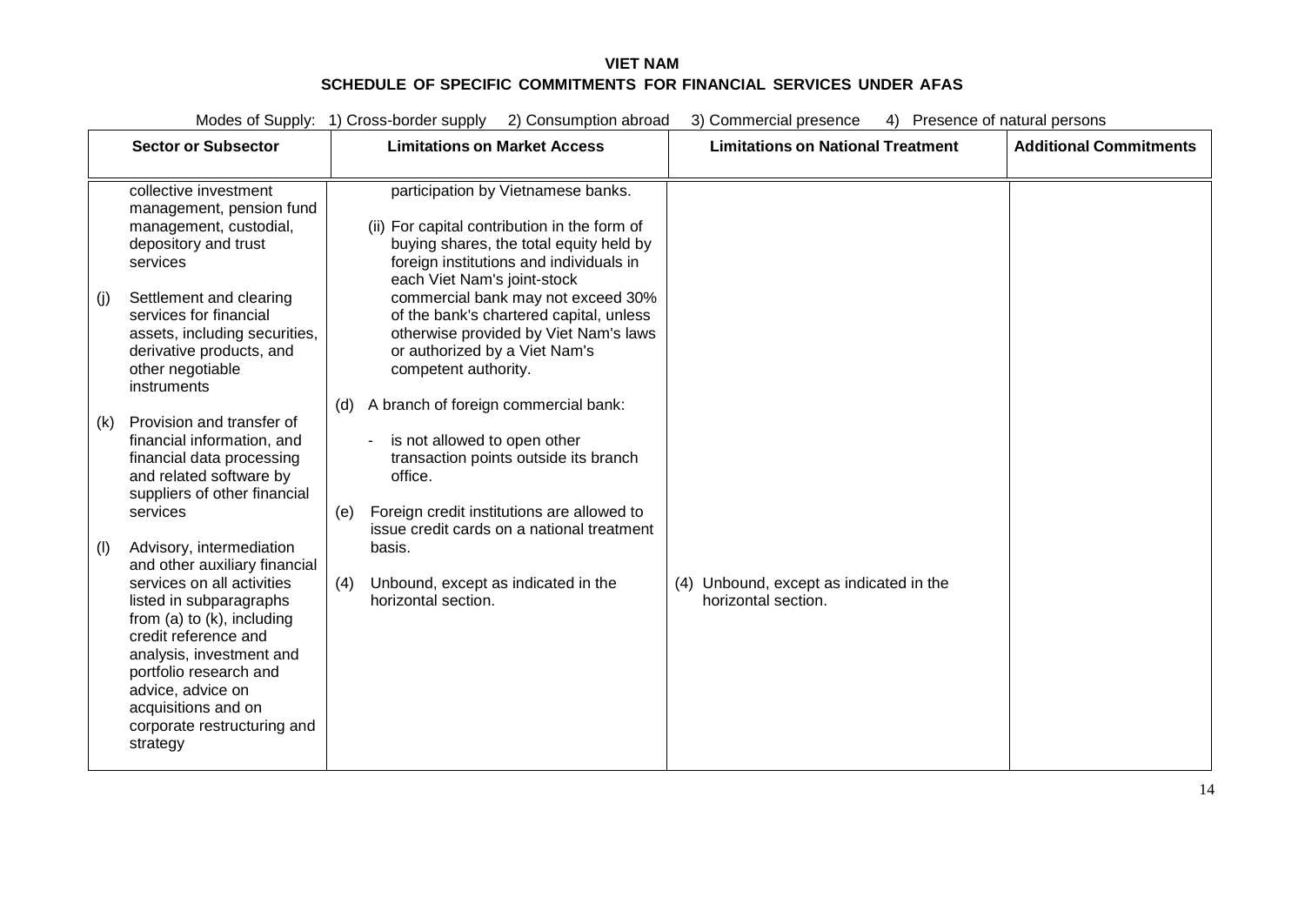**VIET NAM**
**SCHEDULE OF SPECIFIC COMMITMENTS FOR FINANCIAL SERVICES UNDER AFAS**

Modes of Supply: 1) Cross-border supply 2) Consumption abroad 3) Commercial presence 4) Presence of natural persons

| Sector or Subsector | Limitations on Market Access | Limitations on National Treatment | Additional Commitments |
|---|---|---|---|
| collective investment management, pension fund management, custodial, depository and trust services<br><br>(j) Settlement and clearing services for financial assets, including securities, derivative products, and other negotiable instruments<br><br>(k) Provision and transfer of financial information, and financial data processing and related software by suppliers of other financial services<br><br>(l) Advisory, intermediation and other auxiliary financial services on all activities listed in subparagraphs from (a) to (k), including credit reference and analysis, investment and portfolio research and advice, advice on acquisitions and on corporate restructuring and strategy | participation by Vietnamese banks.<br><br>(ii) For capital contribution in the form of buying shares, the total equity held by foreign institutions and individuals in each Viet Nam's joint-stock commercial bank may not exceed 30% of the bank's chartered capital, unless otherwise provided by Viet Nam's laws or authorized by a Viet Nam's competent authority.<br><br>(d) A branch of foreign commercial bank:<br><br>- is not allowed to open other transaction points outside its branch office.<br><br>(e) Foreign credit institutions are allowed to issue credit cards on a national treatment basis.<br><br>(4) Unbound, except as indicated in the horizontal section. | (4) Unbound, except as indicated in the horizontal section. | |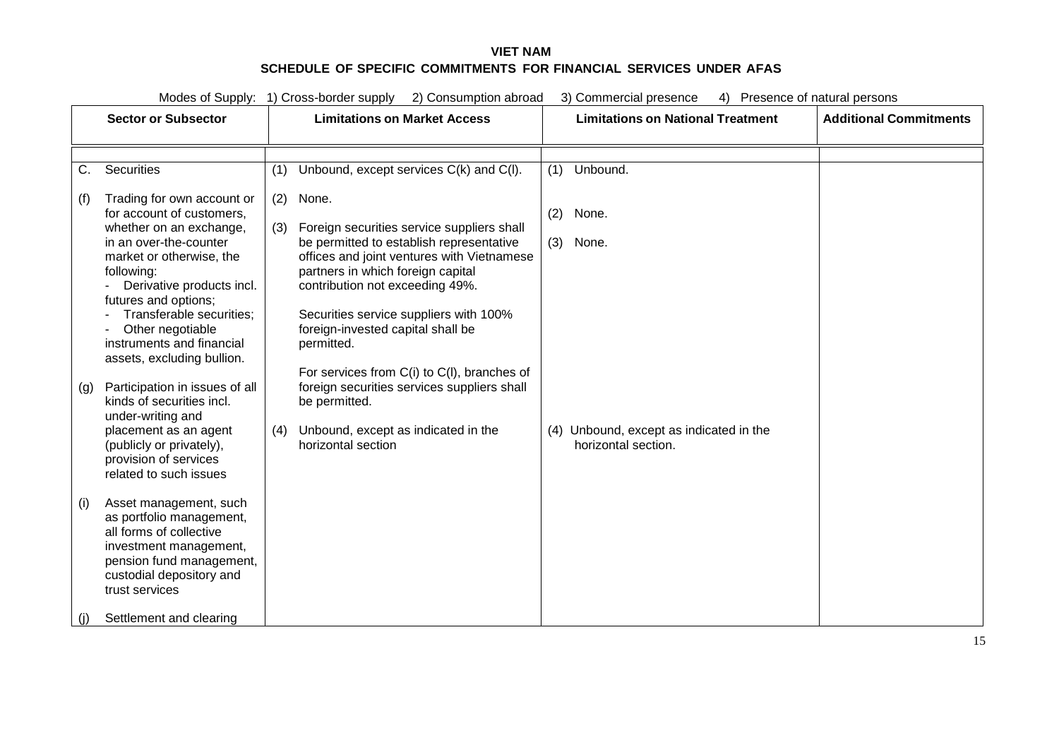**VIET NAM**
**SCHEDULE OF SPECIFIC COMMITMENTS FOR FINANCIAL SERVICES UNDER AFAS**

Modes of Supply: 1) Cross-border supply 2) Consumption abroad 3) Commercial presence 4) Presence of natural persons

| Sector or Subsector | Limitations on Market Access | Limitations on National Treatment | Additional Commitments |
|---|---|---|---|
| C. Securities<br><br>(f) Trading for own account or for account of customers, whether on an exchange, in an over-the-counter market or otherwise, the following:<br>- Derivative products incl. futures and options;<br>- Transferable securities;<br>- Other negotiable instruments and financial assets, excluding bullion.<br><br>(g) Participation in issues of all kinds of securities incl. under-writing and placement as an agent (publicly or privately), provision of services related to such issues<br><br>(i) Asset management, such as portfolio management, all forms of collective investment management, pension fund management, custodial depository and trust services<br><br>(j) Settlement and clearing | (1) Unbound, except services C(k) and C(l).<br><br>(2) None.<br><br>(3) Foreign securities service suppliers shall be permitted to establish representative offices and joint ventures with Vietnamese partners in which foreign capital contribution not exceeding 49%.<br><br>Securities service suppliers with 100% foreign-invested capital shall be permitted.<br><br>For services from C(i) to C(l), branches of foreign securities services suppliers shall be permitted.<br><br>(4) Unbound, except as indicated in the horizontal section | (1) Unbound.<br><br>(2) None.<br><br>(3) None.<br><br>(4) Unbound, except as indicated in the horizontal section. | |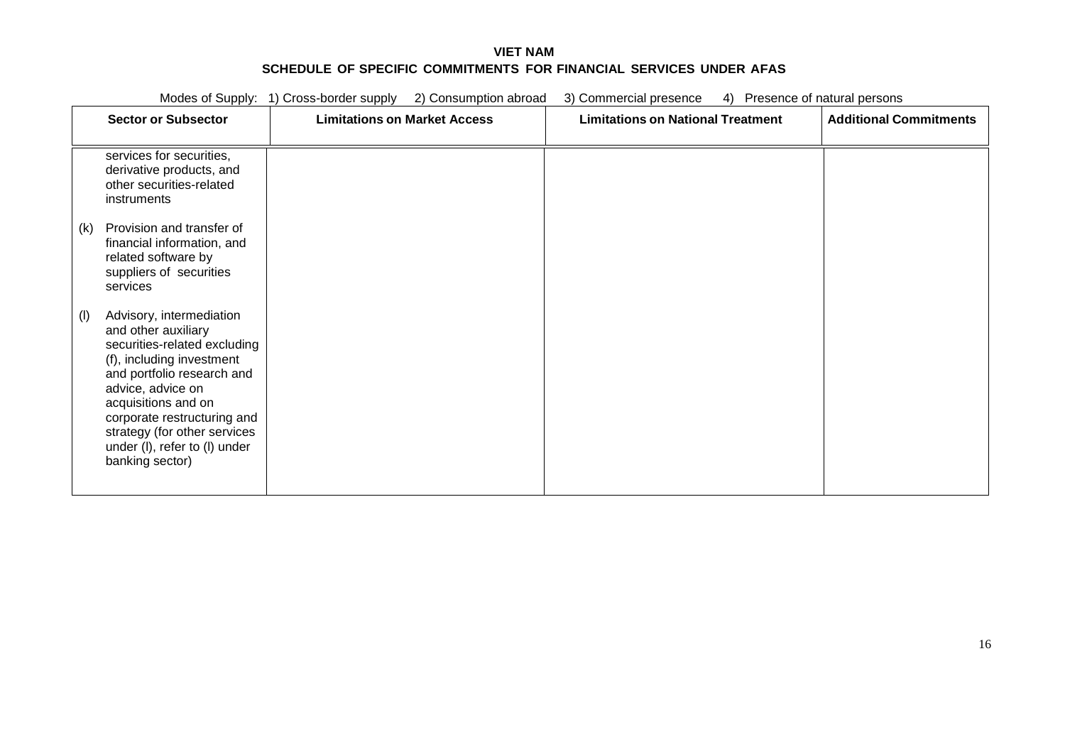**VIET NAM**
**SCHEDULE OF SPECIFIC COMMITMENTS FOR FINANCIAL SERVICES UNDER AFAS**

Modes of Supply: 1) Cross-border supply 2) Consumption abroad 3) Commercial presence 4) Presence of natural persons

| Sector or Subsector | Limitations on Market Access | Limitations on National Treatment | Additional Commitments |
|---|---|---|---|
| services for securities, derivative products, and other securities-related instruments | | | |
| (k) Provision and transfer of financial information, and related software by suppliers of securities services | | | |
| (l) Advisory, intermediation and other auxiliary securities-related excluding (f), including investment and portfolio research and advice, advice on acquisitions and on corporate restructuring and strategy (for other services under (l), refer to (l) under banking sector) | | | |